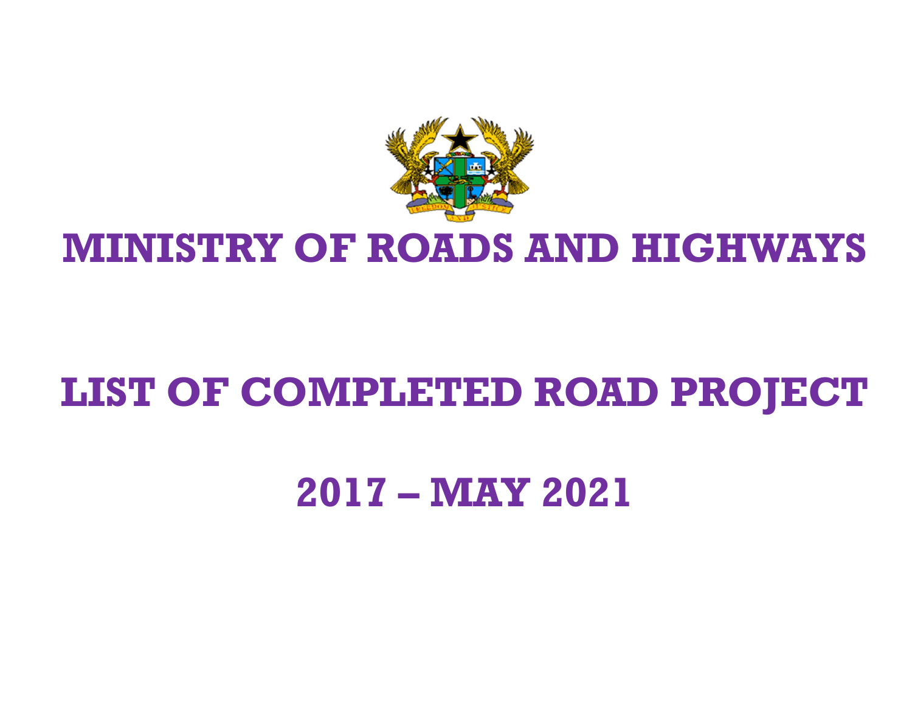# MINISTRY OF ROADS AND HIGHWAYS

# LIST OF COMPLETED ROAD PROJECT

# 2017 – MAY 2021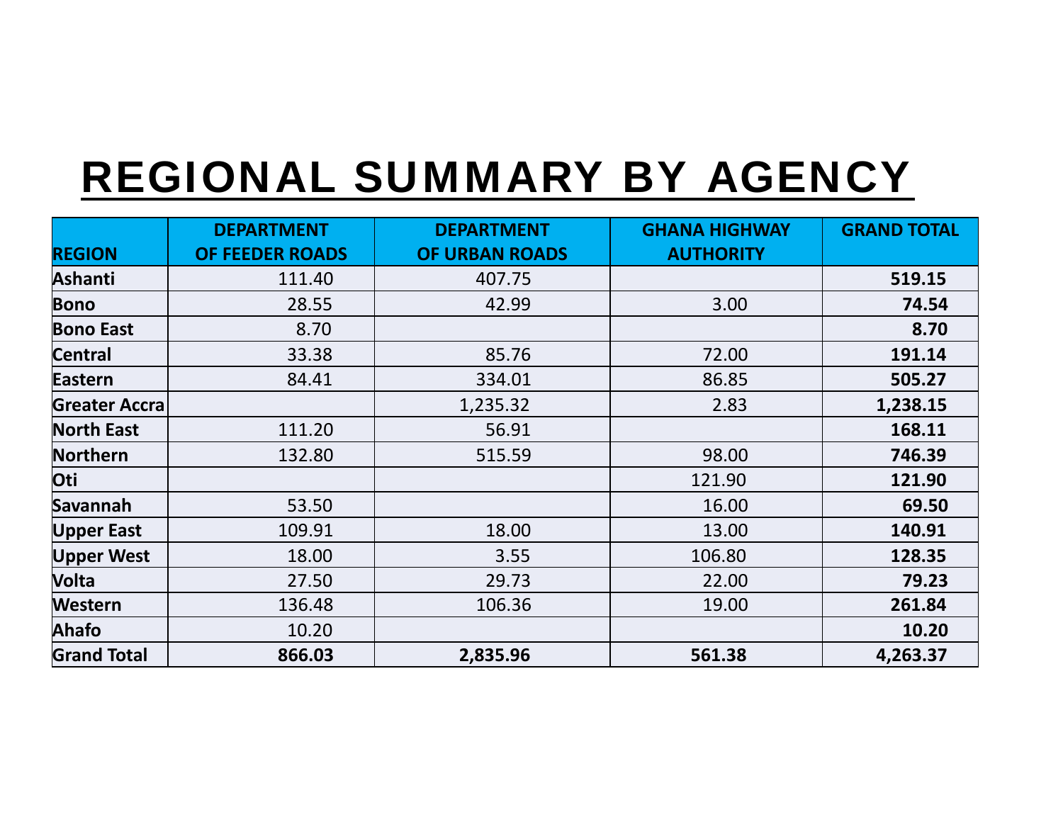# REGIONAL SUMMARY BY AGENCY

| REGION | DEPARTMENT OF FEEDER ROADS | DEPARTMENT OF URBAN ROADS | GHANA HIGHWAY AUTHORITY | GRAND TOTAL |
|---|---|---|---|---|
| **Ashanti** | 111.40 | 407.75 | | **519.15** |
| **Bono** | 28.55 | 42.99 | 3.00 | **74.54** |
| **Bono East** | 8.70 | | | **8.70** |
| **Central** | 33.38 | 85.76 | 72.00 | **191.14** |
| **Eastern** | 84.41 | 334.01 | 86.85 | **505.27** |
| **Greater Accra** | | 1,235.32 | 2.83 | **1,238.15** |
| **North East** | 111.20 | 56.91 | | **168.11** |
| **Northern** | 132.80 | 515.59 | 98.00 | **746.39** |
| **Oti** | | | 121.90 | **121.90** |
| **Savannah** | 53.50 | | 16.00 | **69.50** |
| **Upper East** | 109.91 | 18.00 | 13.00 | **140.91** |
| **Upper West** | 18.00 | 3.55 | 106.80 | **128.35** |
| **Volta** | 27.50 | 29.73 | 22.00 | **79.23** |
| **Western** | 136.48 | 106.36 | 19.00 | **261.84** |
| **Ahafo** | 10.20 | | | **10.20** |
| **Grand Total** | **866.03** | **2,835.96** | **561.38** | **4,263.37** |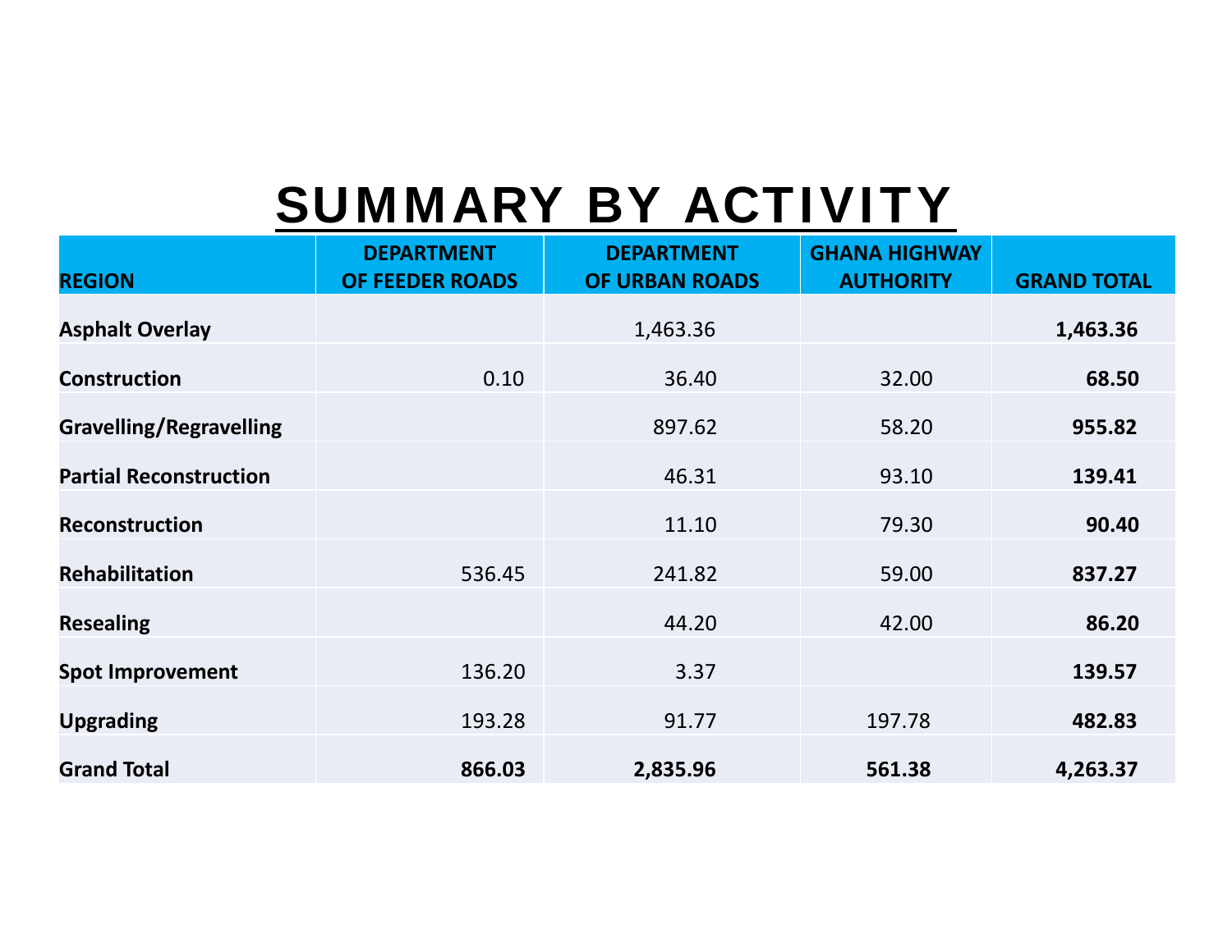# SUMMARY BY ACTIVITY

| REGION | DEPARTMENT OF FEEDER ROADS | DEPARTMENT OF URBAN ROADS | GHANA HIGHWAY AUTHORITY | GRAND TOTAL |
|---|---|---|---|---|
| **Asphalt Overlay** | | 1,463.36 | | **1,463.36** |
| **Construction** | 0.10 | 36.40 | 32.00 | **68.50** |
| **Gravelling/Regravelling** | | 897.62 | 58.20 | **955.82** |
| **Partial Reconstruction** | | 46.31 | 93.10 | **139.41** |
| **Reconstruction** | | 11.10 | 79.30 | **90.40** |
| **Rehabilitation** | 536.45 | 241.82 | 59.00 | **837.27** |
| **Resealing** | | 44.20 | 42.00 | **86.20** |
| **Spot Improvement** | 136.20 | 3.37 | | **139.57** |
| **Upgrading** | 193.28 | 91.77 | 197.78 | **482.83** |
| **Grand Total** | **866.03** | **2,835.96** | **561.38** | **4,263.37** |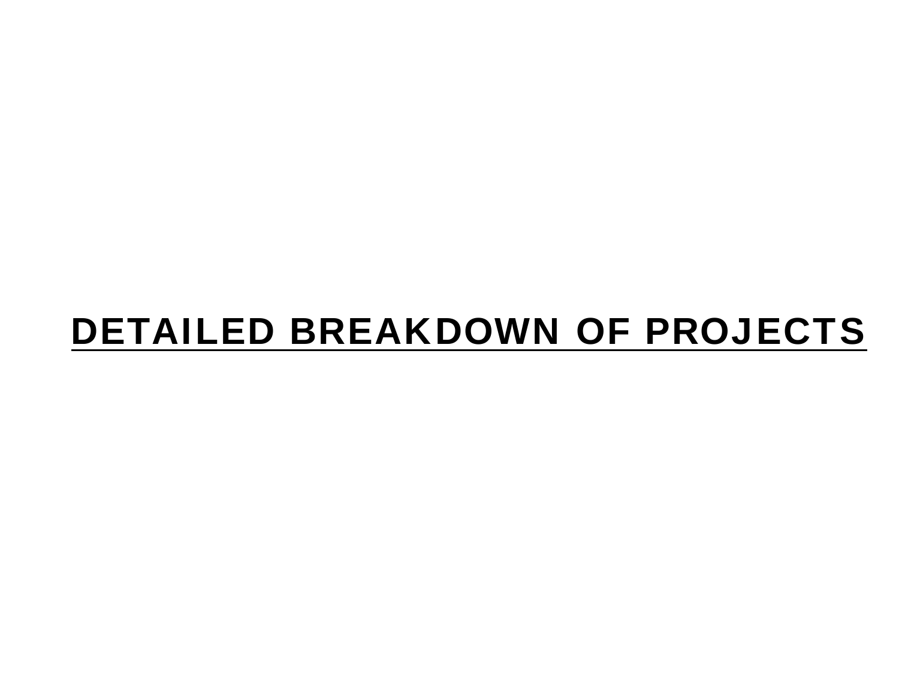# DETAILED BREAKDOWN OF PROJECTS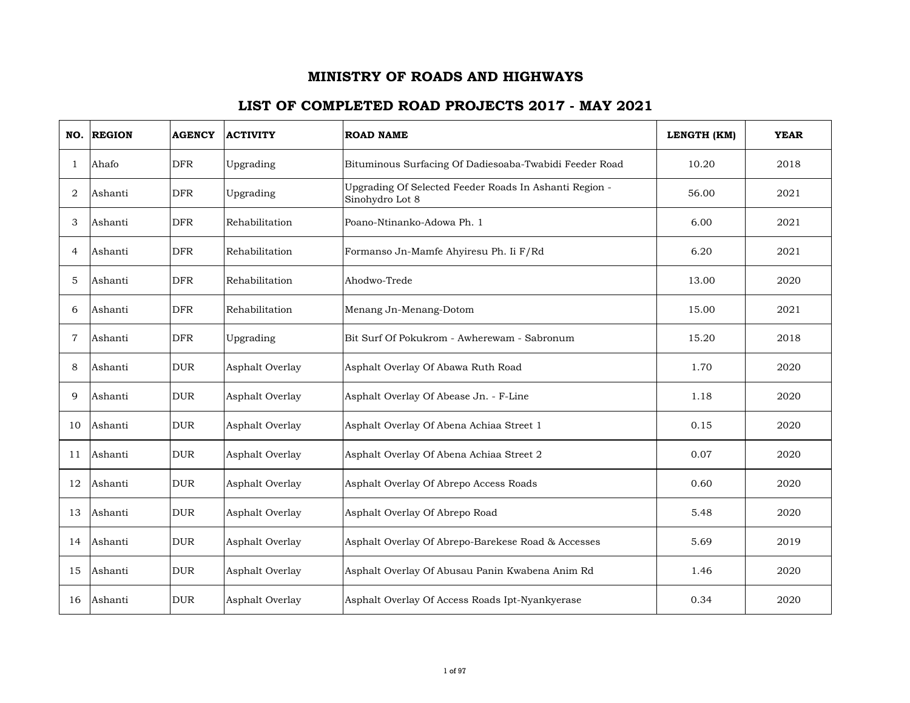# MINISTRY OF ROADS AND HIGHWAYS

## LIST OF COMPLETED ROAD PROJECTS 2017 - MAY 2021

| NO. | REGION | AGENCY | ACTIVITY | ROAD NAME | LENGTH (KM) | YEAR |
|---|---|---|---|---|---|---|
| 1 | Ahafo | DFR | Upgrading | Bituminous Surfacing Of Dadiesoaba-Twabidi Feeder Road | 10.20 | 2018 |
| 2 | Ashanti | DFR | Upgrading | Upgrading Of Selected Feeder Roads In Ashanti Region - Sinohydro Lot 8 | 56.00 | 2021 |
| 3 | Ashanti | DFR | Rehabilitation | Poano-Ntinanko-Adowa Ph. 1 | 6.00 | 2021 |
| 4 | Ashanti | DFR | Rehabilitation | Formanso Jn-Mamfe Ahyiresu Ph. Ii F/Rd | 6.20 | 2021 |
| 5 | Ashanti | DFR | Rehabilitation | Ahodwo-Trede | 13.00 | 2020 |
| 6 | Ashanti | DFR | Rehabilitation | Menang Jn-Menang-Dotom | 15.00 | 2021 |
| 7 | Ashanti | DFR | Upgrading | Bit Surf Of Pokukrom - Awherewam - Sabronum | 15.20 | 2018 |
| 8 | Ashanti | DUR | Asphalt Overlay | Asphalt Overlay Of Abawa Ruth Road | 1.70 | 2020 |
| 9 | Ashanti | DUR | Asphalt Overlay | Asphalt Overlay Of Abease Jn. - F-Line | 1.18 | 2020 |
| 10 | Ashanti | DUR | Asphalt Overlay | Asphalt Overlay Of Abena Achiaa Street 1 | 0.15 | 2020 |
| 11 | Ashanti | DUR | Asphalt Overlay | Asphalt Overlay Of Abena Achiaa Street 2 | 0.07 | 2020 |
| 12 | Ashanti | DUR | Asphalt Overlay | Asphalt Overlay Of Abrepo Access Roads | 0.60 | 2020 |
| 13 | Ashanti | DUR | Asphalt Overlay | Asphalt Overlay Of Abrepo Road | 5.48 | 2020 |
| 14 | Ashanti | DUR | Asphalt Overlay | Asphalt Overlay Of Abrepo-Barekese Road & Accesses | 5.69 | 2019 |
| 15 | Ashanti | DUR | Asphalt Overlay | Asphalt Overlay Of Abusau Panin Kwabena Anim Rd | 1.46 | 2020 |
| 16 | Ashanti | DUR | Asphalt Overlay | Asphalt Overlay Of Access Roads Ipt-Nyankyerase | 0.34 | 2020 |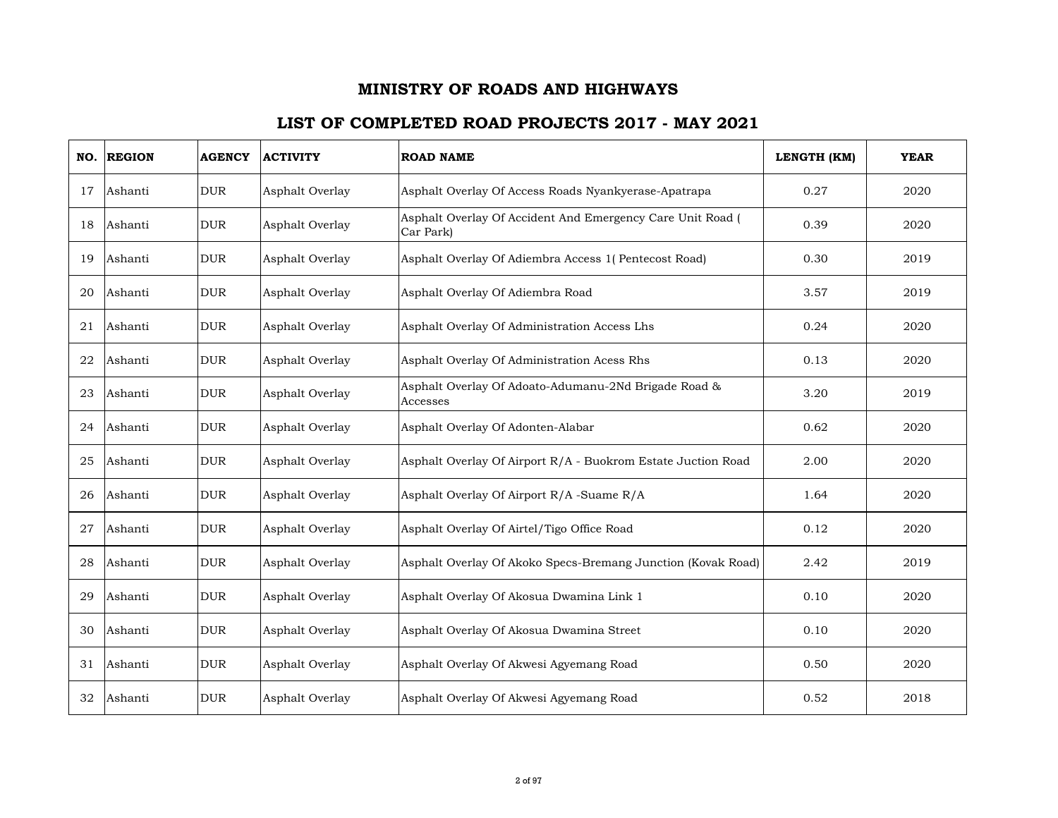# MINISTRY OF ROADS AND HIGHWAYS

## LIST OF COMPLETED ROAD PROJECTS 2017 - MAY 2021

| NO. | REGION | AGENCY | ACTIVITY | ROAD NAME | LENGTH (KM) | YEAR |
|---|---|---|---|---|---|---|
| 17 | Ashanti | DUR | Asphalt Overlay | Asphalt Overlay Of Access Roads Nyankyerase-Apatrapa | 0.27 | 2020 |
| 18 | Ashanti | DUR | Asphalt Overlay | Asphalt Overlay Of Accident And Emergency Care Unit Road ( Car Park) | 0.39 | 2020 |
| 19 | Ashanti | DUR | Asphalt Overlay | Asphalt Overlay Of Adiembra Access 1( Pentecost Road) | 0.30 | 2019 |
| 20 | Ashanti | DUR | Asphalt Overlay | Asphalt Overlay Of Adiembra Road | 3.57 | 2019 |
| 21 | Ashanti | DUR | Asphalt Overlay | Asphalt Overlay Of Administration Access Lhs | 0.24 | 2020 |
| 22 | Ashanti | DUR | Asphalt Overlay | Asphalt Overlay Of Administration Acess Rhs | 0.13 | 2020 |
| 23 | Ashanti | DUR | Asphalt Overlay | Asphalt Overlay Of Adoato-Adumanu-2Nd Brigade Road & Accesses | 3.20 | 2019 |
| 24 | Ashanti | DUR | Asphalt Overlay | Asphalt Overlay Of Adonten-Alabar | 0.62 | 2020 |
| 25 | Ashanti | DUR | Asphalt Overlay | Asphalt Overlay Of Airport R/A - Buokrom Estate Juction Road | 2.00 | 2020 |
| 26 | Ashanti | DUR | Asphalt Overlay | Asphalt Overlay Of Airport R/A -Suame R/A | 1.64 | 2020 |
| 27 | Ashanti | DUR | Asphalt Overlay | Asphalt Overlay Of Airtel/Tigo Office Road | 0.12 | 2020 |
| 28 | Ashanti | DUR | Asphalt Overlay | Asphalt Overlay Of Akoko Specs-Bremang Junction (Kovak Road) | 2.42 | 2019 |
| 29 | Ashanti | DUR | Asphalt Overlay | Asphalt Overlay Of Akosua Dwamina Link 1 | 0.10 | 2020 |
| 30 | Ashanti | DUR | Asphalt Overlay | Asphalt Overlay Of Akosua Dwamina Street | 0.10 | 2020 |
| 31 | Ashanti | DUR | Asphalt Overlay | Asphalt Overlay Of Akwesi Agyemang Road | 0.50 | 2020 |
| 32 | Ashanti | DUR | Asphalt Overlay | Asphalt Overlay Of Akwesi Agyemang Road | 0.52 | 2018 |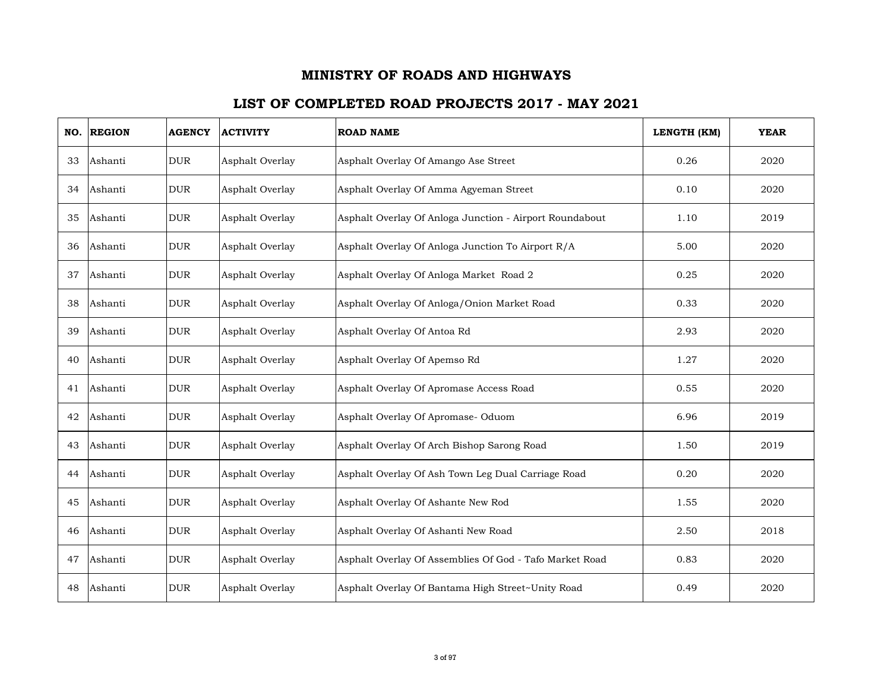# MINISTRY OF ROADS AND HIGHWAYS

## LIST OF COMPLETED ROAD PROJECTS 2017 - MAY 2021

| NO. | REGION | AGENCY | ACTIVITY | ROAD NAME | LENGTH (KM) | YEAR |
|---|---|---|---|---|---|---|
| 33 | Ashanti | DUR | Asphalt Overlay | Asphalt Overlay Of Amango Ase Street | 0.26 | 2020 |
| 34 | Ashanti | DUR | Asphalt Overlay | Asphalt Overlay Of Amma Agyeman Street | 0.10 | 2020 |
| 35 | Ashanti | DUR | Asphalt Overlay | Asphalt Overlay Of Anloga Junction - Airport Roundabout | 1.10 | 2019 |
| 36 | Ashanti | DUR | Asphalt Overlay | Asphalt Overlay Of Anloga Junction To Airport R/A | 5.00 | 2020 |
| 37 | Ashanti | DUR | Asphalt Overlay | Asphalt Overlay Of Anloga Market Road 2 | 0.25 | 2020 |
| 38 | Ashanti | DUR | Asphalt Overlay | Asphalt Overlay Of Anloga/Onion Market Road | 0.33 | 2020 |
| 39 | Ashanti | DUR | Asphalt Overlay | Asphalt Overlay Of Antoa Rd | 2.93 | 2020 |
| 40 | Ashanti | DUR | Asphalt Overlay | Asphalt Overlay Of Apemso Rd | 1.27 | 2020 |
| 41 | Ashanti | DUR | Asphalt Overlay | Asphalt Overlay Of Apromase Access Road | 0.55 | 2020 |
| 42 | Ashanti | DUR | Asphalt Overlay | Asphalt Overlay Of Apromase- Oduom | 6.96 | 2019 |
| 43 | Ashanti | DUR | Asphalt Overlay | Asphalt Overlay Of Arch Bishop Sarong Road | 1.50 | 2019 |
| 44 | Ashanti | DUR | Asphalt Overlay | Asphalt Overlay Of Ash Town Leg Dual Carriage Road | 0.20 | 2020 |
| 45 | Ashanti | DUR | Asphalt Overlay | Asphalt Overlay Of Ashante New Rod | 1.55 | 2020 |
| 46 | Ashanti | DUR | Asphalt Overlay | Asphalt Overlay Of Ashanti New Road | 2.50 | 2018 |
| 47 | Ashanti | DUR | Asphalt Overlay | Asphalt Overlay Of Assemblies Of God - Tafo Market Road | 0.83 | 2020 |
| 48 | Ashanti | DUR | Asphalt Overlay | Asphalt Overlay Of Bantama High Street~Unity Road | 0.49 | 2020 |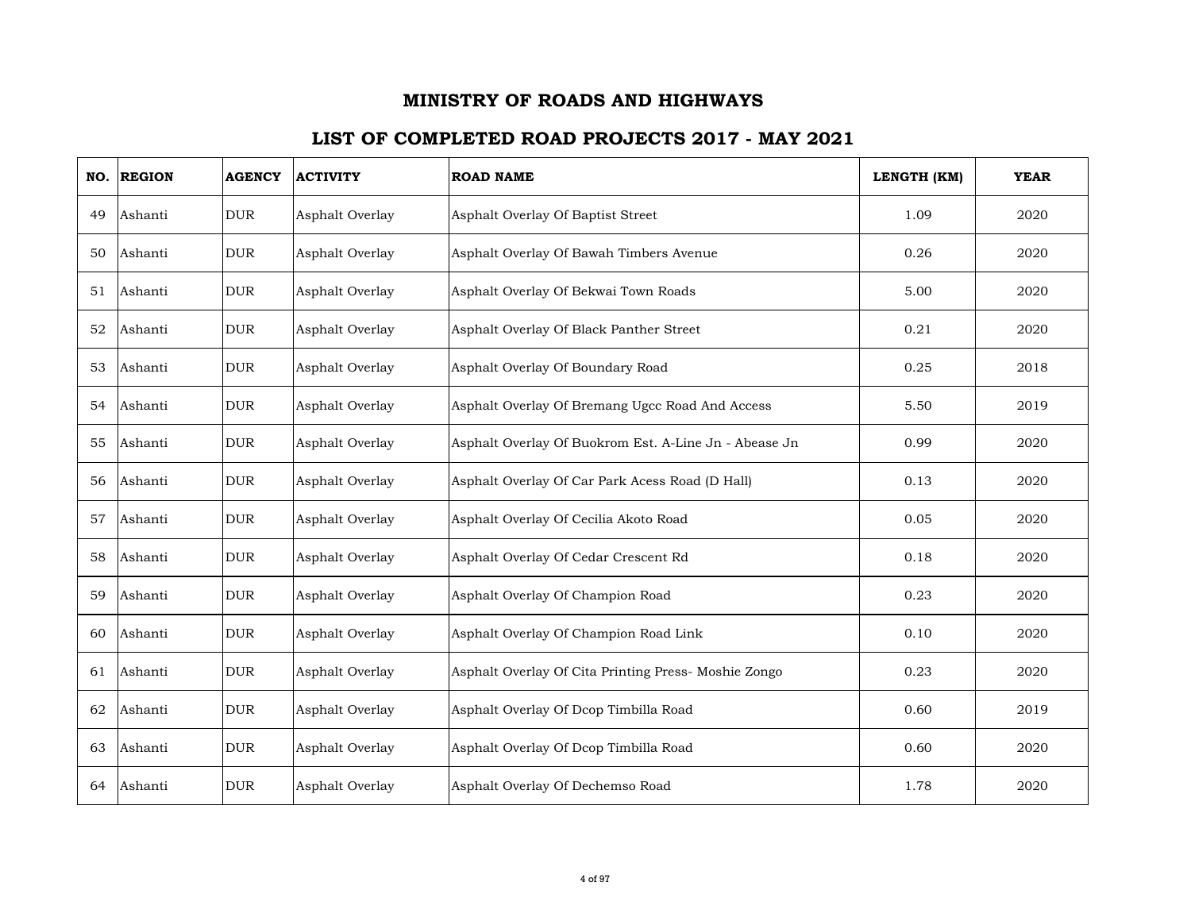# MINISTRY OF ROADS AND HIGHWAYS

## LIST OF COMPLETED ROAD PROJECTS 2017 - MAY 2021

| NO. | REGION | AGENCY | ACTIVITY | ROAD NAME | LENGTH (KM) | YEAR |
|---|---|---|---|---|---|---|
| 49 | Ashanti | DUR | Asphalt Overlay | Asphalt Overlay Of Baptist Street | 1.09 | 2020 |
| 50 | Ashanti | DUR | Asphalt Overlay | Asphalt Overlay Of Bawah Timbers Avenue | 0.26 | 2020 |
| 51 | Ashanti | DUR | Asphalt Overlay | Asphalt Overlay Of Bekwai Town Roads | 5.00 | 2020 |
| 52 | Ashanti | DUR | Asphalt Overlay | Asphalt Overlay Of Black Panther Street | 0.21 | 2020 |
| 53 | Ashanti | DUR | Asphalt Overlay | Asphalt Overlay Of Boundary Road | 0.25 | 2018 |
| 54 | Ashanti | DUR | Asphalt Overlay | Asphalt Overlay Of Bremang Ugcc Road And Access | 5.50 | 2019 |
| 55 | Ashanti | DUR | Asphalt Overlay | Asphalt Overlay Of Buokrom Est. A-Line Jn - Abease Jn | 0.99 | 2020 |
| 56 | Ashanti | DUR | Asphalt Overlay | Asphalt Overlay Of Car Park Acess Road (D Hall) | 0.13 | 2020 |
| 57 | Ashanti | DUR | Asphalt Overlay | Asphalt Overlay Of Cecilia Akoto Road | 0.05 | 2020 |
| 58 | Ashanti | DUR | Asphalt Overlay | Asphalt Overlay Of Cedar Crescent Rd | 0.18 | 2020 |
| 59 | Ashanti | DUR | Asphalt Overlay | Asphalt Overlay Of Champion Road | 0.23 | 2020 |
| 60 | Ashanti | DUR | Asphalt Overlay | Asphalt Overlay Of Champion Road Link | 0.10 | 2020 |
| 61 | Ashanti | DUR | Asphalt Overlay | Asphalt Overlay Of Cita Printing Press- Moshie Zongo | 0.23 | 2020 |
| 62 | Ashanti | DUR | Asphalt Overlay | Asphalt Overlay Of Dcop Timbilla Road | 0.60 | 2019 |
| 63 | Ashanti | DUR | Asphalt Overlay | Asphalt Overlay Of Dcop Timbilla Road | 0.60 | 2020 |
| 64 | Ashanti | DUR | Asphalt Overlay | Asphalt Overlay Of Dechemso Road | 1.78 | 2020 |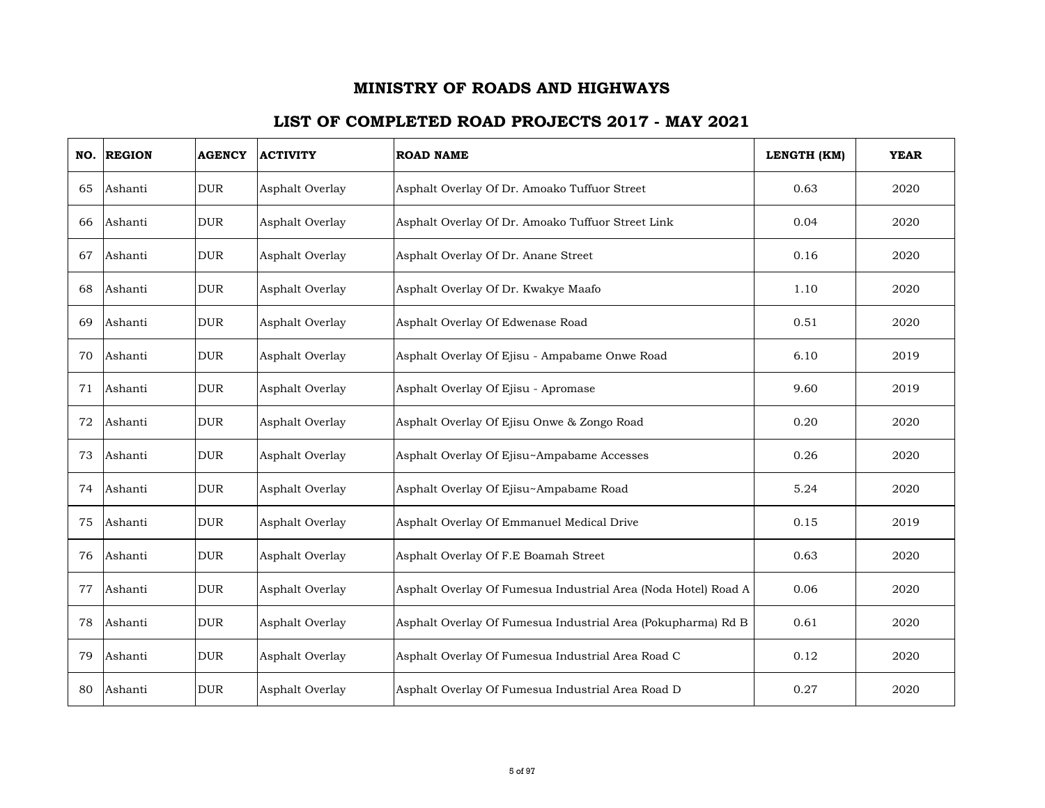# MINISTRY OF ROADS AND HIGHWAYS

## LIST OF COMPLETED ROAD PROJECTS 2017 - MAY 2021

| NO. | REGION | AGENCY | ACTIVITY | ROAD NAME | LENGTH (KM) | YEAR |
|---|---|---|---|---|---|---|
| 65 | Ashanti | DUR | Asphalt Overlay | Asphalt Overlay Of Dr. Amoako Tuffuor Street | 0.63 | 2020 |
| 66 | Ashanti | DUR | Asphalt Overlay | Asphalt Overlay Of Dr. Amoako Tuffuor Street Link | 0.04 | 2020 |
| 67 | Ashanti | DUR | Asphalt Overlay | Asphalt Overlay Of Dr. Anane Street | 0.16 | 2020 |
| 68 | Ashanti | DUR | Asphalt Overlay | Asphalt Overlay Of Dr. Kwakye Maafo | 1.10 | 2020 |
| 69 | Ashanti | DUR | Asphalt Overlay | Asphalt Overlay Of Edwenase Road | 0.51 | 2020 |
| 70 | Ashanti | DUR | Asphalt Overlay | Asphalt Overlay Of Ejisu - Ampabame Onwe Road | 6.10 | 2019 |
| 71 | Ashanti | DUR | Asphalt Overlay | Asphalt Overlay Of Ejisu - Apromase | 9.60 | 2019 |
| 72 | Ashanti | DUR | Asphalt Overlay | Asphalt Overlay Of Ejisu Onwe & Zongo Road | 0.20 | 2020 |
| 73 | Ashanti | DUR | Asphalt Overlay | Asphalt Overlay Of Ejisu~Ampabame Accesses | 0.26 | 2020 |
| 74 | Ashanti | DUR | Asphalt Overlay | Asphalt Overlay Of Ejisu~Ampabame Road | 5.24 | 2020 |
| 75 | Ashanti | DUR | Asphalt Overlay | Asphalt Overlay Of Emmanuel Medical Drive | 0.15 | 2019 |
| 76 | Ashanti | DUR | Asphalt Overlay | Asphalt Overlay Of F.E Boamah Street | 0.63 | 2020 |
| 77 | Ashanti | DUR | Asphalt Overlay | Asphalt Overlay Of Fumesua Industrial Area (Noda Hotel) Road A | 0.06 | 2020 |
| 78 | Ashanti | DUR | Asphalt Overlay | Asphalt Overlay Of Fumesua Industrial Area (Pokupharma) Rd B | 0.61 | 2020 |
| 79 | Ashanti | DUR | Asphalt Overlay | Asphalt Overlay Of Fumesua Industrial Area Road C | 0.12 | 2020 |
| 80 | Ashanti | DUR | Asphalt Overlay | Asphalt Overlay Of Fumesua Industrial Area Road D | 0.27 | 2020 |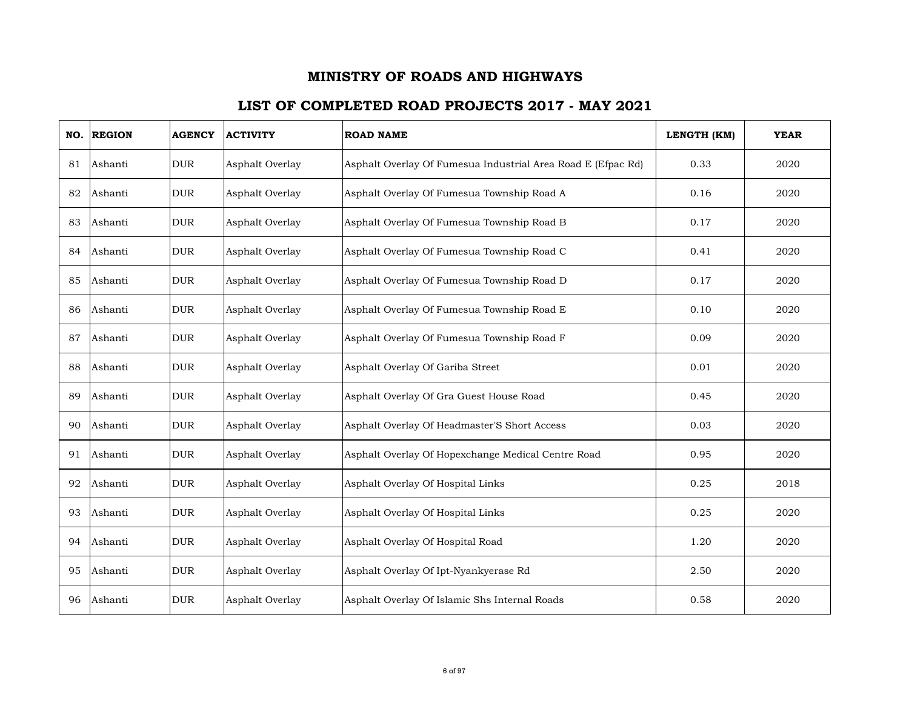# MINISTRY OF ROADS AND HIGHWAYS

## LIST OF COMPLETED ROAD PROJECTS 2017 - MAY 2021

| NO. | REGION | AGENCY | ACTIVITY | ROAD NAME | LENGTH (KM) | YEAR |
|---|---|---|---|---|---|---|
| 81 | Ashanti | DUR | Asphalt Overlay | Asphalt Overlay Of Fumesua Industrial Area Road E (Efpac Rd) | 0.33 | 2020 |
| 82 | Ashanti | DUR | Asphalt Overlay | Asphalt Overlay Of Fumesua Township Road A | 0.16 | 2020 |
| 83 | Ashanti | DUR | Asphalt Overlay | Asphalt Overlay Of Fumesua Township Road B | 0.17 | 2020 |
| 84 | Ashanti | DUR | Asphalt Overlay | Asphalt Overlay Of Fumesua Township Road C | 0.41 | 2020 |
| 85 | Ashanti | DUR | Asphalt Overlay | Asphalt Overlay Of Fumesua Township Road D | 0.17 | 2020 |
| 86 | Ashanti | DUR | Asphalt Overlay | Asphalt Overlay Of Fumesua Township Road E | 0.10 | 2020 |
| 87 | Ashanti | DUR | Asphalt Overlay | Asphalt Overlay Of Fumesua Township Road F | 0.09 | 2020 |
| 88 | Ashanti | DUR | Asphalt Overlay | Asphalt Overlay Of Gariba Street | 0.01 | 2020 |
| 89 | Ashanti | DUR | Asphalt Overlay | Asphalt Overlay Of Gra Guest House Road | 0.45 | 2020 |
| 90 | Ashanti | DUR | Asphalt Overlay | Asphalt Overlay Of Headmaster'S Short Access | 0.03 | 2020 |
| 91 | Ashanti | DUR | Asphalt Overlay | Asphalt Overlay Of Hopexchange Medical Centre Road | 0.95 | 2020 |
| 92 | Ashanti | DUR | Asphalt Overlay | Asphalt Overlay Of Hospital Links | 0.25 | 2018 |
| 93 | Ashanti | DUR | Asphalt Overlay | Asphalt Overlay Of Hospital Links | 0.25 | 2020 |
| 94 | Ashanti | DUR | Asphalt Overlay | Asphalt Overlay Of Hospital Road | 1.20 | 2020 |
| 95 | Ashanti | DUR | Asphalt Overlay | Asphalt Overlay Of Ipt-Nyankyerase Rd | 2.50 | 2020 |
| 96 | Ashanti | DUR | Asphalt Overlay | Asphalt Overlay Of Islamic Shs Internal Roads | 0.58 | 2020 |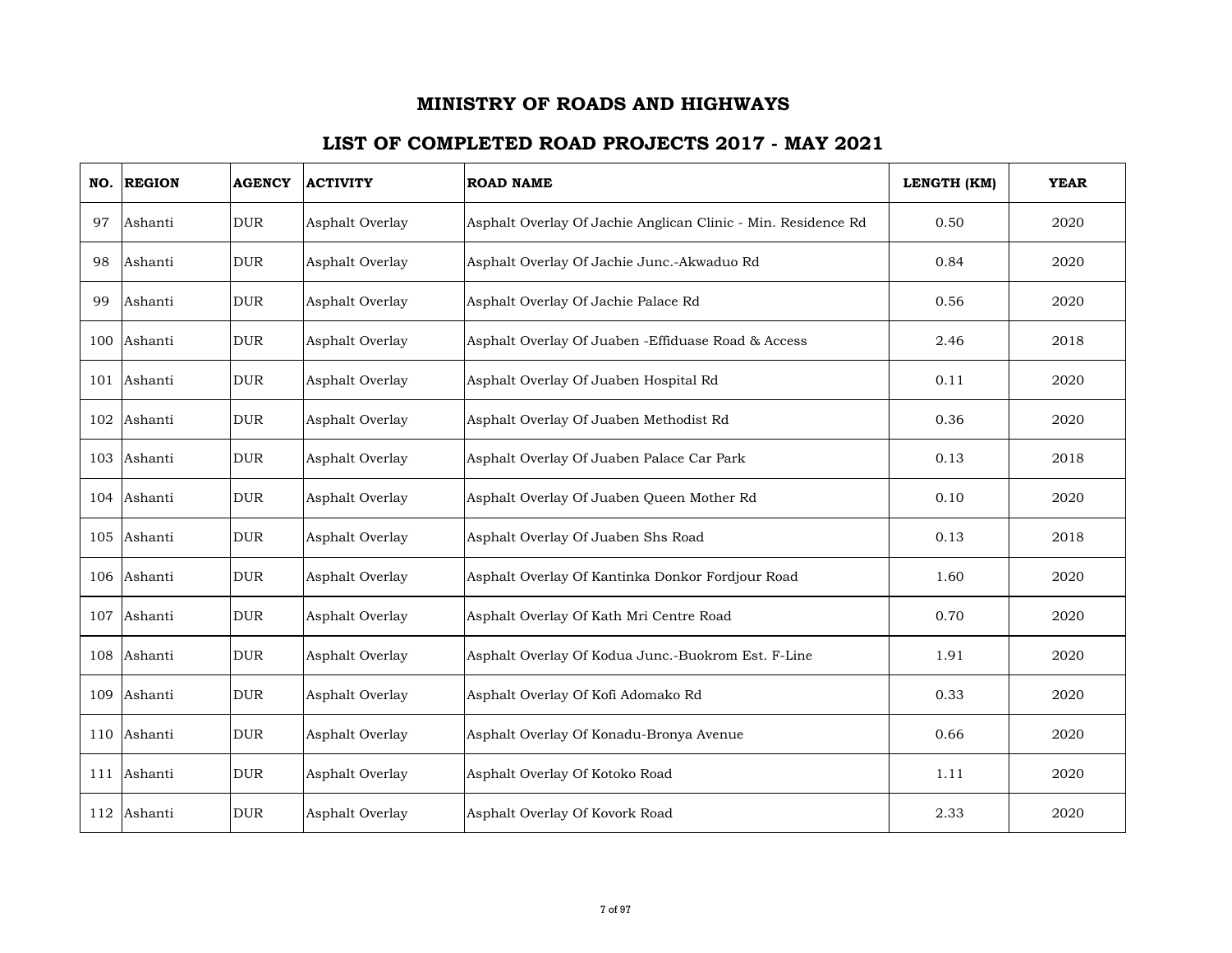# MINISTRY OF ROADS AND HIGHWAYS

## LIST OF COMPLETED ROAD PROJECTS 2017 - MAY 2021

| NO. | REGION | AGENCY | ACTIVITY | ROAD NAME | LENGTH (KM) | YEAR |
|---|---|---|---|---|---|---|
| 97 | Ashanti | DUR | Asphalt Overlay | Asphalt Overlay Of Jachie Anglican Clinic - Min. Residence Rd | 0.50 | 2020 |
| 98 | Ashanti | DUR | Asphalt Overlay | Asphalt Overlay Of Jachie Junc.-Akwaduo Rd | 0.84 | 2020 |
| 99 | Ashanti | DUR | Asphalt Overlay | Asphalt Overlay Of Jachie Palace Rd | 0.56 | 2020 |
| 100 | Ashanti | DUR | Asphalt Overlay | Asphalt Overlay Of Juaben -Effiduase Road & Access | 2.46 | 2018 |
| 101 | Ashanti | DUR | Asphalt Overlay | Asphalt Overlay Of Juaben Hospital Rd | 0.11 | 2020 |
| 102 | Ashanti | DUR | Asphalt Overlay | Asphalt Overlay Of Juaben Methodist Rd | 0.36 | 2020 |
| 103 | Ashanti | DUR | Asphalt Overlay | Asphalt Overlay Of Juaben Palace Car Park | 0.13 | 2018 |
| 104 | Ashanti | DUR | Asphalt Overlay | Asphalt Overlay Of Juaben Queen Mother Rd | 0.10 | 2020 |
| 105 | Ashanti | DUR | Asphalt Overlay | Asphalt Overlay Of Juaben Shs Road | 0.13 | 2018 |
| 106 | Ashanti | DUR | Asphalt Overlay | Asphalt Overlay Of Kantinka Donkor Fordjour Road | 1.60 | 2020 |
| 107 | Ashanti | DUR | Asphalt Overlay | Asphalt Overlay Of Kath Mri Centre Road | 0.70 | 2020 |
| 108 | Ashanti | DUR | Asphalt Overlay | Asphalt Overlay Of Kodua Junc.-Buokrom Est. F-Line | 1.91 | 2020 |
| 109 | Ashanti | DUR | Asphalt Overlay | Asphalt Overlay Of Kofi Adomako Rd | 0.33 | 2020 |
| 110 | Ashanti | DUR | Asphalt Overlay | Asphalt Overlay Of Konadu-Bronya Avenue | 0.66 | 2020 |
| 111 | Ashanti | DUR | Asphalt Overlay | Asphalt Overlay Of Kotoko Road | 1.11 | 2020 |
| 112 | Ashanti | DUR | Asphalt Overlay | Asphalt Overlay Of Kovork Road | 2.33 | 2020 |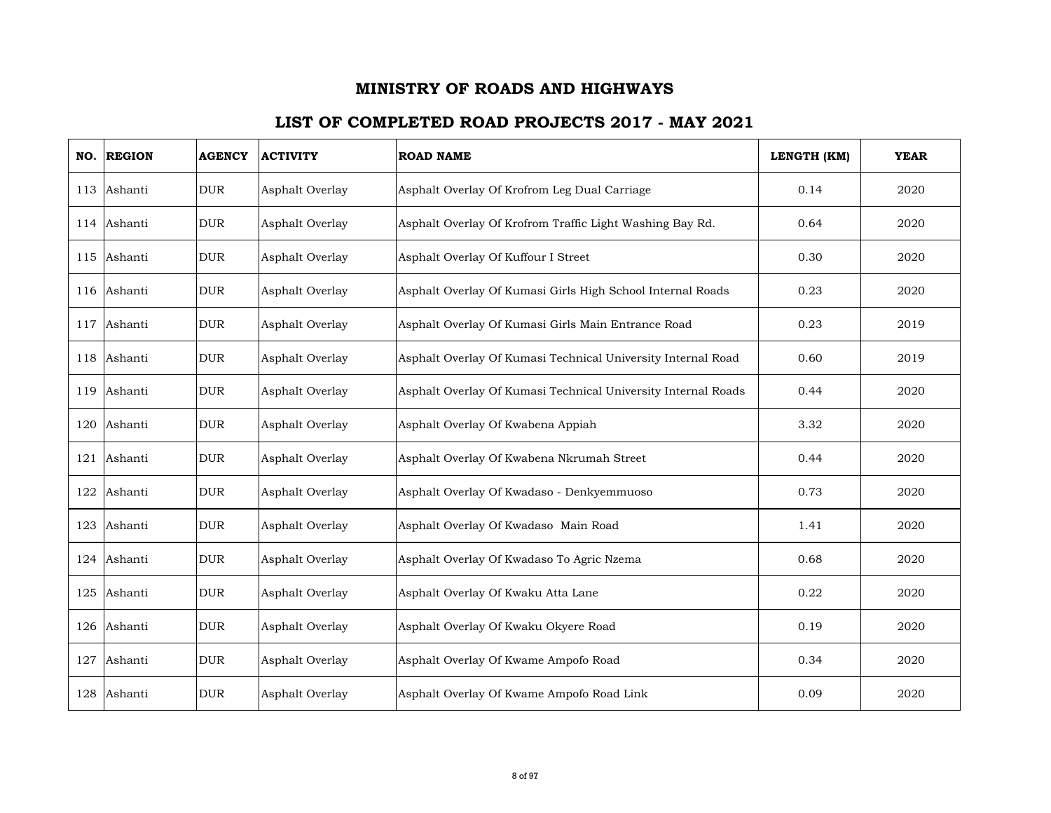# MINISTRY OF ROADS AND HIGHWAYS

## LIST OF COMPLETED ROAD PROJECTS 2017 - MAY 2021

| NO. | REGION | AGENCY | ACTIVITY | ROAD NAME | LENGTH (KM) | YEAR |
|---|---|---|---|---|---|---|
| 113 | Ashanti | DUR | Asphalt Overlay | Asphalt Overlay Of Krofrom Leg Dual Carriage | 0.14 | 2020 |
| 114 | Ashanti | DUR | Asphalt Overlay | Asphalt Overlay Of Krofrom Traffic Light Washing Bay Rd. | 0.64 | 2020 |
| 115 | Ashanti | DUR | Asphalt Overlay | Asphalt Overlay Of Kuffour I Street | 0.30 | 2020 |
| 116 | Ashanti | DUR | Asphalt Overlay | Asphalt Overlay Of Kumasi Girls High School Internal Roads | 0.23 | 2020 |
| 117 | Ashanti | DUR | Asphalt Overlay | Asphalt Overlay Of Kumasi Girls Main Entrance Road | 0.23 | 2019 |
| 118 | Ashanti | DUR | Asphalt Overlay | Asphalt Overlay Of Kumasi Technical University Internal Road | 0.60 | 2019 |
| 119 | Ashanti | DUR | Asphalt Overlay | Asphalt Overlay Of Kumasi Technical University Internal Roads | 0.44 | 2020 |
| 120 | Ashanti | DUR | Asphalt Overlay | Asphalt Overlay Of Kwabena Appiah | 3.32 | 2020 |
| 121 | Ashanti | DUR | Asphalt Overlay | Asphalt Overlay Of Kwabena Nkrumah Street | 0.44 | 2020 |
| 122 | Ashanti | DUR | Asphalt Overlay | Asphalt Overlay Of Kwadaso - Denkyemmuoso | 0.73 | 2020 |
| 123 | Ashanti | DUR | Asphalt Overlay | Asphalt Overlay Of Kwadaso Main Road | 1.41 | 2020 |
| 124 | Ashanti | DUR | Asphalt Overlay | Asphalt Overlay Of Kwadaso To Agric Nzema | 0.68 | 2020 |
| 125 | Ashanti | DUR | Asphalt Overlay | Asphalt Overlay Of Kwaku Atta Lane | 0.22 | 2020 |
| 126 | Ashanti | DUR | Asphalt Overlay | Asphalt Overlay Of Kwaku Okyere Road | 0.19 | 2020 |
| 127 | Ashanti | DUR | Asphalt Overlay | Asphalt Overlay Of Kwame Ampofo Road | 0.34 | 2020 |
| 128 | Ashanti | DUR | Asphalt Overlay | Asphalt Overlay Of Kwame Ampofo Road Link | 0.09 | 2020 |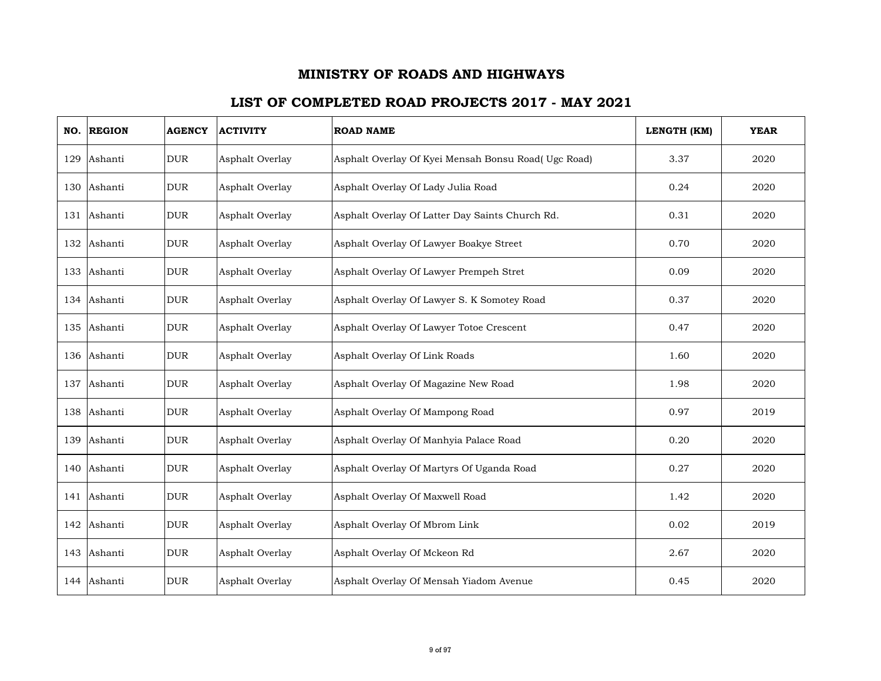# MINISTRY OF ROADS AND HIGHWAYS

## LIST OF COMPLETED ROAD PROJECTS 2017 - MAY 2021

| NO. | REGION | AGENCY | ACTIVITY | ROAD NAME | LENGTH (KM) | YEAR |
|---|---|---|---|---|---|---|
| 129 | Ashanti | DUR | Asphalt Overlay | Asphalt Overlay Of Kyei Mensah Bonsu Road( Ugc Road) | 3.37 | 2020 |
| 130 | Ashanti | DUR | Asphalt Overlay | Asphalt Overlay Of Lady Julia Road | 0.24 | 2020 |
| 131 | Ashanti | DUR | Asphalt Overlay | Asphalt Overlay Of Latter Day Saints Church Rd. | 0.31 | 2020 |
| 132 | Ashanti | DUR | Asphalt Overlay | Asphalt Overlay Of Lawyer Boakye Street | 0.70 | 2020 |
| 133 | Ashanti | DUR | Asphalt Overlay | Asphalt Overlay Of Lawyer Prempeh Stret | 0.09 | 2020 |
| 134 | Ashanti | DUR | Asphalt Overlay | Asphalt Overlay Of Lawyer S. K Somotey Road | 0.37 | 2020 |
| 135 | Ashanti | DUR | Asphalt Overlay | Asphalt Overlay Of Lawyer Totoe Crescent | 0.47 | 2020 |
| 136 | Ashanti | DUR | Asphalt Overlay | Asphalt Overlay Of Link Roads | 1.60 | 2020 |
| 137 | Ashanti | DUR | Asphalt Overlay | Asphalt Overlay Of Magazine New Road | 1.98 | 2020 |
| 138 | Ashanti | DUR | Asphalt Overlay | Asphalt Overlay Of Mampong Road | 0.97 | 2019 |
| 139 | Ashanti | DUR | Asphalt Overlay | Asphalt Overlay Of Manhyia Palace Road | 0.20 | 2020 |
| 140 | Ashanti | DUR | Asphalt Overlay | Asphalt Overlay Of Martyrs Of Uganda Road | 0.27 | 2020 |
| 141 | Ashanti | DUR | Asphalt Overlay | Asphalt Overlay Of Maxwell Road | 1.42 | 2020 |
| 142 | Ashanti | DUR | Asphalt Overlay | Asphalt Overlay Of Mbrom Link | 0.02 | 2019 |
| 143 | Ashanti | DUR | Asphalt Overlay | Asphalt Overlay Of Mckeon Rd | 2.67 | 2020 |
| 144 | Ashanti | DUR | Asphalt Overlay | Asphalt Overlay Of Mensah Yiadom Avenue | 0.45 | 2020 |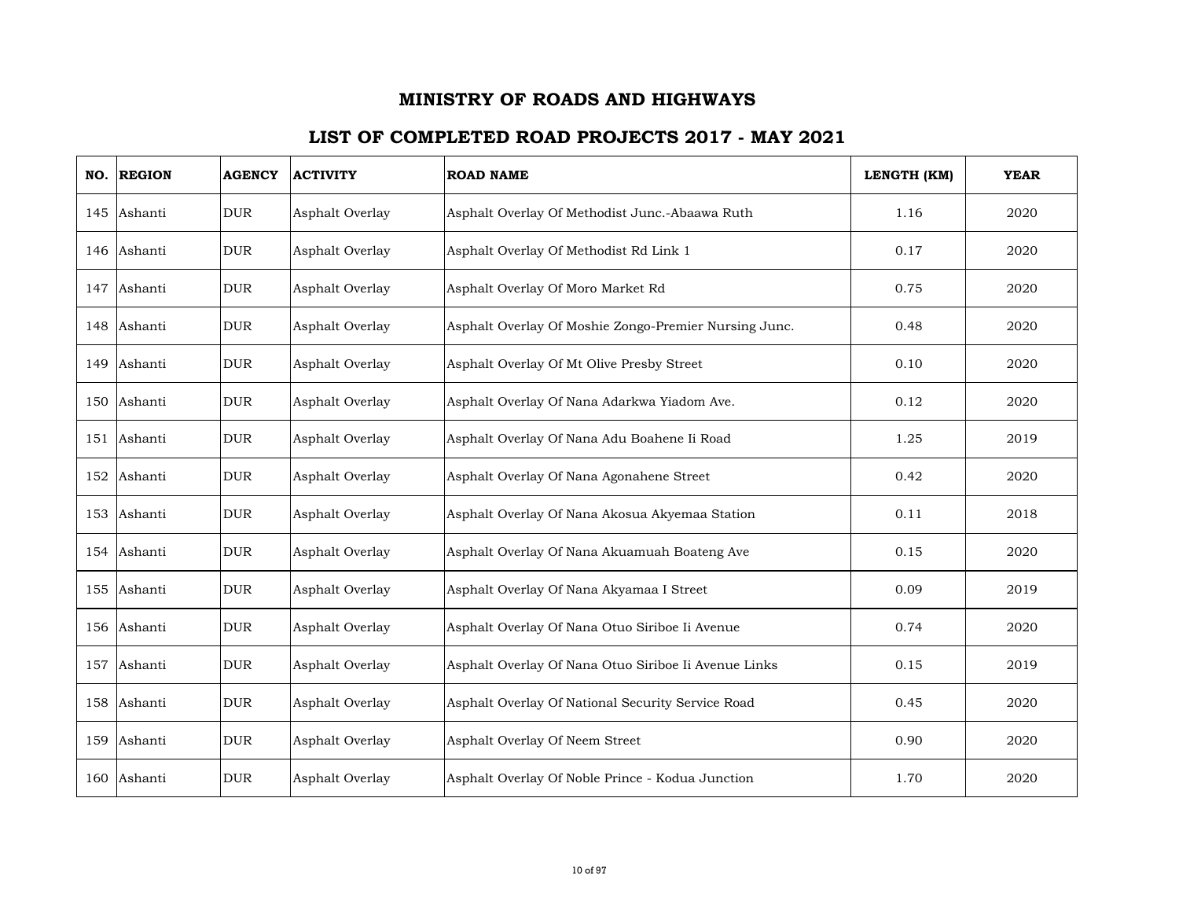# MINISTRY OF ROADS AND HIGHWAYS

## LIST OF COMPLETED ROAD PROJECTS 2017 - MAY 2021

| NO. | REGION | AGENCY | ACTIVITY | ROAD NAME | LENGTH (KM) | YEAR |
|---|---|---|---|---|---|---|
| 145 | Ashanti | DUR | Asphalt Overlay | Asphalt Overlay Of Methodist Junc.-Abaawa Ruth | 1.16 | 2020 |
| 146 | Ashanti | DUR | Asphalt Overlay | Asphalt Overlay Of Methodist Rd Link 1 | 0.17 | 2020 |
| 147 | Ashanti | DUR | Asphalt Overlay | Asphalt Overlay Of Moro Market Rd | 0.75 | 2020 |
| 148 | Ashanti | DUR | Asphalt Overlay | Asphalt Overlay Of Moshie Zongo-Premier Nursing Junc. | 0.48 | 2020 |
| 149 | Ashanti | DUR | Asphalt Overlay | Asphalt Overlay Of Mt Olive Presby Street | 0.10 | 2020 |
| 150 | Ashanti | DUR | Asphalt Overlay | Asphalt Overlay Of Nana Adarkwa Yiadom Ave. | 0.12 | 2020 |
| 151 | Ashanti | DUR | Asphalt Overlay | Asphalt Overlay Of Nana Adu Boahene Ii Road | 1.25 | 2019 |
| 152 | Ashanti | DUR | Asphalt Overlay | Asphalt Overlay Of Nana Agonahene Street | 0.42 | 2020 |
| 153 | Ashanti | DUR | Asphalt Overlay | Asphalt Overlay Of Nana Akosua Akyemaa Station | 0.11 | 2018 |
| 154 | Ashanti | DUR | Asphalt Overlay | Asphalt Overlay Of Nana Akuamuah Boateng Ave | 0.15 | 2020 |
| 155 | Ashanti | DUR | Asphalt Overlay | Asphalt Overlay Of Nana Akyamaa I Street | 0.09 | 2019 |
| 156 | Ashanti | DUR | Asphalt Overlay | Asphalt Overlay Of Nana Otuo Siriboe Ii Avenue | 0.74 | 2020 |
| 157 | Ashanti | DUR | Asphalt Overlay | Asphalt Overlay Of Nana Otuo Siriboe Ii Avenue Links | 0.15 | 2019 |
| 158 | Ashanti | DUR | Asphalt Overlay | Asphalt Overlay Of National Security Service Road | 0.45 | 2020 |
| 159 | Ashanti | DUR | Asphalt Overlay | Asphalt Overlay Of Neem Street | 0.90 | 2020 |
| 160 | Ashanti | DUR | Asphalt Overlay | Asphalt Overlay Of Noble Prince - Kodua Junction | 1.70 | 2020 |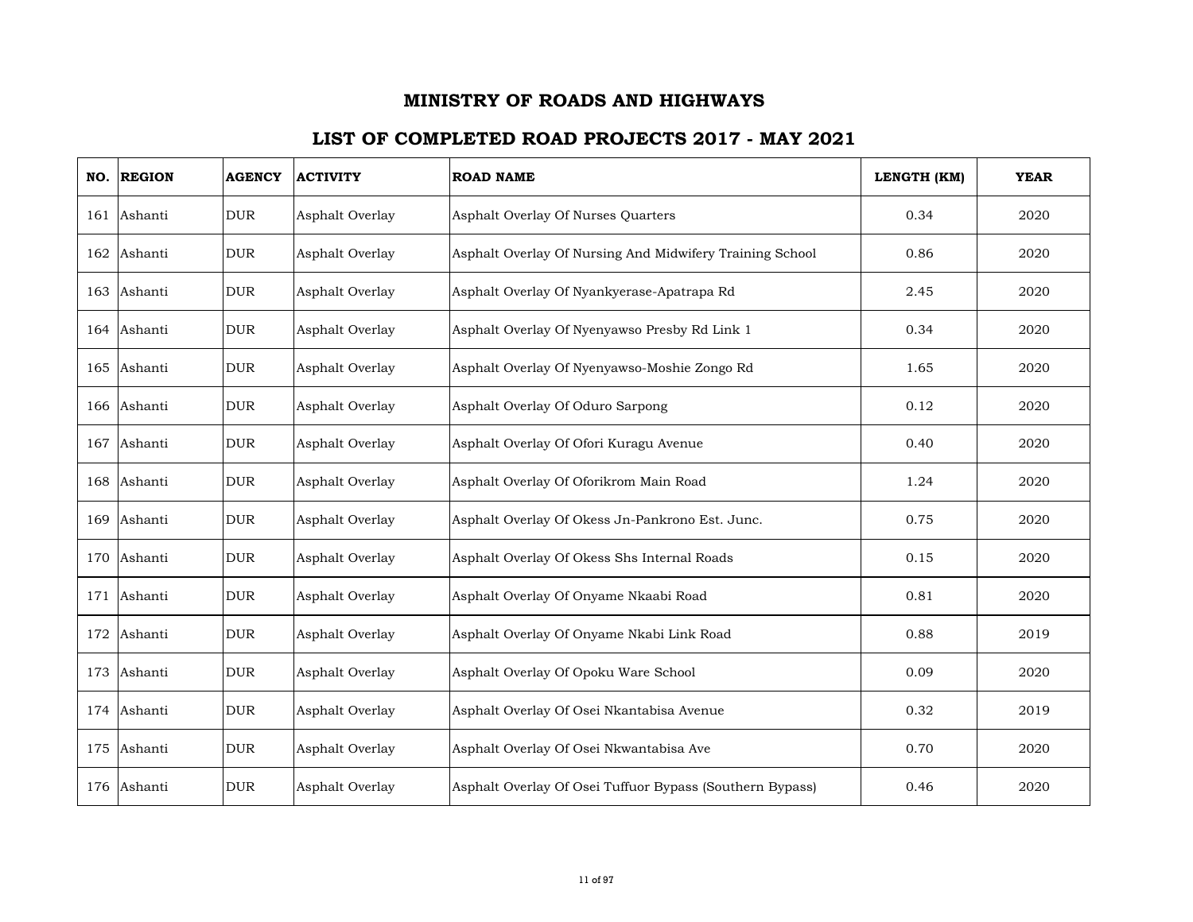# MINISTRY OF ROADS AND HIGHWAYS

## LIST OF COMPLETED ROAD PROJECTS 2017 - MAY 2021

| NO. | REGION | AGENCY | ACTIVITY | ROAD NAME | LENGTH (KM) | YEAR |
|---|---|---|---|---|---|---|
| 161 | Ashanti | DUR | Asphalt Overlay | Asphalt Overlay Of Nurses Quarters | 0.34 | 2020 |
| 162 | Ashanti | DUR | Asphalt Overlay | Asphalt Overlay Of Nursing And Midwifery Training School | 0.86 | 2020 |
| 163 | Ashanti | DUR | Asphalt Overlay | Asphalt Overlay Of Nyankyerase-Apatrapa Rd | 2.45 | 2020 |
| 164 | Ashanti | DUR | Asphalt Overlay | Asphalt Overlay Of Nyenyawso Presby Rd Link 1 | 0.34 | 2020 |
| 165 | Ashanti | DUR | Asphalt Overlay | Asphalt Overlay Of Nyenyawso-Moshie Zongo Rd | 1.65 | 2020 |
| 166 | Ashanti | DUR | Asphalt Overlay | Asphalt Overlay Of Oduro Sarpong | 0.12 | 2020 |
| 167 | Ashanti | DUR | Asphalt Overlay | Asphalt Overlay Of Ofori Kuragu Avenue | 0.40 | 2020 |
| 168 | Ashanti | DUR | Asphalt Overlay | Asphalt Overlay Of Oforikrom Main Road | 1.24 | 2020 |
| 169 | Ashanti | DUR | Asphalt Overlay | Asphalt Overlay Of Okess Jn-Pankrono Est. Junc. | 0.75 | 2020 |
| 170 | Ashanti | DUR | Asphalt Overlay | Asphalt Overlay Of Okess Shs Internal Roads | 0.15 | 2020 |
| 171 | Ashanti | DUR | Asphalt Overlay | Asphalt Overlay Of Onyame Nkaabi Road | 0.81 | 2020 |
| 172 | Ashanti | DUR | Asphalt Overlay | Asphalt Overlay Of Onyame Nkabi Link Road | 0.88 | 2019 |
| 173 | Ashanti | DUR | Asphalt Overlay | Asphalt Overlay Of Opoku Ware School | 0.09 | 2020 |
| 174 | Ashanti | DUR | Asphalt Overlay | Asphalt Overlay Of Osei Nkantabisa Avenue | 0.32 | 2019 |
| 175 | Ashanti | DUR | Asphalt Overlay | Asphalt Overlay Of Osei Nkwantabisa Ave | 0.70 | 2020 |
| 176 | Ashanti | DUR | Asphalt Overlay | Asphalt Overlay Of Osei Tuffuor Bypass (Southern Bypass) | 0.46 | 2020 |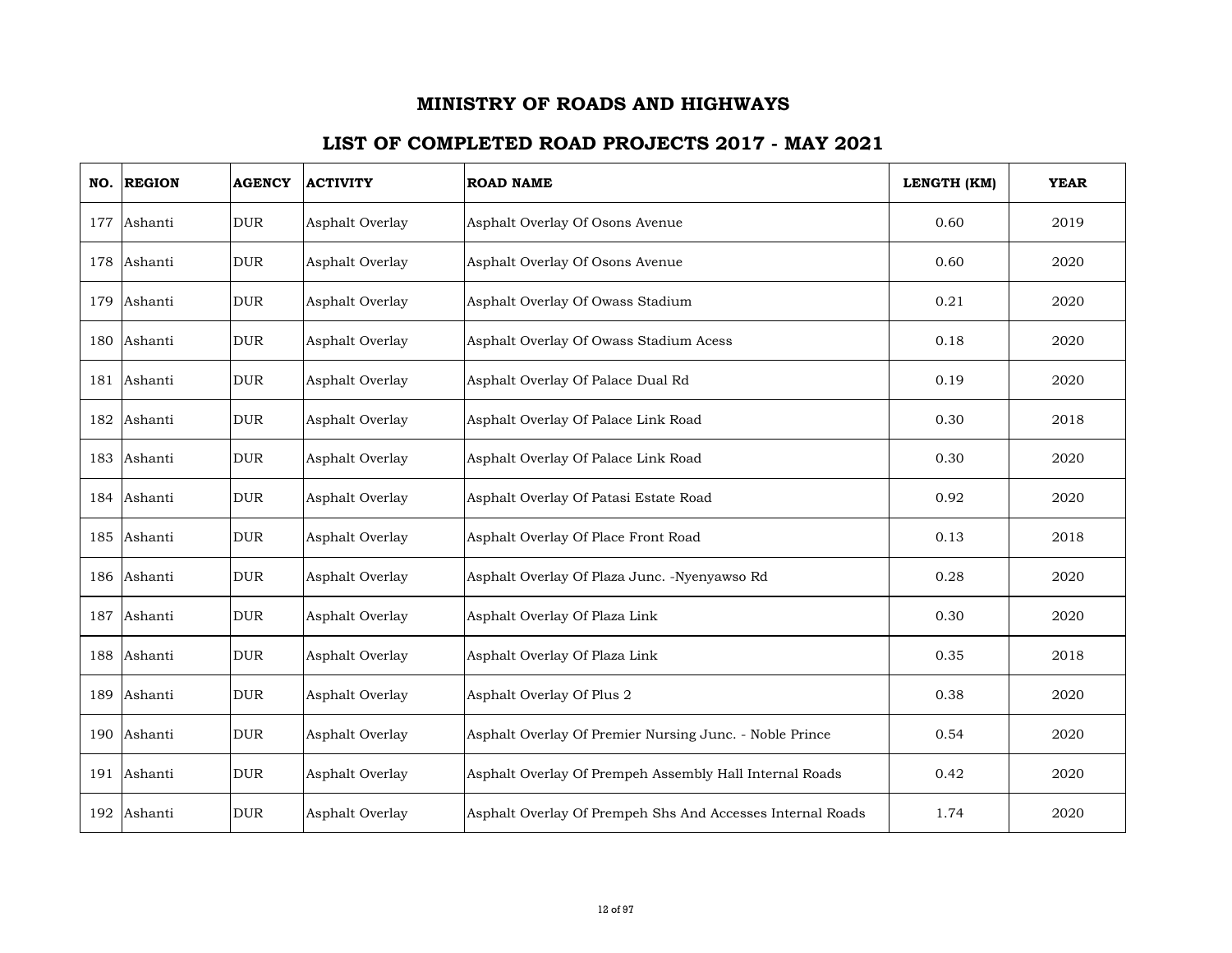# MINISTRY OF ROADS AND HIGHWAYS

## LIST OF COMPLETED ROAD PROJECTS 2017 - MAY 2021

| NO. | REGION | AGENCY | ACTIVITY | ROAD NAME | LENGTH (KM) | YEAR |
|---|---|---|---|---|---|---|
| 177 | Ashanti | DUR | Asphalt Overlay | Asphalt Overlay Of Osons Avenue | 0.60 | 2019 |
| 178 | Ashanti | DUR | Asphalt Overlay | Asphalt Overlay Of Osons Avenue | 0.60 | 2020 |
| 179 | Ashanti | DUR | Asphalt Overlay | Asphalt Overlay Of Owass Stadium | 0.21 | 2020 |
| 180 | Ashanti | DUR | Asphalt Overlay | Asphalt Overlay Of Owass Stadium Acess | 0.18 | 2020 |
| 181 | Ashanti | DUR | Asphalt Overlay | Asphalt Overlay Of Palace Dual Rd | 0.19 | 2020 |
| 182 | Ashanti | DUR | Asphalt Overlay | Asphalt Overlay Of Palace Link Road | 0.30 | 2018 |
| 183 | Ashanti | DUR | Asphalt Overlay | Asphalt Overlay Of Palace Link Road | 0.30 | 2020 |
| 184 | Ashanti | DUR | Asphalt Overlay | Asphalt Overlay Of Patasi Estate Road | 0.92 | 2020 |
| 185 | Ashanti | DUR | Asphalt Overlay | Asphalt Overlay Of Place Front Road | 0.13 | 2018 |
| 186 | Ashanti | DUR | Asphalt Overlay | Asphalt Overlay Of Plaza Junc. -Nyenyawso Rd | 0.28 | 2020 |
| 187 | Ashanti | DUR | Asphalt Overlay | Asphalt Overlay Of Plaza Link | 0.30 | 2020 |
| 188 | Ashanti | DUR | Asphalt Overlay | Asphalt Overlay Of Plaza Link | 0.35 | 2018 |
| 189 | Ashanti | DUR | Asphalt Overlay | Asphalt Overlay Of Plus 2 | 0.38 | 2020 |
| 190 | Ashanti | DUR | Asphalt Overlay | Asphalt Overlay Of Premier Nursing Junc. - Noble Prince | 0.54 | 2020 |
| 191 | Ashanti | DUR | Asphalt Overlay | Asphalt Overlay Of Prempeh Assembly Hall Internal Roads | 0.42 | 2020 |
| 192 | Ashanti | DUR | Asphalt Overlay | Asphalt Overlay Of Prempeh Shs And Accesses Internal Roads | 1.74 | 2020 |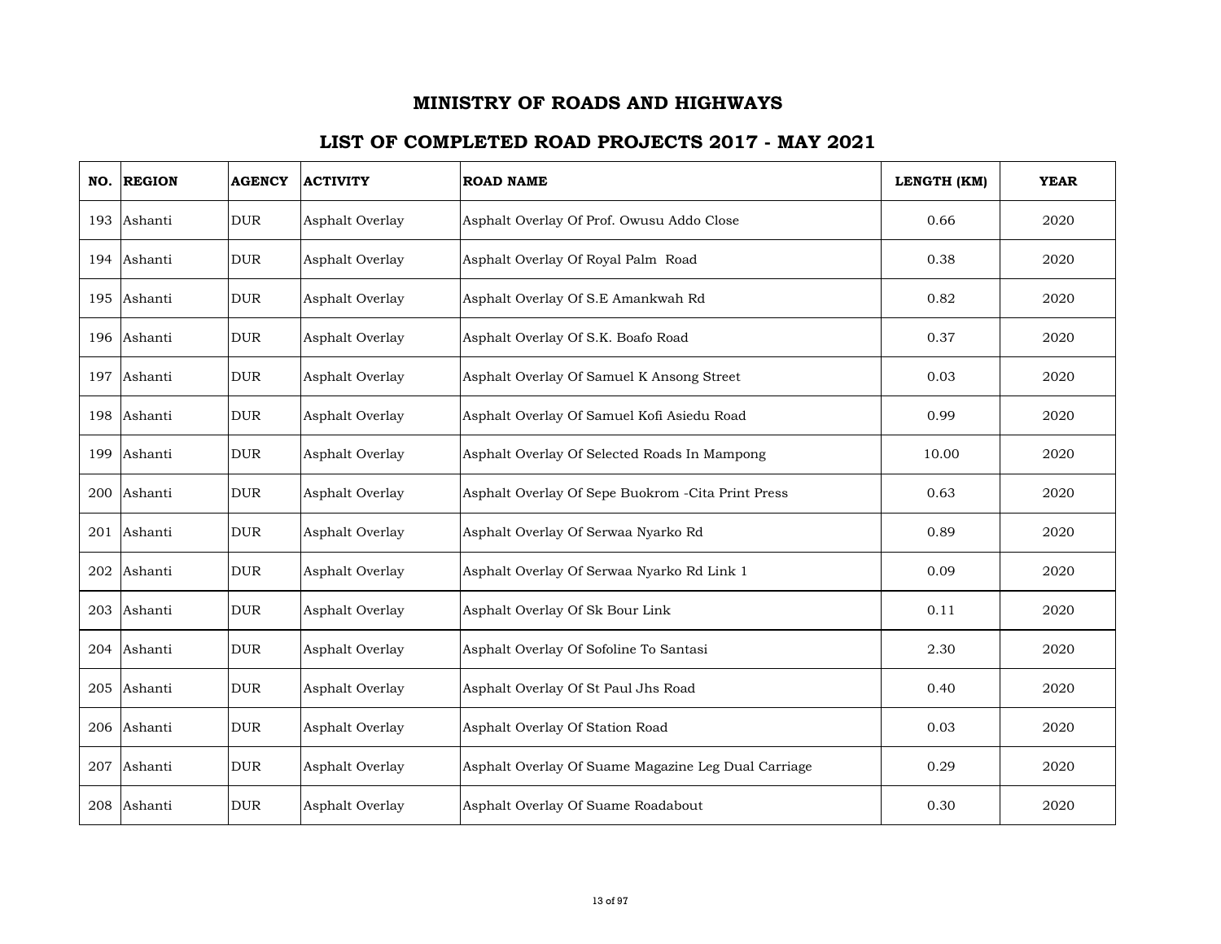# MINISTRY OF ROADS AND HIGHWAYS

## LIST OF COMPLETED ROAD PROJECTS 2017 - MAY 2021

| NO. | REGION | AGENCY | ACTIVITY | ROAD NAME | LENGTH (KM) | YEAR |
|---|---|---|---|---|---|---|
| 193 | Ashanti | DUR | Asphalt Overlay | Asphalt Overlay Of Prof. Owusu Addo Close | 0.66 | 2020 |
| 194 | Ashanti | DUR | Asphalt Overlay | Asphalt Overlay Of Royal Palm Road | 0.38 | 2020 |
| 195 | Ashanti | DUR | Asphalt Overlay | Asphalt Overlay Of S.E Amankwah Rd | 0.82 | 2020 |
| 196 | Ashanti | DUR | Asphalt Overlay | Asphalt Overlay Of S.K. Boafo Road | 0.37 | 2020 |
| 197 | Ashanti | DUR | Asphalt Overlay | Asphalt Overlay Of Samuel K Ansong Street | 0.03 | 2020 |
| 198 | Ashanti | DUR | Asphalt Overlay | Asphalt Overlay Of Samuel Kofi Asiedu Road | 0.99 | 2020 |
| 199 | Ashanti | DUR | Asphalt Overlay | Asphalt Overlay Of Selected Roads In Mampong | 10.00 | 2020 |
| 200 | Ashanti | DUR | Asphalt Overlay | Asphalt Overlay Of Sepe Buokrom -Cita Print Press | 0.63 | 2020 |
| 201 | Ashanti | DUR | Asphalt Overlay | Asphalt Overlay Of Serwaa Nyarko Rd | 0.89 | 2020 |
| 202 | Ashanti | DUR | Asphalt Overlay | Asphalt Overlay Of Serwaa Nyarko Rd Link 1 | 0.09 | 2020 |
| 203 | Ashanti | DUR | Asphalt Overlay | Asphalt Overlay Of Sk Bour Link | 0.11 | 2020 |
| 204 | Ashanti | DUR | Asphalt Overlay | Asphalt Overlay Of Sofoline To Santasi | 2.30 | 2020 |
| 205 | Ashanti | DUR | Asphalt Overlay | Asphalt Overlay Of St Paul Jhs Road | 0.40 | 2020 |
| 206 | Ashanti | DUR | Asphalt Overlay | Asphalt Overlay Of Station Road | 0.03 | 2020 |
| 207 | Ashanti | DUR | Asphalt Overlay | Asphalt Overlay Of Suame Magazine Leg Dual Carriage | 0.29 | 2020 |
| 208 | Ashanti | DUR | Asphalt Overlay | Asphalt Overlay Of Suame Roadabout | 0.30 | 2020 |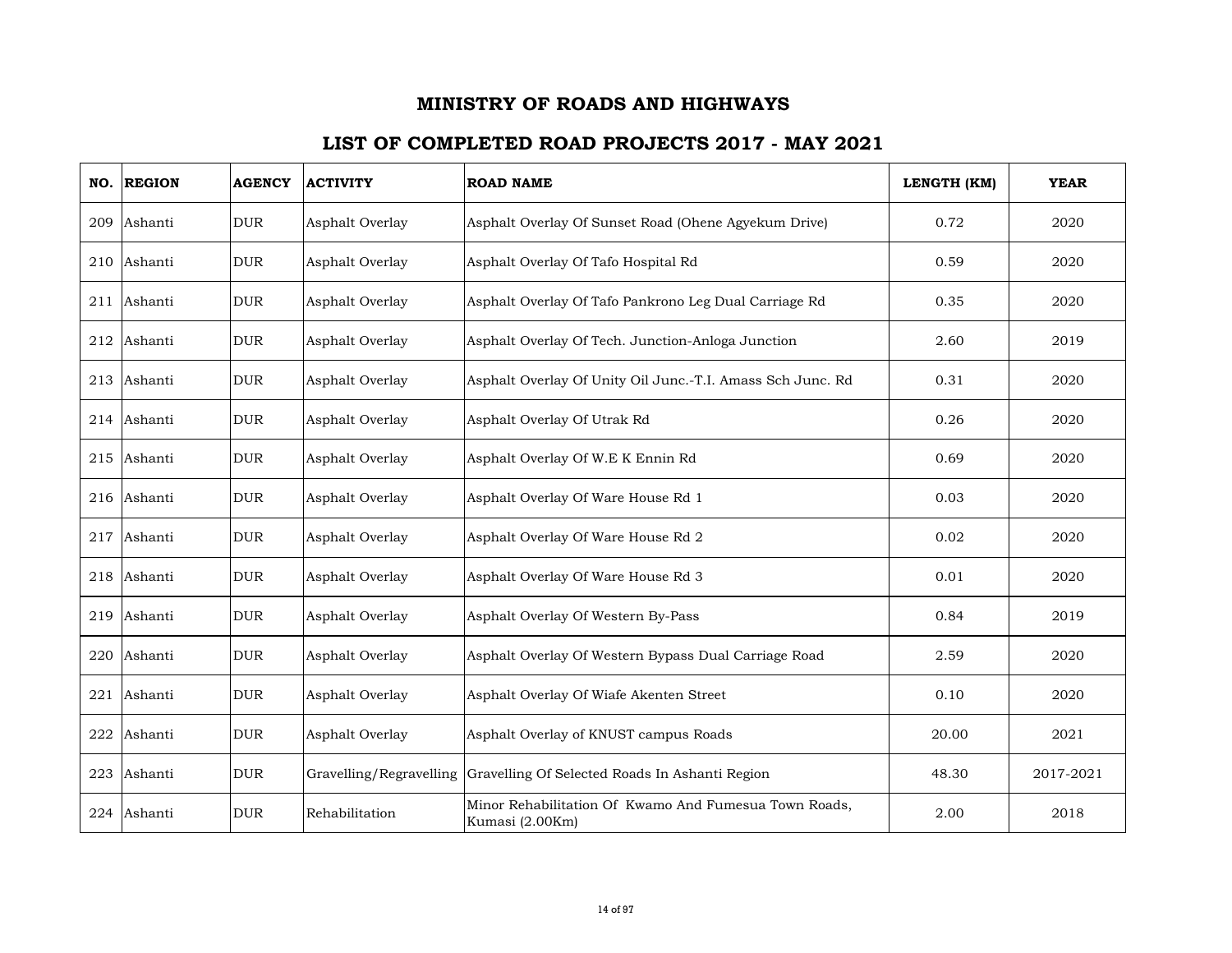# MINISTRY OF ROADS AND HIGHWAYS

## LIST OF COMPLETED ROAD PROJECTS 2017 - MAY 2021

| NO. | REGION | AGENCY | ACTIVITY | ROAD NAME | LENGTH (KM) | YEAR |
|---|---|---|---|---|---|---|
| 209 | Ashanti | DUR | Asphalt Overlay | Asphalt Overlay Of Sunset Road (Ohene Agyekum Drive) | 0.72 | 2020 |
| 210 | Ashanti | DUR | Asphalt Overlay | Asphalt Overlay Of Tafo Hospital Rd | 0.59 | 2020 |
| 211 | Ashanti | DUR | Asphalt Overlay | Asphalt Overlay Of Tafo Pankrono Leg Dual Carriage Rd | 0.35 | 2020 |
| 212 | Ashanti | DUR | Asphalt Overlay | Asphalt Overlay Of Tech. Junction-Anloga Junction | 2.60 | 2019 |
| 213 | Ashanti | DUR | Asphalt Overlay | Asphalt Overlay Of Unity Oil Junc.-T.I. Amass Sch Junc. Rd | 0.31 | 2020 |
| 214 | Ashanti | DUR | Asphalt Overlay | Asphalt Overlay Of Utrak Rd | 0.26 | 2020 |
| 215 | Ashanti | DUR | Asphalt Overlay | Asphalt Overlay Of W.E K Ennin Rd | 0.69 | 2020 |
| 216 | Ashanti | DUR | Asphalt Overlay | Asphalt Overlay Of Ware House Rd 1 | 0.03 | 2020 |
| 217 | Ashanti | DUR | Asphalt Overlay | Asphalt Overlay Of Ware House Rd 2 | 0.02 | 2020 |
| 218 | Ashanti | DUR | Asphalt Overlay | Asphalt Overlay Of Ware House Rd 3 | 0.01 | 2020 |
| 219 | Ashanti | DUR | Asphalt Overlay | Asphalt Overlay Of Western By-Pass | 0.84 | 2019 |
| 220 | Ashanti | DUR | Asphalt Overlay | Asphalt Overlay Of Western Bypass Dual Carriage Road | 2.59 | 2020 |
| 221 | Ashanti | DUR | Asphalt Overlay | Asphalt Overlay Of Wiafe Akenten Street | 0.10 | 2020 |
| 222 | Ashanti | DUR | Asphalt Overlay | Asphalt Overlay of KNUST campus Roads | 20.00 | 2021 |
| 223 | Ashanti | DUR | Gravelling/Regravelling | Gravelling Of Selected Roads In Ashanti Region | 48.30 | 2017-2021 |
| 224 | Ashanti | DUR | Rehabilitation | Minor Rehabilitation Of Kwamo And Fumesua Town Roads, Kumasi (2.00Km) | 2.00 | 2018 |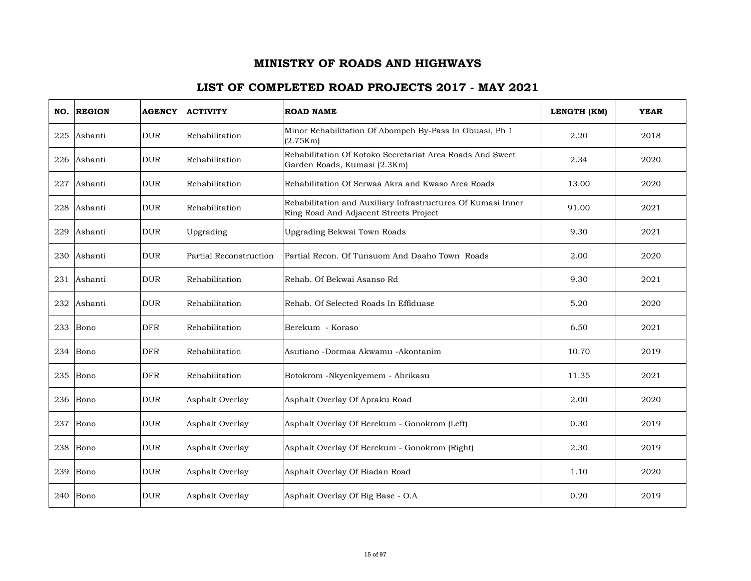# MINISTRY OF ROADS AND HIGHWAYS

## LIST OF COMPLETED ROAD PROJECTS 2017 - MAY 2021

| NO. | REGION | AGENCY | ACTIVITY | ROAD NAME | LENGTH (KM) | YEAR |
|---|---|---|---|---|---|---|
| 225 | Ashanti | DUR | Rehabilitation | Minor Rehabilitation Of Abompeh By-Pass In Obuasi, Ph 1 (2.75Km) | 2.20 | 2018 |
| 226 | Ashanti | DUR | Rehabilitation | Rehabilitation Of Kotoko Secretariat Area Roads And Sweet Garden Roads, Kumasi (2.3Km) | 2.34 | 2020 |
| 227 | Ashanti | DUR | Rehabilitation | Rehabilitation Of Serwaa Akra and Kwaso Area Roads | 13.00 | 2020 |
| 228 | Ashanti | DUR | Rehabilitation | Rehabilitation and Auxiliary Infrastructures Of Kumasi Inner Ring Road And Adjacent Streets Project | 91.00 | 2021 |
| 229 | Ashanti | DUR | Upgrading | Upgrading Bekwai Town Roads | 9.30 | 2021 |
| 230 | Ashanti | DUR | Partial Reconstruction | Partial Recon. Of Tunsuom And Daaho Town Roads | 2.00 | 2020 |
| 231 | Ashanti | DUR | Rehabilitation | Rehab. Of Bekwai Asanso Rd | 9.30 | 2021 |
| 232 | Ashanti | DUR | Rehabilitation | Rehab. Of Selected Roads In Effiduase | 5.20 | 2020 |
| 233 | Bono | DFR | Rehabilitation | Berekum - Koraso | 6.50 | 2021 |
| 234 | Bono | DFR | Rehabilitation | Asutiano -Dormaa Akwamu -Akontanim | 10.70 | 2019 |
| 235 | Bono | DFR | Rehabilitation | Botokrom -Nkyenkyemem - Abrikasu | 11.35 | 2021 |
| 236 | Bono | DUR | Asphalt Overlay | Asphalt Overlay Of Apraku Road | 2.00 | 2020 |
| 237 | Bono | DUR | Asphalt Overlay | Asphalt Overlay Of Berekum - Gonokrom (Left) | 0.30 | 2019 |
| 238 | Bono | DUR | Asphalt Overlay | Asphalt Overlay Of Berekum - Gonokrom (Right) | 2.30 | 2019 |
| 239 | Bono | DUR | Asphalt Overlay | Asphalt Overlay Of Biadan Road | 1.10 | 2020 |
| 240 | Bono | DUR | Asphalt Overlay | Asphalt Overlay Of Big Base - O.A | 0.20 | 2019 |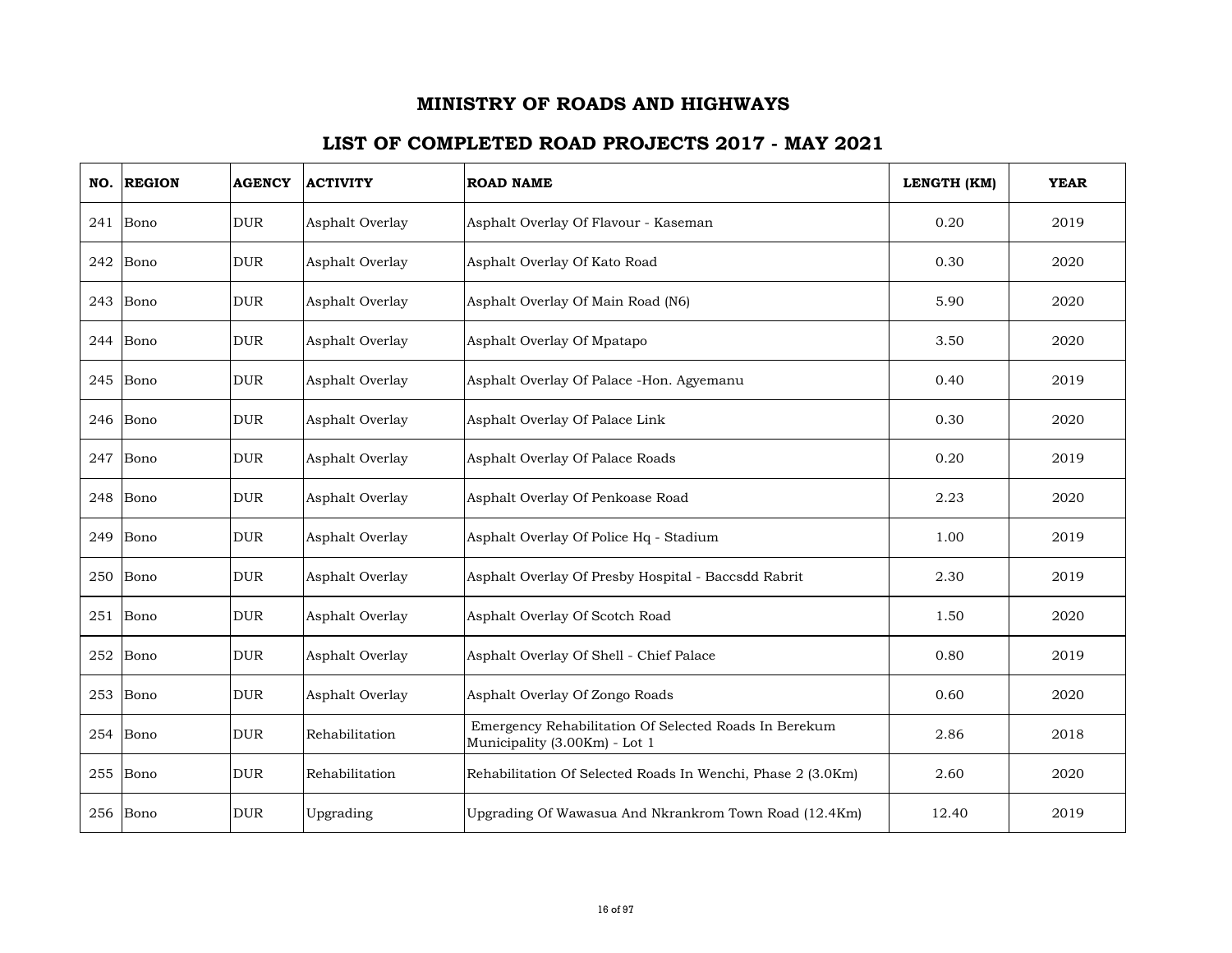# MINISTRY OF ROADS AND HIGHWAYS

## LIST OF COMPLETED ROAD PROJECTS 2017 - MAY 2021

| NO. | REGION | AGENCY | ACTIVITY | ROAD NAME | LENGTH (KM) | YEAR |
|---|---|---|---|---|---|---|
| 241 | Bono | DUR | Asphalt Overlay | Asphalt Overlay Of Flavour - Kaseman | 0.20 | 2019 |
| 242 | Bono | DUR | Asphalt Overlay | Asphalt Overlay Of Kato Road | 0.30 | 2020 |
| 243 | Bono | DUR | Asphalt Overlay | Asphalt Overlay Of Main Road (N6) | 5.90 | 2020 |
| 244 | Bono | DUR | Asphalt Overlay | Asphalt Overlay Of Mpatapo | 3.50 | 2020 |
| 245 | Bono | DUR | Asphalt Overlay | Asphalt Overlay Of Palace -Hon. Agyemanu | 0.40 | 2019 |
| 246 | Bono | DUR | Asphalt Overlay | Asphalt Overlay Of Palace Link | 0.30 | 2020 |
| 247 | Bono | DUR | Asphalt Overlay | Asphalt Overlay Of Palace Roads | 0.20 | 2019 |
| 248 | Bono | DUR | Asphalt Overlay | Asphalt Overlay Of Penkoase Road | 2.23 | 2020 |
| 249 | Bono | DUR | Asphalt Overlay | Asphalt Overlay Of Police Hq - Stadium | 1.00 | 2019 |
| 250 | Bono | DUR | Asphalt Overlay | Asphalt Overlay Of Presby Hospital - Baccsdd Rabrit | 2.30 | 2019 |
| 251 | Bono | DUR | Asphalt Overlay | Asphalt Overlay Of Scotch Road | 1.50 | 2020 |
| 252 | Bono | DUR | Asphalt Overlay | Asphalt Overlay Of Shell - Chief Palace | 0.80 | 2019 |
| 253 | Bono | DUR | Asphalt Overlay | Asphalt Overlay Of Zongo Roads | 0.60 | 2020 |
| 254 | Bono | DUR | Rehabilitation | Emergency Rehabilitation Of Selected Roads In Berekum Municipality (3.00Km) - Lot 1 | 2.86 | 2018 |
| 255 | Bono | DUR | Rehabilitation | Rehabilitation Of Selected Roads In Wenchi, Phase 2 (3.0Km) | 2.60 | 2020 |
| 256 | Bono | DUR | Upgrading | Upgrading Of Wawasua And Nkrankrom Town Road (12.4Km) | 12.40 | 2019 |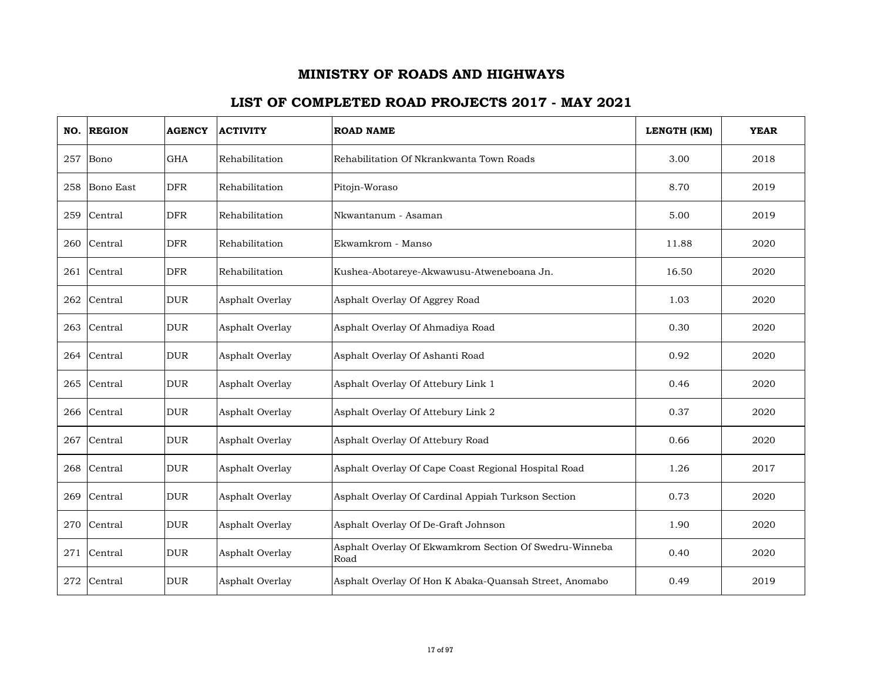# MINISTRY OF ROADS AND HIGHWAYS

## LIST OF COMPLETED ROAD PROJECTS 2017 - MAY 2021

| NO. | REGION | AGENCY | ACTIVITY | ROAD NAME | LENGTH (KM) | YEAR |
|---|---|---|---|---|---|---|
| 257 | Bono | GHA | Rehabilitation | Rehabilitation Of Nkrankwanta Town Roads | 3.00 | 2018 |
| 258 | Bono East | DFR | Rehabilitation | Pitojn-Woraso | 8.70 | 2019 |
| 259 | Central | DFR | Rehabilitation | Nkwantanum - Asaman | 5.00 | 2019 |
| 260 | Central | DFR | Rehabilitation | Ekwamkrom - Manso | 11.88 | 2020 |
| 261 | Central | DFR | Rehabilitation | Kushea-Abotareye-Akwawusu-Atweneboana Jn. | 16.50 | 2020 |
| 262 | Central | DUR | Asphalt Overlay | Asphalt Overlay Of Aggrey Road | 1.03 | 2020 |
| 263 | Central | DUR | Asphalt Overlay | Asphalt Overlay Of Ahmadiya Road | 0.30 | 2020 |
| 264 | Central | DUR | Asphalt Overlay | Asphalt Overlay Of Ashanti Road | 0.92 | 2020 |
| 265 | Central | DUR | Asphalt Overlay | Asphalt Overlay Of Attebury Link 1 | 0.46 | 2020 |
| 266 | Central | DUR | Asphalt Overlay | Asphalt Overlay Of Attebury Link 2 | 0.37 | 2020 |
| 267 | Central | DUR | Asphalt Overlay | Asphalt Overlay Of Attebury Road | 0.66 | 2020 |
| 268 | Central | DUR | Asphalt Overlay | Asphalt Overlay Of Cape Coast Regional Hospital Road | 1.26 | 2017 |
| 269 | Central | DUR | Asphalt Overlay | Asphalt Overlay Of Cardinal Appiah Turkson Section | 0.73 | 2020 |
| 270 | Central | DUR | Asphalt Overlay | Asphalt Overlay Of De-Graft Johnson | 1.90 | 2020 |
| 271 | Central | DUR | Asphalt Overlay | Asphalt Overlay Of Ekwamkrom Section Of Swedru-Winneba Road | 0.40 | 2020 |
| 272 | Central | DUR | Asphalt Overlay | Asphalt Overlay Of Hon K Abaka-Quansah Street, Anomabo | 0.49 | 2019 |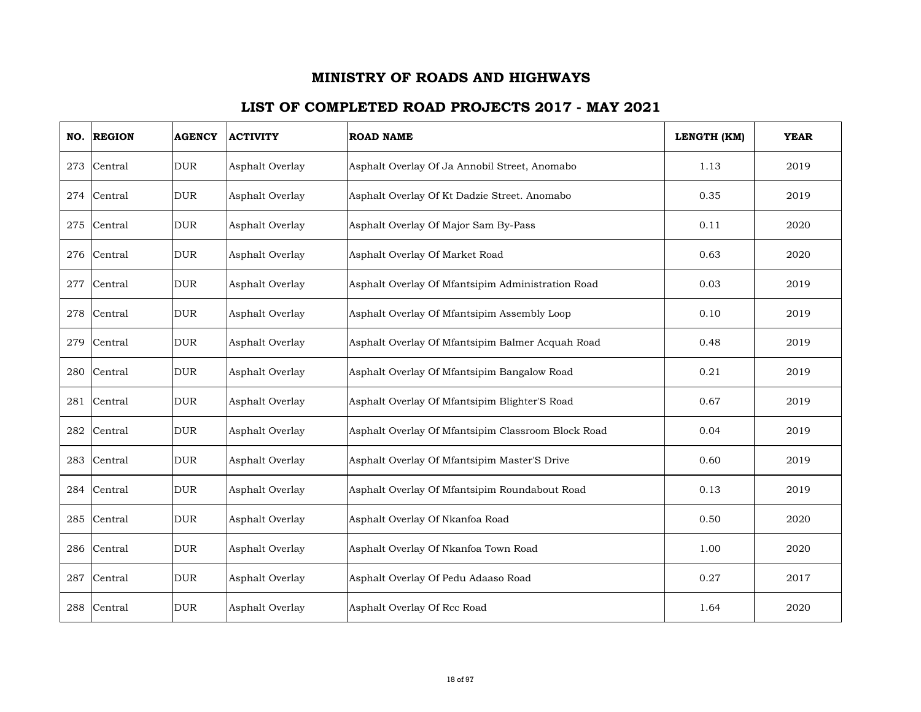# MINISTRY OF ROADS AND HIGHWAYS

## LIST OF COMPLETED ROAD PROJECTS 2017 - MAY 2021

| NO. | REGION | AGENCY | ACTIVITY | ROAD NAME | LENGTH (KM) | YEAR |
|---|---|---|---|---|---|---|
| 273 | Central | DUR | Asphalt Overlay | Asphalt Overlay Of Ja Annobil Street, Anomabo | 1.13 | 2019 |
| 274 | Central | DUR | Asphalt Overlay | Asphalt Overlay Of Kt Dadzie Street. Anomabo | 0.35 | 2019 |
| 275 | Central | DUR | Asphalt Overlay | Asphalt Overlay Of Major Sam By-Pass | 0.11 | 2020 |
| 276 | Central | DUR | Asphalt Overlay | Asphalt Overlay Of Market Road | 0.63 | 2020 |
| 277 | Central | DUR | Asphalt Overlay | Asphalt Overlay Of Mfantsipim Administration Road | 0.03 | 2019 |
| 278 | Central | DUR | Asphalt Overlay | Asphalt Overlay Of Mfantsipim Assembly Loop | 0.10 | 2019 |
| 279 | Central | DUR | Asphalt Overlay | Asphalt Overlay Of Mfantsipim Balmer Acquah Road | 0.48 | 2019 |
| 280 | Central | DUR | Asphalt Overlay | Asphalt Overlay Of Mfantsipim Bangalow Road | 0.21 | 2019 |
| 281 | Central | DUR | Asphalt Overlay | Asphalt Overlay Of Mfantsipim Blighter'S Road | 0.67 | 2019 |
| 282 | Central | DUR | Asphalt Overlay | Asphalt Overlay Of Mfantsipim Classroom Block Road | 0.04 | 2019 |
| 283 | Central | DUR | Asphalt Overlay | Asphalt Overlay Of Mfantsipim Master'S Drive | 0.60 | 2019 |
| 284 | Central | DUR | Asphalt Overlay | Asphalt Overlay Of Mfantsipim Roundabout Road | 0.13 | 2019 |
| 285 | Central | DUR | Asphalt Overlay | Asphalt Overlay Of Nkanfoa Road | 0.50 | 2020 |
| 286 | Central | DUR | Asphalt Overlay | Asphalt Overlay Of Nkanfoa Town Road | 1.00 | 2020 |
| 287 | Central | DUR | Asphalt Overlay | Asphalt Overlay Of Pedu Adaaso Road | 0.27 | 2017 |
| 288 | Central | DUR | Asphalt Overlay | Asphalt Overlay Of Rcc Road | 1.64 | 2020 |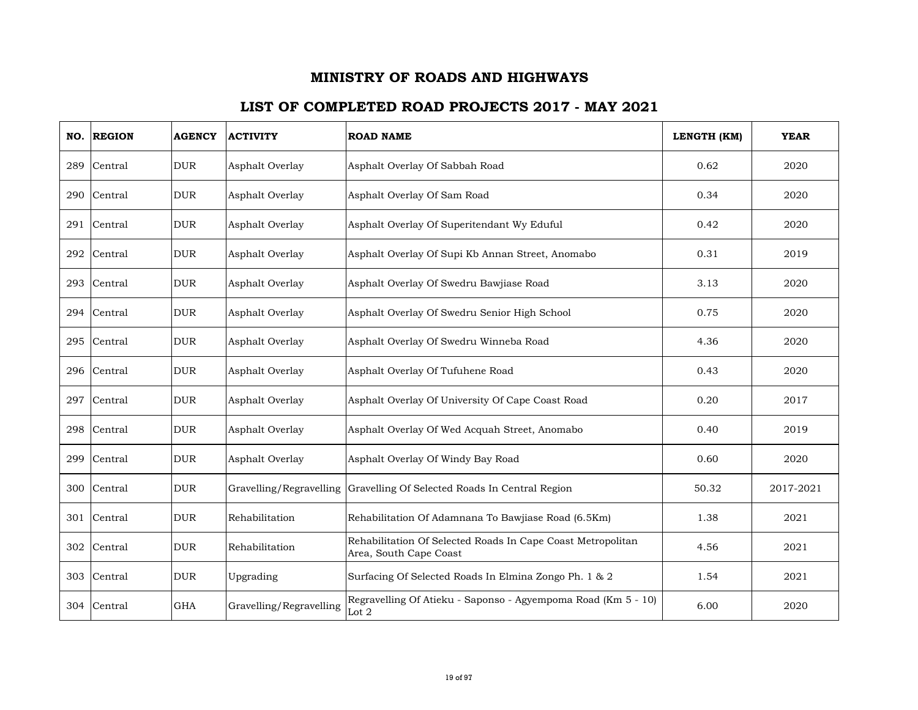# MINISTRY OF ROADS AND HIGHWAYS

## LIST OF COMPLETED ROAD PROJECTS 2017 - MAY 2021

| NO. | REGION | AGENCY | ACTIVITY | ROAD NAME | LENGTH (KM) | YEAR |
|---|---|---|---|---|---|---|
| 289 | Central | DUR | Asphalt Overlay | Asphalt Overlay Of Sabbah Road | 0.62 | 2020 |
| 290 | Central | DUR | Asphalt Overlay | Asphalt Overlay Of Sam Road | 0.34 | 2020 |
| 291 | Central | DUR | Asphalt Overlay | Asphalt Overlay Of Superitendant Wy Eduful | 0.42 | 2020 |
| 292 | Central | DUR | Asphalt Overlay | Asphalt Overlay Of Supi Kb Annan Street, Anomabo | 0.31 | 2019 |
| 293 | Central | DUR | Asphalt Overlay | Asphalt Overlay Of Swedru Bawjiase Road | 3.13 | 2020 |
| 294 | Central | DUR | Asphalt Overlay | Asphalt Overlay Of Swedru Senior High School | 0.75 | 2020 |
| 295 | Central | DUR | Asphalt Overlay | Asphalt Overlay Of Swedru Winneba Road | 4.36 | 2020 |
| 296 | Central | DUR | Asphalt Overlay | Asphalt Overlay Of Tufuhene Road | 0.43 | 2020 |
| 297 | Central | DUR | Asphalt Overlay | Asphalt Overlay Of University Of Cape Coast Road | 0.20 | 2017 |
| 298 | Central | DUR | Asphalt Overlay | Asphalt Overlay Of Wed Acquah Street, Anomabo | 0.40 | 2019 |
| 299 | Central | DUR | Asphalt Overlay | Asphalt Overlay Of Windy Bay Road | 0.60 | 2020 |
| 300 | Central | DUR | Gravelling/Regravelling | Gravelling Of Selected Roads In Central Region | 50.32 | 2017-2021 |
| 301 | Central | DUR | Rehabilitation | Rehabilitation Of Adamnana To Bawjiase Road (6.5Km) | 1.38 | 2021 |
| 302 | Central | DUR | Rehabilitation | Rehabilitation Of Selected Roads In Cape Coast Metropolitan Area, South Cape Coast | 4.56 | 2021 |
| 303 | Central | DUR | Upgrading | Surfacing Of Selected Roads In Elmina Zongo Ph. 1 & 2 | 1.54 | 2021 |
| 304 | Central | GHA | Gravelling/Regravelling | Regravelling Of Atieku - Saponso - Agyempoma Road (Km 5 - 10) Lot 2 | 6.00 | 2020 |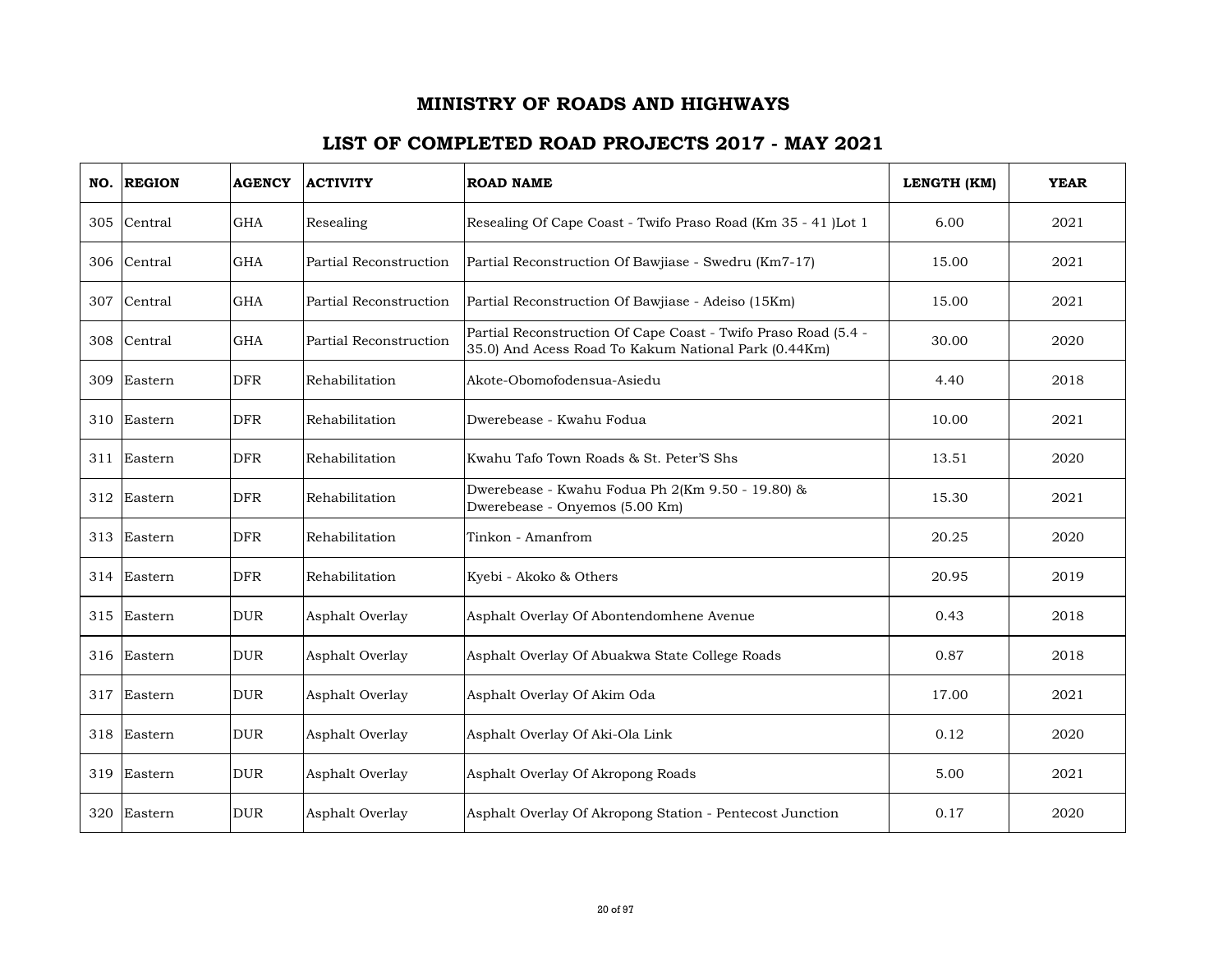# MINISTRY OF ROADS AND HIGHWAYS

## LIST OF COMPLETED ROAD PROJECTS 2017 - MAY 2021

| NO. | REGION | AGENCY | ACTIVITY | ROAD NAME | LENGTH (KM) | YEAR |
|---|---|---|---|---|---|---|
| 305 | Central | GHA | Resealing | Resealing Of Cape Coast - Twifo Praso Road (Km 35 - 41 )Lot 1 | 6.00 | 2021 |
| 306 | Central | GHA | Partial Reconstruction | Partial Reconstruction Of Bawjiase - Swedru (Km7-17) | 15.00 | 2021 |
| 307 | Central | GHA | Partial Reconstruction | Partial Reconstruction Of Bawjiase - Adeiso (15Km) | 15.00 | 2021 |
| 308 | Central | GHA | Partial Reconstruction | Partial Reconstruction Of Cape Coast - Twifo Praso Road (5.4 - 35.0) And Acess Road To Kakum National Park (0.44Km) | 30.00 | 2020 |
| 309 | Eastern | DFR | Rehabilitation | Akote-Obomofodensua-Asiedu | 4.40 | 2018 |
| 310 | Eastern | DFR | Rehabilitation | Dwerebease - Kwahu Fodua | 10.00 | 2021 |
| 311 | Eastern | DFR | Rehabilitation | Kwahu Tafo Town Roads & St. Peter'S Shs | 13.51 | 2020 |
| 312 | Eastern | DFR | Rehabilitation | Dwerebease - Kwahu Fodua Ph 2(Km 9.50 - 19.80) & Dwerebease - Onyemos (5.00 Km) | 15.30 | 2021 |
| 313 | Eastern | DFR | Rehabilitation | Tinkon - Amanfrom | 20.25 | 2020 |
| 314 | Eastern | DFR | Rehabilitation | Kyebi - Akoko & Others | 20.95 | 2019 |
| 315 | Eastern | DUR | Asphalt Overlay | Asphalt Overlay Of Abontendomhene Avenue | 0.43 | 2018 |
| 316 | Eastern | DUR | Asphalt Overlay | Asphalt Overlay Of Abuakwa State College Roads | 0.87 | 2018 |
| 317 | Eastern | DUR | Asphalt Overlay | Asphalt Overlay Of Akim Oda | 17.00 | 2021 |
| 318 | Eastern | DUR | Asphalt Overlay | Asphalt Overlay Of Aki-Ola Link | 0.12 | 2020 |
| 319 | Eastern | DUR | Asphalt Overlay | Asphalt Overlay Of Akropong Roads | 5.00 | 2021 |
| 320 | Eastern | DUR | Asphalt Overlay | Asphalt Overlay Of Akropong Station - Pentecost Junction | 0.17 | 2020 |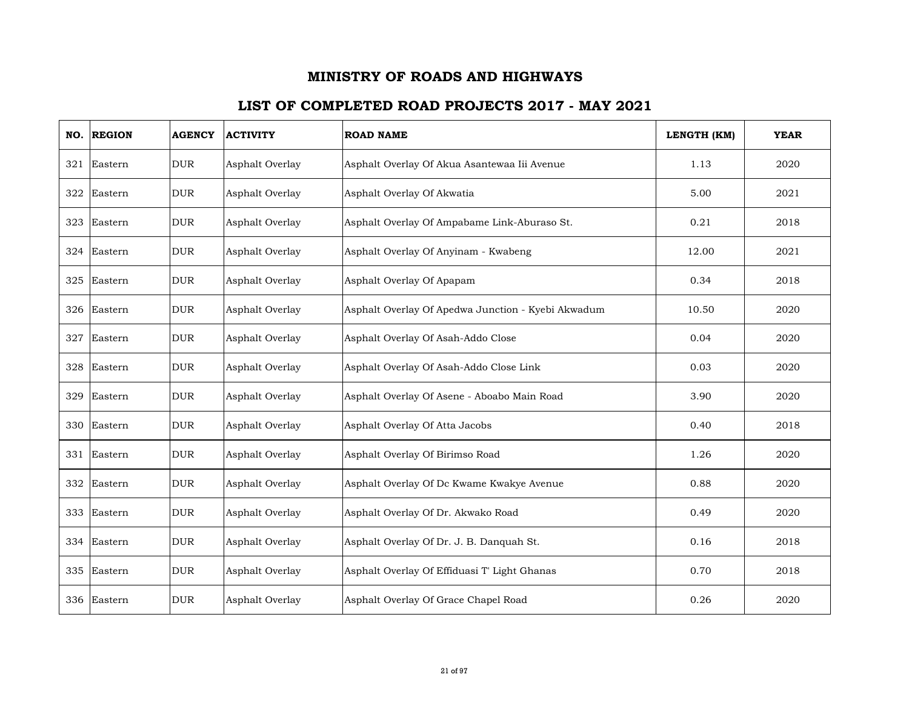# MINISTRY OF ROADS AND HIGHWAYS

## LIST OF COMPLETED ROAD PROJECTS 2017 - MAY 2021

| NO. | REGION | AGENCY | ACTIVITY | ROAD NAME | LENGTH (KM) | YEAR |
|---|---|---|---|---|---|---|
| 321 | Eastern | DUR | Asphalt Overlay | Asphalt Overlay Of Akua Asantewaa Iii Avenue | 1.13 | 2020 |
| 322 | Eastern | DUR | Asphalt Overlay | Asphalt Overlay Of Akwatia | 5.00 | 2021 |
| 323 | Eastern | DUR | Asphalt Overlay | Asphalt Overlay Of Ampabame Link-Aburaso St. | 0.21 | 2018 |
| 324 | Eastern | DUR | Asphalt Overlay | Asphalt Overlay Of Anyinam - Kwabeng | 12.00 | 2021 |
| 325 | Eastern | DUR | Asphalt Overlay | Asphalt Overlay Of Apapam | 0.34 | 2018 |
| 326 | Eastern | DUR | Asphalt Overlay | Asphalt Overlay Of Apedwa Junction - Kyebi Akwadum | 10.50 | 2020 |
| 327 | Eastern | DUR | Asphalt Overlay | Asphalt Overlay Of Asah-Addo Close | 0.04 | 2020 |
| 328 | Eastern | DUR | Asphalt Overlay | Asphalt Overlay Of Asah-Addo Close Link | 0.03 | 2020 |
| 329 | Eastern | DUR | Asphalt Overlay | Asphalt Overlay Of Asene - Aboabo Main Road | 3.90 | 2020 |
| 330 | Eastern | DUR | Asphalt Overlay | Asphalt Overlay Of Atta Jacobs | 0.40 | 2018 |
| 331 | Eastern | DUR | Asphalt Overlay | Asphalt Overlay Of Birimso Road | 1.26 | 2020 |
| 332 | Eastern | DUR | Asphalt Overlay | Asphalt Overlay Of Dc Kwame Kwakye Avenue | 0.88 | 2020 |
| 333 | Eastern | DUR | Asphalt Overlay | Asphalt Overlay Of Dr. Akwako Road | 0.49 | 2020 |
| 334 | Eastern | DUR | Asphalt Overlay | Asphalt Overlay Of Dr. J. B. Danquah St. | 0.16 | 2018 |
| 335 | Eastern | DUR | Asphalt Overlay | Asphalt Overlay Of Effiduasi T' Light Ghanas | 0.70 | 2018 |
| 336 | Eastern | DUR | Asphalt Overlay | Asphalt Overlay Of Grace Chapel Road | 0.26 | 2020 |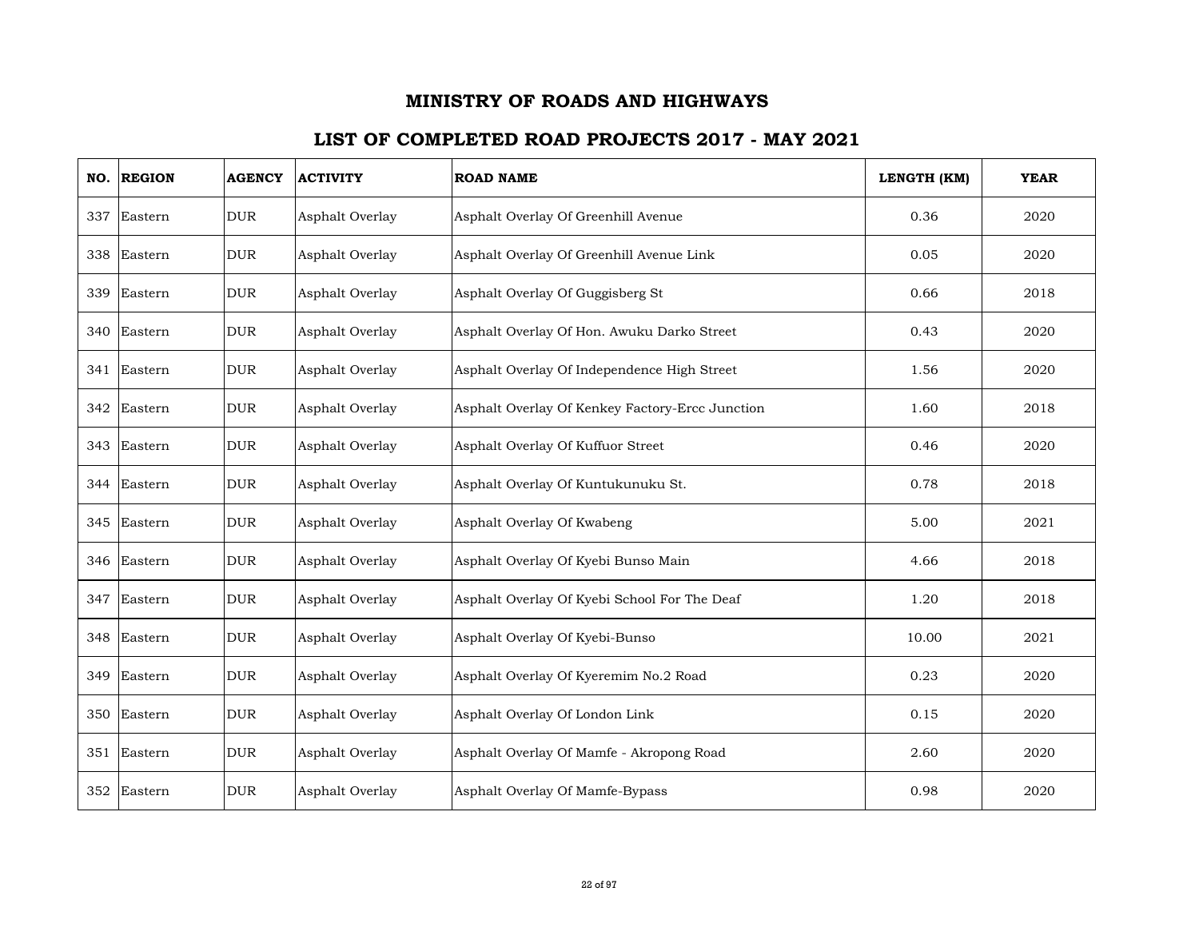# MINISTRY OF ROADS AND HIGHWAYS

## LIST OF COMPLETED ROAD PROJECTS 2017 - MAY 2021

| NO. | REGION | AGENCY | ACTIVITY | ROAD NAME | LENGTH (KM) | YEAR |
|---|---|---|---|---|---|---|
| 337 | Eastern | DUR | Asphalt Overlay | Asphalt Overlay Of Greenhill Avenue | 0.36 | 2020 |
| 338 | Eastern | DUR | Asphalt Overlay | Asphalt Overlay Of Greenhill Avenue Link | 0.05 | 2020 |
| 339 | Eastern | DUR | Asphalt Overlay | Asphalt Overlay Of Guggisberg St | 0.66 | 2018 |
| 340 | Eastern | DUR | Asphalt Overlay | Asphalt Overlay Of Hon. Awuku Darko Street | 0.43 | 2020 |
| 341 | Eastern | DUR | Asphalt Overlay | Asphalt Overlay Of Independence High Street | 1.56 | 2020 |
| 342 | Eastern | DUR | Asphalt Overlay | Asphalt Overlay Of Kenkey Factory-Ercc Junction | 1.60 | 2018 |
| 343 | Eastern | DUR | Asphalt Overlay | Asphalt Overlay Of Kuffuor Street | 0.46 | 2020 |
| 344 | Eastern | DUR | Asphalt Overlay | Asphalt Overlay Of Kuntukunuku St. | 0.78 | 2018 |
| 345 | Eastern | DUR | Asphalt Overlay | Asphalt Overlay Of Kwabeng | 5.00 | 2021 |
| 346 | Eastern | DUR | Asphalt Overlay | Asphalt Overlay Of Kyebi Bunso Main | 4.66 | 2018 |
| 347 | Eastern | DUR | Asphalt Overlay | Asphalt Overlay Of Kyebi School For The Deaf | 1.20 | 2018 |
| 348 | Eastern | DUR | Asphalt Overlay | Asphalt Overlay Of Kyebi-Bunso | 10.00 | 2021 |
| 349 | Eastern | DUR | Asphalt Overlay | Asphalt Overlay Of Kyeremim No.2 Road | 0.23 | 2020 |
| 350 | Eastern | DUR | Asphalt Overlay | Asphalt Overlay Of London Link | 0.15 | 2020 |
| 351 | Eastern | DUR | Asphalt Overlay | Asphalt Overlay Of Mamfe - Akropong Road | 2.60 | 2020 |
| 352 | Eastern | DUR | Asphalt Overlay | Asphalt Overlay Of Mamfe-Bypass | 0.98 | 2020 |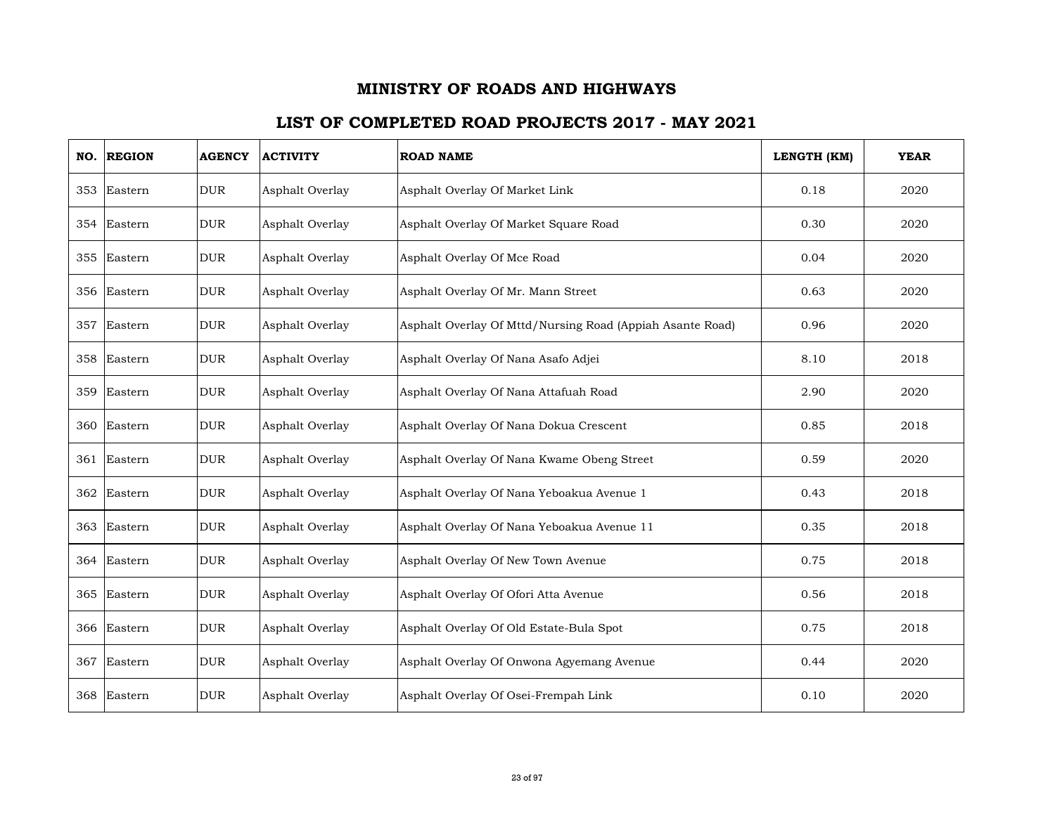# MINISTRY OF ROADS AND HIGHWAYS

## LIST OF COMPLETED ROAD PROJECTS 2017 - MAY 2021

| NO. | REGION | AGENCY | ACTIVITY | ROAD NAME | LENGTH (KM) | YEAR |
|---|---|---|---|---|---|---|
| 353 | Eastern | DUR | Asphalt Overlay | Asphalt Overlay Of Market Link | 0.18 | 2020 |
| 354 | Eastern | DUR | Asphalt Overlay | Asphalt Overlay Of Market Square Road | 0.30 | 2020 |
| 355 | Eastern | DUR | Asphalt Overlay | Asphalt Overlay Of Mce Road | 0.04 | 2020 |
| 356 | Eastern | DUR | Asphalt Overlay | Asphalt Overlay Of Mr. Mann Street | 0.63 | 2020 |
| 357 | Eastern | DUR | Asphalt Overlay | Asphalt Overlay Of Mttd/Nursing Road (Appiah Asante Road) | 0.96 | 2020 |
| 358 | Eastern | DUR | Asphalt Overlay | Asphalt Overlay Of Nana Asafo Adjei | 8.10 | 2018 |
| 359 | Eastern | DUR | Asphalt Overlay | Asphalt Overlay Of Nana Attafuah Road | 2.90 | 2020 |
| 360 | Eastern | DUR | Asphalt Overlay | Asphalt Overlay Of Nana Dokua Crescent | 0.85 | 2018 |
| 361 | Eastern | DUR | Asphalt Overlay | Asphalt Overlay Of Nana Kwame Obeng Street | 0.59 | 2020 |
| 362 | Eastern | DUR | Asphalt Overlay | Asphalt Overlay Of Nana Yeboakua Avenue 1 | 0.43 | 2018 |
| 363 | Eastern | DUR | Asphalt Overlay | Asphalt Overlay Of Nana Yeboakua Avenue 11 | 0.35 | 2018 |
| 364 | Eastern | DUR | Asphalt Overlay | Asphalt Overlay Of New Town Avenue | 0.75 | 2018 |
| 365 | Eastern | DUR | Asphalt Overlay | Asphalt Overlay Of Ofori Atta Avenue | 0.56 | 2018 |
| 366 | Eastern | DUR | Asphalt Overlay | Asphalt Overlay Of Old Estate-Bula Spot | 0.75 | 2018 |
| 367 | Eastern | DUR | Asphalt Overlay | Asphalt Overlay Of Onwona Agyemang Avenue | 0.44 | 2020 |
| 368 | Eastern | DUR | Asphalt Overlay | Asphalt Overlay Of Osei-Frempah Link | 0.10 | 2020 |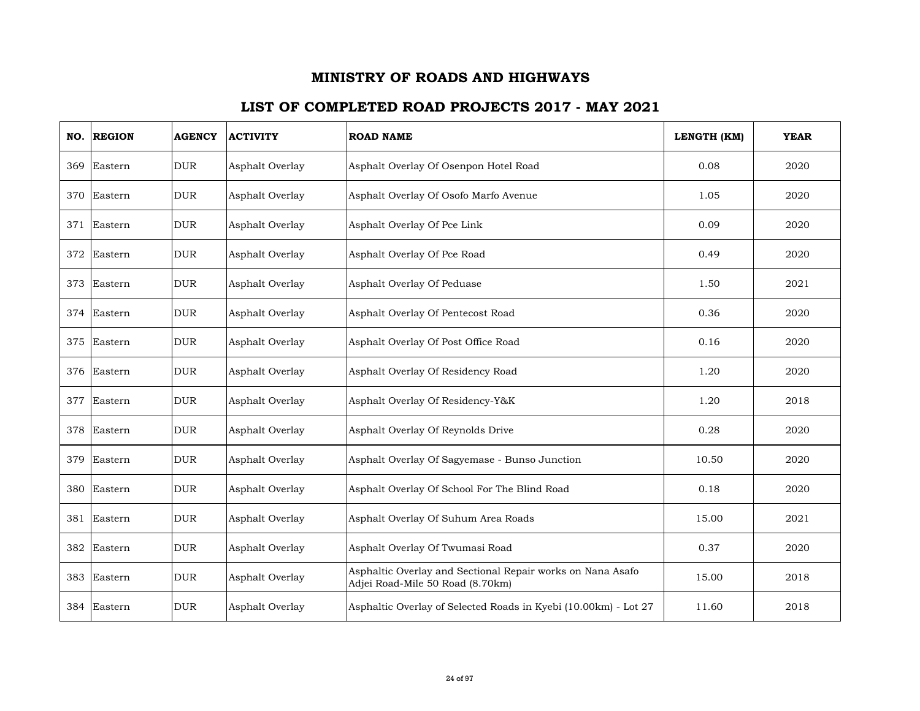# MINISTRY OF ROADS AND HIGHWAYS

## LIST OF COMPLETED ROAD PROJECTS 2017 - MAY 2021

| NO. | REGION | AGENCY | ACTIVITY | ROAD NAME | LENGTH (KM) | YEAR |
|---|---|---|---|---|---|---|
| 369 | Eastern | DUR | Asphalt Overlay | Asphalt Overlay Of Osenpon Hotel Road | 0.08 | 2020 |
| 370 | Eastern | DUR | Asphalt Overlay | Asphalt Overlay Of Osofo Marfo Avenue | 1.05 | 2020 |
| 371 | Eastern | DUR | Asphalt Overlay | Asphalt Overlay Of Pce Link | 0.09 | 2020 |
| 372 | Eastern | DUR | Asphalt Overlay | Asphalt Overlay Of Pce Road | 0.49 | 2020 |
| 373 | Eastern | DUR | Asphalt Overlay | Asphalt Overlay Of Peduase | 1.50 | 2021 |
| 374 | Eastern | DUR | Asphalt Overlay | Asphalt Overlay Of Pentecost Road | 0.36 | 2020 |
| 375 | Eastern | DUR | Asphalt Overlay | Asphalt Overlay Of Post Office Road | 0.16 | 2020 |
| 376 | Eastern | DUR | Asphalt Overlay | Asphalt Overlay Of Residency Road | 1.20 | 2020 |
| 377 | Eastern | DUR | Asphalt Overlay | Asphalt Overlay Of Residency-Y&K | 1.20 | 2018 |
| 378 | Eastern | DUR | Asphalt Overlay | Asphalt Overlay Of Reynolds Drive | 0.28 | 2020 |
| 379 | Eastern | DUR | Asphalt Overlay | Asphalt Overlay Of Sagyemase - Bunso Junction | 10.50 | 2020 |
| 380 | Eastern | DUR | Asphalt Overlay | Asphalt Overlay Of School For The Blind Road | 0.18 | 2020 |
| 381 | Eastern | DUR | Asphalt Overlay | Asphalt Overlay Of Suhum Area Roads | 15.00 | 2021 |
| 382 | Eastern | DUR | Asphalt Overlay | Asphalt Overlay Of Twumasi Road | 0.37 | 2020 |
| 383 | Eastern | DUR | Asphalt Overlay | Asphaltic Overlay and Sectional Repair works on Nana Asafo Adjei Road-Mile 50 Road (8.70km) | 15.00 | 2018 |
| 384 | Eastern | DUR | Asphalt Overlay | Asphaltic Overlay of Selected Roads in Kyebi (10.00km) - Lot 27 | 11.60 | 2018 |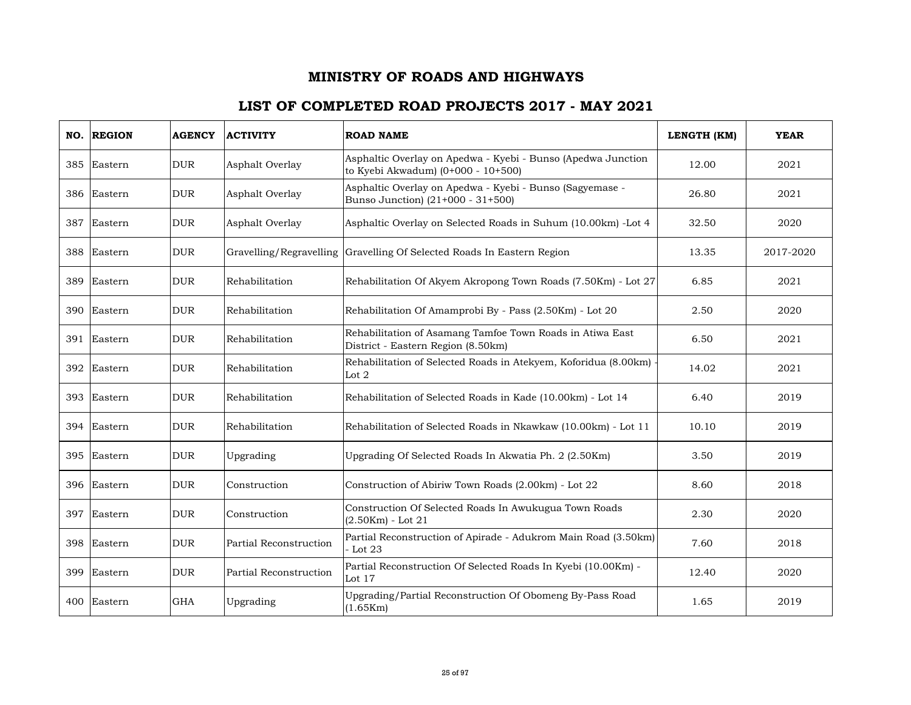# MINISTRY OF ROADS AND HIGHWAYS

## LIST OF COMPLETED ROAD PROJECTS 2017 - MAY 2021

| NO. | REGION | AGENCY | ACTIVITY | ROAD NAME | LENGTH (KM) | YEAR |
|---|---|---|---|---|---|---|
| 385 | Eastern | DUR | Asphalt Overlay | Asphaltic Overlay on Apedwa - Kyebi - Bunso (Apedwa Junction to Kyebi Akwadum) (0+000 - 10+500) | 12.00 | 2021 |
| 386 | Eastern | DUR | Asphalt Overlay | Asphaltic Overlay on Apedwa - Kyebi - Bunso (Sagyemase - Bunso Junction) (21+000 - 31+500) | 26.80 | 2021 |
| 387 | Eastern | DUR | Asphalt Overlay | Asphaltic Overlay on Selected Roads in Suhum (10.00km) -Lot 4 | 32.50 | 2020 |
| 388 | Eastern | DUR | Gravelling/Regravelling | Gravelling Of Selected Roads In Eastern Region | 13.35 | 2017-2020 |
| 389 | Eastern | DUR | Rehabilitation | Rehabilitation Of Akyem Akropong Town Roads (7.50Km) - Lot 27 | 6.85 | 2021 |
| 390 | Eastern | DUR | Rehabilitation | Rehabilitation Of Amamprobi By - Pass (2.50Km) - Lot 20 | 2.50 | 2020 |
| 391 | Eastern | DUR | Rehabilitation | Rehabilitation of Asamang Tamfoe Town Roads in Atiwa East District - Eastern Region (8.50km) | 6.50 | 2021 |
| 392 | Eastern | DUR | Rehabilitation | Rehabilitation of Selected Roads in Atekyem, Koforidua (8.00km) - Lot 2 | 14.02 | 2021 |
| 393 | Eastern | DUR | Rehabilitation | Rehabilitation of Selected Roads in Kade (10.00km) - Lot 14 | 6.40 | 2019 |
| 394 | Eastern | DUR | Rehabilitation | Rehabilitation of Selected Roads in Nkawkaw (10.00km) - Lot 11 | 10.10 | 2019 |
| 395 | Eastern | DUR | Upgrading | Upgrading Of Selected Roads In Akwatia Ph. 2 (2.50Km) | 3.50 | 2019 |
| 396 | Eastern | DUR | Construction | Construction of Abiriw Town Roads (2.00km) - Lot 22 | 8.60 | 2018 |
| 397 | Eastern | DUR | Construction | Construction Of Selected Roads In Awukugua Town Roads (2.50Km) - Lot 21 | 2.30 | 2020 |
| 398 | Eastern | DUR | Partial Reconstruction | Partial Reconstruction of Apirade - Adukrom Main Road (3.50km) - Lot 23 | 7.60 | 2018 |
| 399 | Eastern | DUR | Partial Reconstruction | Partial Reconstruction Of Selected Roads In Kyebi (10.00Km) - Lot 17 | 12.40 | 2020 |
| 400 | Eastern | GHA | Upgrading | Upgrading/Partial Reconstruction Of Obomeng By-Pass Road (1.65Km) | 1.65 | 2019 |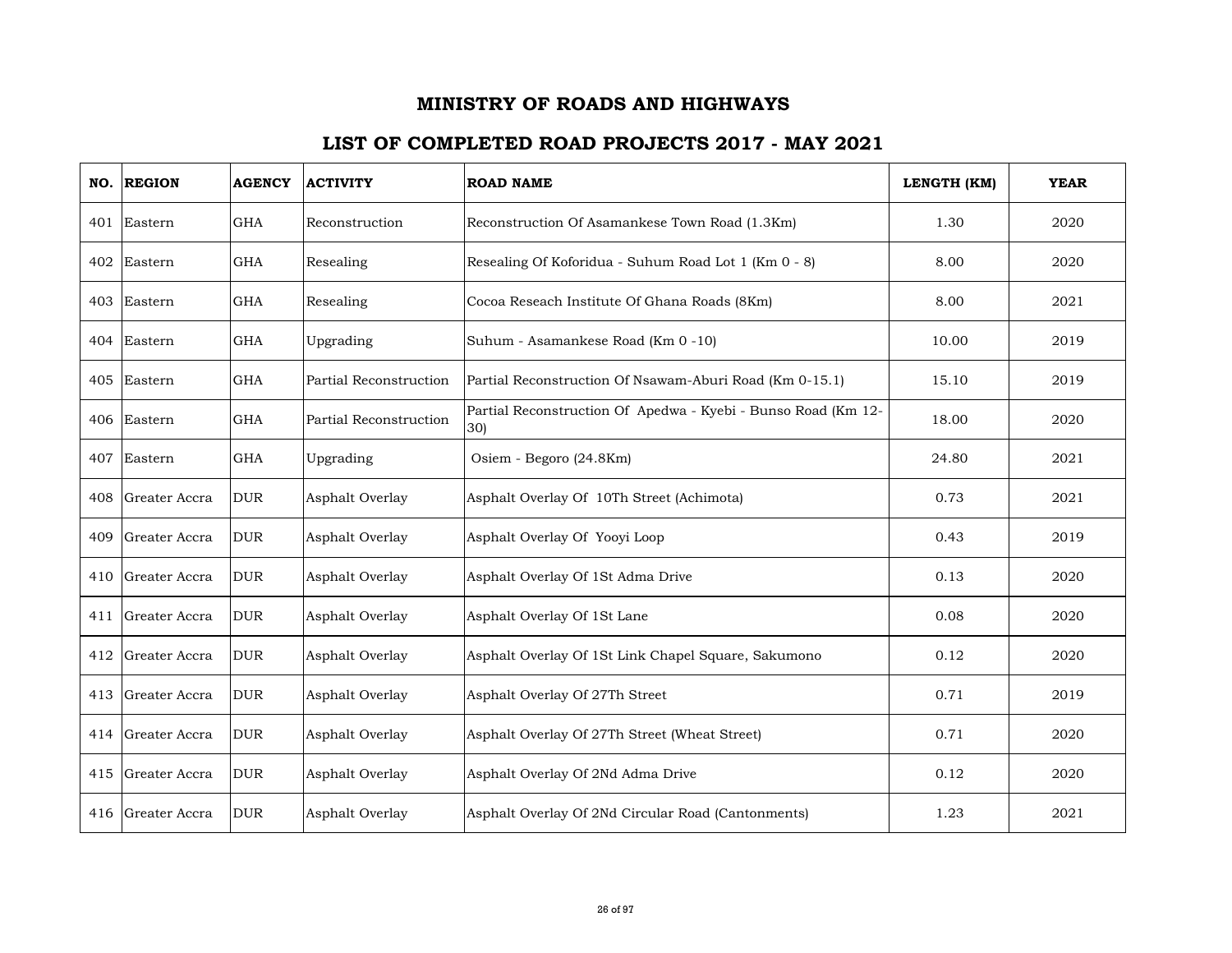# MINISTRY OF ROADS AND HIGHWAYS

## LIST OF COMPLETED ROAD PROJECTS 2017 - MAY 2021

| NO. | REGION | AGENCY | ACTIVITY | ROAD NAME | LENGTH (KM) | YEAR |
|---|---|---|---|---|---|---|
| 401 | Eastern | GHA | Reconstruction | Reconstruction Of Asamankese Town Road (1.3Km) | 1.30 | 2020 |
| 402 | Eastern | GHA | Resealing | Resealing Of Koforidua - Suhum Road Lot 1 (Km 0 - 8) | 8.00 | 2020 |
| 403 | Eastern | GHA | Resealing | Cocoa Reseach Institute Of Ghana Roads (8Km) | 8.00 | 2021 |
| 404 | Eastern | GHA | Upgrading | Suhum - Asamankese Road (Km 0 -10) | 10.00 | 2019 |
| 405 | Eastern | GHA | Partial Reconstruction | Partial Reconstruction Of Nsawam-Aburi Road (Km 0-15.1) | 15.10 | 2019 |
| 406 | Eastern | GHA | Partial Reconstruction | Partial Reconstruction Of Apedwa - Kyebi - Bunso Road (Km 12-30) | 18.00 | 2020 |
| 407 | Eastern | GHA | Upgrading | Osiem - Begoro (24.8Km) | 24.80 | 2021 |
| 408 | Greater Accra | DUR | Asphalt Overlay | Asphalt Overlay Of 10Th Street (Achimota) | 0.73 | 2021 |
| 409 | Greater Accra | DUR | Asphalt Overlay | Asphalt Overlay Of Yooyi Loop | 0.43 | 2019 |
| 410 | Greater Accra | DUR | Asphalt Overlay | Asphalt Overlay Of 1St Adma Drive | 0.13 | 2020 |
| 411 | Greater Accra | DUR | Asphalt Overlay | Asphalt Overlay Of 1St Lane | 0.08 | 2020 |
| 412 | Greater Accra | DUR | Asphalt Overlay | Asphalt Overlay Of 1St Link Chapel Square, Sakumono | 0.12 | 2020 |
| 413 | Greater Accra | DUR | Asphalt Overlay | Asphalt Overlay Of 27Th Street | 0.71 | 2019 |
| 414 | Greater Accra | DUR | Asphalt Overlay | Asphalt Overlay Of 27Th Street (Wheat Street) | 0.71 | 2020 |
| 415 | Greater Accra | DUR | Asphalt Overlay | Asphalt Overlay Of 2Nd Adma Drive | 0.12 | 2020 |
| 416 | Greater Accra | DUR | Asphalt Overlay | Asphalt Overlay Of 2Nd Circular Road (Cantonments) | 1.23 | 2021 |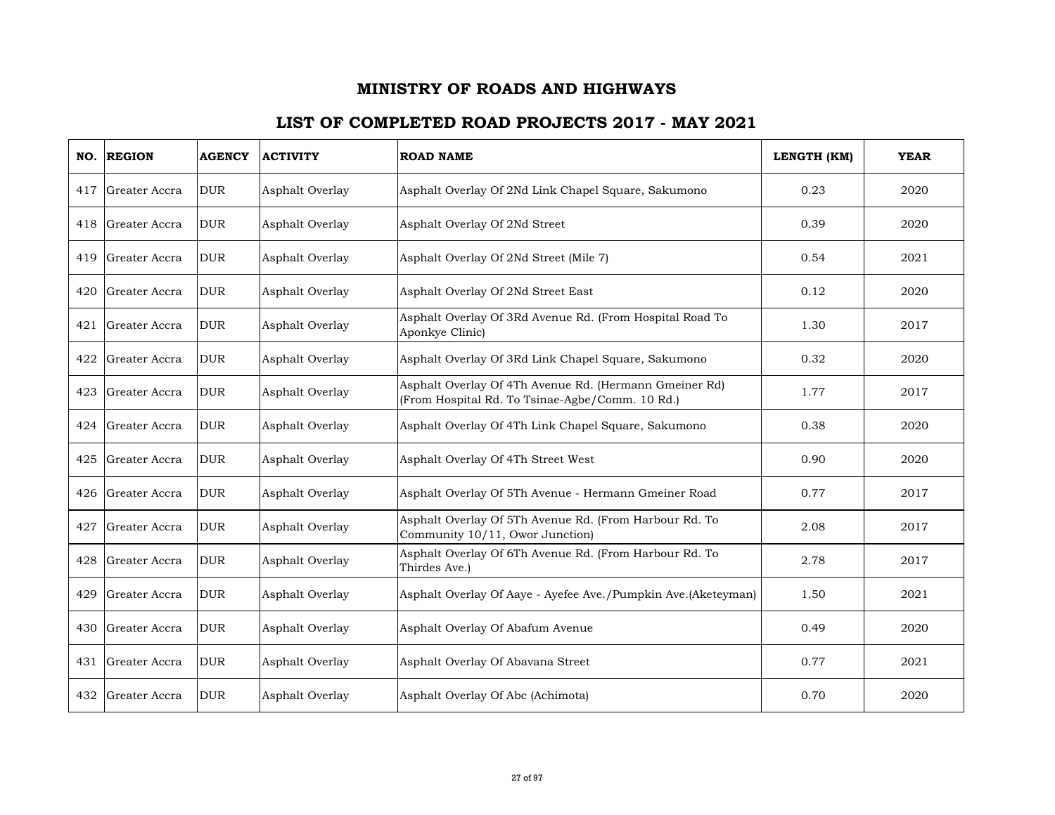# MINISTRY OF ROADS AND HIGHWAYS

## LIST OF COMPLETED ROAD PROJECTS 2017 - MAY 2021

| NO. | REGION | AGENCY | ACTIVITY | ROAD NAME | LENGTH (KM) | YEAR |
|---|---|---|---|---|---|---|
| 417 | Greater Accra | DUR | Asphalt Overlay | Asphalt Overlay Of 2Nd Link Chapel Square, Sakumono | 0.23 | 2020 |
| 418 | Greater Accra | DUR | Asphalt Overlay | Asphalt Overlay Of 2Nd Street | 0.39 | 2020 |
| 419 | Greater Accra | DUR | Asphalt Overlay | Asphalt Overlay Of 2Nd Street (Mile 7) | 0.54 | 2021 |
| 420 | Greater Accra | DUR | Asphalt Overlay | Asphalt Overlay Of 2Nd Street East | 0.12 | 2020 |
| 421 | Greater Accra | DUR | Asphalt Overlay | Asphalt Overlay Of 3Rd Avenue Rd. (From Hospital Road To Aponkye Clinic) | 1.30 | 2017 |
| 422 | Greater Accra | DUR | Asphalt Overlay | Asphalt Overlay Of 3Rd Link Chapel Square, Sakumono | 0.32 | 2020 |
| 423 | Greater Accra | DUR | Asphalt Overlay | Asphalt Overlay Of 4Th Avenue Rd. (Hermann Gmeiner Rd) (From Hospital Rd. To Tsinae-Agbe/Comm. 10 Rd.) | 1.77 | 2017 |
| 424 | Greater Accra | DUR | Asphalt Overlay | Asphalt Overlay Of 4Th Link Chapel Square, Sakumono | 0.38 | 2020 |
| 425 | Greater Accra | DUR | Asphalt Overlay | Asphalt Overlay Of 4Th Street West | 0.90 | 2020 |
| 426 | Greater Accra | DUR | Asphalt Overlay | Asphalt Overlay Of 5Th Avenue - Hermann Gmeiner Road | 0.77 | 2017 |
| 427 | Greater Accra | DUR | Asphalt Overlay | Asphalt Overlay Of 5Th Avenue Rd. (From Harbour Rd. To Community 10/11, Owor Junction) | 2.08 | 2017 |
| 428 | Greater Accra | DUR | Asphalt Overlay | Asphalt Overlay Of 6Th Avenue Rd. (From Harbour Rd. To Thirdes Ave.) | 2.78 | 2017 |
| 429 | Greater Accra | DUR | Asphalt Overlay | Asphalt Overlay Of Aaye - Ayefee Ave./Pumpkin Ave.(Aketeyman) | 1.50 | 2021 |
| 430 | Greater Accra | DUR | Asphalt Overlay | Asphalt Overlay Of Abafum Avenue | 0.49 | 2020 |
| 431 | Greater Accra | DUR | Asphalt Overlay | Asphalt Overlay Of Abavana Street | 0.77 | 2021 |
| 432 | Greater Accra | DUR | Asphalt Overlay | Asphalt Overlay Of Abc (Achimota) | 0.70 | 2020 |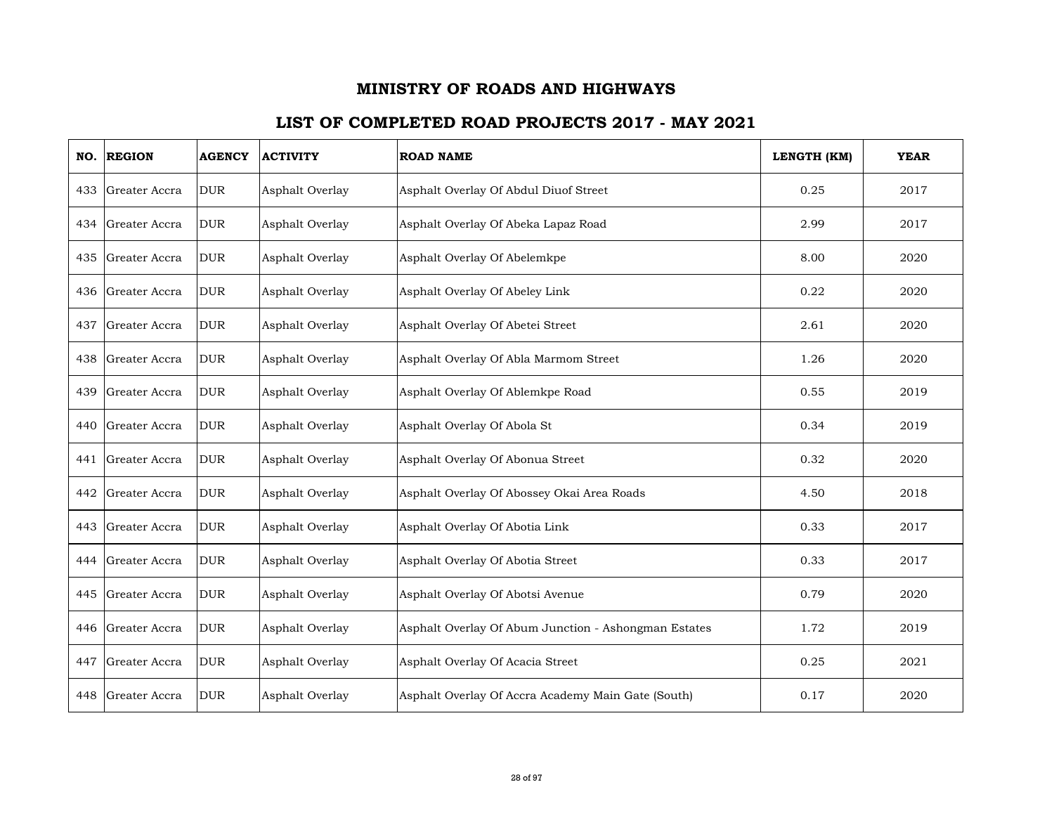# MINISTRY OF ROADS AND HIGHWAYS

## LIST OF COMPLETED ROAD PROJECTS 2017 - MAY 2021

| NO. | REGION | AGENCY | ACTIVITY | ROAD NAME | LENGTH (KM) | YEAR |
|---|---|---|---|---|---|---|
| 433 | Greater Accra | DUR | Asphalt Overlay | Asphalt Overlay Of Abdul Diuof Street | 0.25 | 2017 |
| 434 | Greater Accra | DUR | Asphalt Overlay | Asphalt Overlay Of Abeka Lapaz Road | 2.99 | 2017 |
| 435 | Greater Accra | DUR | Asphalt Overlay | Asphalt Overlay Of Abelemkpe | 8.00 | 2020 |
| 436 | Greater Accra | DUR | Asphalt Overlay | Asphalt Overlay Of Abeley Link | 0.22 | 2020 |
| 437 | Greater Accra | DUR | Asphalt Overlay | Asphalt Overlay Of Abetei Street | 2.61 | 2020 |
| 438 | Greater Accra | DUR | Asphalt Overlay | Asphalt Overlay Of Abla Marmom Street | 1.26 | 2020 |
| 439 | Greater Accra | DUR | Asphalt Overlay | Asphalt Overlay Of Ablemkpe Road | 0.55 | 2019 |
| 440 | Greater Accra | DUR | Asphalt Overlay | Asphalt Overlay Of Abola St | 0.34 | 2019 |
| 441 | Greater Accra | DUR | Asphalt Overlay | Asphalt Overlay Of Abonua Street | 0.32 | 2020 |
| 442 | Greater Accra | DUR | Asphalt Overlay | Asphalt Overlay Of Abossey Okai Area Roads | 4.50 | 2018 |
| 443 | Greater Accra | DUR | Asphalt Overlay | Asphalt Overlay Of Abotia Link | 0.33 | 2017 |
| 444 | Greater Accra | DUR | Asphalt Overlay | Asphalt Overlay Of Abotia Street | 0.33 | 2017 |
| 445 | Greater Accra | DUR | Asphalt Overlay | Asphalt Overlay Of Abotsi Avenue | 0.79 | 2020 |
| 446 | Greater Accra | DUR | Asphalt Overlay | Asphalt Overlay Of Abum Junction - Ashongman Estates | 1.72 | 2019 |
| 447 | Greater Accra | DUR | Asphalt Overlay | Asphalt Overlay Of Acacia Street | 0.25 | 2021 |
| 448 | Greater Accra | DUR | Asphalt Overlay | Asphalt Overlay Of Accra Academy Main Gate (South) | 0.17 | 2020 |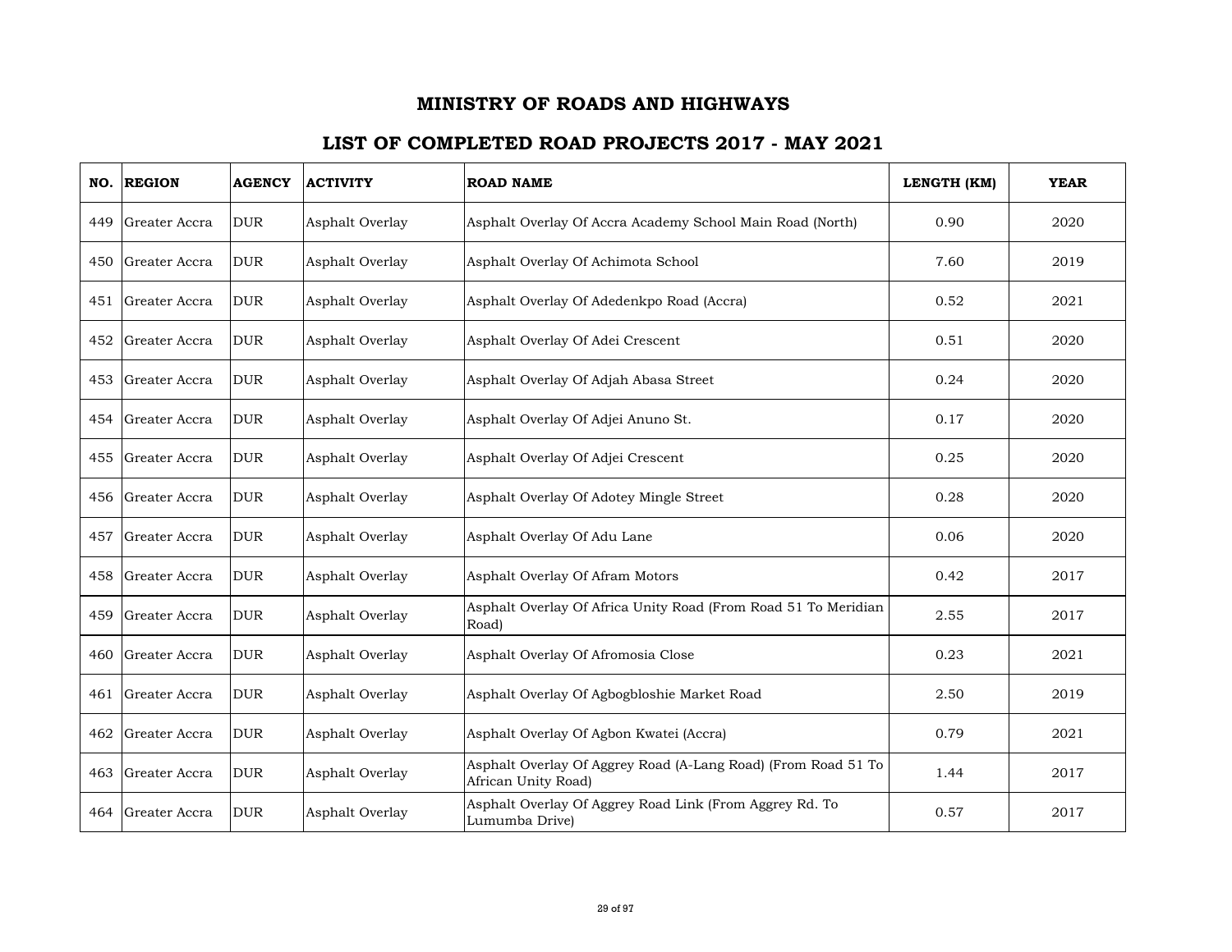# MINISTRY OF ROADS AND HIGHWAYS

## LIST OF COMPLETED ROAD PROJECTS 2017 - MAY 2021

| NO. | REGION | AGENCY | ACTIVITY | ROAD NAME | LENGTH (KM) | YEAR |
|---|---|---|---|---|---|---|
| 449 | Greater Accra | DUR | Asphalt Overlay | Asphalt Overlay Of Accra Academy School Main Road (North) | 0.90 | 2020 |
| 450 | Greater Accra | DUR | Asphalt Overlay | Asphalt Overlay Of Achimota School | 7.60 | 2019 |
| 451 | Greater Accra | DUR | Asphalt Overlay | Asphalt Overlay Of Adedenkpo Road (Accra) | 0.52 | 2021 |
| 452 | Greater Accra | DUR | Asphalt Overlay | Asphalt Overlay Of Adei Crescent | 0.51 | 2020 |
| 453 | Greater Accra | DUR | Asphalt Overlay | Asphalt Overlay Of Adjah Abasa Street | 0.24 | 2020 |
| 454 | Greater Accra | DUR | Asphalt Overlay | Asphalt Overlay Of Adjei Anuno St. | 0.17 | 2020 |
| 455 | Greater Accra | DUR | Asphalt Overlay | Asphalt Overlay Of Adjei Crescent | 0.25 | 2020 |
| 456 | Greater Accra | DUR | Asphalt Overlay | Asphalt Overlay Of Adotey Mingle Street | 0.28 | 2020 |
| 457 | Greater Accra | DUR | Asphalt Overlay | Asphalt Overlay Of Adu Lane | 0.06 | 2020 |
| 458 | Greater Accra | DUR | Asphalt Overlay | Asphalt Overlay Of Afram Motors | 0.42 | 2017 |
| 459 | Greater Accra | DUR | Asphalt Overlay | Asphalt Overlay Of Africa Unity Road (From Road 51 To Meridian Road) | 2.55 | 2017 |
| 460 | Greater Accra | DUR | Asphalt Overlay | Asphalt Overlay Of Afromosia Close | 0.23 | 2021 |
| 461 | Greater Accra | DUR | Asphalt Overlay | Asphalt Overlay Of Agbogbloshie Market Road | 2.50 | 2019 |
| 462 | Greater Accra | DUR | Asphalt Overlay | Asphalt Overlay Of Agbon Kwatei (Accra) | 0.79 | 2021 |
| 463 | Greater Accra | DUR | Asphalt Overlay | Asphalt Overlay Of Aggrey Road (A-Lang Road) (From Road 51 To African Unity Road) | 1.44 | 2017 |
| 464 | Greater Accra | DUR | Asphalt Overlay | Asphalt Overlay Of Aggrey Road Link (From Aggrey Rd. To Lumumba Drive) | 0.57 | 2017 |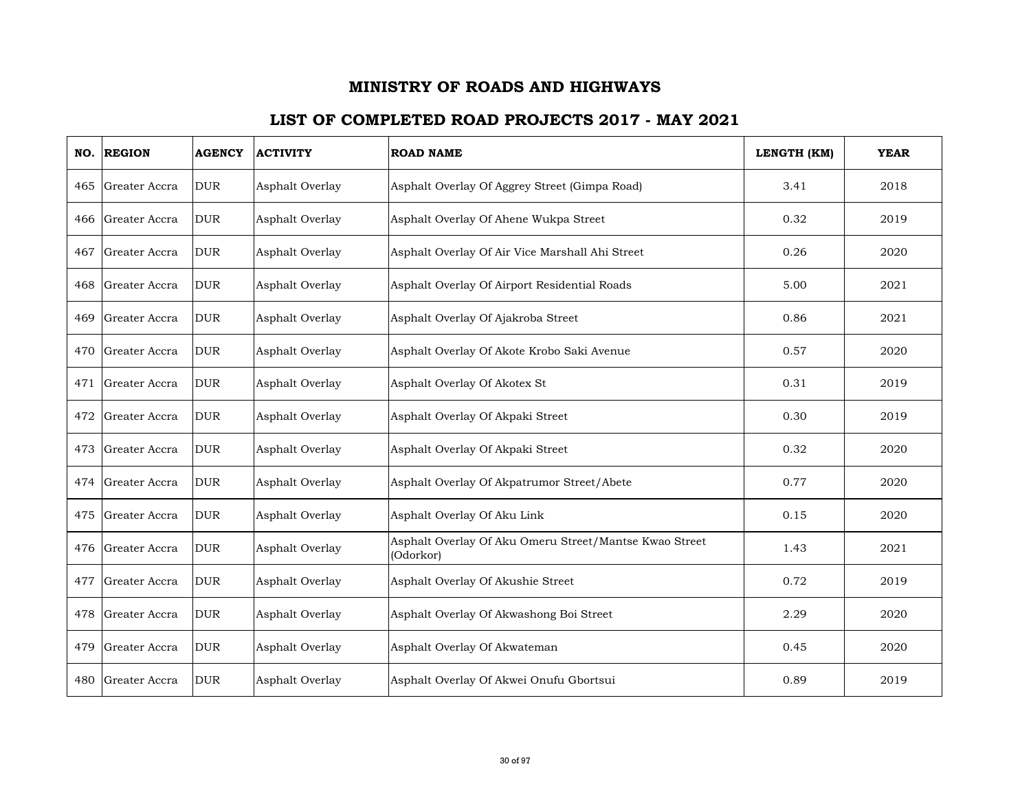# MINISTRY OF ROADS AND HIGHWAYS

## LIST OF COMPLETED ROAD PROJECTS 2017 - MAY 2021

| NO. | REGION | AGENCY | ACTIVITY | ROAD NAME | LENGTH (KM) | YEAR |
|---|---|---|---|---|---|---|
| 465 | Greater Accra | DUR | Asphalt Overlay | Asphalt Overlay Of Aggrey Street (Gimpa Road) | 3.41 | 2018 |
| 466 | Greater Accra | DUR | Asphalt Overlay | Asphalt Overlay Of Ahene Wukpa Street | 0.32 | 2019 |
| 467 | Greater Accra | DUR | Asphalt Overlay | Asphalt Overlay Of Air Vice Marshall Ahi Street | 0.26 | 2020 |
| 468 | Greater Accra | DUR | Asphalt Overlay | Asphalt Overlay Of Airport Residential Roads | 5.00 | 2021 |
| 469 | Greater Accra | DUR | Asphalt Overlay | Asphalt Overlay Of Ajakroba Street | 0.86 | 2021 |
| 470 | Greater Accra | DUR | Asphalt Overlay | Asphalt Overlay Of Akote Krobo Saki Avenue | 0.57 | 2020 |
| 471 | Greater Accra | DUR | Asphalt Overlay | Asphalt Overlay Of Akotex St | 0.31 | 2019 |
| 472 | Greater Accra | DUR | Asphalt Overlay | Asphalt Overlay Of Akpaki Street | 0.30 | 2019 |
| 473 | Greater Accra | DUR | Asphalt Overlay | Asphalt Overlay Of Akpaki Street | 0.32 | 2020 |
| 474 | Greater Accra | DUR | Asphalt Overlay | Asphalt Overlay Of Akpatrumor Street/Abete | 0.77 | 2020 |
| 475 | Greater Accra | DUR | Asphalt Overlay | Asphalt Overlay Of Aku Link | 0.15 | 2020 |
| 476 | Greater Accra | DUR | Asphalt Overlay | Asphalt Overlay Of Aku Omeru Street/Mantse Kwao Street (Odorkor) | 1.43 | 2021 |
| 477 | Greater Accra | DUR | Asphalt Overlay | Asphalt Overlay Of Akushie Street | 0.72 | 2019 |
| 478 | Greater Accra | DUR | Asphalt Overlay | Asphalt Overlay Of Akwashong Boi Street | 2.29 | 2020 |
| 479 | Greater Accra | DUR | Asphalt Overlay | Asphalt Overlay Of Akwateman | 0.45 | 2020 |
| 480 | Greater Accra | DUR | Asphalt Overlay | Asphalt Overlay Of Akwei Onufu Gbortsui | 0.89 | 2019 |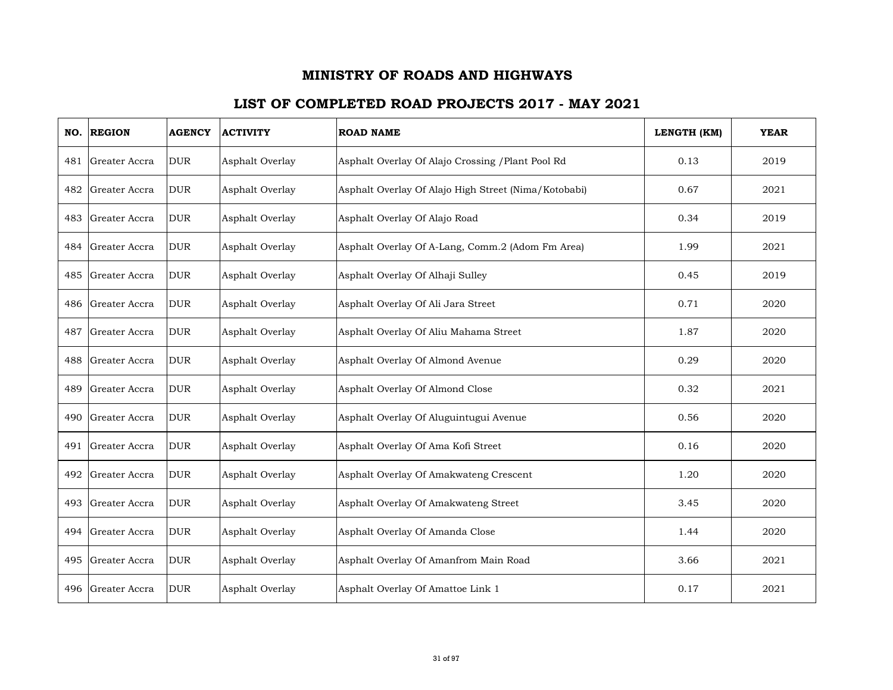# MINISTRY OF ROADS AND HIGHWAYS

## LIST OF COMPLETED ROAD PROJECTS 2017 - MAY 2021

| NO. | REGION | AGENCY | ACTIVITY | ROAD NAME | LENGTH (KM) | YEAR |
|---|---|---|---|---|---|---|
| 481 | Greater Accra | DUR | Asphalt Overlay | Asphalt Overlay Of Alajo Crossing /Plant Pool Rd | 0.13 | 2019 |
| 482 | Greater Accra | DUR | Asphalt Overlay | Asphalt Overlay Of Alajo High Street (Nima/Kotobabi) | 0.67 | 2021 |
| 483 | Greater Accra | DUR | Asphalt Overlay | Asphalt Overlay Of Alajo Road | 0.34 | 2019 |
| 484 | Greater Accra | DUR | Asphalt Overlay | Asphalt Overlay Of A-Lang, Comm.2 (Adom Fm Area) | 1.99 | 2021 |
| 485 | Greater Accra | DUR | Asphalt Overlay | Asphalt Overlay Of Alhaji Sulley | 0.45 | 2019 |
| 486 | Greater Accra | DUR | Asphalt Overlay | Asphalt Overlay Of Ali Jara Street | 0.71 | 2020 |
| 487 | Greater Accra | DUR | Asphalt Overlay | Asphalt Overlay Of Aliu Mahama Street | 1.87 | 2020 |
| 488 | Greater Accra | DUR | Asphalt Overlay | Asphalt Overlay Of Almond Avenue | 0.29 | 2020 |
| 489 | Greater Accra | DUR | Asphalt Overlay | Asphalt Overlay Of Almond Close | 0.32 | 2021 |
| 490 | Greater Accra | DUR | Asphalt Overlay | Asphalt Overlay Of Aluguintugui Avenue | 0.56 | 2020 |
| 491 | Greater Accra | DUR | Asphalt Overlay | Asphalt Overlay Of Ama Kofi Street | 0.16 | 2020 |
| 492 | Greater Accra | DUR | Asphalt Overlay | Asphalt Overlay Of Amakwateng Crescent | 1.20 | 2020 |
| 493 | Greater Accra | DUR | Asphalt Overlay | Asphalt Overlay Of Amakwateng Street | 3.45 | 2020 |
| 494 | Greater Accra | DUR | Asphalt Overlay | Asphalt Overlay Of Amanda Close | 1.44 | 2020 |
| 495 | Greater Accra | DUR | Asphalt Overlay | Asphalt Overlay Of Amanfrom Main Road | 3.66 | 2021 |
| 496 | Greater Accra | DUR | Asphalt Overlay | Asphalt Overlay Of Amattoe Link 1 | 0.17 | 2021 |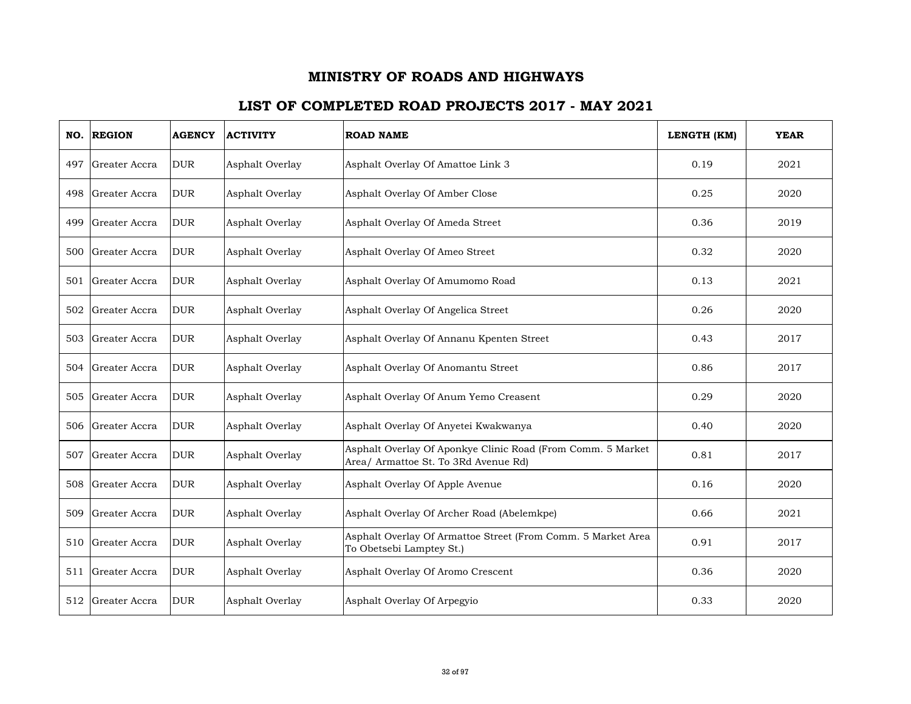# MINISTRY OF ROADS AND HIGHWAYS

## LIST OF COMPLETED ROAD PROJECTS 2017 - MAY 2021

| NO. | REGION | AGENCY | ACTIVITY | ROAD NAME | LENGTH (KM) | YEAR |
|---|---|---|---|---|---|---|
| 497 | Greater Accra | DUR | Asphalt Overlay | Asphalt Overlay Of Amattoe Link 3 | 0.19 | 2021 |
| 498 | Greater Accra | DUR | Asphalt Overlay | Asphalt Overlay Of Amber Close | 0.25 | 2020 |
| 499 | Greater Accra | DUR | Asphalt Overlay | Asphalt Overlay Of Ameda Street | 0.36 | 2019 |
| 500 | Greater Accra | DUR | Asphalt Overlay | Asphalt Overlay Of Ameo Street | 0.32 | 2020 |
| 501 | Greater Accra | DUR | Asphalt Overlay | Asphalt Overlay Of Amumomo Road | 0.13 | 2021 |
| 502 | Greater Accra | DUR | Asphalt Overlay | Asphalt Overlay Of Angelica Street | 0.26 | 2020 |
| 503 | Greater Accra | DUR | Asphalt Overlay | Asphalt Overlay Of Annanu Kpenten Street | 0.43 | 2017 |
| 504 | Greater Accra | DUR | Asphalt Overlay | Asphalt Overlay Of Anomantu Street | 0.86 | 2017 |
| 505 | Greater Accra | DUR | Asphalt Overlay | Asphalt Overlay Of Anum Yemo Creasent | 0.29 | 2020 |
| 506 | Greater Accra | DUR | Asphalt Overlay | Asphalt Overlay Of Anyetei Kwakwanya | 0.40 | 2020 |
| 507 | Greater Accra | DUR | Asphalt Overlay | Asphalt Overlay Of Aponkye Clinic Road (From Comm. 5 Market Area/ Armattoe St. To 3Rd Avenue Rd) | 0.81 | 2017 |
| 508 | Greater Accra | DUR | Asphalt Overlay | Asphalt Overlay Of Apple Avenue | 0.16 | 2020 |
| 509 | Greater Accra | DUR | Asphalt Overlay | Asphalt Overlay Of Archer Road (Abelemkpe) | 0.66 | 2021 |
| 510 | Greater Accra | DUR | Asphalt Overlay | Asphalt Overlay Of Armattoe Street (From Comm. 5 Market Area To Obetsebi Lamptey St.) | 0.91 | 2017 |
| 511 | Greater Accra | DUR | Asphalt Overlay | Asphalt Overlay Of Aromo Crescent | 0.36 | 2020 |
| 512 | Greater Accra | DUR | Asphalt Overlay | Asphalt Overlay Of Arpegyio | 0.33 | 2020 |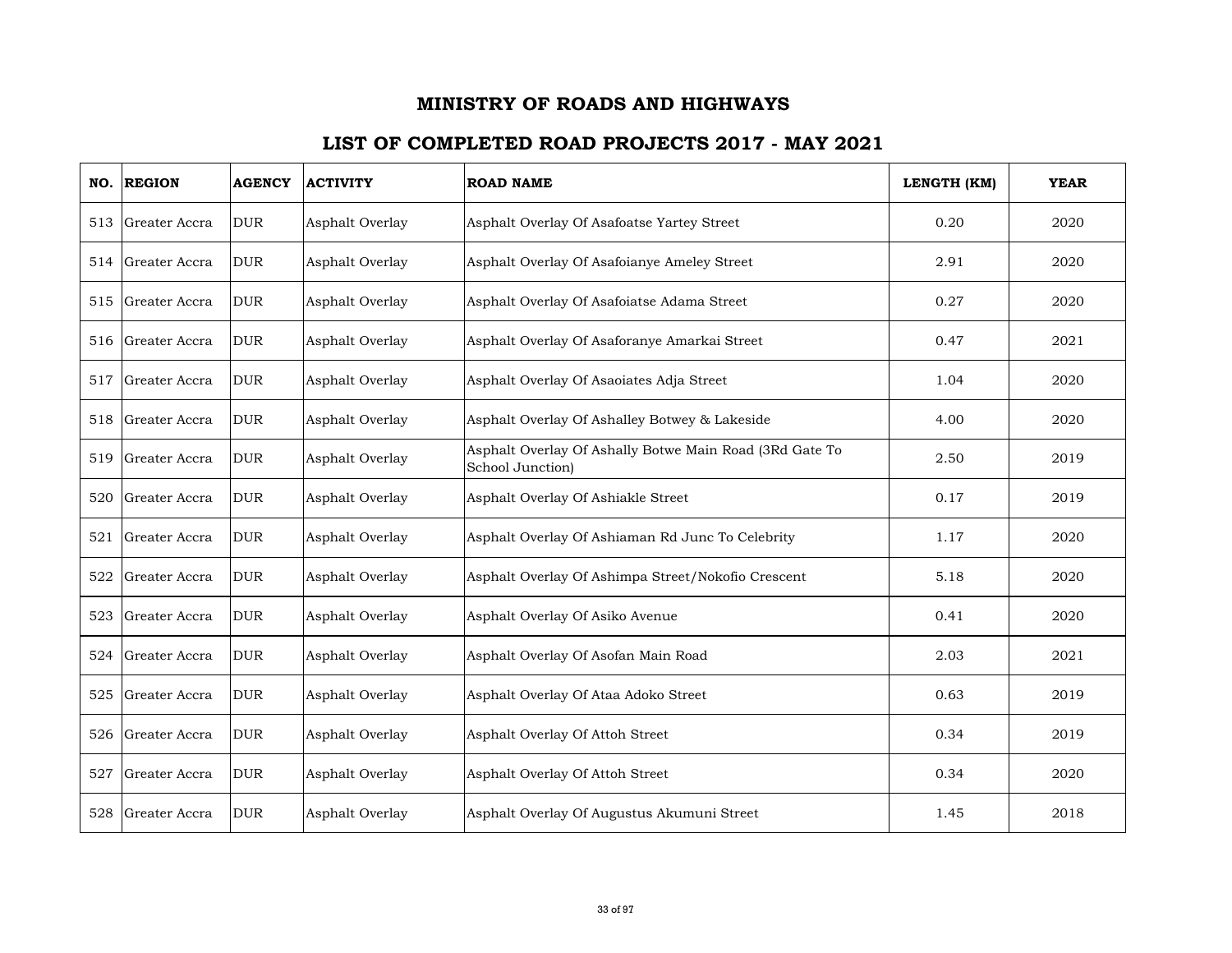# MINISTRY OF ROADS AND HIGHWAYS

## LIST OF COMPLETED ROAD PROJECTS 2017 - MAY 2021

| NO. | REGION | AGENCY | ACTIVITY | ROAD NAME | LENGTH (KM) | YEAR |
|---|---|---|---|---|---|---|
| 513 | Greater Accra | DUR | Asphalt Overlay | Asphalt Overlay Of Asafoatse Yartey Street | 0.20 | 2020 |
| 514 | Greater Accra | DUR | Asphalt Overlay | Asphalt Overlay Of Asafoianye Ameley Street | 2.91 | 2020 |
| 515 | Greater Accra | DUR | Asphalt Overlay | Asphalt Overlay Of Asafoiatse Adama Street | 0.27 | 2020 |
| 516 | Greater Accra | DUR | Asphalt Overlay | Asphalt Overlay Of Asaforanye Amarkai Street | 0.47 | 2021 |
| 517 | Greater Accra | DUR | Asphalt Overlay | Asphalt Overlay Of Asaoiates Adja Street | 1.04 | 2020 |
| 518 | Greater Accra | DUR | Asphalt Overlay | Asphalt Overlay Of Ashalley Botwey & Lakeside | 4.00 | 2020 |
| 519 | Greater Accra | DUR | Asphalt Overlay | Asphalt Overlay Of Ashally Botwe Main Road (3Rd Gate To School Junction) | 2.50 | 2019 |
| 520 | Greater Accra | DUR | Asphalt Overlay | Asphalt Overlay Of Ashiakle Street | 0.17 | 2019 |
| 521 | Greater Accra | DUR | Asphalt Overlay | Asphalt Overlay Of Ashiaman Rd Junc To Celebrity | 1.17 | 2020 |
| 522 | Greater Accra | DUR | Asphalt Overlay | Asphalt Overlay Of Ashimpa Street/Nokofio Crescent | 5.18 | 2020 |
| 523 | Greater Accra | DUR | Asphalt Overlay | Asphalt Overlay Of Asiko Avenue | 0.41 | 2020 |
| 524 | Greater Accra | DUR | Asphalt Overlay | Asphalt Overlay Of Asofan Main Road | 2.03 | 2021 |
| 525 | Greater Accra | DUR | Asphalt Overlay | Asphalt Overlay Of Ataa Adoko Street | 0.63 | 2019 |
| 526 | Greater Accra | DUR | Asphalt Overlay | Asphalt Overlay Of Attoh Street | 0.34 | 2019 |
| 527 | Greater Accra | DUR | Asphalt Overlay | Asphalt Overlay Of Attoh Street | 0.34 | 2020 |
| 528 | Greater Accra | DUR | Asphalt Overlay | Asphalt Overlay Of Augustus Akumuni Street | 1.45 | 2018 |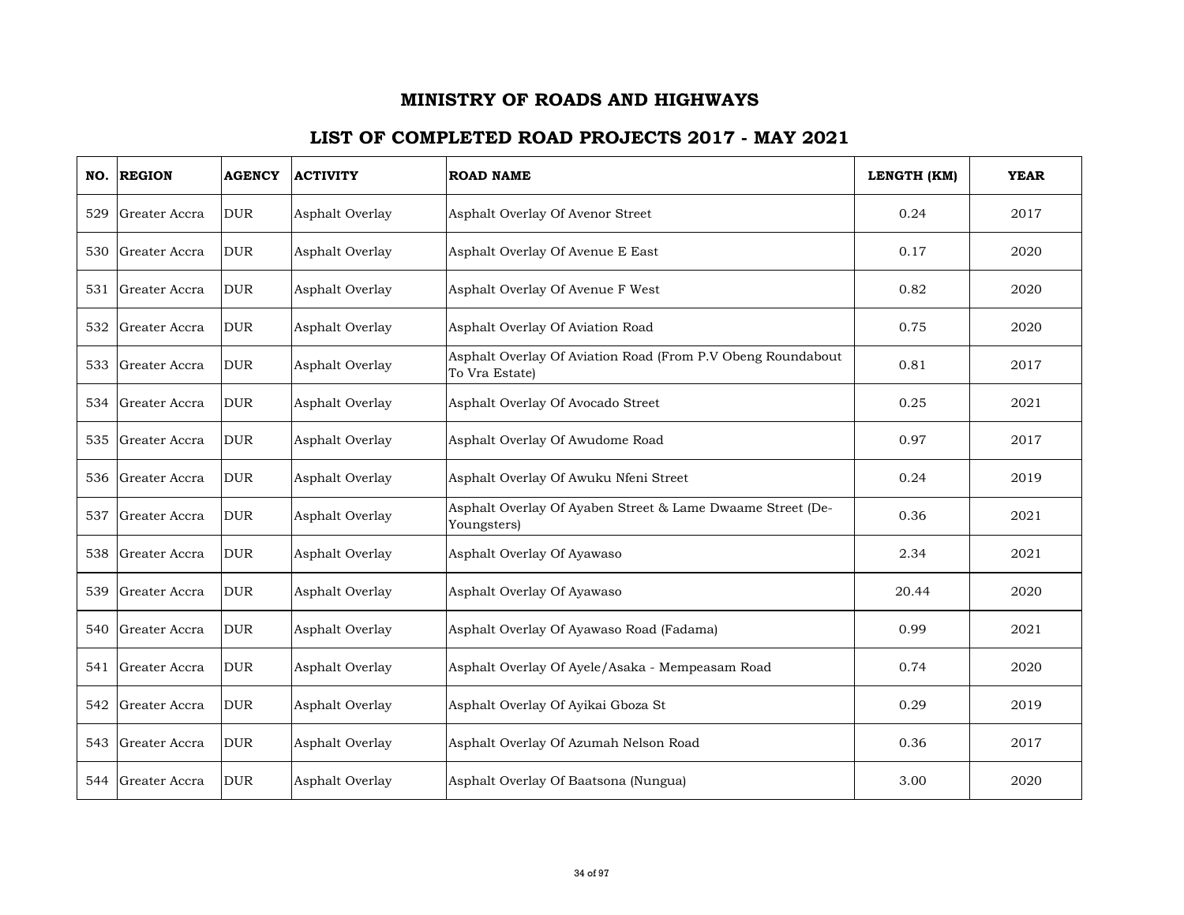# MINISTRY OF ROADS AND HIGHWAYS

## LIST OF COMPLETED ROAD PROJECTS 2017 - MAY 2021

| NO. | REGION | AGENCY | ACTIVITY | ROAD NAME | LENGTH (KM) | YEAR |
|---|---|---|---|---|---|---|
| 529 | Greater Accra | DUR | Asphalt Overlay | Asphalt Overlay Of Avenor Street | 0.24 | 2017 |
| 530 | Greater Accra | DUR | Asphalt Overlay | Asphalt Overlay Of Avenue E East | 0.17 | 2020 |
| 531 | Greater Accra | DUR | Asphalt Overlay | Asphalt Overlay Of Avenue F West | 0.82 | 2020 |
| 532 | Greater Accra | DUR | Asphalt Overlay | Asphalt Overlay Of Aviation Road | 0.75 | 2020 |
| 533 | Greater Accra | DUR | Asphalt Overlay | Asphalt Overlay Of Aviation Road (From P.V Obeng Roundabout To Vra Estate) | 0.81 | 2017 |
| 534 | Greater Accra | DUR | Asphalt Overlay | Asphalt Overlay Of Avocado Street | 0.25 | 2021 |
| 535 | Greater Accra | DUR | Asphalt Overlay | Asphalt Overlay Of Awudome Road | 0.97 | 2017 |
| 536 | Greater Accra | DUR | Asphalt Overlay | Asphalt Overlay Of Awuku Nfeni Street | 0.24 | 2019 |
| 537 | Greater Accra | DUR | Asphalt Overlay | Asphalt Overlay Of Ayaben Street & Lame Dwaame Street (De-Youngsters) | 0.36 | 2021 |
| 538 | Greater Accra | DUR | Asphalt Overlay | Asphalt Overlay Of Ayawaso | 2.34 | 2021 |
| 539 | Greater Accra | DUR | Asphalt Overlay | Asphalt Overlay Of Ayawaso | 20.44 | 2020 |
| 540 | Greater Accra | DUR | Asphalt Overlay | Asphalt Overlay Of Ayawaso Road (Fadama) | 0.99 | 2021 |
| 541 | Greater Accra | DUR | Asphalt Overlay | Asphalt Overlay Of Ayele/Asaka - Mempeasam Road | 0.74 | 2020 |
| 542 | Greater Accra | DUR | Asphalt Overlay | Asphalt Overlay Of Ayikai Gboza St | 0.29 | 2019 |
| 543 | Greater Accra | DUR | Asphalt Overlay | Asphalt Overlay Of Azumah Nelson Road | 0.36 | 2017 |
| 544 | Greater Accra | DUR | Asphalt Overlay | Asphalt Overlay Of Baatsona (Nungua) | 3.00 | 2020 |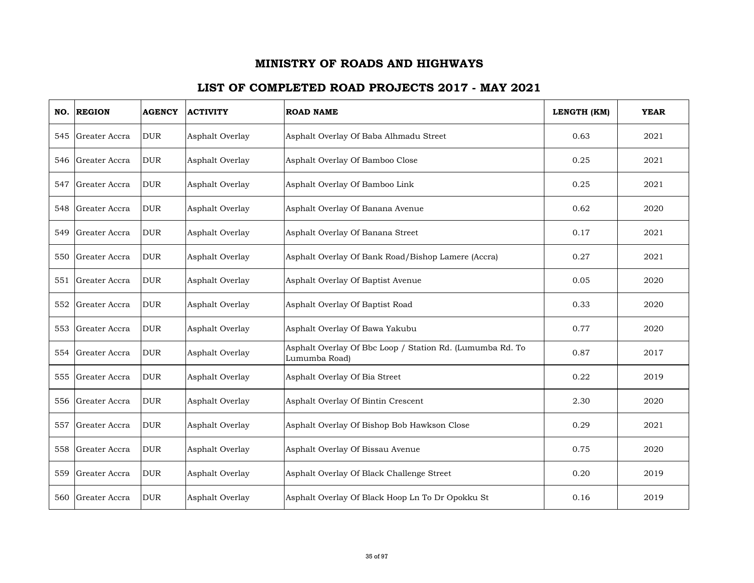# MINISTRY OF ROADS AND HIGHWAYS

## LIST OF COMPLETED ROAD PROJECTS 2017 - MAY 2021

| NO. | REGION | AGENCY | ACTIVITY | ROAD NAME | LENGTH (KM) | YEAR |
|---|---|---|---|---|---|---|
| 545 | Greater Accra | DUR | Asphalt Overlay | Asphalt Overlay Of Baba Alhmadu Street | 0.63 | 2021 |
| 546 | Greater Accra | DUR | Asphalt Overlay | Asphalt Overlay Of Bamboo Close | 0.25 | 2021 |
| 547 | Greater Accra | DUR | Asphalt Overlay | Asphalt Overlay Of Bamboo Link | 0.25 | 2021 |
| 548 | Greater Accra | DUR | Asphalt Overlay | Asphalt Overlay Of Banana Avenue | 0.62 | 2020 |
| 549 | Greater Accra | DUR | Asphalt Overlay | Asphalt Overlay Of Banana Street | 0.17 | 2021 |
| 550 | Greater Accra | DUR | Asphalt Overlay | Asphalt Overlay Of Bank Road/Bishop Lamere (Accra) | 0.27 | 2021 |
| 551 | Greater Accra | DUR | Asphalt Overlay | Asphalt Overlay Of Baptist Avenue | 0.05 | 2020 |
| 552 | Greater Accra | DUR | Asphalt Overlay | Asphalt Overlay Of Baptist Road | 0.33 | 2020 |
| 553 | Greater Accra | DUR | Asphalt Overlay | Asphalt Overlay Of Bawa Yakubu | 0.77 | 2020 |
| 554 | Greater Accra | DUR | Asphalt Overlay | Asphalt Overlay Of Bbc Loop / Station Rd. (Lumumba Rd. To Lumumba Road) | 0.87 | 2017 |
| 555 | Greater Accra | DUR | Asphalt Overlay | Asphalt Overlay Of Bia Street | 0.22 | 2019 |
| 556 | Greater Accra | DUR | Asphalt Overlay | Asphalt Overlay Of Bintin Crescent | 2.30 | 2020 |
| 557 | Greater Accra | DUR | Asphalt Overlay | Asphalt Overlay Of Bishop Bob Hawkson Close | 0.29 | 2021 |
| 558 | Greater Accra | DUR | Asphalt Overlay | Asphalt Overlay Of Bissau Avenue | 0.75 | 2020 |
| 559 | Greater Accra | DUR | Asphalt Overlay | Asphalt Overlay Of Black Challenge Street | 0.20 | 2019 |
| 560 | Greater Accra | DUR | Asphalt Overlay | Asphalt Overlay Of Black Hoop Ln To Dr Opokku St | 0.16 | 2019 |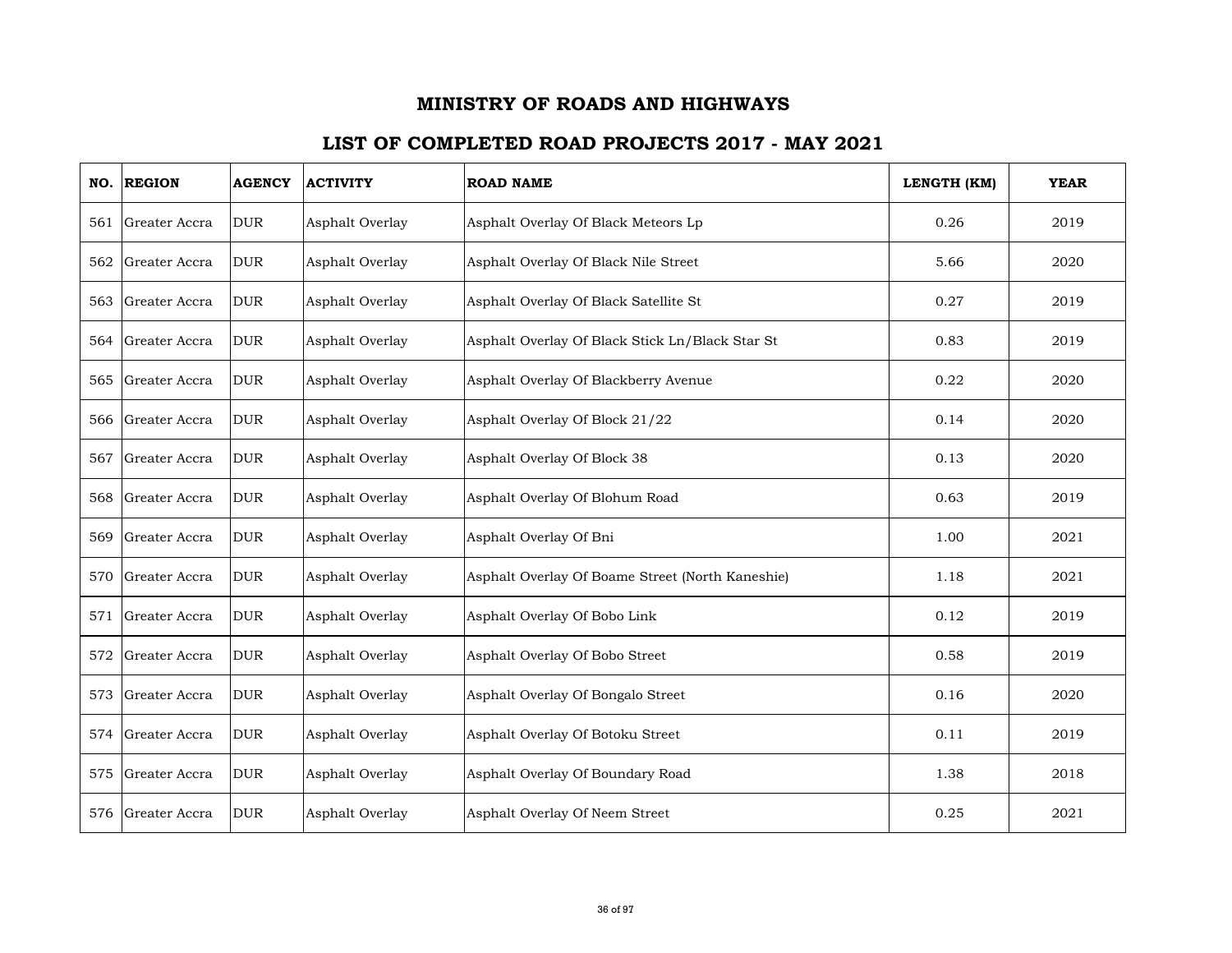# MINISTRY OF ROADS AND HIGHWAYS

## LIST OF COMPLETED ROAD PROJECTS 2017 - MAY 2021

| NO. | REGION | AGENCY | ACTIVITY | ROAD NAME | LENGTH (KM) | YEAR |
|---|---|---|---|---|---|---|
| 561 | Greater Accra | DUR | Asphalt Overlay | Asphalt Overlay Of Black Meteors Lp | 0.26 | 2019 |
| 562 | Greater Accra | DUR | Asphalt Overlay | Asphalt Overlay Of Black Nile Street | 5.66 | 2020 |
| 563 | Greater Accra | DUR | Asphalt Overlay | Asphalt Overlay Of Black Satellite St | 0.27 | 2019 |
| 564 | Greater Accra | DUR | Asphalt Overlay | Asphalt Overlay Of Black Stick Ln/Black Star St | 0.83 | 2019 |
| 565 | Greater Accra | DUR | Asphalt Overlay | Asphalt Overlay Of Blackberry Avenue | 0.22 | 2020 |
| 566 | Greater Accra | DUR | Asphalt Overlay | Asphalt Overlay Of Block 21/22 | 0.14 | 2020 |
| 567 | Greater Accra | DUR | Asphalt Overlay | Asphalt Overlay Of Block 38 | 0.13 | 2020 |
| 568 | Greater Accra | DUR | Asphalt Overlay | Asphalt Overlay Of Blohum Road | 0.63 | 2019 |
| 569 | Greater Accra | DUR | Asphalt Overlay | Asphalt Overlay Of Bni | 1.00 | 2021 |
| 570 | Greater Accra | DUR | Asphalt Overlay | Asphalt Overlay Of Boame Street (North Kaneshie) | 1.18 | 2021 |
| 571 | Greater Accra | DUR | Asphalt Overlay | Asphalt Overlay Of Bobo Link | 0.12 | 2019 |
| 572 | Greater Accra | DUR | Asphalt Overlay | Asphalt Overlay Of Bobo Street | 0.58 | 2019 |
| 573 | Greater Accra | DUR | Asphalt Overlay | Asphalt Overlay Of Bongalo Street | 0.16 | 2020 |
| 574 | Greater Accra | DUR | Asphalt Overlay | Asphalt Overlay Of Botoku Street | 0.11 | 2019 |
| 575 | Greater Accra | DUR | Asphalt Overlay | Asphalt Overlay Of Boundary Road | 1.38 | 2018 |
| 576 | Greater Accra | DUR | Asphalt Overlay | Asphalt Overlay Of Neem Street | 0.25 | 2021 |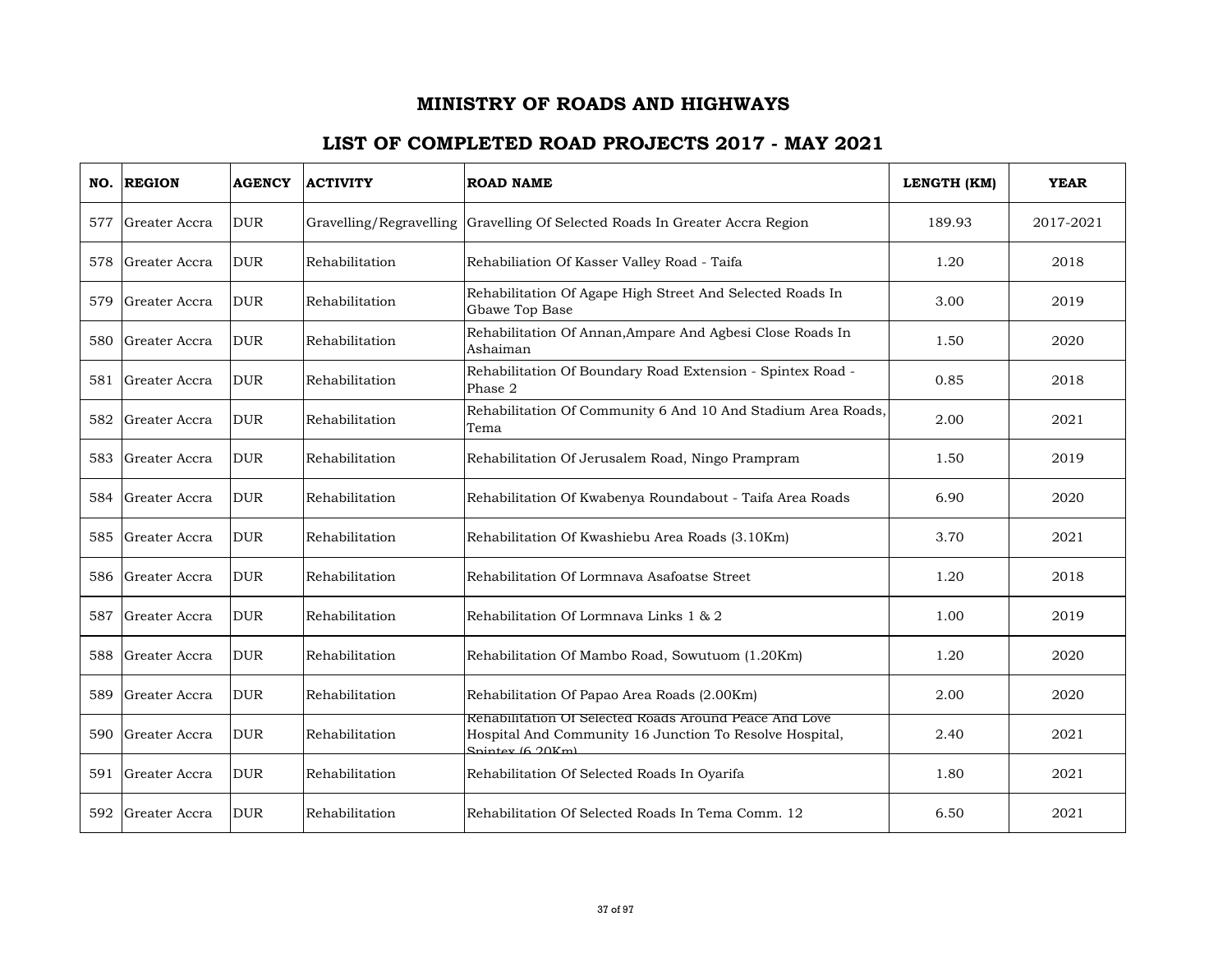# MINISTRY OF ROADS AND HIGHWAYS

## LIST OF COMPLETED ROAD PROJECTS 2017 - MAY 2021

| NO. | REGION | AGENCY | ACTIVITY | ROAD NAME | LENGTH (KM) | YEAR |
|---|---|---|---|---|---|---|
| 577 | Greater Accra | DUR | Gravelling/Regravelling | Gravelling Of Selected Roads In Greater Accra Region | 189.93 | 2017-2021 |
| 578 | Greater Accra | DUR | Rehabilitation | Rehabiliation Of Kasser Valley Road - Taifa | 1.20 | 2018 |
| 579 | Greater Accra | DUR | Rehabilitation | Rehabilitation Of Agape High Street And Selected Roads In Gbawe Top Base | 3.00 | 2019 |
| 580 | Greater Accra | DUR | Rehabilitation | Rehabilitation Of Annan,Ampare And Agbesi Close Roads In Ashaiman | 1.50 | 2020 |
| 581 | Greater Accra | DUR | Rehabilitation | Rehabilitation Of Boundary Road Extension - Spintex Road - Phase 2 | 0.85 | 2018 |
| 582 | Greater Accra | DUR | Rehabilitation | Rehabilitation Of Community 6 And 10 And Stadium Area Roads, Tema | 2.00 | 2021 |
| 583 | Greater Accra | DUR | Rehabilitation | Rehabilitation Of Jerusalem Road, Ningo Prampram | 1.50 | 2019 |
| 584 | Greater Accra | DUR | Rehabilitation | Rehabilitation Of Kwabenya Roundabout - Taifa Area Roads | 6.90 | 2020 |
| 585 | Greater Accra | DUR | Rehabilitation | Rehabilitation Of Kwashiebu Area Roads (3.10Km) | 3.70 | 2021 |
| 586 | Greater Accra | DUR | Rehabilitation | Rehabilitation Of Lormnava Asafoatse Street | 1.20 | 2018 |
| 587 | Greater Accra | DUR | Rehabilitation | Rehabilitation Of Lormnava Links 1 & 2 | 1.00 | 2019 |
| 588 | Greater Accra | DUR | Rehabilitation | Rehabilitation Of Mambo Road, Sowutuom (1.20Km) | 1.20 | 2020 |
| 589 | Greater Accra | DUR | Rehabilitation | Rehabilitation Of Papao Area Roads (2.00Km) | 2.00 | 2020 |
| 590 | Greater Accra | DUR | Rehabilitation | Rehabilitation Of Selected Roads Around Peace And Love Hospital And Community 16 Junction To Resolve Hospital, Spintex (6.20Km) | 2.40 | 2021 |
| 591 | Greater Accra | DUR | Rehabilitation | Rehabilitation Of Selected Roads In Oyarifa | 1.80 | 2021 |
| 592 | Greater Accra | DUR | Rehabilitation | Rehabilitation Of Selected Roads In Tema Comm. 12 | 6.50 | 2021 |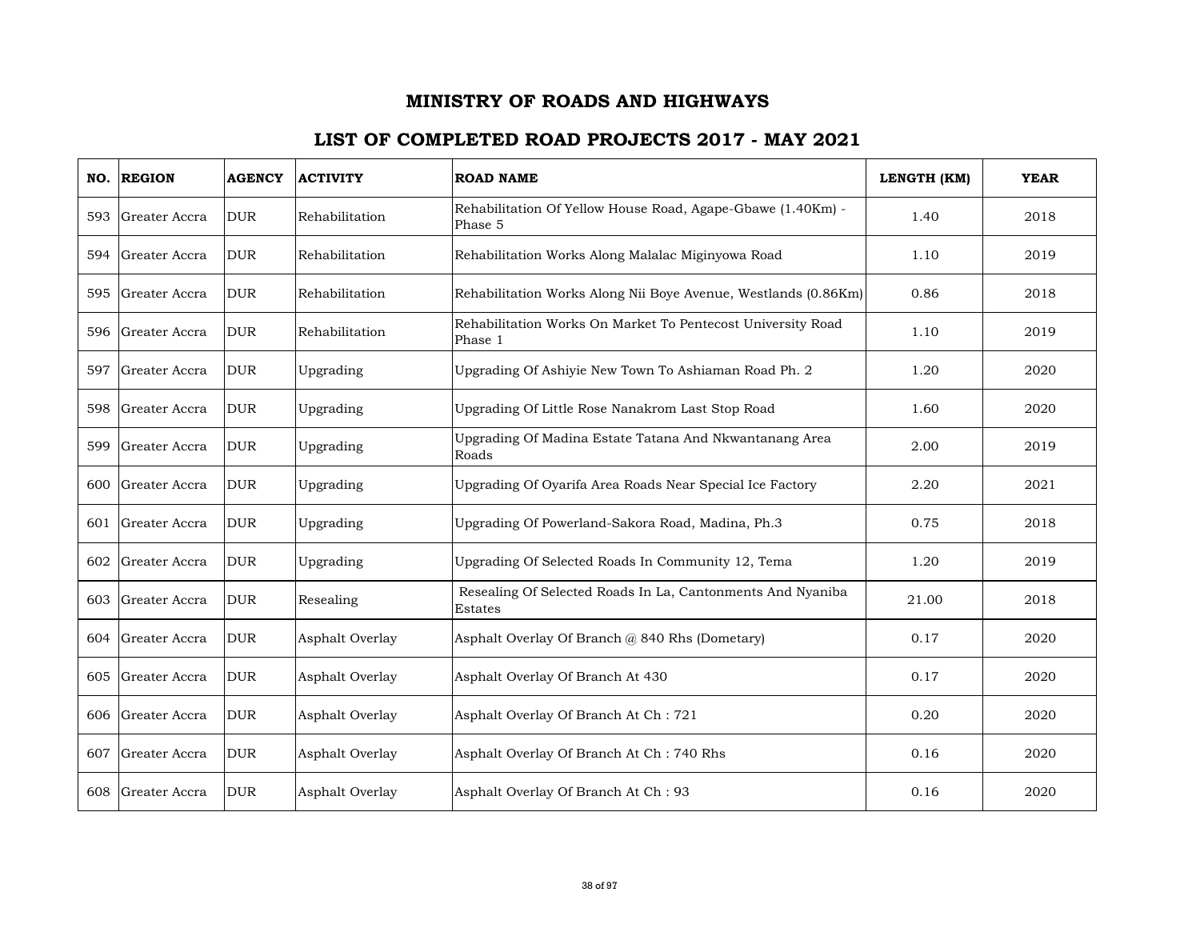# MINISTRY OF ROADS AND HIGHWAYS

## LIST OF COMPLETED ROAD PROJECTS 2017 - MAY 2021

| NO. | REGION | AGENCY | ACTIVITY | ROAD NAME | LENGTH (KM) | YEAR |
|---|---|---|---|---|---|---|
| 593 | Greater Accra | DUR | Rehabilitation | Rehabilitation Of Yellow House Road, Agape-Gbawe (1.40Km) - Phase 5 | 1.40 | 2018 |
| 594 | Greater Accra | DUR | Rehabilitation | Rehabilitation Works Along Malalac Miginyowa Road | 1.10 | 2019 |
| 595 | Greater Accra | DUR | Rehabilitation | Rehabilitation Works Along Nii Boye Avenue, Westlands (0.86Km) | 0.86 | 2018 |
| 596 | Greater Accra | DUR | Rehabilitation | Rehabilitation Works On Market To Pentecost University Road Phase 1 | 1.10 | 2019 |
| 597 | Greater Accra | DUR | Upgrading | Upgrading Of Ashiyie New Town To Ashiaman Road Ph. 2 | 1.20 | 2020 |
| 598 | Greater Accra | DUR | Upgrading | Upgrading Of Little Rose Nanakrom Last Stop Road | 1.60 | 2020 |
| 599 | Greater Accra | DUR | Upgrading | Upgrading Of Madina Estate Tatana And Nkwantanang Area Roads | 2.00 | 2019 |
| 600 | Greater Accra | DUR | Upgrading | Upgrading Of Oyarifa Area Roads Near Special Ice Factory | 2.20 | 2021 |
| 601 | Greater Accra | DUR | Upgrading | Upgrading Of Powerland-Sakora Road, Madina, Ph.3 | 0.75 | 2018 |
| 602 | Greater Accra | DUR | Upgrading | Upgrading Of Selected Roads In Community 12, Tema | 1.20 | 2019 |
| 603 | Greater Accra | DUR | Resealing | Resealing Of Selected Roads In La, Cantonments And Nyaniba Estates | 21.00 | 2018 |
| 604 | Greater Accra | DUR | Asphalt Overlay | Asphalt Overlay Of Branch @ 840 Rhs (Dometary) | 0.17 | 2020 |
| 605 | Greater Accra | DUR | Asphalt Overlay | Asphalt Overlay Of Branch At 430 | 0.17 | 2020 |
| 606 | Greater Accra | DUR | Asphalt Overlay | Asphalt Overlay Of Branch At Ch : 721 | 0.20 | 2020 |
| 607 | Greater Accra | DUR | Asphalt Overlay | Asphalt Overlay Of Branch At Ch : 740 Rhs | 0.16 | 2020 |
| 608 | Greater Accra | DUR | Asphalt Overlay | Asphalt Overlay Of Branch At Ch : 93 | 0.16 | 2020 |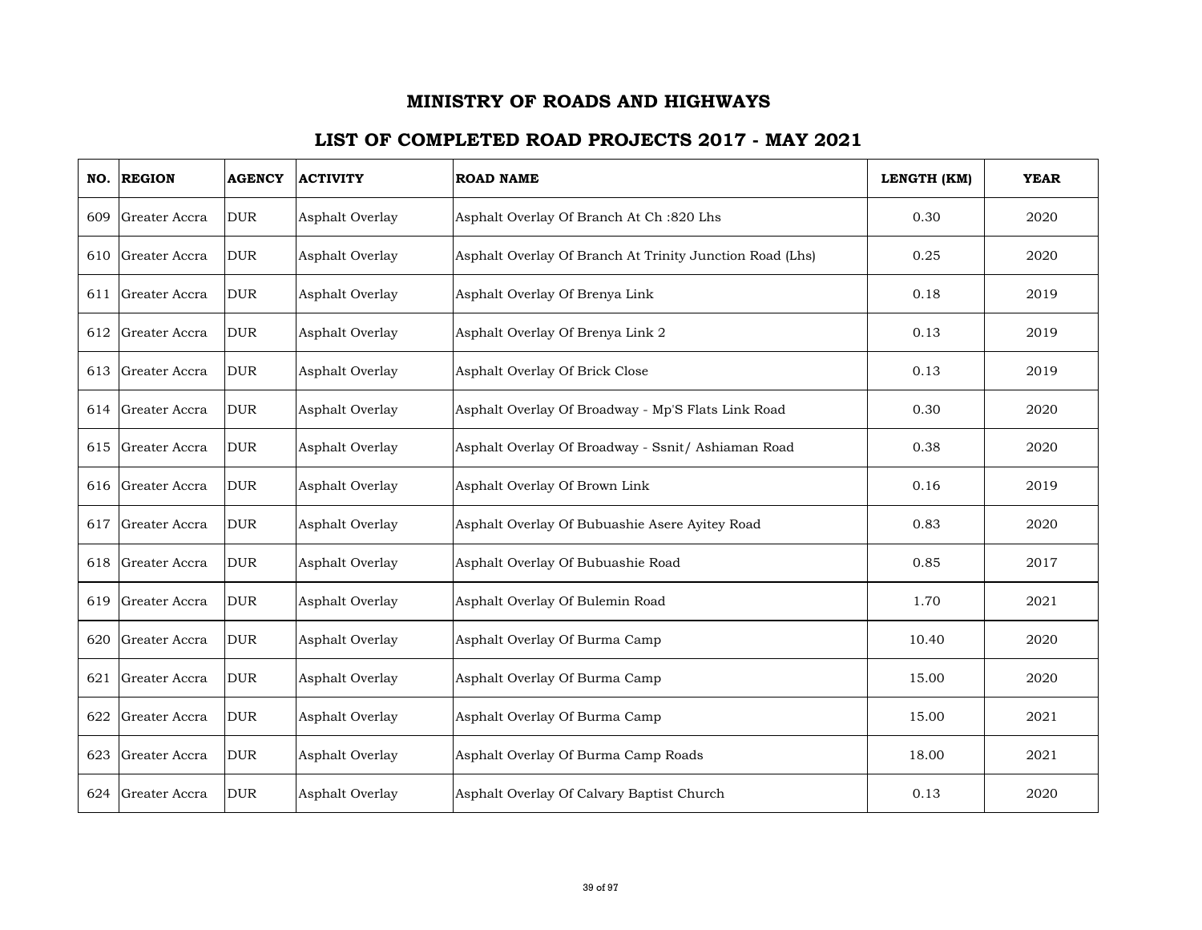# MINISTRY OF ROADS AND HIGHWAYS

## LIST OF COMPLETED ROAD PROJECTS 2017 - MAY 2021

| NO. | REGION | AGENCY | ACTIVITY | ROAD NAME | LENGTH (KM) | YEAR |
|---|---|---|---|---|---|---|
| 609 | Greater Accra | DUR | Asphalt Overlay | Asphalt Overlay Of Branch At Ch :820 Lhs | 0.30 | 2020 |
| 610 | Greater Accra | DUR | Asphalt Overlay | Asphalt Overlay Of Branch At Trinity Junction Road (Lhs) | 0.25 | 2020 |
| 611 | Greater Accra | DUR | Asphalt Overlay | Asphalt Overlay Of Brenya Link | 0.18 | 2019 |
| 612 | Greater Accra | DUR | Asphalt Overlay | Asphalt Overlay Of Brenya Link 2 | 0.13 | 2019 |
| 613 | Greater Accra | DUR | Asphalt Overlay | Asphalt Overlay Of Brick Close | 0.13 | 2019 |
| 614 | Greater Accra | DUR | Asphalt Overlay | Asphalt Overlay Of Broadway - Mp'S Flats Link Road | 0.30 | 2020 |
| 615 | Greater Accra | DUR | Asphalt Overlay | Asphalt Overlay Of Broadway - Ssnit/ Ashiaman Road | 0.38 | 2020 |
| 616 | Greater Accra | DUR | Asphalt Overlay | Asphalt Overlay Of Brown Link | 0.16 | 2019 |
| 617 | Greater Accra | DUR | Asphalt Overlay | Asphalt Overlay Of Bubuashie Asere Ayitey Road | 0.83 | 2020 |
| 618 | Greater Accra | DUR | Asphalt Overlay | Asphalt Overlay Of Bubuashie Road | 0.85 | 2017 |
| 619 | Greater Accra | DUR | Asphalt Overlay | Asphalt Overlay Of Bulemin Road | 1.70 | 2021 |
| 620 | Greater Accra | DUR | Asphalt Overlay | Asphalt Overlay Of Burma Camp | 10.40 | 2020 |
| 621 | Greater Accra | DUR | Asphalt Overlay | Asphalt Overlay Of Burma Camp | 15.00 | 2020 |
| 622 | Greater Accra | DUR | Asphalt Overlay | Asphalt Overlay Of Burma Camp | 15.00 | 2021 |
| 623 | Greater Accra | DUR | Asphalt Overlay | Asphalt Overlay Of Burma Camp Roads | 18.00 | 2021 |
| 624 | Greater Accra | DUR | Asphalt Overlay | Asphalt Overlay Of Calvary Baptist Church | 0.13 | 2020 |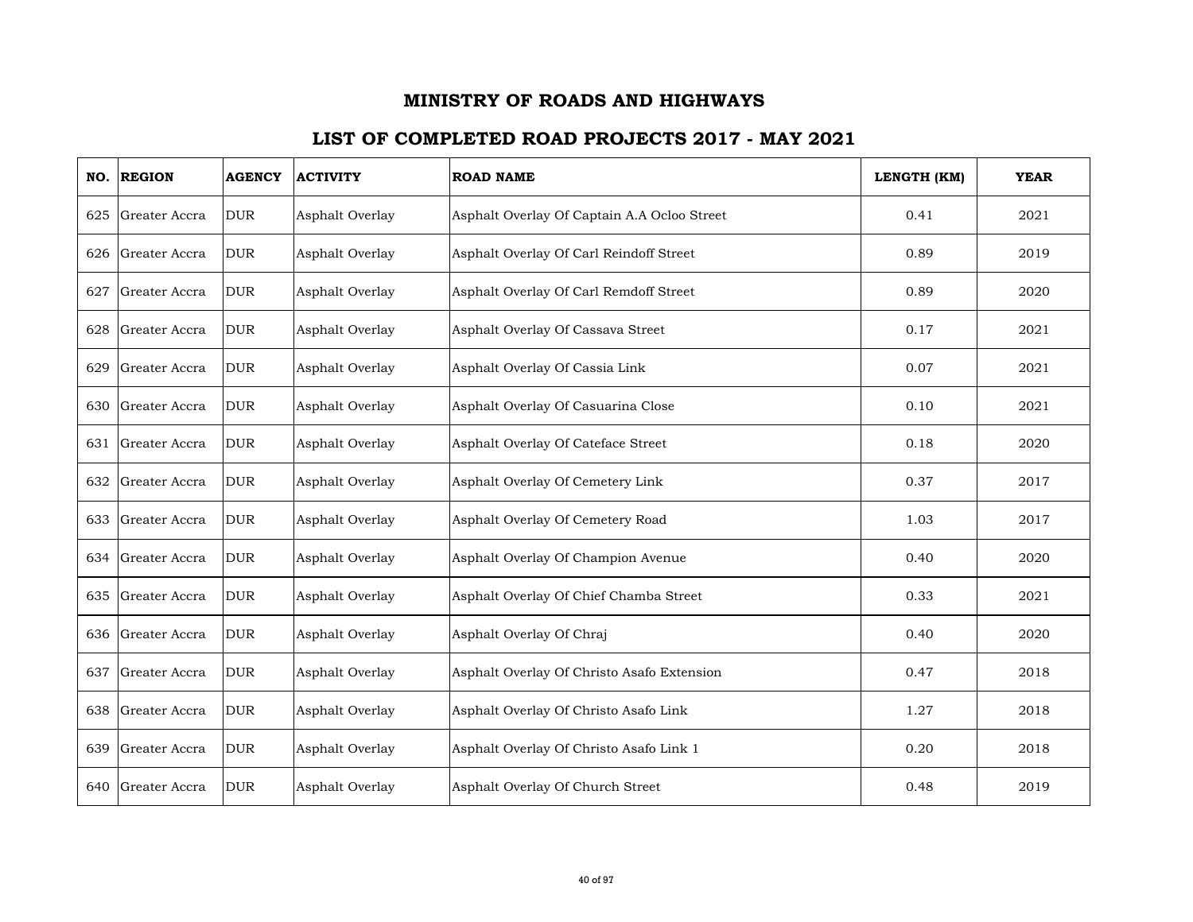# MINISTRY OF ROADS AND HIGHWAYS

## LIST OF COMPLETED ROAD PROJECTS 2017 - MAY 2021

| NO. | REGION | AGENCY | ACTIVITY | ROAD NAME | LENGTH (KM) | YEAR |
|---|---|---|---|---|---|---|
| 625 | Greater Accra | DUR | Asphalt Overlay | Asphalt Overlay Of Captain A.A Ocloo Street | 0.41 | 2021 |
| 626 | Greater Accra | DUR | Asphalt Overlay | Asphalt Overlay Of Carl Reindoff Street | 0.89 | 2019 |
| 627 | Greater Accra | DUR | Asphalt Overlay | Asphalt Overlay Of Carl Remdoff Street | 0.89 | 2020 |
| 628 | Greater Accra | DUR | Asphalt Overlay | Asphalt Overlay Of Cassava Street | 0.17 | 2021 |
| 629 | Greater Accra | DUR | Asphalt Overlay | Asphalt Overlay Of Cassia Link | 0.07 | 2021 |
| 630 | Greater Accra | DUR | Asphalt Overlay | Asphalt Overlay Of Casuarina Close | 0.10 | 2021 |
| 631 | Greater Accra | DUR | Asphalt Overlay | Asphalt Overlay Of Cateface Street | 0.18 | 2020 |
| 632 | Greater Accra | DUR | Asphalt Overlay | Asphalt Overlay Of Cemetery Link | 0.37 | 2017 |
| 633 | Greater Accra | DUR | Asphalt Overlay | Asphalt Overlay Of Cemetery Road | 1.03 | 2017 |
| 634 | Greater Accra | DUR | Asphalt Overlay | Asphalt Overlay Of Champion Avenue | 0.40 | 2020 |
| 635 | Greater Accra | DUR | Asphalt Overlay | Asphalt Overlay Of Chief Chamba Street | 0.33 | 2021 |
| 636 | Greater Accra | DUR | Asphalt Overlay | Asphalt Overlay Of Chraj | 0.40 | 2020 |
| 637 | Greater Accra | DUR | Asphalt Overlay | Asphalt Overlay Of Christo Asafo Extension | 0.47 | 2018 |
| 638 | Greater Accra | DUR | Asphalt Overlay | Asphalt Overlay Of Christo Asafo Link | 1.27 | 2018 |
| 639 | Greater Accra | DUR | Asphalt Overlay | Asphalt Overlay Of Christo Asafo Link 1 | 0.20 | 2018 |
| 640 | Greater Accra | DUR | Asphalt Overlay | Asphalt Overlay Of Church Street | 0.48 | 2019 |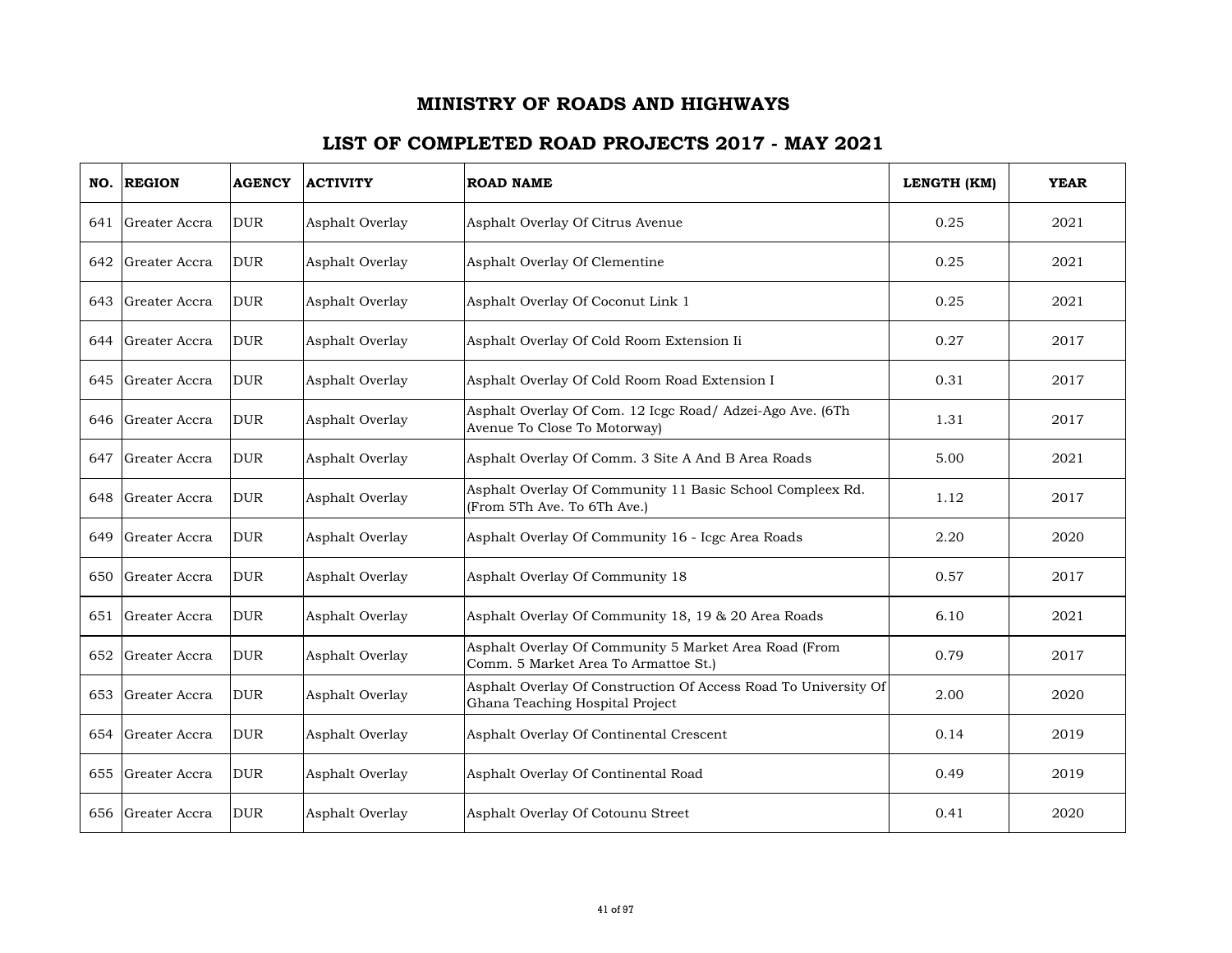# MINISTRY OF ROADS AND HIGHWAYS

## LIST OF COMPLETED ROAD PROJECTS 2017 - MAY 2021

| NO. | REGION | AGENCY | ACTIVITY | ROAD NAME | LENGTH (KM) | YEAR |
|---|---|---|---|---|---|---|
| 641 | Greater Accra | DUR | Asphalt Overlay | Asphalt Overlay Of Citrus Avenue | 0.25 | 2021 |
| 642 | Greater Accra | DUR | Asphalt Overlay | Asphalt Overlay Of Clementine | 0.25 | 2021 |
| 643 | Greater Accra | DUR | Asphalt Overlay | Asphalt Overlay Of Coconut Link 1 | 0.25 | 2021 |
| 644 | Greater Accra | DUR | Asphalt Overlay | Asphalt Overlay Of Cold Room Extension Ii | 0.27 | 2017 |
| 645 | Greater Accra | DUR | Asphalt Overlay | Asphalt Overlay Of Cold Room Road Extension I | 0.31 | 2017 |
| 646 | Greater Accra | DUR | Asphalt Overlay | Asphalt Overlay Of Com. 12 Icgc Road/ Adzei-Ago Ave. (6Th Avenue To Close To Motorway) | 1.31 | 2017 |
| 647 | Greater Accra | DUR | Asphalt Overlay | Asphalt Overlay Of Comm. 3 Site A And B Area Roads | 5.00 | 2021 |
| 648 | Greater Accra | DUR | Asphalt Overlay | Asphalt Overlay Of Community 11 Basic School Compleex Rd. (From 5Th Ave. To 6Th Ave.) | 1.12 | 2017 |
| 649 | Greater Accra | DUR | Asphalt Overlay | Asphalt Overlay Of Community 16 - Icgc Area Roads | 2.20 | 2020 |
| 650 | Greater Accra | DUR | Asphalt Overlay | Asphalt Overlay Of Community 18 | 0.57 | 2017 |
| 651 | Greater Accra | DUR | Asphalt Overlay | Asphalt Overlay Of Community 18, 19 & 20 Area Roads | 6.10 | 2021 |
| 652 | Greater Accra | DUR | Asphalt Overlay | Asphalt Overlay Of Community 5 Market Area Road (From Comm. 5 Market Area To Armattoe St.) | 0.79 | 2017 |
| 653 | Greater Accra | DUR | Asphalt Overlay | Asphalt Overlay Of Construction Of Access Road To University Of Ghana Teaching Hospital Project | 2.00 | 2020 |
| 654 | Greater Accra | DUR | Asphalt Overlay | Asphalt Overlay Of Continental Crescent | 0.14 | 2019 |
| 655 | Greater Accra | DUR | Asphalt Overlay | Asphalt Overlay Of Continental Road | 0.49 | 2019 |
| 656 | Greater Accra | DUR | Asphalt Overlay | Asphalt Overlay Of Cotounu Street | 0.41 | 2020 |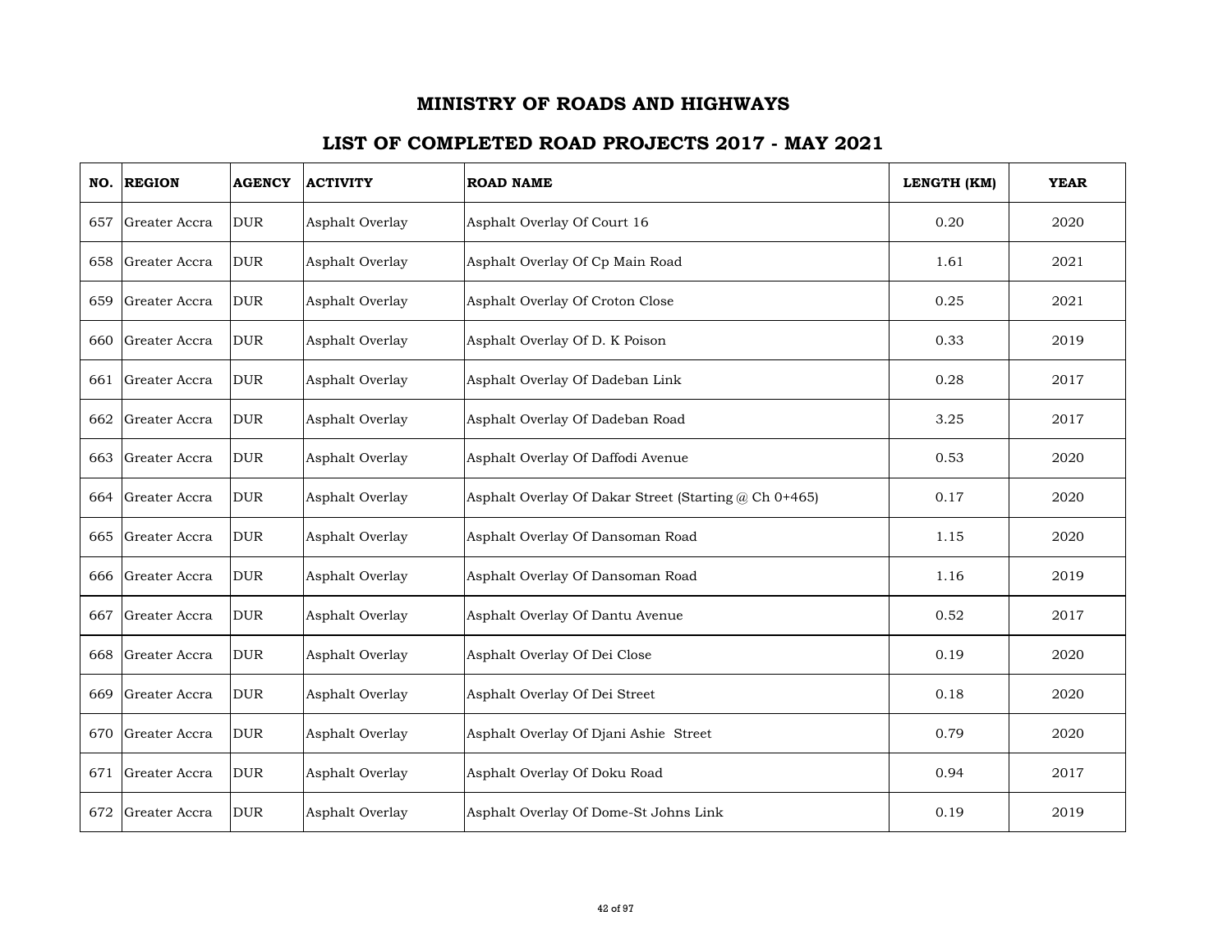# MINISTRY OF ROADS AND HIGHWAYS

## LIST OF COMPLETED ROAD PROJECTS 2017 - MAY 2021

| NO. | REGION | AGENCY | ACTIVITY | ROAD NAME | LENGTH (KM) | YEAR |
|---|---|---|---|---|---|---|
| 657 | Greater Accra | DUR | Asphalt Overlay | Asphalt Overlay Of Court 16 | 0.20 | 2020 |
| 658 | Greater Accra | DUR | Asphalt Overlay | Asphalt Overlay Of Cp Main Road | 1.61 | 2021 |
| 659 | Greater Accra | DUR | Asphalt Overlay | Asphalt Overlay Of Croton Close | 0.25 | 2021 |
| 660 | Greater Accra | DUR | Asphalt Overlay | Asphalt Overlay Of D. K Poison | 0.33 | 2019 |
| 661 | Greater Accra | DUR | Asphalt Overlay | Asphalt Overlay Of Dadeban Link | 0.28 | 2017 |
| 662 | Greater Accra | DUR | Asphalt Overlay | Asphalt Overlay Of Dadeban Road | 3.25 | 2017 |
| 663 | Greater Accra | DUR | Asphalt Overlay | Asphalt Overlay Of Daffodi Avenue | 0.53 | 2020 |
| 664 | Greater Accra | DUR | Asphalt Overlay | Asphalt Overlay Of Dakar Street (Starting @ Ch 0+465) | 0.17 | 2020 |
| 665 | Greater Accra | DUR | Asphalt Overlay | Asphalt Overlay Of Dansoman Road | 1.15 | 2020 |
| 666 | Greater Accra | DUR | Asphalt Overlay | Asphalt Overlay Of Dansoman Road | 1.16 | 2019 |
| 667 | Greater Accra | DUR | Asphalt Overlay | Asphalt Overlay Of Dantu Avenue | 0.52 | 2017 |
| 668 | Greater Accra | DUR | Asphalt Overlay | Asphalt Overlay Of Dei Close | 0.19 | 2020 |
| 669 | Greater Accra | DUR | Asphalt Overlay | Asphalt Overlay Of Dei Street | 0.18 | 2020 |
| 670 | Greater Accra | DUR | Asphalt Overlay | Asphalt Overlay Of Djani Ashie Street | 0.79 | 2020 |
| 671 | Greater Accra | DUR | Asphalt Overlay | Asphalt Overlay Of Doku Road | 0.94 | 2017 |
| 672 | Greater Accra | DUR | Asphalt Overlay | Asphalt Overlay Of Dome-St Johns Link | 0.19 | 2019 |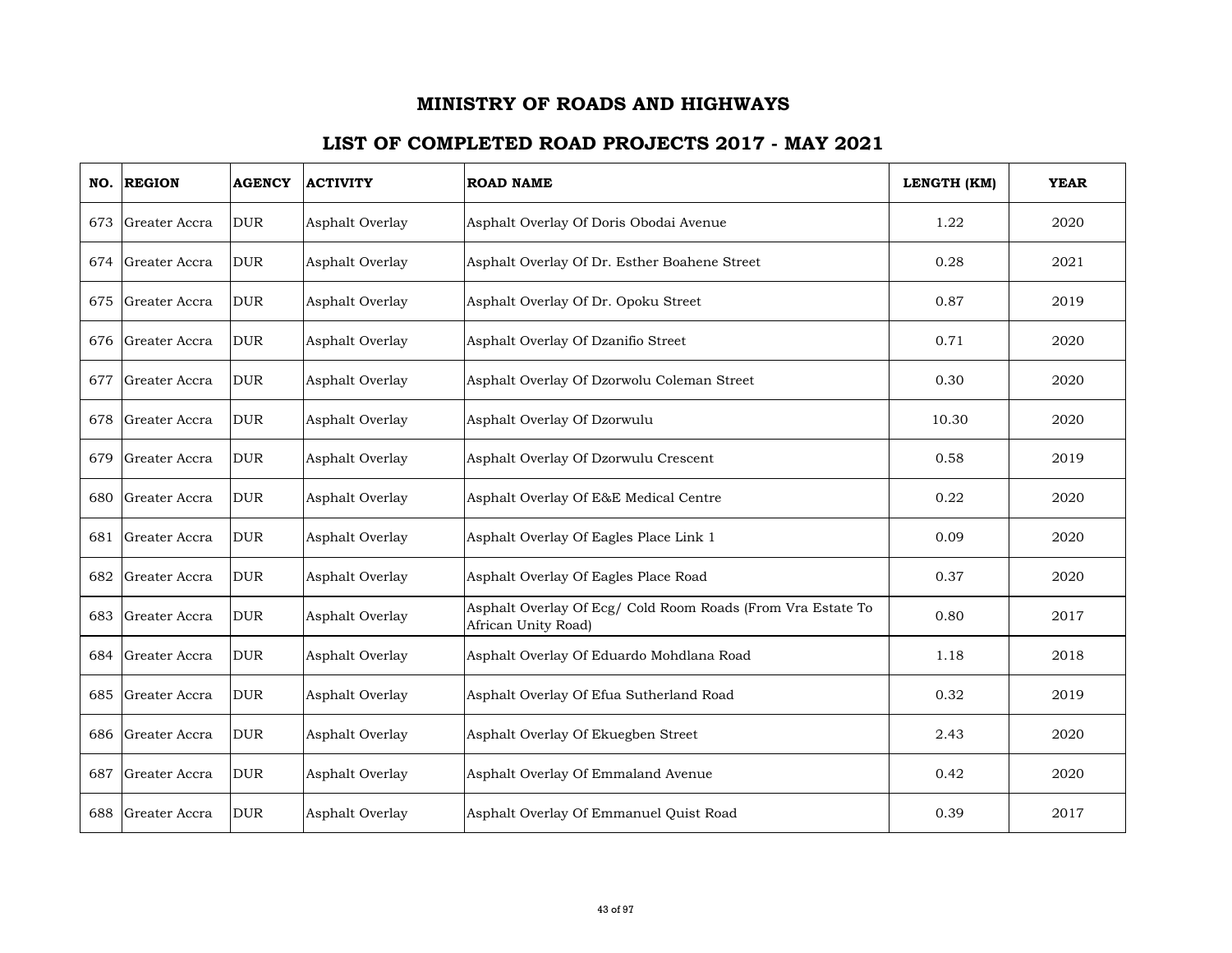# MINISTRY OF ROADS AND HIGHWAYS

## LIST OF COMPLETED ROAD PROJECTS 2017 - MAY 2021

| NO. | REGION | AGENCY | ACTIVITY | ROAD NAME | LENGTH (KM) | YEAR |
|---|---|---|---|---|---|---|
| 673 | Greater Accra | DUR | Asphalt Overlay | Asphalt Overlay Of Doris Obodai Avenue | 1.22 | 2020 |
| 674 | Greater Accra | DUR | Asphalt Overlay | Asphalt Overlay Of Dr. Esther Boahene Street | 0.28 | 2021 |
| 675 | Greater Accra | DUR | Asphalt Overlay | Asphalt Overlay Of Dr. Opoku Street | 0.87 | 2019 |
| 676 | Greater Accra | DUR | Asphalt Overlay | Asphalt Overlay Of Dzanifio Street | 0.71 | 2020 |
| 677 | Greater Accra | DUR | Asphalt Overlay | Asphalt Overlay Of Dzorwolu Coleman Street | 0.30 | 2020 |
| 678 | Greater Accra | DUR | Asphalt Overlay | Asphalt Overlay Of Dzorwulu | 10.30 | 2020 |
| 679 | Greater Accra | DUR | Asphalt Overlay | Asphalt Overlay Of Dzorwulu Crescent | 0.58 | 2019 |
| 680 | Greater Accra | DUR | Asphalt Overlay | Asphalt Overlay Of E&E Medical Centre | 0.22 | 2020 |
| 681 | Greater Accra | DUR | Asphalt Overlay | Asphalt Overlay Of Eagles Place Link 1 | 0.09 | 2020 |
| 682 | Greater Accra | DUR | Asphalt Overlay | Asphalt Overlay Of Eagles Place Road | 0.37 | 2020 |
| 683 | Greater Accra | DUR | Asphalt Overlay | Asphalt Overlay Of Ecg/ Cold Room Roads (From Vra Estate To African Unity Road) | 0.80 | 2017 |
| 684 | Greater Accra | DUR | Asphalt Overlay | Asphalt Overlay Of Eduardo Mohdlana Road | 1.18 | 2018 |
| 685 | Greater Accra | DUR | Asphalt Overlay | Asphalt Overlay Of Efua Sutherland Road | 0.32 | 2019 |
| 686 | Greater Accra | DUR | Asphalt Overlay | Asphalt Overlay Of Ekuegben Street | 2.43 | 2020 |
| 687 | Greater Accra | DUR | Asphalt Overlay | Asphalt Overlay Of Emmaland Avenue | 0.42 | 2020 |
| 688 | Greater Accra | DUR | Asphalt Overlay | Asphalt Overlay Of Emmanuel Quist Road | 0.39 | 2017 |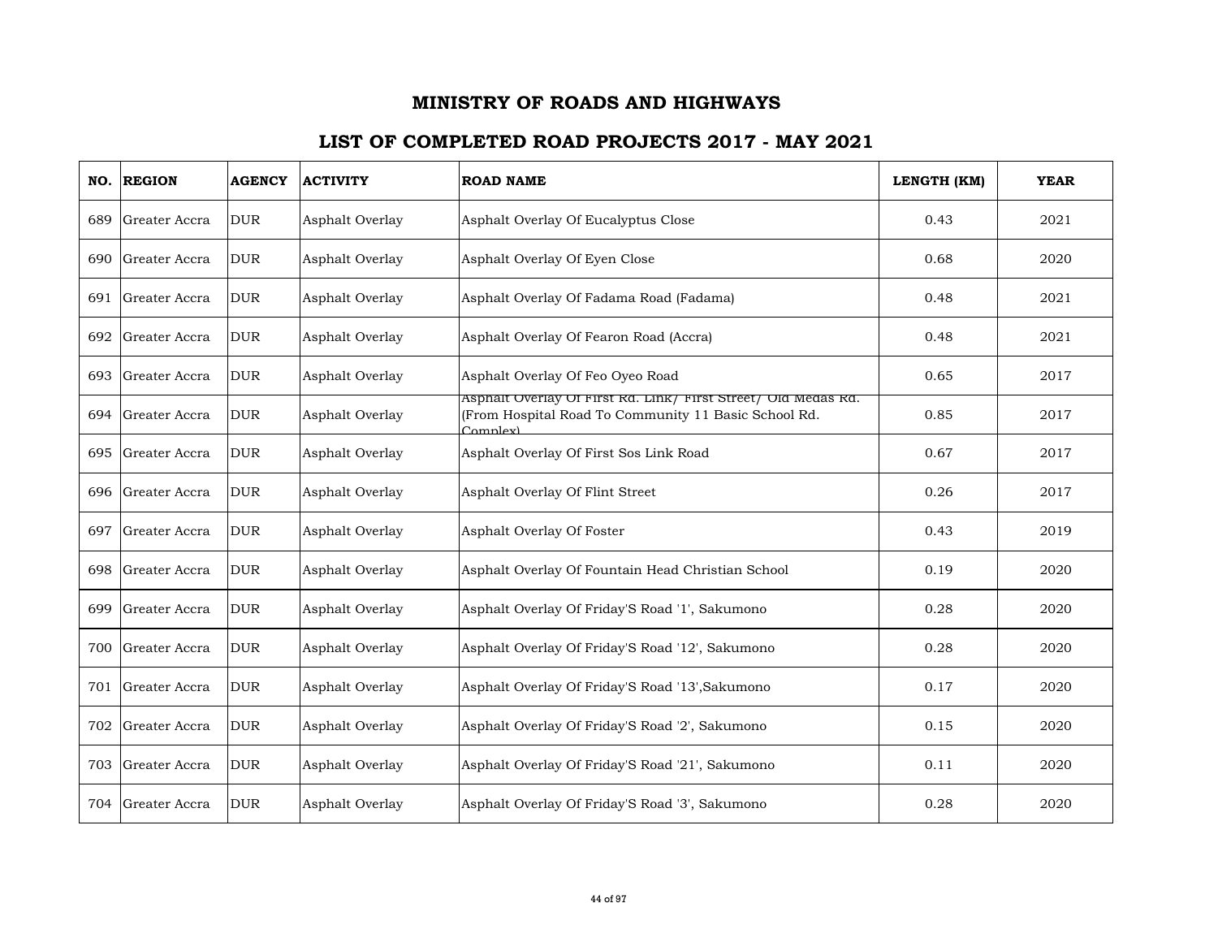# MINISTRY OF ROADS AND HIGHWAYS

## LIST OF COMPLETED ROAD PROJECTS 2017 - MAY 2021

| NO. | REGION | AGENCY | ACTIVITY | ROAD NAME | LENGTH (KM) | YEAR |
|---|---|---|---|---|---|---|
| 689 | Greater Accra | DUR | Asphalt Overlay | Asphalt Overlay Of Eucalyptus Close | 0.43 | 2021 |
| 690 | Greater Accra | DUR | Asphalt Overlay | Asphalt Overlay Of Eyen Close | 0.68 | 2020 |
| 691 | Greater Accra | DUR | Asphalt Overlay | Asphalt Overlay Of Fadama Road (Fadama) | 0.48 | 2021 |
| 692 | Greater Accra | DUR | Asphalt Overlay | Asphalt Overlay Of Fearon Road (Accra) | 0.48 | 2021 |
| 693 | Greater Accra | DUR | Asphalt Overlay | Asphalt Overlay Of Feo Oyeo Road | 0.65 | 2017 |
| 694 | Greater Accra | DUR | Asphalt Overlay | Asphalt Overlay Of First Rd. Link/ First Street/ Old Medas Rd. (From Hospital Road To Community 11 Basic School Rd. Complex) | 0.85 | 2017 |
| 695 | Greater Accra | DUR | Asphalt Overlay | Asphalt Overlay Of First Sos Link Road | 0.67 | 2017 |
| 696 | Greater Accra | DUR | Asphalt Overlay | Asphalt Overlay Of Flint Street | 0.26 | 2017 |
| 697 | Greater Accra | DUR | Asphalt Overlay | Asphalt Overlay Of Foster | 0.43 | 2019 |
| 698 | Greater Accra | DUR | Asphalt Overlay | Asphalt Overlay Of Fountain Head Christian School | 0.19 | 2020 |
| 699 | Greater Accra | DUR | Asphalt Overlay | Asphalt Overlay Of Friday'S Road '1', Sakumono | 0.28 | 2020 |
| 700 | Greater Accra | DUR | Asphalt Overlay | Asphalt Overlay Of Friday'S Road '12', Sakumono | 0.28 | 2020 |
| 701 | Greater Accra | DUR | Asphalt Overlay | Asphalt Overlay Of Friday'S Road '13',Sakumono | 0.17 | 2020 |
| 702 | Greater Accra | DUR | Asphalt Overlay | Asphalt Overlay Of Friday'S Road '2', Sakumono | 0.15 | 2020 |
| 703 | Greater Accra | DUR | Asphalt Overlay | Asphalt Overlay Of Friday'S Road '21', Sakumono | 0.11 | 2020 |
| 704 | Greater Accra | DUR | Asphalt Overlay | Asphalt Overlay Of Friday'S Road '3', Sakumono | 0.28 | 2020 |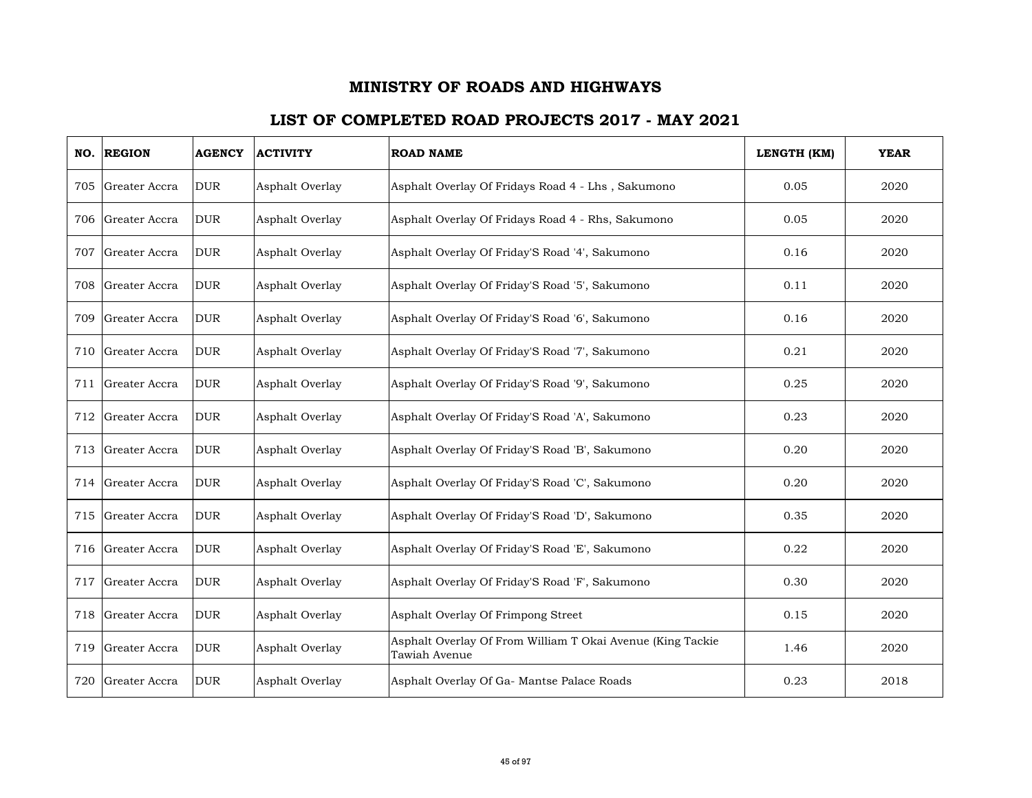# MINISTRY OF ROADS AND HIGHWAYS

## LIST OF COMPLETED ROAD PROJECTS 2017 - MAY 2021

| NO. | REGION | AGENCY | ACTIVITY | ROAD NAME | LENGTH (KM) | YEAR |
|---|---|---|---|---|---|---|
| 705 | Greater Accra | DUR | Asphalt Overlay | Asphalt Overlay Of Fridays Road 4 - Lhs , Sakumono | 0.05 | 2020 |
| 706 | Greater Accra | DUR | Asphalt Overlay | Asphalt Overlay Of Fridays Road 4 - Rhs, Sakumono | 0.05 | 2020 |
| 707 | Greater Accra | DUR | Asphalt Overlay | Asphalt Overlay Of Friday'S Road '4', Sakumono | 0.16 | 2020 |
| 708 | Greater Accra | DUR | Asphalt Overlay | Asphalt Overlay Of Friday'S Road '5', Sakumono | 0.11 | 2020 |
| 709 | Greater Accra | DUR | Asphalt Overlay | Asphalt Overlay Of Friday'S Road '6', Sakumono | 0.16 | 2020 |
| 710 | Greater Accra | DUR | Asphalt Overlay | Asphalt Overlay Of Friday'S Road '7', Sakumono | 0.21 | 2020 |
| 711 | Greater Accra | DUR | Asphalt Overlay | Asphalt Overlay Of Friday'S Road '9', Sakumono | 0.25 | 2020 |
| 712 | Greater Accra | DUR | Asphalt Overlay | Asphalt Overlay Of Friday'S Road 'A', Sakumono | 0.23 | 2020 |
| 713 | Greater Accra | DUR | Asphalt Overlay | Asphalt Overlay Of Friday'S Road 'B', Sakumono | 0.20 | 2020 |
| 714 | Greater Accra | DUR | Asphalt Overlay | Asphalt Overlay Of Friday'S Road 'C', Sakumono | 0.20 | 2020 |
| 715 | Greater Accra | DUR | Asphalt Overlay | Asphalt Overlay Of Friday'S Road 'D', Sakumono | 0.35 | 2020 |
| 716 | Greater Accra | DUR | Asphalt Overlay | Asphalt Overlay Of Friday'S Road 'E', Sakumono | 0.22 | 2020 |
| 717 | Greater Accra | DUR | Asphalt Overlay | Asphalt Overlay Of Friday'S Road 'F', Sakumono | 0.30 | 2020 |
| 718 | Greater Accra | DUR | Asphalt Overlay | Asphalt Overlay Of Frimpong Street | 0.15 | 2020 |
| 719 | Greater Accra | DUR | Asphalt Overlay | Asphalt Overlay Of From William T Okai Avenue (King Tackie Tawiah Avenue | 1.46 | 2020 |
| 720 | Greater Accra | DUR | Asphalt Overlay | Asphalt Overlay Of Ga- Mantse Palace Roads | 0.23 | 2018 |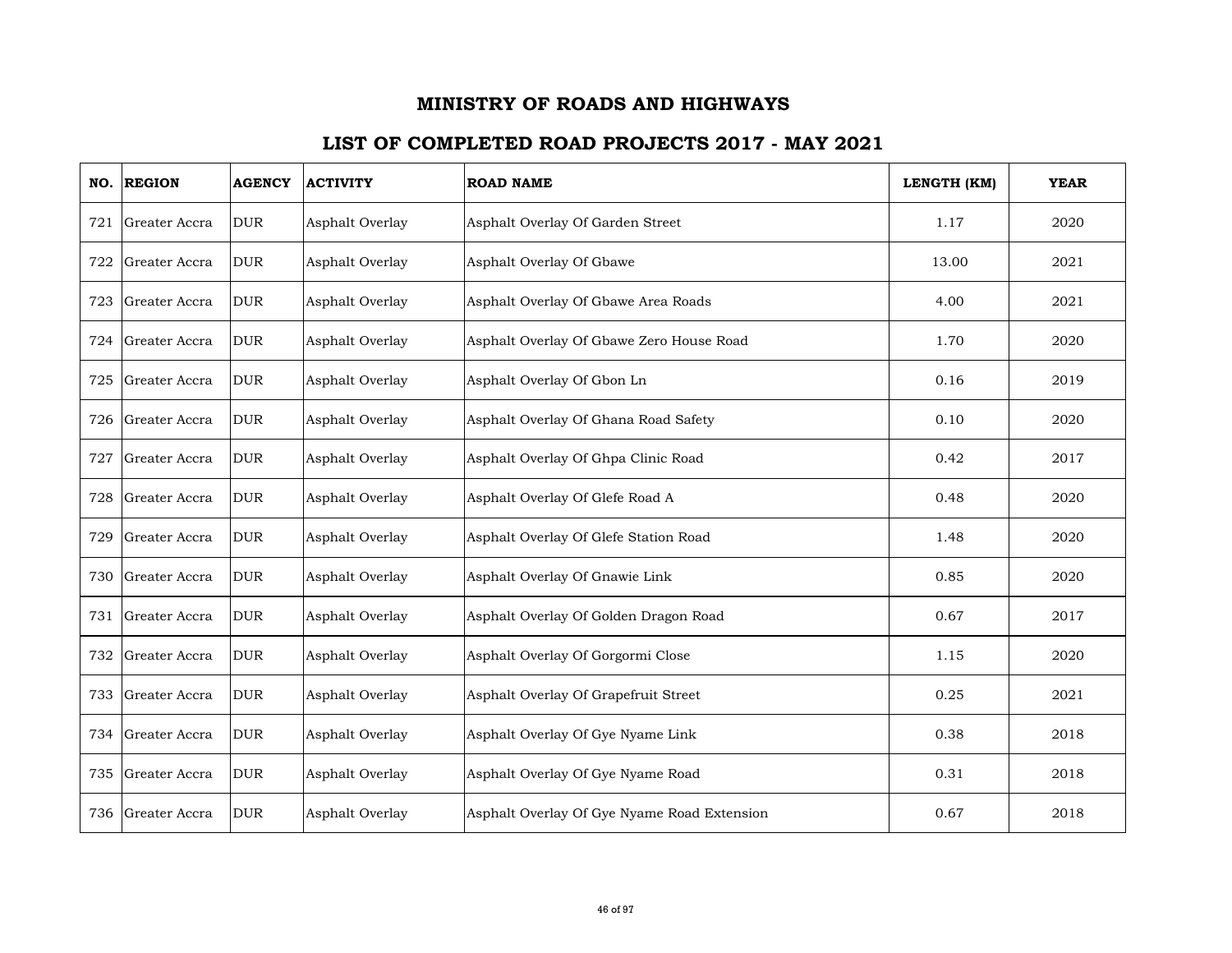# MINISTRY OF ROADS AND HIGHWAYS

## LIST OF COMPLETED ROAD PROJECTS 2017 - MAY 2021

| NO. | REGION | AGENCY | ACTIVITY | ROAD NAME | LENGTH (KM) | YEAR |
|---|---|---|---|---|---|---|
| 721 | Greater Accra | DUR | Asphalt Overlay | Asphalt Overlay Of Garden Street | 1.17 | 2020 |
| 722 | Greater Accra | DUR | Asphalt Overlay | Asphalt Overlay Of Gbawe | 13.00 | 2021 |
| 723 | Greater Accra | DUR | Asphalt Overlay | Asphalt Overlay Of Gbawe Area Roads | 4.00 | 2021 |
| 724 | Greater Accra | DUR | Asphalt Overlay | Asphalt Overlay Of Gbawe Zero House Road | 1.70 | 2020 |
| 725 | Greater Accra | DUR | Asphalt Overlay | Asphalt Overlay Of Gbon Ln | 0.16 | 2019 |
| 726 | Greater Accra | DUR | Asphalt Overlay | Asphalt Overlay Of Ghana Road Safety | 0.10 | 2020 |
| 727 | Greater Accra | DUR | Asphalt Overlay | Asphalt Overlay Of Ghpa Clinic Road | 0.42 | 2017 |
| 728 | Greater Accra | DUR | Asphalt Overlay | Asphalt Overlay Of Glefe Road A | 0.48 | 2020 |
| 729 | Greater Accra | DUR | Asphalt Overlay | Asphalt Overlay Of Glefe Station Road | 1.48 | 2020 |
| 730 | Greater Accra | DUR | Asphalt Overlay | Asphalt Overlay Of Gnawie Link | 0.85 | 2020 |
| 731 | Greater Accra | DUR | Asphalt Overlay | Asphalt Overlay Of Golden Dragon Road | 0.67 | 2017 |
| 732 | Greater Accra | DUR | Asphalt Overlay | Asphalt Overlay Of Gorgormi Close | 1.15 | 2020 |
| 733 | Greater Accra | DUR | Asphalt Overlay | Asphalt Overlay Of Grapefruit Street | 0.25 | 2021 |
| 734 | Greater Accra | DUR | Asphalt Overlay | Asphalt Overlay Of Gye Nyame Link | 0.38 | 2018 |
| 735 | Greater Accra | DUR | Asphalt Overlay | Asphalt Overlay Of Gye Nyame Road | 0.31 | 2018 |
| 736 | Greater Accra | DUR | Asphalt Overlay | Asphalt Overlay Of Gye Nyame Road Extension | 0.67 | 2018 |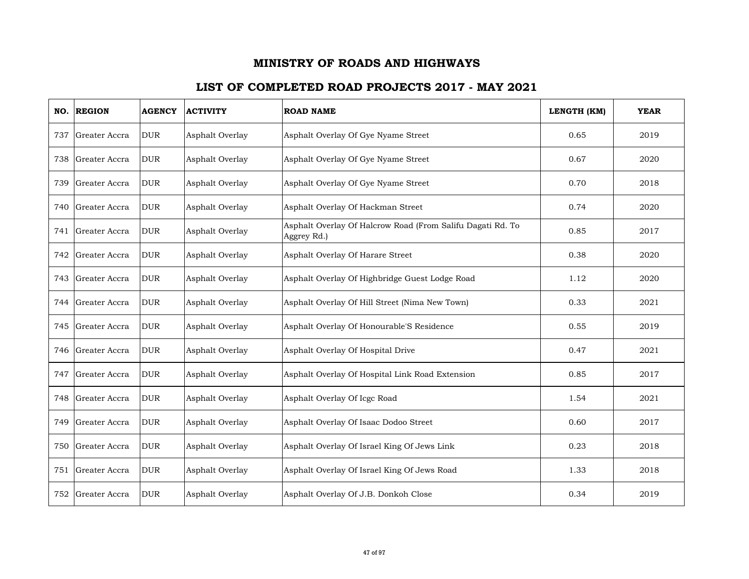# MINISTRY OF ROADS AND HIGHWAYS

## LIST OF COMPLETED ROAD PROJECTS 2017 - MAY 2021

| NO. | REGION | AGENCY | ACTIVITY | ROAD NAME | LENGTH (KM) | YEAR |
|---|---|---|---|---|---|---|
| 737 | Greater Accra | DUR | Asphalt Overlay | Asphalt Overlay Of Gye Nyame Street | 0.65 | 2019 |
| 738 | Greater Accra | DUR | Asphalt Overlay | Asphalt Overlay Of Gye Nyame Street | 0.67 | 2020 |
| 739 | Greater Accra | DUR | Asphalt Overlay | Asphalt Overlay Of Gye Nyame Street | 0.70 | 2018 |
| 740 | Greater Accra | DUR | Asphalt Overlay | Asphalt Overlay Of Hackman Street | 0.74 | 2020 |
| 741 | Greater Accra | DUR | Asphalt Overlay | Asphalt Overlay Of Halcrow Road (From Salifu Dagati Rd. To Aggrey Rd.) | 0.85 | 2017 |
| 742 | Greater Accra | DUR | Asphalt Overlay | Asphalt Overlay Of Harare Street | 0.38 | 2020 |
| 743 | Greater Accra | DUR | Asphalt Overlay | Asphalt Overlay Of Highbridge Guest Lodge Road | 1.12 | 2020 |
| 744 | Greater Accra | DUR | Asphalt Overlay | Asphalt Overlay Of Hill Street (Nima New Town) | 0.33 | 2021 |
| 745 | Greater Accra | DUR | Asphalt Overlay | Asphalt Overlay Of Honourable'S Residence | 0.55 | 2019 |
| 746 | Greater Accra | DUR | Asphalt Overlay | Asphalt Overlay Of Hospital Drive | 0.47 | 2021 |
| 747 | Greater Accra | DUR | Asphalt Overlay | Asphalt Overlay Of Hospital Link Road Extension | 0.85 | 2017 |
| 748 | Greater Accra | DUR | Asphalt Overlay | Asphalt Overlay Of Icgc Road | 1.54 | 2021 |
| 749 | Greater Accra | DUR | Asphalt Overlay | Asphalt Overlay Of Isaac Dodoo Street | 0.60 | 2017 |
| 750 | Greater Accra | DUR | Asphalt Overlay | Asphalt Overlay Of Israel King Of Jews Link | 0.23 | 2018 |
| 751 | Greater Accra | DUR | Asphalt Overlay | Asphalt Overlay Of Israel King Of Jews Road | 1.33 | 2018 |
| 752 | Greater Accra | DUR | Asphalt Overlay | Asphalt Overlay Of J.B. Donkoh Close | 0.34 | 2019 |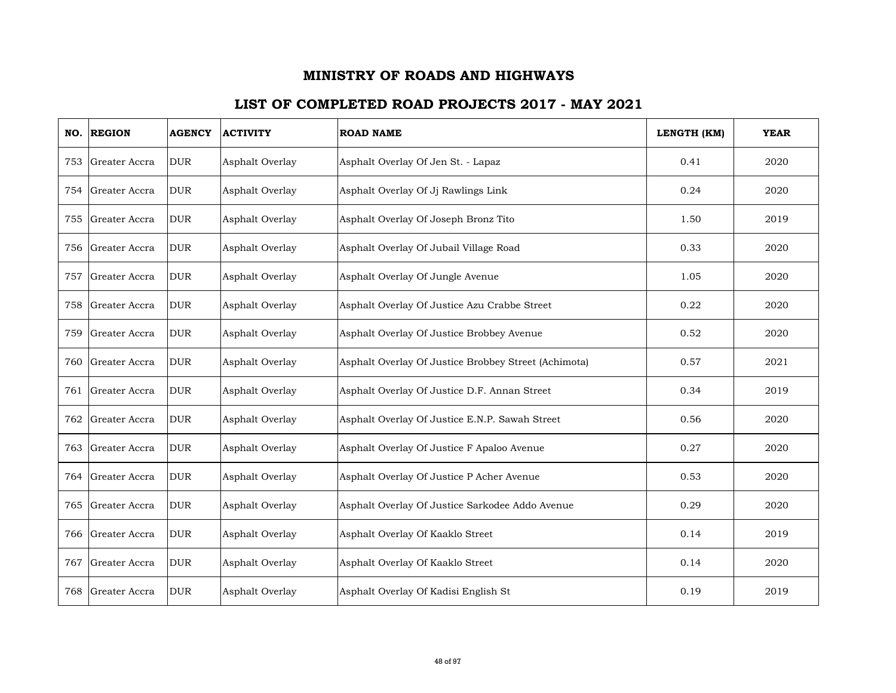# MINISTRY OF ROADS AND HIGHWAYS

## LIST OF COMPLETED ROAD PROJECTS 2017 - MAY 2021

| NO. | REGION | AGENCY | ACTIVITY | ROAD NAME | LENGTH (KM) | YEAR |
|---|---|---|---|---|---|---|
| 753 | Greater Accra | DUR | Asphalt Overlay | Asphalt Overlay Of Jen St. - Lapaz | 0.41 | 2020 |
| 754 | Greater Accra | DUR | Asphalt Overlay | Asphalt Overlay Of Jj Rawlings Link | 0.24 | 2020 |
| 755 | Greater Accra | DUR | Asphalt Overlay | Asphalt Overlay Of Joseph Bronz Tito | 1.50 | 2019 |
| 756 | Greater Accra | DUR | Asphalt Overlay | Asphalt Overlay Of Jubail Village Road | 0.33 | 2020 |
| 757 | Greater Accra | DUR | Asphalt Overlay | Asphalt Overlay Of Jungle Avenue | 1.05 | 2020 |
| 758 | Greater Accra | DUR | Asphalt Overlay | Asphalt Overlay Of Justice Azu Crabbe Street | 0.22 | 2020 |
| 759 | Greater Accra | DUR | Asphalt Overlay | Asphalt Overlay Of Justice Brobbey Avenue | 0.52 | 2020 |
| 760 | Greater Accra | DUR | Asphalt Overlay | Asphalt Overlay Of Justice Brobbey Street (Achimota) | 0.57 | 2021 |
| 761 | Greater Accra | DUR | Asphalt Overlay | Asphalt Overlay Of Justice D.F. Annan Street | 0.34 | 2019 |
| 762 | Greater Accra | DUR | Asphalt Overlay | Asphalt Overlay Of Justice E.N.P. Sawah Street | 0.56 | 2020 |
| 763 | Greater Accra | DUR | Asphalt Overlay | Asphalt Overlay Of Justice F Apaloo Avenue | 0.27 | 2020 |
| 764 | Greater Accra | DUR | Asphalt Overlay | Asphalt Overlay Of Justice P Acher Avenue | 0.53 | 2020 |
| 765 | Greater Accra | DUR | Asphalt Overlay | Asphalt Overlay Of Justice Sarkodee Addo Avenue | 0.29 | 2020 |
| 766 | Greater Accra | DUR | Asphalt Overlay | Asphalt Overlay Of Kaaklo Street | 0.14 | 2019 |
| 767 | Greater Accra | DUR | Asphalt Overlay | Asphalt Overlay Of Kaaklo Street | 0.14 | 2020 |
| 768 | Greater Accra | DUR | Asphalt Overlay | Asphalt Overlay Of Kadisi English St | 0.19 | 2019 |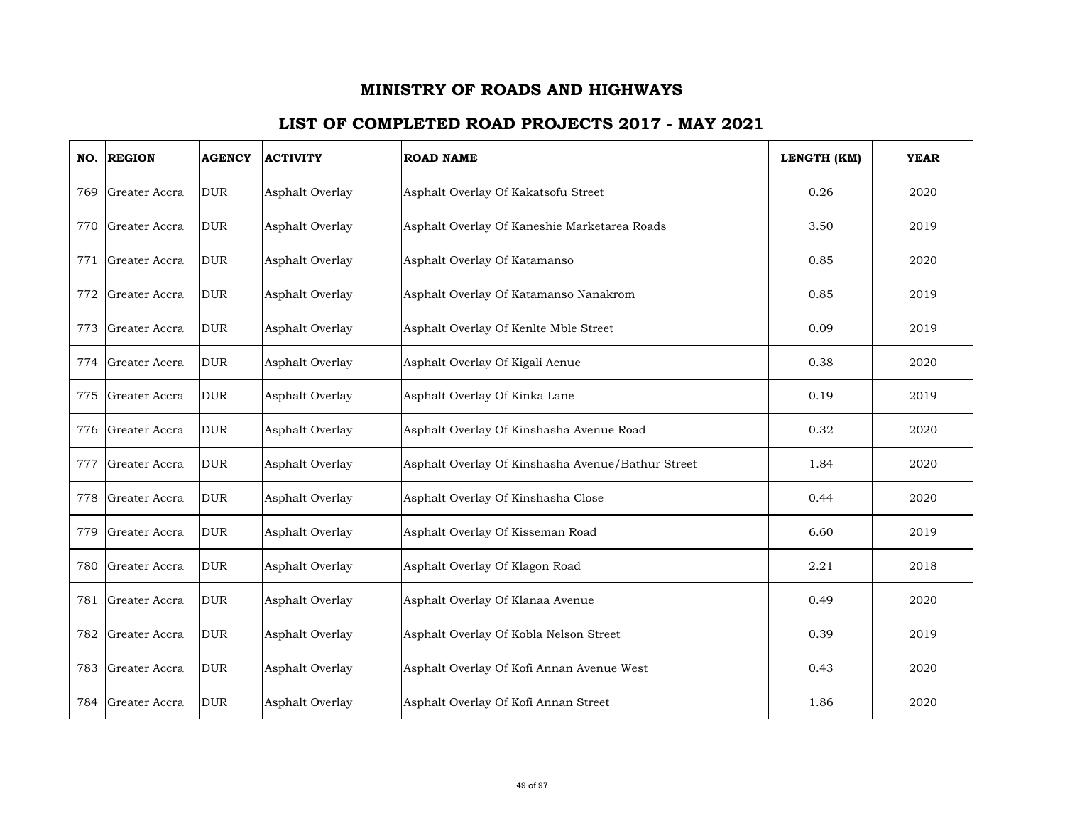# MINISTRY OF ROADS AND HIGHWAYS

## LIST OF COMPLETED ROAD PROJECTS 2017 - MAY 2021

| NO. | REGION | AGENCY | ACTIVITY | ROAD NAME | LENGTH (KM) | YEAR |
|---|---|---|---|---|---|---|
| 769 | Greater Accra | DUR | Asphalt Overlay | Asphalt Overlay Of Kakatsofu Street | 0.26 | 2020 |
| 770 | Greater Accra | DUR | Asphalt Overlay | Asphalt Overlay Of Kaneshie Marketarea Roads | 3.50 | 2019 |
| 771 | Greater Accra | DUR | Asphalt Overlay | Asphalt Overlay Of Katamanso | 0.85 | 2020 |
| 772 | Greater Accra | DUR | Asphalt Overlay | Asphalt Overlay Of Katamanso Nanakrom | 0.85 | 2019 |
| 773 | Greater Accra | DUR | Asphalt Overlay | Asphalt Overlay Of Kenlte Mble Street | 0.09 | 2019 |
| 774 | Greater Accra | DUR | Asphalt Overlay | Asphalt Overlay Of Kigali Aenue | 0.38 | 2020 |
| 775 | Greater Accra | DUR | Asphalt Overlay | Asphalt Overlay Of Kinka Lane | 0.19 | 2019 |
| 776 | Greater Accra | DUR | Asphalt Overlay | Asphalt Overlay Of Kinshasha Avenue Road | 0.32 | 2020 |
| 777 | Greater Accra | DUR | Asphalt Overlay | Asphalt Overlay Of Kinshasha Avenue/Bathur Street | 1.84 | 2020 |
| 778 | Greater Accra | DUR | Asphalt Overlay | Asphalt Overlay Of Kinshasha Close | 0.44 | 2020 |
| 779 | Greater Accra | DUR | Asphalt Overlay | Asphalt Overlay Of Kisseman Road | 6.60 | 2019 |
| 780 | Greater Accra | DUR | Asphalt Overlay | Asphalt Overlay Of Klagon Road | 2.21 | 2018 |
| 781 | Greater Accra | DUR | Asphalt Overlay | Asphalt Overlay Of Klanaa Avenue | 0.49 | 2020 |
| 782 | Greater Accra | DUR | Asphalt Overlay | Asphalt Overlay Of Kobla Nelson Street | 0.39 | 2019 |
| 783 | Greater Accra | DUR | Asphalt Overlay | Asphalt Overlay Of Kofi Annan Avenue West | 0.43 | 2020 |
| 784 | Greater Accra | DUR | Asphalt Overlay | Asphalt Overlay Of Kofi Annan Street | 1.86 | 2020 |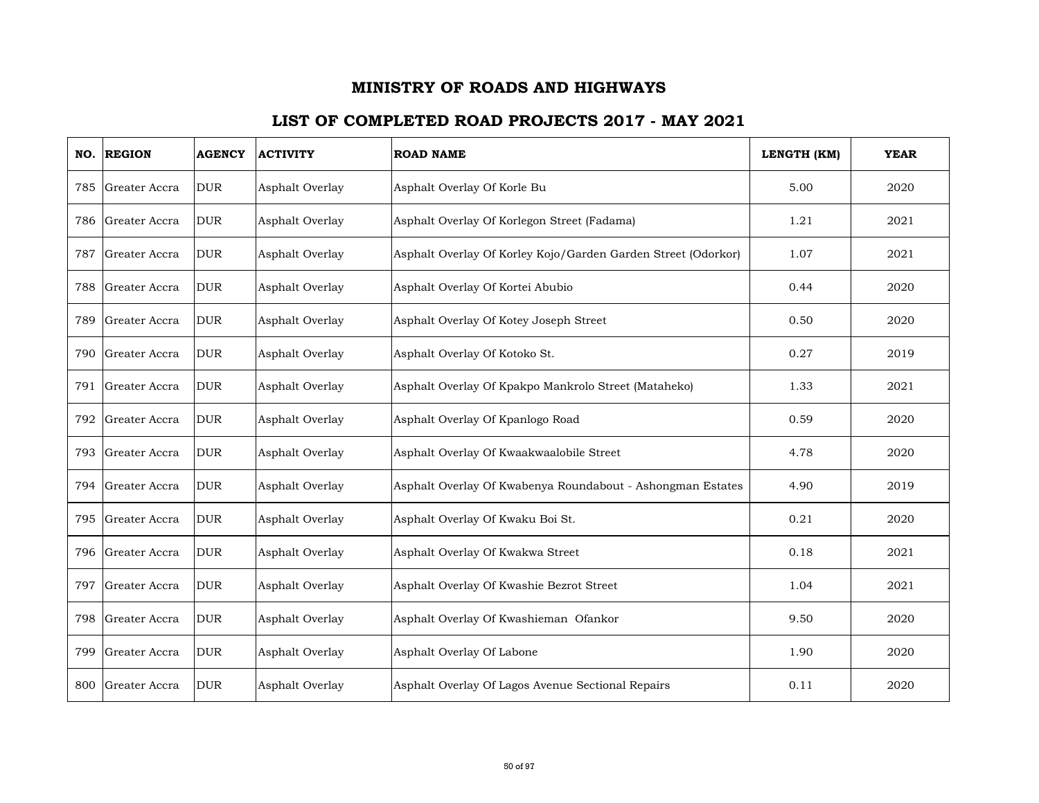# MINISTRY OF ROADS AND HIGHWAYS

## LIST OF COMPLETED ROAD PROJECTS 2017 - MAY 2021

| NO. | REGION | AGENCY | ACTIVITY | ROAD NAME | LENGTH (KM) | YEAR |
|---|---|---|---|---|---|---|
| 785 | Greater Accra | DUR | Asphalt Overlay | Asphalt Overlay Of Korle Bu | 5.00 | 2020 |
| 786 | Greater Accra | DUR | Asphalt Overlay | Asphalt Overlay Of Korlegon Street (Fadama) | 1.21 | 2021 |
| 787 | Greater Accra | DUR | Asphalt Overlay | Asphalt Overlay Of Korley Kojo/Garden Garden Street (Odorkor) | 1.07 | 2021 |
| 788 | Greater Accra | DUR | Asphalt Overlay | Asphalt Overlay Of Kortei Abubio | 0.44 | 2020 |
| 789 | Greater Accra | DUR | Asphalt Overlay | Asphalt Overlay Of Kotey Joseph Street | 0.50 | 2020 |
| 790 | Greater Accra | DUR | Asphalt Overlay | Asphalt Overlay Of Kotoko St. | 0.27 | 2019 |
| 791 | Greater Accra | DUR | Asphalt Overlay | Asphalt Overlay Of Kpakpo Mankrolo Street (Mataheko) | 1.33 | 2021 |
| 792 | Greater Accra | DUR | Asphalt Overlay | Asphalt Overlay Of Kpanlogo Road | 0.59 | 2020 |
| 793 | Greater Accra | DUR | Asphalt Overlay | Asphalt Overlay Of Kwaakwaalobile Street | 4.78 | 2020 |
| 794 | Greater Accra | DUR | Asphalt Overlay | Asphalt Overlay Of Kwabenya Roundabout - Ashongman Estates | 4.90 | 2019 |
| 795 | Greater Accra | DUR | Asphalt Overlay | Asphalt Overlay Of Kwaku Boi St. | 0.21 | 2020 |
| 796 | Greater Accra | DUR | Asphalt Overlay | Asphalt Overlay Of Kwakwa Street | 0.18 | 2021 |
| 797 | Greater Accra | DUR | Asphalt Overlay | Asphalt Overlay Of Kwashie Bezrot Street | 1.04 | 2021 |
| 798 | Greater Accra | DUR | Asphalt Overlay | Asphalt Overlay Of Kwashieman Ofankor | 9.50 | 2020 |
| 799 | Greater Accra | DUR | Asphalt Overlay | Asphalt Overlay Of Labone | 1.90 | 2020 |
| 800 | Greater Accra | DUR | Asphalt Overlay | Asphalt Overlay Of Lagos Avenue Sectional Repairs | 0.11 | 2020 |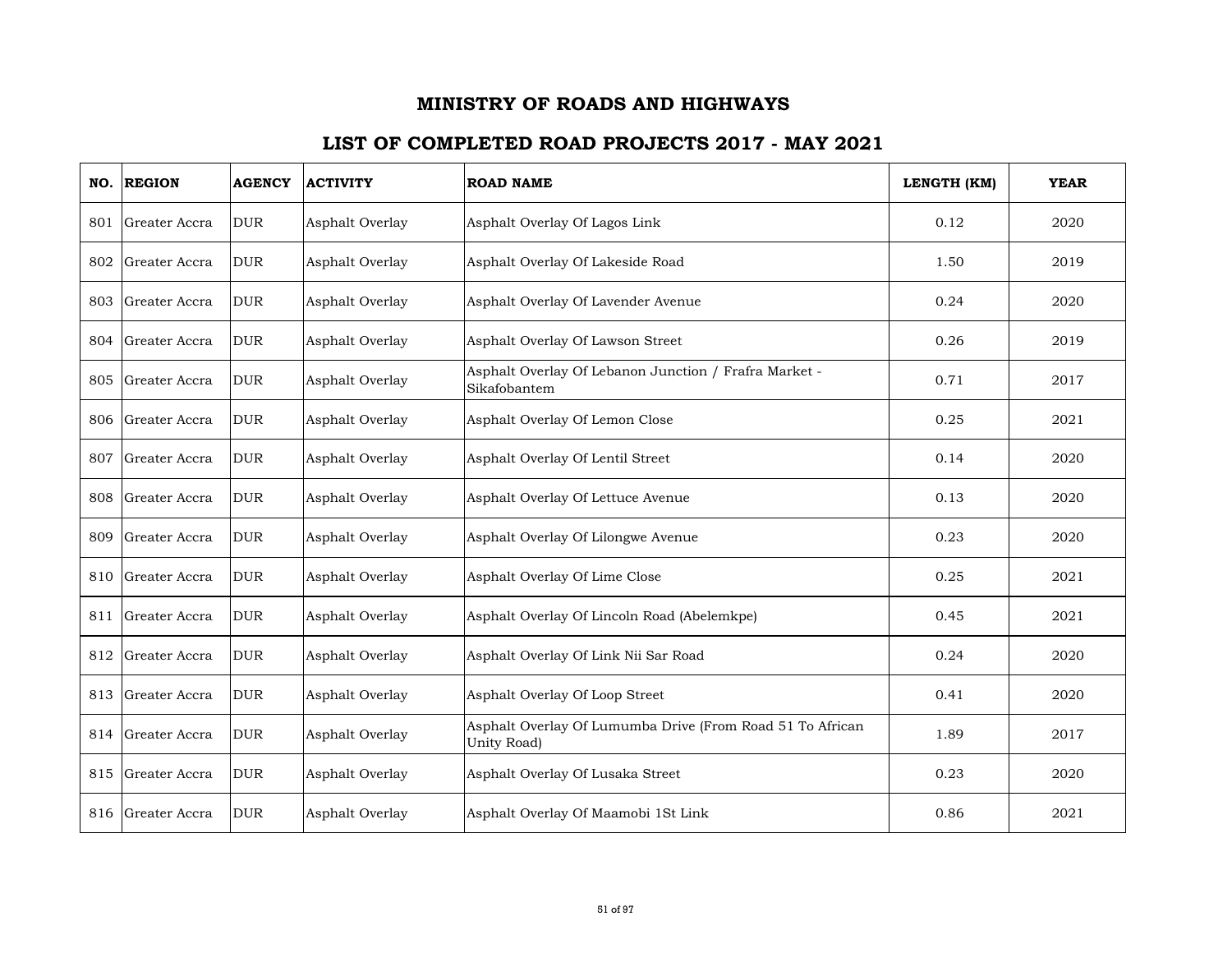# MINISTRY OF ROADS AND HIGHWAYS

## LIST OF COMPLETED ROAD PROJECTS 2017 - MAY 2021

| NO. | REGION | AGENCY | ACTIVITY | ROAD NAME | LENGTH (KM) | YEAR |
|---|---|---|---|---|---|---|
| 801 | Greater Accra | DUR | Asphalt Overlay | Asphalt Overlay Of Lagos Link | 0.12 | 2020 |
| 802 | Greater Accra | DUR | Asphalt Overlay | Asphalt Overlay Of Lakeside Road | 1.50 | 2019 |
| 803 | Greater Accra | DUR | Asphalt Overlay | Asphalt Overlay Of Lavender Avenue | 0.24 | 2020 |
| 804 | Greater Accra | DUR | Asphalt Overlay | Asphalt Overlay Of Lawson Street | 0.26 | 2019 |
| 805 | Greater Accra | DUR | Asphalt Overlay | Asphalt Overlay Of Lebanon Junction / Frafra Market - Sikafobantem | 0.71 | 2017 |
| 806 | Greater Accra | DUR | Asphalt Overlay | Asphalt Overlay Of Lemon Close | 0.25 | 2021 |
| 807 | Greater Accra | DUR | Asphalt Overlay | Asphalt Overlay Of Lentil Street | 0.14 | 2020 |
| 808 | Greater Accra | DUR | Asphalt Overlay | Asphalt Overlay Of Lettuce Avenue | 0.13 | 2020 |
| 809 | Greater Accra | DUR | Asphalt Overlay | Asphalt Overlay Of Lilongwe Avenue | 0.23 | 2020 |
| 810 | Greater Accra | DUR | Asphalt Overlay | Asphalt Overlay Of Lime Close | 0.25 | 2021 |
| 811 | Greater Accra | DUR | Asphalt Overlay | Asphalt Overlay Of Lincoln Road (Abelemkpe) | 0.45 | 2021 |
| 812 | Greater Accra | DUR | Asphalt Overlay | Asphalt Overlay Of Link Nii Sar Road | 0.24 | 2020 |
| 813 | Greater Accra | DUR | Asphalt Overlay | Asphalt Overlay Of Loop Street | 0.41 | 2020 |
| 814 | Greater Accra | DUR | Asphalt Overlay | Asphalt Overlay Of Lumumba Drive (From Road 51 To African Unity Road) | 1.89 | 2017 |
| 815 | Greater Accra | DUR | Asphalt Overlay | Asphalt Overlay Of Lusaka Street | 0.23 | 2020 |
| 816 | Greater Accra | DUR | Asphalt Overlay | Asphalt Overlay Of Maamobi 1St Link | 0.86 | 2021 |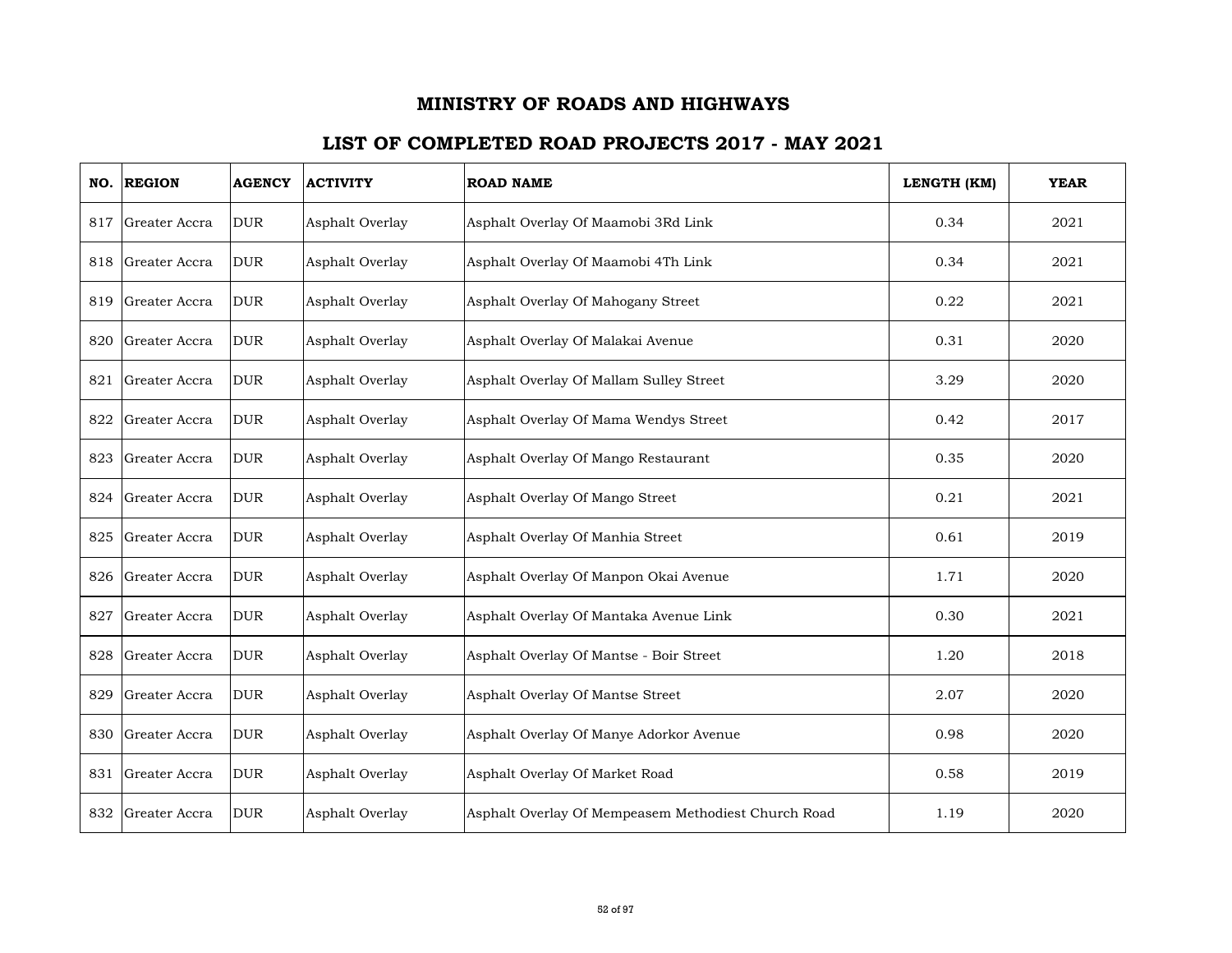# MINISTRY OF ROADS AND HIGHWAYS

## LIST OF COMPLETED ROAD PROJECTS 2017 - MAY 2021

| NO. | REGION | AGENCY | ACTIVITY | ROAD NAME | LENGTH (KM) | YEAR |
|---|---|---|---|---|---|---|
| 817 | Greater Accra | DUR | Asphalt Overlay | Asphalt Overlay Of Maamobi 3Rd Link | 0.34 | 2021 |
| 818 | Greater Accra | DUR | Asphalt Overlay | Asphalt Overlay Of Maamobi 4Th Link | 0.34 | 2021 |
| 819 | Greater Accra | DUR | Asphalt Overlay | Asphalt Overlay Of Mahogany Street | 0.22 | 2021 |
| 820 | Greater Accra | DUR | Asphalt Overlay | Asphalt Overlay Of Malakai Avenue | 0.31 | 2020 |
| 821 | Greater Accra | DUR | Asphalt Overlay | Asphalt Overlay Of Mallam Sulley Street | 3.29 | 2020 |
| 822 | Greater Accra | DUR | Asphalt Overlay | Asphalt Overlay Of Mama Wendys Street | 0.42 | 2017 |
| 823 | Greater Accra | DUR | Asphalt Overlay | Asphalt Overlay Of Mango Restaurant | 0.35 | 2020 |
| 824 | Greater Accra | DUR | Asphalt Overlay | Asphalt Overlay Of Mango Street | 0.21 | 2021 |
| 825 | Greater Accra | DUR | Asphalt Overlay | Asphalt Overlay Of Manhia Street | 0.61 | 2019 |
| 826 | Greater Accra | DUR | Asphalt Overlay | Asphalt Overlay Of Manpon Okai Avenue | 1.71 | 2020 |
| 827 | Greater Accra | DUR | Asphalt Overlay | Asphalt Overlay Of Mantaka Avenue Link | 0.30 | 2021 |
| 828 | Greater Accra | DUR | Asphalt Overlay | Asphalt Overlay Of Mantse - Boir Street | 1.20 | 2018 |
| 829 | Greater Accra | DUR | Asphalt Overlay | Asphalt Overlay Of Mantse Street | 2.07 | 2020 |
| 830 | Greater Accra | DUR | Asphalt Overlay | Asphalt Overlay Of Manye Adorkor Avenue | 0.98 | 2020 |
| 831 | Greater Accra | DUR | Asphalt Overlay | Asphalt Overlay Of Market Road | 0.58 | 2019 |
| 832 | Greater Accra | DUR | Asphalt Overlay | Asphalt Overlay Of Mempeasem Methodiest Church Road | 1.19 | 2020 |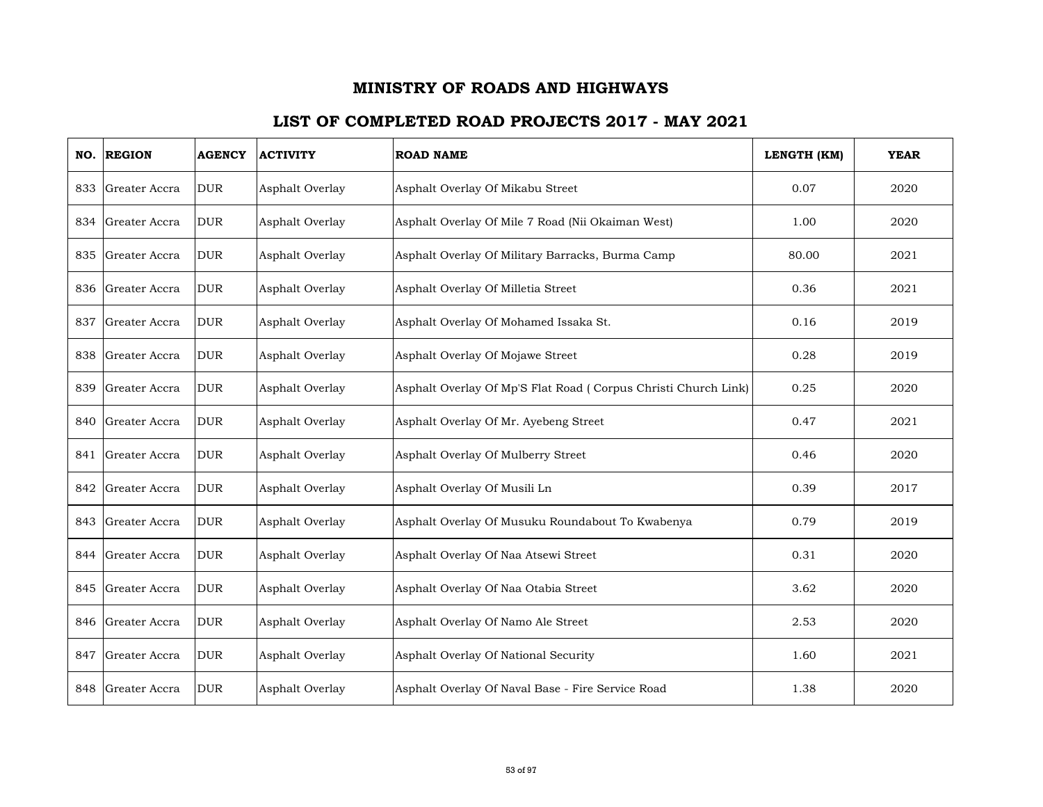# MINISTRY OF ROADS AND HIGHWAYS

## LIST OF COMPLETED ROAD PROJECTS 2017 - MAY 2021

| NO. | REGION | AGENCY | ACTIVITY | ROAD NAME | LENGTH (KM) | YEAR |
|---|---|---|---|---|---|---|
| 833 | Greater Accra | DUR | Asphalt Overlay | Asphalt Overlay Of Mikabu Street | 0.07 | 2020 |
| 834 | Greater Accra | DUR | Asphalt Overlay | Asphalt Overlay Of Mile 7 Road (Nii Okaiman West) | 1.00 | 2020 |
| 835 | Greater Accra | DUR | Asphalt Overlay | Asphalt Overlay Of Military Barracks, Burma Camp | 80.00 | 2021 |
| 836 | Greater Accra | DUR | Asphalt Overlay | Asphalt Overlay Of Milletia Street | 0.36 | 2021 |
| 837 | Greater Accra | DUR | Asphalt Overlay | Asphalt Overlay Of Mohamed Issaka St. | 0.16 | 2019 |
| 838 | Greater Accra | DUR | Asphalt Overlay | Asphalt Overlay Of Mojawe Street | 0.28 | 2019 |
| 839 | Greater Accra | DUR | Asphalt Overlay | Asphalt Overlay Of Mp'S Flat Road ( Corpus Christi Church Link) | 0.25 | 2020 |
| 840 | Greater Accra | DUR | Asphalt Overlay | Asphalt Overlay Of Mr. Ayebeng Street | 0.47 | 2021 |
| 841 | Greater Accra | DUR | Asphalt Overlay | Asphalt Overlay Of Mulberry Street | 0.46 | 2020 |
| 842 | Greater Accra | DUR | Asphalt Overlay | Asphalt Overlay Of Musili Ln | 0.39 | 2017 |
| 843 | Greater Accra | DUR | Asphalt Overlay | Asphalt Overlay Of Musuku Roundabout To Kwabenya | 0.79 | 2019 |
| 844 | Greater Accra | DUR | Asphalt Overlay | Asphalt Overlay Of Naa Atsewi Street | 0.31 | 2020 |
| 845 | Greater Accra | DUR | Asphalt Overlay | Asphalt Overlay Of Naa Otabia Street | 3.62 | 2020 |
| 846 | Greater Accra | DUR | Asphalt Overlay | Asphalt Overlay Of Namo Ale Street | 2.53 | 2020 |
| 847 | Greater Accra | DUR | Asphalt Overlay | Asphalt Overlay Of National Security | 1.60 | 2021 |
| 848 | Greater Accra | DUR | Asphalt Overlay | Asphalt Overlay Of Naval Base - Fire Service Road | 1.38 | 2020 |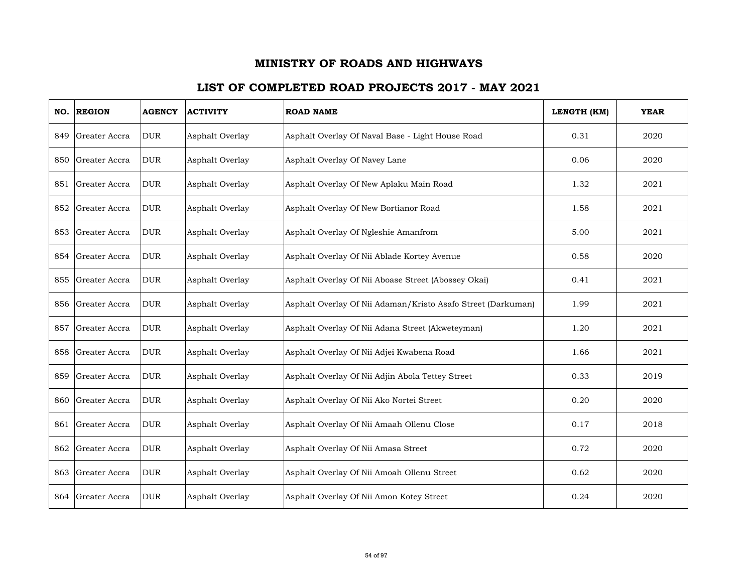# MINISTRY OF ROADS AND HIGHWAYS

## LIST OF COMPLETED ROAD PROJECTS 2017 - MAY 2021

| NO. | REGION | AGENCY | ACTIVITY | ROAD NAME | LENGTH (KM) | YEAR |
|---|---|---|---|---|---|---|
| 849 | Greater Accra | DUR | Asphalt Overlay | Asphalt Overlay Of Naval Base - Light House Road | 0.31 | 2020 |
| 850 | Greater Accra | DUR | Asphalt Overlay | Asphalt Overlay Of Navey Lane | 0.06 | 2020 |
| 851 | Greater Accra | DUR | Asphalt Overlay | Asphalt Overlay Of New Aplaku Main Road | 1.32 | 2021 |
| 852 | Greater Accra | DUR | Asphalt Overlay | Asphalt Overlay Of New Bortianor Road | 1.58 | 2021 |
| 853 | Greater Accra | DUR | Asphalt Overlay | Asphalt Overlay Of Ngleshie Amanfrom | 5.00 | 2021 |
| 854 | Greater Accra | DUR | Asphalt Overlay | Asphalt Overlay Of Nii Ablade Kortey Avenue | 0.58 | 2020 |
| 855 | Greater Accra | DUR | Asphalt Overlay | Asphalt Overlay Of Nii Aboase Street (Abossey Okai) | 0.41 | 2021 |
| 856 | Greater Accra | DUR | Asphalt Overlay | Asphalt Overlay Of Nii Adaman/Kristo Asafo Street (Darkuman) | 1.99 | 2021 |
| 857 | Greater Accra | DUR | Asphalt Overlay | Asphalt Overlay Of Nii Adana Street (Akweteyman) | 1.20 | 2021 |
| 858 | Greater Accra | DUR | Asphalt Overlay | Asphalt Overlay Of Nii Adjei Kwabena Road | 1.66 | 2021 |
| 859 | Greater Accra | DUR | Asphalt Overlay | Asphalt Overlay Of Nii Adjin Abola Tettey Street | 0.33 | 2019 |
| 860 | Greater Accra | DUR | Asphalt Overlay | Asphalt Overlay Of Nii Ako Nortei Street | 0.20 | 2020 |
| 861 | Greater Accra | DUR | Asphalt Overlay | Asphalt Overlay Of Nii Amaah Ollenu Close | 0.17 | 2018 |
| 862 | Greater Accra | DUR | Asphalt Overlay | Asphalt Overlay Of Nii Amasa Street | 0.72 | 2020 |
| 863 | Greater Accra | DUR | Asphalt Overlay | Asphalt Overlay Of Nii Amoah Ollenu Street | 0.62 | 2020 |
| 864 | Greater Accra | DUR | Asphalt Overlay | Asphalt Overlay Of Nii Amon Kotey Street | 0.24 | 2020 |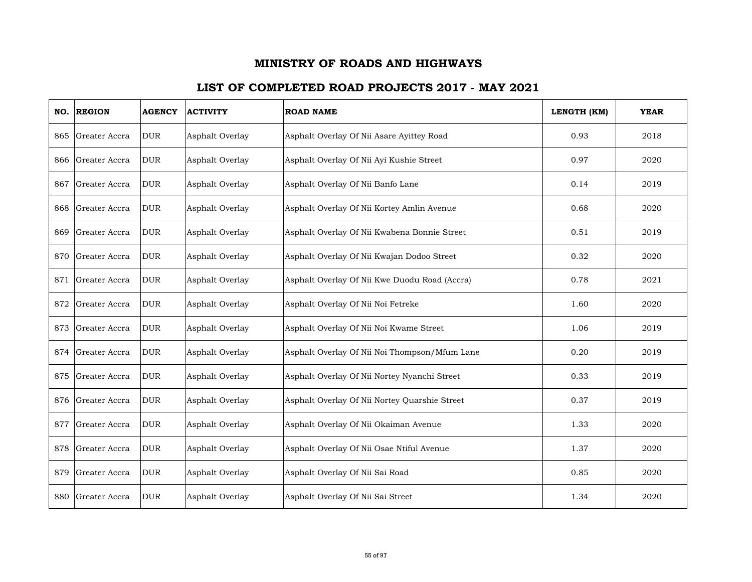# MINISTRY OF ROADS AND HIGHWAYS

## LIST OF COMPLETED ROAD PROJECTS 2017 - MAY 2021

| NO. | REGION | AGENCY | ACTIVITY | ROAD NAME | LENGTH (KM) | YEAR |
|---|---|---|---|---|---|---|
| 865 | Greater Accra | DUR | Asphalt Overlay | Asphalt Overlay Of Nii Asare Ayittey Road | 0.93 | 2018 |
| 866 | Greater Accra | DUR | Asphalt Overlay | Asphalt Overlay Of Nii Ayi Kushie Street | 0.97 | 2020 |
| 867 | Greater Accra | DUR | Asphalt Overlay | Asphalt Overlay Of Nii Banfo Lane | 0.14 | 2019 |
| 868 | Greater Accra | DUR | Asphalt Overlay | Asphalt Overlay Of Nii Kortey Amlin Avenue | 0.68 | 2020 |
| 869 | Greater Accra | DUR | Asphalt Overlay | Asphalt Overlay Of Nii Kwabena Bonnie Street | 0.51 | 2019 |
| 870 | Greater Accra | DUR | Asphalt Overlay | Asphalt Overlay Of Nii Kwajan Dodoo Street | 0.32 | 2020 |
| 871 | Greater Accra | DUR | Asphalt Overlay | Asphalt Overlay Of Nii Kwe Duodu Road (Accra) | 0.78 | 2021 |
| 872 | Greater Accra | DUR | Asphalt Overlay | Asphalt Overlay Of Nii Noi Fetreke | 1.60 | 2020 |
| 873 | Greater Accra | DUR | Asphalt Overlay | Asphalt Overlay Of Nii Noi Kwame Street | 1.06 | 2019 |
| 874 | Greater Accra | DUR | Asphalt Overlay | Asphalt Overlay Of Nii Noi Thompson/Mfum Lane | 0.20 | 2019 |
| 875 | Greater Accra | DUR | Asphalt Overlay | Asphalt Overlay Of Nii Nortey Nyanchi Street | 0.33 | 2019 |
| 876 | Greater Accra | DUR | Asphalt Overlay | Asphalt Overlay Of Nii Nortey Quarshie Street | 0.37 | 2019 |
| 877 | Greater Accra | DUR | Asphalt Overlay | Asphalt Overlay Of Nii Okaiman Avenue | 1.33 | 2020 |
| 878 | Greater Accra | DUR | Asphalt Overlay | Asphalt Overlay Of Nii Osae Ntiful Avenue | 1.37 | 2020 |
| 879 | Greater Accra | DUR | Asphalt Overlay | Asphalt Overlay Of Nii Sai Road | 0.85 | 2020 |
| 880 | Greater Accra | DUR | Asphalt Overlay | Asphalt Overlay Of Nii Sai Street | 1.34 | 2020 |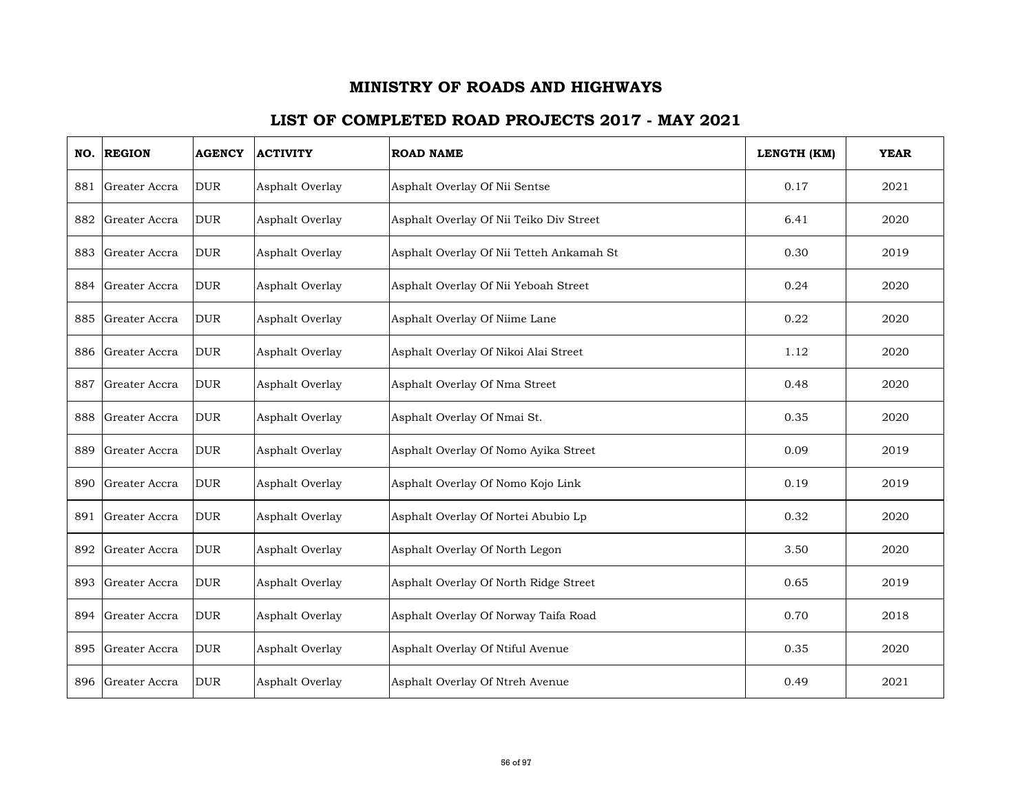# MINISTRY OF ROADS AND HIGHWAYS

## LIST OF COMPLETED ROAD PROJECTS 2017 - MAY 2021

| NO. | REGION | AGENCY | ACTIVITY | ROAD NAME | LENGTH (KM) | YEAR |
|---|---|---|---|---|---|---|
| 881 | Greater Accra | DUR | Asphalt Overlay | Asphalt Overlay Of Nii Sentse | 0.17 | 2021 |
| 882 | Greater Accra | DUR | Asphalt Overlay | Asphalt Overlay Of Nii Teiko Div Street | 6.41 | 2020 |
| 883 | Greater Accra | DUR | Asphalt Overlay | Asphalt Overlay Of Nii Tetteh Ankamah St | 0.30 | 2019 |
| 884 | Greater Accra | DUR | Asphalt Overlay | Asphalt Overlay Of Nii Yeboah Street | 0.24 | 2020 |
| 885 | Greater Accra | DUR | Asphalt Overlay | Asphalt Overlay Of Niime Lane | 0.22 | 2020 |
| 886 | Greater Accra | DUR | Asphalt Overlay | Asphalt Overlay Of Nikoi Alai Street | 1.12 | 2020 |
| 887 | Greater Accra | DUR | Asphalt Overlay | Asphalt Overlay Of Nma Street | 0.48 | 2020 |
| 888 | Greater Accra | DUR | Asphalt Overlay | Asphalt Overlay Of Nmai St. | 0.35 | 2020 |
| 889 | Greater Accra | DUR | Asphalt Overlay | Asphalt Overlay Of Nomo Ayika Street | 0.09 | 2019 |
| 890 | Greater Accra | DUR | Asphalt Overlay | Asphalt Overlay Of Nomo Kojo Link | 0.19 | 2019 |
| 891 | Greater Accra | DUR | Asphalt Overlay | Asphalt Overlay Of Nortei Abubio Lp | 0.32 | 2020 |
| 892 | Greater Accra | DUR | Asphalt Overlay | Asphalt Overlay Of North Legon | 3.50 | 2020 |
| 893 | Greater Accra | DUR | Asphalt Overlay | Asphalt Overlay Of North Ridge Street | 0.65 | 2019 |
| 894 | Greater Accra | DUR | Asphalt Overlay | Asphalt Overlay Of Norway Taifa Road | 0.70 | 2018 |
| 895 | Greater Accra | DUR | Asphalt Overlay | Asphalt Overlay Of Ntiful Avenue | 0.35 | 2020 |
| 896 | Greater Accra | DUR | Asphalt Overlay | Asphalt Overlay Of Ntreh Avenue | 0.49 | 2021 |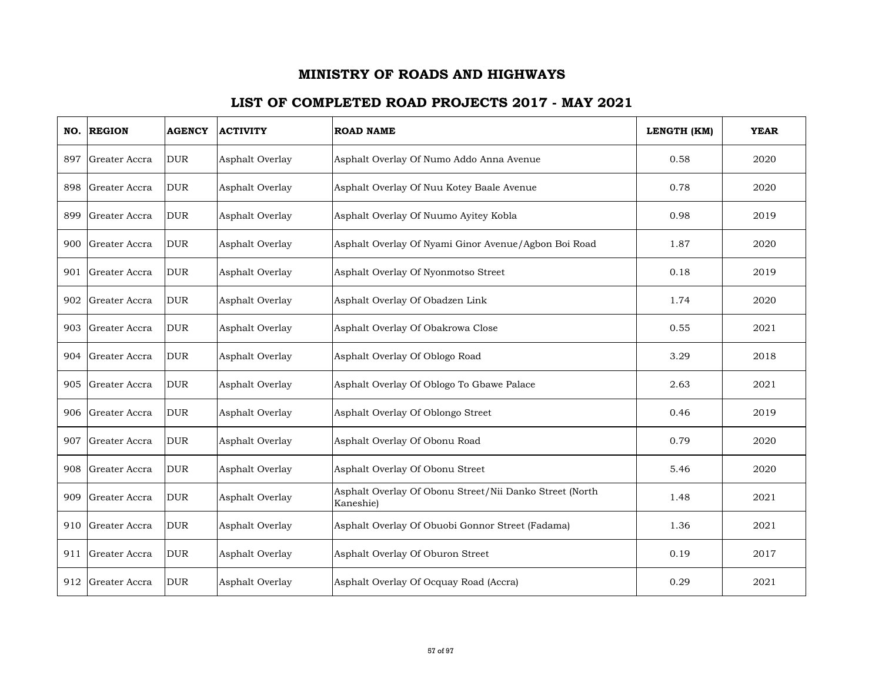# MINISTRY OF ROADS AND HIGHWAYS

## LIST OF COMPLETED ROAD PROJECTS 2017 - MAY 2021

| NO. | REGION | AGENCY | ACTIVITY | ROAD NAME | LENGTH (KM) | YEAR |
|---|---|---|---|---|---|---|
| 897 | Greater Accra | DUR | Asphalt Overlay | Asphalt Overlay Of Numo Addo Anna Avenue | 0.58 | 2020 |
| 898 | Greater Accra | DUR | Asphalt Overlay | Asphalt Overlay Of Nuu Kotey Baale Avenue | 0.78 | 2020 |
| 899 | Greater Accra | DUR | Asphalt Overlay | Asphalt Overlay Of Nuumo Ayitey Kobla | 0.98 | 2019 |
| 900 | Greater Accra | DUR | Asphalt Overlay | Asphalt Overlay Of Nyami Ginor Avenue/Agbon Boi Road | 1.87 | 2020 |
| 901 | Greater Accra | DUR | Asphalt Overlay | Asphalt Overlay Of Nyonmotso Street | 0.18 | 2019 |
| 902 | Greater Accra | DUR | Asphalt Overlay | Asphalt Overlay Of Obadzen Link | 1.74 | 2020 |
| 903 | Greater Accra | DUR | Asphalt Overlay | Asphalt Overlay Of Obakrowa Close | 0.55 | 2021 |
| 904 | Greater Accra | DUR | Asphalt Overlay | Asphalt Overlay Of Oblogo Road | 3.29 | 2018 |
| 905 | Greater Accra | DUR | Asphalt Overlay | Asphalt Overlay Of Oblogo To Gbawe Palace | 2.63 | 2021 |
| 906 | Greater Accra | DUR | Asphalt Overlay | Asphalt Overlay Of Oblongo Street | 0.46 | 2019 |
| 907 | Greater Accra | DUR | Asphalt Overlay | Asphalt Overlay Of Obonu Road | 0.79 | 2020 |
| 908 | Greater Accra | DUR | Asphalt Overlay | Asphalt Overlay Of Obonu Street | 5.46 | 2020 |
| 909 | Greater Accra | DUR | Asphalt Overlay | Asphalt Overlay Of Obonu Street/Nii Danko Street (North Kaneshie) | 1.48 | 2021 |
| 910 | Greater Accra | DUR | Asphalt Overlay | Asphalt Overlay Of Obuobi Gonnor Street (Fadama) | 1.36 | 2021 |
| 911 | Greater Accra | DUR | Asphalt Overlay | Asphalt Overlay Of Oburon Street | 0.19 | 2017 |
| 912 | Greater Accra | DUR | Asphalt Overlay | Asphalt Overlay Of Ocquay Road (Accra) | 0.29 | 2021 |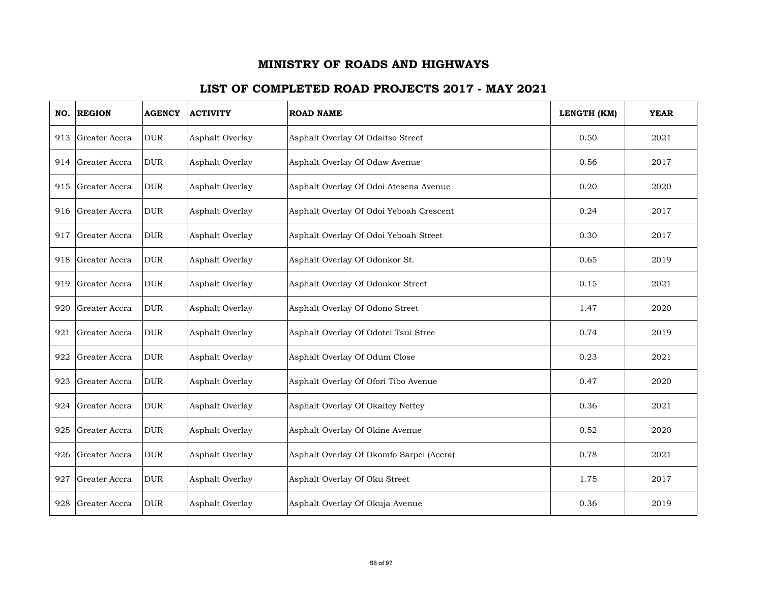# MINISTRY OF ROADS AND HIGHWAYS

## LIST OF COMPLETED ROAD PROJECTS 2017 - MAY 2021

| NO. | REGION | AGENCY | ACTIVITY | ROAD NAME | LENGTH (KM) | YEAR |
|---|---|---|---|---|---|---|
| 913 | Greater Accra | DUR | Asphalt Overlay | Asphalt Overlay Of Odaitso Street | 0.50 | 2021 |
| 914 | Greater Accra | DUR | Asphalt Overlay | Asphalt Overlay Of Odaw Avenue | 0.56 | 2017 |
| 915 | Greater Accra | DUR | Asphalt Overlay | Asphalt Overlay Of Odoi Atesena Avenue | 0.20 | 2020 |
| 916 | Greater Accra | DUR | Asphalt Overlay | Asphalt Overlay Of Odoi Yeboah Crescent | 0.24 | 2017 |
| 917 | Greater Accra | DUR | Asphalt Overlay | Asphalt Overlay Of Odoi Yeboah Street | 0.30 | 2017 |
| 918 | Greater Accra | DUR | Asphalt Overlay | Asphalt Overlay Of Odonkor St. | 0.65 | 2019 |
| 919 | Greater Accra | DUR | Asphalt Overlay | Asphalt Overlay Of Odonkor Street | 0.15 | 2021 |
| 920 | Greater Accra | DUR | Asphalt Overlay | Asphalt Overlay Of Odono Street | 1.47 | 2020 |
| 921 | Greater Accra | DUR | Asphalt Overlay | Asphalt Overlay Of Odotei Tsui Stree | 0.74 | 2019 |
| 922 | Greater Accra | DUR | Asphalt Overlay | Asphalt Overlay Of Odum Close | 0.23 | 2021 |
| 923 | Greater Accra | DUR | Asphalt Overlay | Asphalt Overlay Of Ofori Tibo Avenue | 0.47 | 2020 |
| 924 | Greater Accra | DUR | Asphalt Overlay | Asphalt Overlay Of Okaitey Nettey | 0.36 | 2021 |
| 925 | Greater Accra | DUR | Asphalt Overlay | Asphalt Overlay Of Okine Avenue | 0.52 | 2020 |
| 926 | Greater Accra | DUR | Asphalt Overlay | Asphalt Overlay Of Okomfo Sarpei (Accra) | 0.78 | 2021 |
| 927 | Greater Accra | DUR | Asphalt Overlay | Asphalt Overlay Of Oku Street | 1.75 | 2017 |
| 928 | Greater Accra | DUR | Asphalt Overlay | Asphalt Overlay Of Okuja Avenue | 0.36 | 2019 |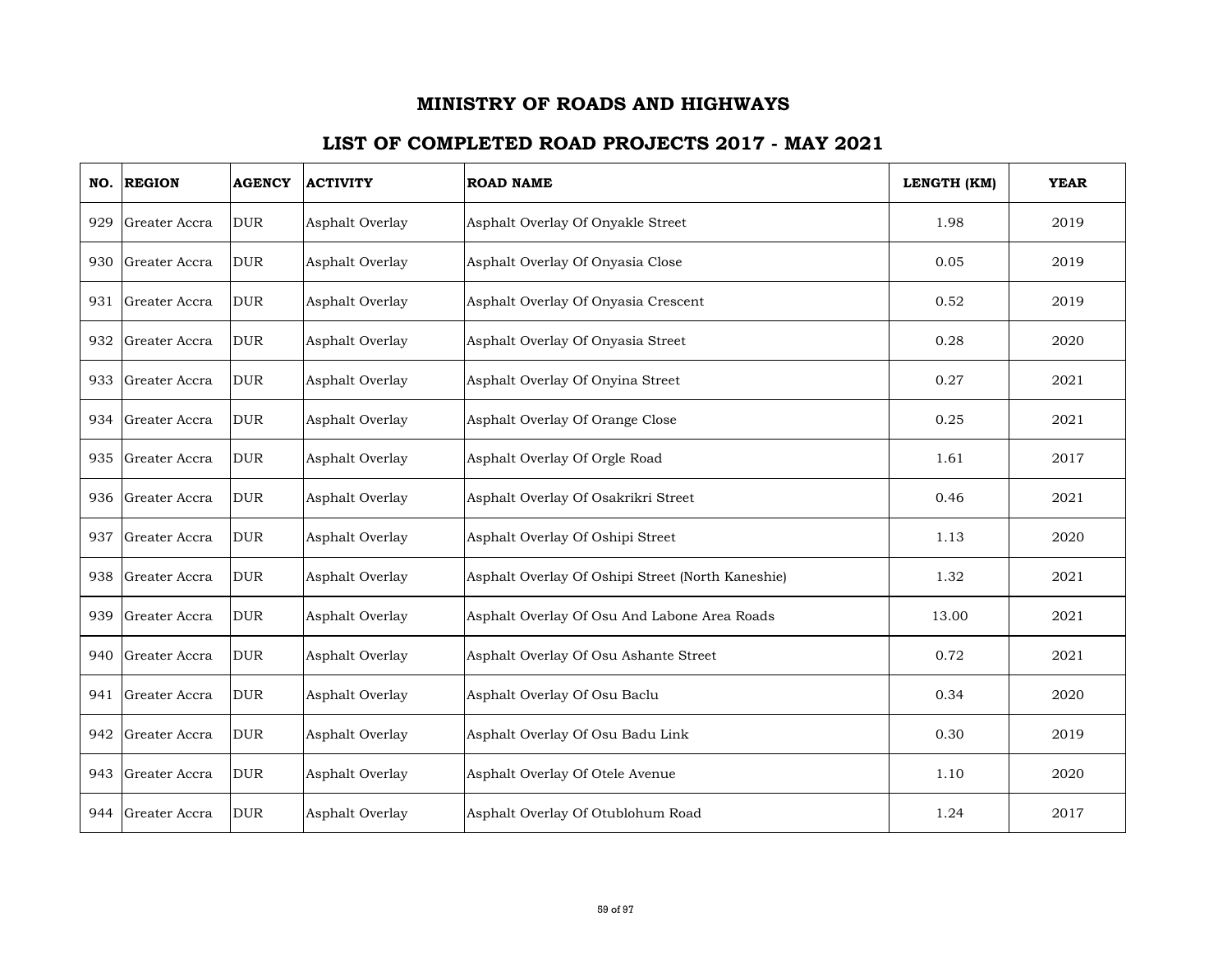# MINISTRY OF ROADS AND HIGHWAYS

## LIST OF COMPLETED ROAD PROJECTS 2017 - MAY 2021

| NO. | REGION | AGENCY | ACTIVITY | ROAD NAME | LENGTH (KM) | YEAR |
|---|---|---|---|---|---|---|
| 929 | Greater Accra | DUR | Asphalt Overlay | Asphalt Overlay Of Onyakle Street | 1.98 | 2019 |
| 930 | Greater Accra | DUR | Asphalt Overlay | Asphalt Overlay Of Onyasia Close | 0.05 | 2019 |
| 931 | Greater Accra | DUR | Asphalt Overlay | Asphalt Overlay Of Onyasia Crescent | 0.52 | 2019 |
| 932 | Greater Accra | DUR | Asphalt Overlay | Asphalt Overlay Of Onyasia Street | 0.28 | 2020 |
| 933 | Greater Accra | DUR | Asphalt Overlay | Asphalt Overlay Of Onyina Street | 0.27 | 2021 |
| 934 | Greater Accra | DUR | Asphalt Overlay | Asphalt Overlay Of Orange Close | 0.25 | 2021 |
| 935 | Greater Accra | DUR | Asphalt Overlay | Asphalt Overlay Of Orgle Road | 1.61 | 2017 |
| 936 | Greater Accra | DUR | Asphalt Overlay | Asphalt Overlay Of Osakrikri Street | 0.46 | 2021 |
| 937 | Greater Accra | DUR | Asphalt Overlay | Asphalt Overlay Of Oshipi Street | 1.13 | 2020 |
| 938 | Greater Accra | DUR | Asphalt Overlay | Asphalt Overlay Of Oshipi Street (North Kaneshie) | 1.32 | 2021 |
| 939 | Greater Accra | DUR | Asphalt Overlay | Asphalt Overlay Of Osu And Labone Area Roads | 13.00 | 2021 |
| 940 | Greater Accra | DUR | Asphalt Overlay | Asphalt Overlay Of Osu Ashante Street | 0.72 | 2021 |
| 941 | Greater Accra | DUR | Asphalt Overlay | Asphalt Overlay Of Osu Baclu | 0.34 | 2020 |
| 942 | Greater Accra | DUR | Asphalt Overlay | Asphalt Overlay Of Osu Badu Link | 0.30 | 2019 |
| 943 | Greater Accra | DUR | Asphalt Overlay | Asphalt Overlay Of Otele Avenue | 1.10 | 2020 |
| 944 | Greater Accra | DUR | Asphalt Overlay | Asphalt Overlay Of Otublohum Road | 1.24 | 2017 |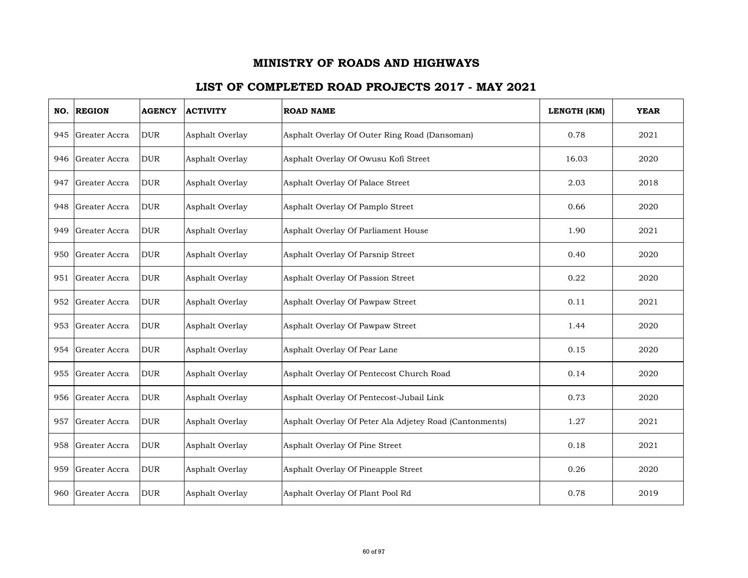# MINISTRY OF ROADS AND HIGHWAYS

## LIST OF COMPLETED ROAD PROJECTS 2017 - MAY 2021

| NO. | REGION | AGENCY | ACTIVITY | ROAD NAME | LENGTH (KM) | YEAR |
|---|---|---|---|---|---|---|
| 945 | Greater Accra | DUR | Asphalt Overlay | Asphalt Overlay Of Outer Ring Road (Dansoman) | 0.78 | 2021 |
| 946 | Greater Accra | DUR | Asphalt Overlay | Asphalt Overlay Of Owusu Kofi Street | 16.03 | 2020 |
| 947 | Greater Accra | DUR | Asphalt Overlay | Asphalt Overlay Of Palace Street | 2.03 | 2018 |
| 948 | Greater Accra | DUR | Asphalt Overlay | Asphalt Overlay Of Pamplo Street | 0.66 | 2020 |
| 949 | Greater Accra | DUR | Asphalt Overlay | Asphalt Overlay Of Parliament House | 1.90 | 2021 |
| 950 | Greater Accra | DUR | Asphalt Overlay | Asphalt Overlay Of Parsnip Street | 0.40 | 2020 |
| 951 | Greater Accra | DUR | Asphalt Overlay | Asphalt Overlay Of Passion Street | 0.22 | 2020 |
| 952 | Greater Accra | DUR | Asphalt Overlay | Asphalt Overlay Of Pawpaw Street | 0.11 | 2021 |
| 953 | Greater Accra | DUR | Asphalt Overlay | Asphalt Overlay Of Pawpaw Street | 1.44 | 2020 |
| 954 | Greater Accra | DUR | Asphalt Overlay | Asphalt Overlay Of Pear Lane | 0.15 | 2020 |
| 955 | Greater Accra | DUR | Asphalt Overlay | Asphalt Overlay Of Pentecost Church Road | 0.14 | 2020 |
| 956 | Greater Accra | DUR | Asphalt Overlay | Asphalt Overlay Of Pentecost-Jubail Link | 0.73 | 2020 |
| 957 | Greater Accra | DUR | Asphalt Overlay | Asphalt Overlay Of Peter Ala Adjetey Road (Cantonments) | 1.27 | 2021 |
| 958 | Greater Accra | DUR | Asphalt Overlay | Asphalt Overlay Of Pine Street | 0.18 | 2021 |
| 959 | Greater Accra | DUR | Asphalt Overlay | Asphalt Overlay Of Pineapple Street | 0.26 | 2020 |
| 960 | Greater Accra | DUR | Asphalt Overlay | Asphalt Overlay Of Plant Pool Rd | 0.78 | 2019 |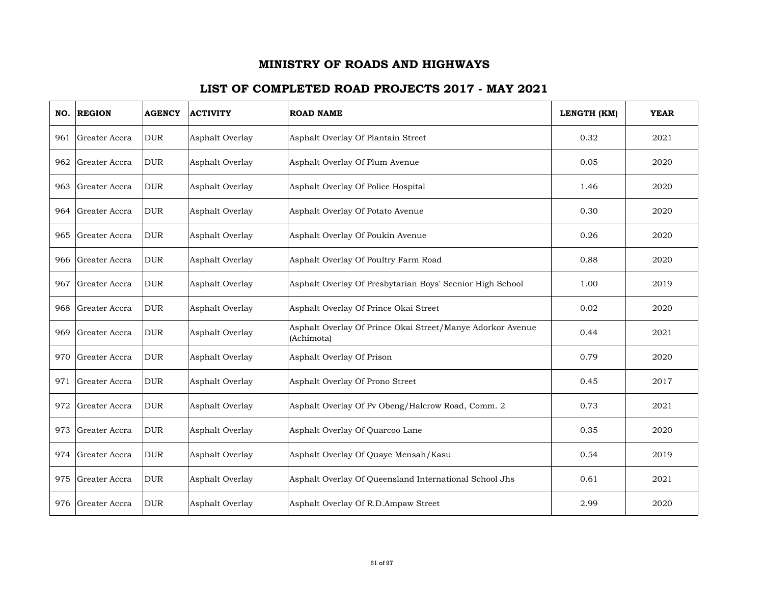# MINISTRY OF ROADS AND HIGHWAYS

## LIST OF COMPLETED ROAD PROJECTS 2017 - MAY 2021

| NO. | REGION | AGENCY | ACTIVITY | ROAD NAME | LENGTH (KM) | YEAR |
|---|---|---|---|---|---|---|
| 961 | Greater Accra | DUR | Asphalt Overlay | Asphalt Overlay Of Plantain Street | 0.32 | 2021 |
| 962 | Greater Accra | DUR | Asphalt Overlay | Asphalt Overlay Of Plum Avenue | 0.05 | 2020 |
| 963 | Greater Accra | DUR | Asphalt Overlay | Asphalt Overlay Of Police Hospital | 1.46 | 2020 |
| 964 | Greater Accra | DUR | Asphalt Overlay | Asphalt Overlay Of Potato Avenue | 0.30 | 2020 |
| 965 | Greater Accra | DUR | Asphalt Overlay | Asphalt Overlay Of Poukin Avenue | 0.26 | 2020 |
| 966 | Greater Accra | DUR | Asphalt Overlay | Asphalt Overlay Of Poultry Farm Road | 0.88 | 2020 |
| 967 | Greater Accra | DUR | Asphalt Overlay | Asphalt Overlay Of Presbytarian Boys' Secnior High School | 1.00 | 2019 |
| 968 | Greater Accra | DUR | Asphalt Overlay | Asphalt Overlay Of Prince Okai Street | 0.02 | 2020 |
| 969 | Greater Accra | DUR | Asphalt Overlay | Asphalt Overlay Of Prince Okai Street/Manye Adorkor Avenue (Achimota) | 0.44 | 2021 |
| 970 | Greater Accra | DUR | Asphalt Overlay | Asphalt Overlay Of Prison | 0.79 | 2020 |
| 971 | Greater Accra | DUR | Asphalt Overlay | Asphalt Overlay Of Prono Street | 0.45 | 2017 |
| 972 | Greater Accra | DUR | Asphalt Overlay | Asphalt Overlay Of Pv Obeng/Halcrow Road, Comm. 2 | 0.73 | 2021 |
| 973 | Greater Accra | DUR | Asphalt Overlay | Asphalt Overlay Of Quarcoo Lane | 0.35 | 2020 |
| 974 | Greater Accra | DUR | Asphalt Overlay | Asphalt Overlay Of Quaye Mensah/Kasu | 0.54 | 2019 |
| 975 | Greater Accra | DUR | Asphalt Overlay | Asphalt Overlay Of Queensland International School Jhs | 0.61 | 2021 |
| 976 | Greater Accra | DUR | Asphalt Overlay | Asphalt Overlay Of R.D.Ampaw Street | 2.99 | 2020 |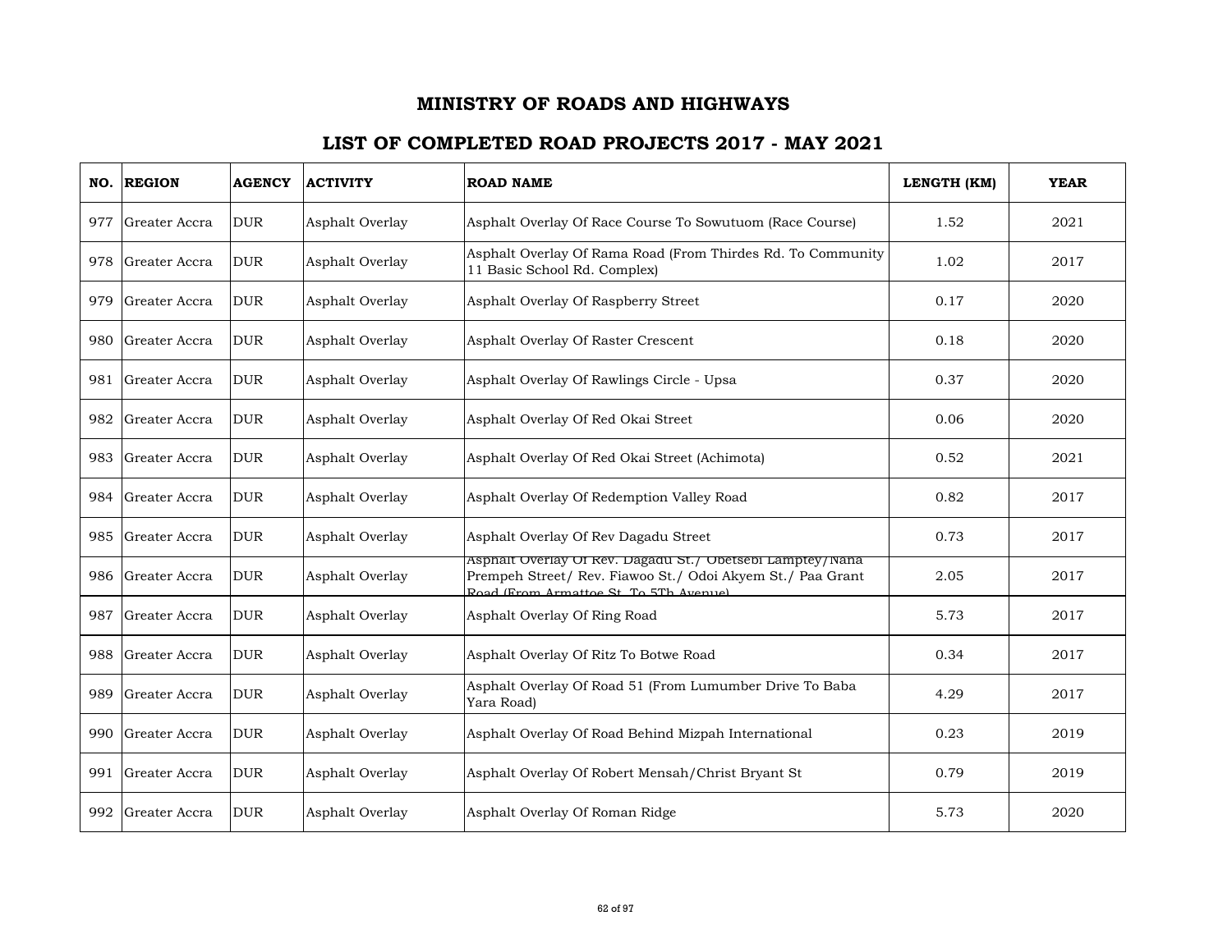# MINISTRY OF ROADS AND HIGHWAYS

## LIST OF COMPLETED ROAD PROJECTS 2017 - MAY 2021

| NO. | REGION | AGENCY | ACTIVITY | ROAD NAME | LENGTH (KM) | YEAR |
|---|---|---|---|---|---|---|
| 977 | Greater Accra | DUR | Asphalt Overlay | Asphalt Overlay Of Race Course To Sowutuom (Race Course) | 1.52 | 2021 |
| 978 | Greater Accra | DUR | Asphalt Overlay | Asphalt Overlay Of Rama Road (From Thirdes Rd. To Community 11 Basic School Rd. Complex) | 1.02 | 2017 |
| 979 | Greater Accra | DUR | Asphalt Overlay | Asphalt Overlay Of Raspberry Street | 0.17 | 2020 |
| 980 | Greater Accra | DUR | Asphalt Overlay | Asphalt Overlay Of Raster Crescent | 0.18 | 2020 |
| 981 | Greater Accra | DUR | Asphalt Overlay | Asphalt Overlay Of Rawlings Circle - Upsa | 0.37 | 2020 |
| 982 | Greater Accra | DUR | Asphalt Overlay | Asphalt Overlay Of Red Okai Street | 0.06 | 2020 |
| 983 | Greater Accra | DUR | Asphalt Overlay | Asphalt Overlay Of Red Okai Street (Achimota) | 0.52 | 2021 |
| 984 | Greater Accra | DUR | Asphalt Overlay | Asphalt Overlay Of Redemption Valley Road | 0.82 | 2017 |
| 985 | Greater Accra | DUR | Asphalt Overlay | Asphalt Overlay Of Rev Dagadu Street | 0.73 | 2017 |
| 986 | Greater Accra | DUR | Asphalt Overlay | Asphalt Overlay Of Rev. Dagadu St./ Obetsebi Lamptey/Nana Prempeh Street/ Rev. Fiawoo St./ Odoi Akyem St./ Paa Grant Road (From Armattoe St. To 5Th Avenue) | 2.05 | 2017 |
| 987 | Greater Accra | DUR | Asphalt Overlay | Asphalt Overlay Of Ring Road | 5.73 | 2017 |
| 988 | Greater Accra | DUR | Asphalt Overlay | Asphalt Overlay Of Ritz To Botwe Road | 0.34 | 2017 |
| 989 | Greater Accra | DUR | Asphalt Overlay | Asphalt Overlay Of Road 51 (From Lumumber Drive To Baba Yara Road) | 4.29 | 2017 |
| 990 | Greater Accra | DUR | Asphalt Overlay | Asphalt Overlay Of Road Behind Mizpah International | 0.23 | 2019 |
| 991 | Greater Accra | DUR | Asphalt Overlay | Asphalt Overlay Of Robert Mensah/Christ Bryant St | 0.79 | 2019 |
| 992 | Greater Accra | DUR | Asphalt Overlay | Asphalt Overlay Of Roman Ridge | 5.73 | 2020 |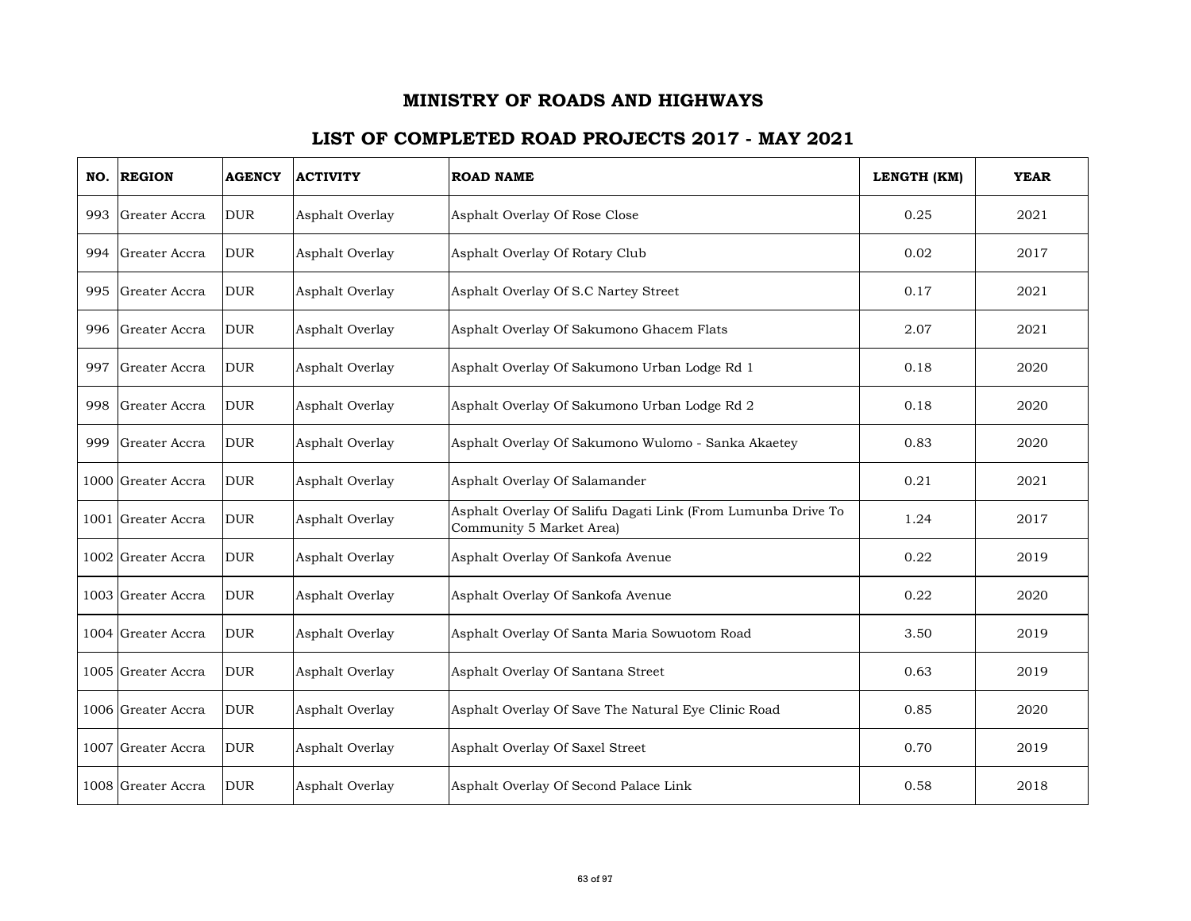# MINISTRY OF ROADS AND HIGHWAYS

## LIST OF COMPLETED ROAD PROJECTS 2017 - MAY 2021

| NO. | REGION | AGENCY | ACTIVITY | ROAD NAME | LENGTH (KM) | YEAR |
|---|---|---|---|---|---|---|
| 993 | Greater Accra | DUR | Asphalt Overlay | Asphalt Overlay Of Rose Close | 0.25 | 2021 |
| 994 | Greater Accra | DUR | Asphalt Overlay | Asphalt Overlay Of Rotary Club | 0.02 | 2017 |
| 995 | Greater Accra | DUR | Asphalt Overlay | Asphalt Overlay Of S.C Nartey Street | 0.17 | 2021 |
| 996 | Greater Accra | DUR | Asphalt Overlay | Asphalt Overlay Of Sakumono Ghacem Flats | 2.07 | 2021 |
| 997 | Greater Accra | DUR | Asphalt Overlay | Asphalt Overlay Of Sakumono Urban Lodge Rd 1 | 0.18 | 2020 |
| 998 | Greater Accra | DUR | Asphalt Overlay | Asphalt Overlay Of Sakumono Urban Lodge Rd 2 | 0.18 | 2020 |
| 999 | Greater Accra | DUR | Asphalt Overlay | Asphalt Overlay Of Sakumono Wulomo - Sanka Akaetey | 0.83 | 2020 |
| 1000 | Greater Accra | DUR | Asphalt Overlay | Asphalt Overlay Of Salamander | 0.21 | 2021 |
| 1001 | Greater Accra | DUR | Asphalt Overlay | Asphalt Overlay Of Salifu Dagati Link (From Lumunba Drive To Community 5 Market Area) | 1.24 | 2017 |
| 1002 | Greater Accra | DUR | Asphalt Overlay | Asphalt Overlay Of Sankofa Avenue | 0.22 | 2019 |
| 1003 | Greater Accra | DUR | Asphalt Overlay | Asphalt Overlay Of Sankofa Avenue | 0.22 | 2020 |
| 1004 | Greater Accra | DUR | Asphalt Overlay | Asphalt Overlay Of Santa Maria Sowuotom Road | 3.50 | 2019 |
| 1005 | Greater Accra | DUR | Asphalt Overlay | Asphalt Overlay Of Santana Street | 0.63 | 2019 |
| 1006 | Greater Accra | DUR | Asphalt Overlay | Asphalt Overlay Of Save The Natural Eye Clinic Road | 0.85 | 2020 |
| 1007 | Greater Accra | DUR | Asphalt Overlay | Asphalt Overlay Of Saxel Street | 0.70 | 2019 |
| 1008 | Greater Accra | DUR | Asphalt Overlay | Asphalt Overlay Of Second Palace Link | 0.58 | 2018 |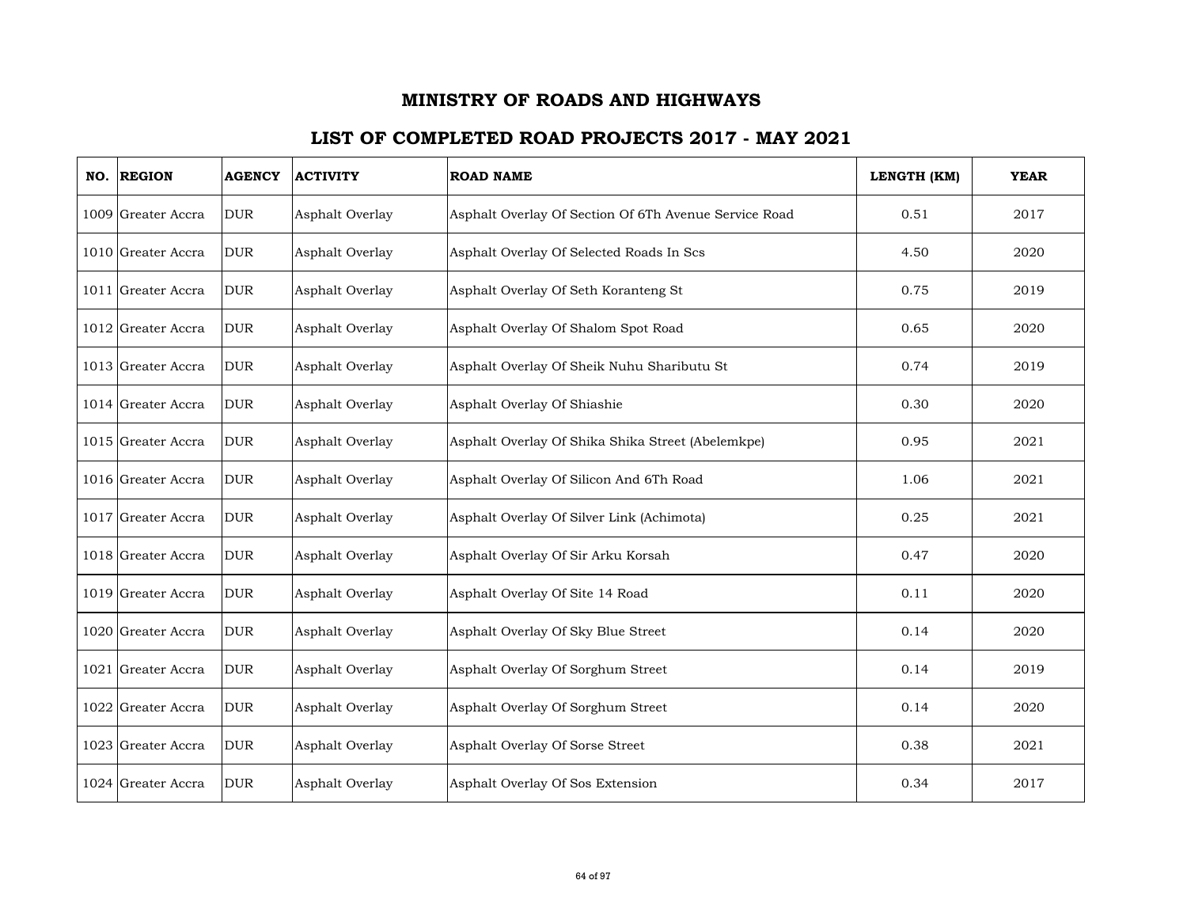# MINISTRY OF ROADS AND HIGHWAYS

## LIST OF COMPLETED ROAD PROJECTS 2017 - MAY 2021

| NO. | REGION | AGENCY | ACTIVITY | ROAD NAME | LENGTH (KM) | YEAR |
|---|---|---|---|---|---|---|
| 1009 | Greater Accra | DUR | Asphalt Overlay | Asphalt Overlay Of Section Of 6Th Avenue Service Road | 0.51 | 2017 |
| 1010 | Greater Accra | DUR | Asphalt Overlay | Asphalt Overlay Of Selected Roads In Scs | 4.50 | 2020 |
| 1011 | Greater Accra | DUR | Asphalt Overlay | Asphalt Overlay Of Seth Koranteng St | 0.75 | 2019 |
| 1012 | Greater Accra | DUR | Asphalt Overlay | Asphalt Overlay Of Shalom Spot Road | 0.65 | 2020 |
| 1013 | Greater Accra | DUR | Asphalt Overlay | Asphalt Overlay Of Sheik Nuhu Shaributu St | 0.74 | 2019 |
| 1014 | Greater Accra | DUR | Asphalt Overlay | Asphalt Overlay Of Shiashie | 0.30 | 2020 |
| 1015 | Greater Accra | DUR | Asphalt Overlay | Asphalt Overlay Of Shika Shika Street (Abelemkpe) | 0.95 | 2021 |
| 1016 | Greater Accra | DUR | Asphalt Overlay | Asphalt Overlay Of Silicon And 6Th Road | 1.06 | 2021 |
| 1017 | Greater Accra | DUR | Asphalt Overlay | Asphalt Overlay Of Silver Link (Achimota) | 0.25 | 2021 |
| 1018 | Greater Accra | DUR | Asphalt Overlay | Asphalt Overlay Of Sir Arku Korsah | 0.47 | 2020 |
| 1019 | Greater Accra | DUR | Asphalt Overlay | Asphalt Overlay Of Site 14 Road | 0.11 | 2020 |
| 1020 | Greater Accra | DUR | Asphalt Overlay | Asphalt Overlay Of Sky Blue Street | 0.14 | 2020 |
| 1021 | Greater Accra | DUR | Asphalt Overlay | Asphalt Overlay Of Sorghum Street | 0.14 | 2019 |
| 1022 | Greater Accra | DUR | Asphalt Overlay | Asphalt Overlay Of Sorghum Street | 0.14 | 2020 |
| 1023 | Greater Accra | DUR | Asphalt Overlay | Asphalt Overlay Of Sorse Street | 0.38 | 2021 |
| 1024 | Greater Accra | DUR | Asphalt Overlay | Asphalt Overlay Of Sos Extension | 0.34 | 2017 |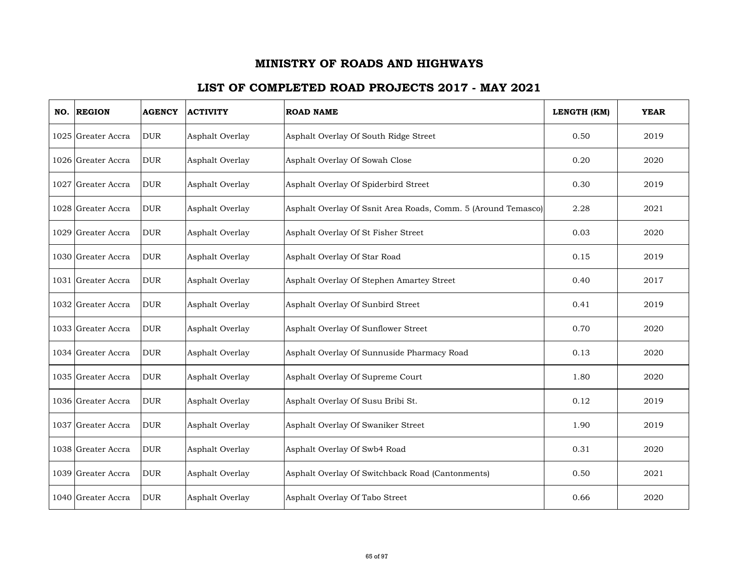# MINISTRY OF ROADS AND HIGHWAYS

## LIST OF COMPLETED ROAD PROJECTS 2017 - MAY 2021

| NO. | REGION | AGENCY | ACTIVITY | ROAD NAME | LENGTH (KM) | YEAR |
|---|---|---|---|---|---|---|
| 1025 | Greater Accra | DUR | Asphalt Overlay | Asphalt Overlay Of South Ridge Street | 0.50 | 2019 |
| 1026 | Greater Accra | DUR | Asphalt Overlay | Asphalt Overlay Of Sowah Close | 0.20 | 2020 |
| 1027 | Greater Accra | DUR | Asphalt Overlay | Asphalt Overlay Of Spiderbird Street | 0.30 | 2019 |
| 1028 | Greater Accra | DUR | Asphalt Overlay | Asphalt Overlay Of Ssnit Area Roads, Comm. 5 (Around Temasco) | 2.28 | 2021 |
| 1029 | Greater Accra | DUR | Asphalt Overlay | Asphalt Overlay Of St Fisher Street | 0.03 | 2020 |
| 1030 | Greater Accra | DUR | Asphalt Overlay | Asphalt Overlay Of Star Road | 0.15 | 2019 |
| 1031 | Greater Accra | DUR | Asphalt Overlay | Asphalt Overlay Of Stephen Amartey Street | 0.40 | 2017 |
| 1032 | Greater Accra | DUR | Asphalt Overlay | Asphalt Overlay Of Sunbird Street | 0.41 | 2019 |
| 1033 | Greater Accra | DUR | Asphalt Overlay | Asphalt Overlay Of Sunflower Street | 0.70 | 2020 |
| 1034 | Greater Accra | DUR | Asphalt Overlay | Asphalt Overlay Of Sunnuside Pharmacy Road | 0.13 | 2020 |
| 1035 | Greater Accra | DUR | Asphalt Overlay | Asphalt Overlay Of Supreme Court | 1.80 | 2020 |
| 1036 | Greater Accra | DUR | Asphalt Overlay | Asphalt Overlay Of Susu Bribi St. | 0.12 | 2019 |
| 1037 | Greater Accra | DUR | Asphalt Overlay | Asphalt Overlay Of Swaniker Street | 1.90 | 2019 |
| 1038 | Greater Accra | DUR | Asphalt Overlay | Asphalt Overlay Of Swb4 Road | 0.31 | 2020 |
| 1039 | Greater Accra | DUR | Asphalt Overlay | Asphalt Overlay Of Switchback Road (Cantonments) | 0.50 | 2021 |
| 1040 | Greater Accra | DUR | Asphalt Overlay | Asphalt Overlay Of Tabo Street | 0.66 | 2020 |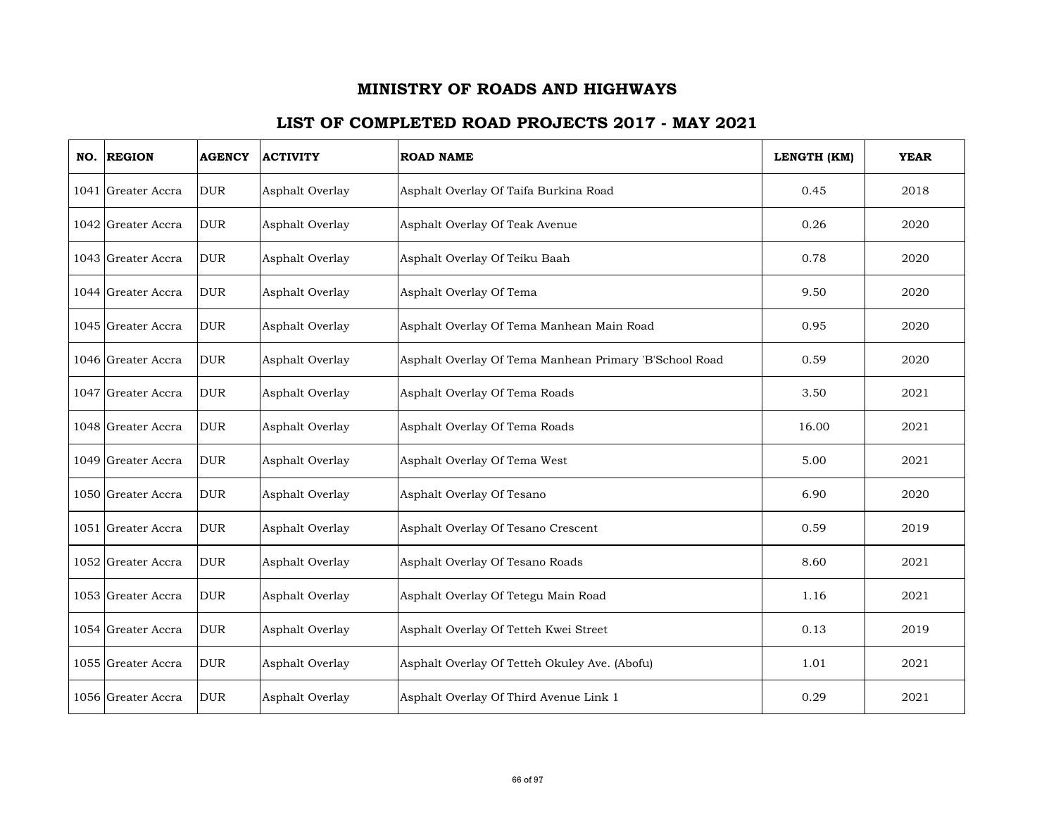# MINISTRY OF ROADS AND HIGHWAYS

## LIST OF COMPLETED ROAD PROJECTS 2017 - MAY 2021

| NO. | REGION | AGENCY | ACTIVITY | ROAD NAME | LENGTH (KM) | YEAR |
|---|---|---|---|---|---|---|
| 1041 | Greater Accra | DUR | Asphalt Overlay | Asphalt Overlay Of Taifa Burkina Road | 0.45 | 2018 |
| 1042 | Greater Accra | DUR | Asphalt Overlay | Asphalt Overlay Of Teak Avenue | 0.26 | 2020 |
| 1043 | Greater Accra | DUR | Asphalt Overlay | Asphalt Overlay Of Teiku Baah | 0.78 | 2020 |
| 1044 | Greater Accra | DUR | Asphalt Overlay | Asphalt Overlay Of Tema | 9.50 | 2020 |
| 1045 | Greater Accra | DUR | Asphalt Overlay | Asphalt Overlay Of Tema Manhean Main Road | 0.95 | 2020 |
| 1046 | Greater Accra | DUR | Asphalt Overlay | Asphalt Overlay Of Tema Manhean Primary 'B'School Road | 0.59 | 2020 |
| 1047 | Greater Accra | DUR | Asphalt Overlay | Asphalt Overlay Of Tema Roads | 3.50 | 2021 |
| 1048 | Greater Accra | DUR | Asphalt Overlay | Asphalt Overlay Of Tema Roads | 16.00 | 2021 |
| 1049 | Greater Accra | DUR | Asphalt Overlay | Asphalt Overlay Of Tema West | 5.00 | 2021 |
| 1050 | Greater Accra | DUR | Asphalt Overlay | Asphalt Overlay Of Tesano | 6.90 | 2020 |
| 1051 | Greater Accra | DUR | Asphalt Overlay | Asphalt Overlay Of Tesano Crescent | 0.59 | 2019 |
| 1052 | Greater Accra | DUR | Asphalt Overlay | Asphalt Overlay Of Tesano Roads | 8.60 | 2021 |
| 1053 | Greater Accra | DUR | Asphalt Overlay | Asphalt Overlay Of Tetegu Main Road | 1.16 | 2021 |
| 1054 | Greater Accra | DUR | Asphalt Overlay | Asphalt Overlay Of Tetteh Kwei Street | 0.13 | 2019 |
| 1055 | Greater Accra | DUR | Asphalt Overlay | Asphalt Overlay Of Tetteh Okuley Ave. (Abofu) | 1.01 | 2021 |
| 1056 | Greater Accra | DUR | Asphalt Overlay | Asphalt Overlay Of Third Avenue Link 1 | 0.29 | 2021 |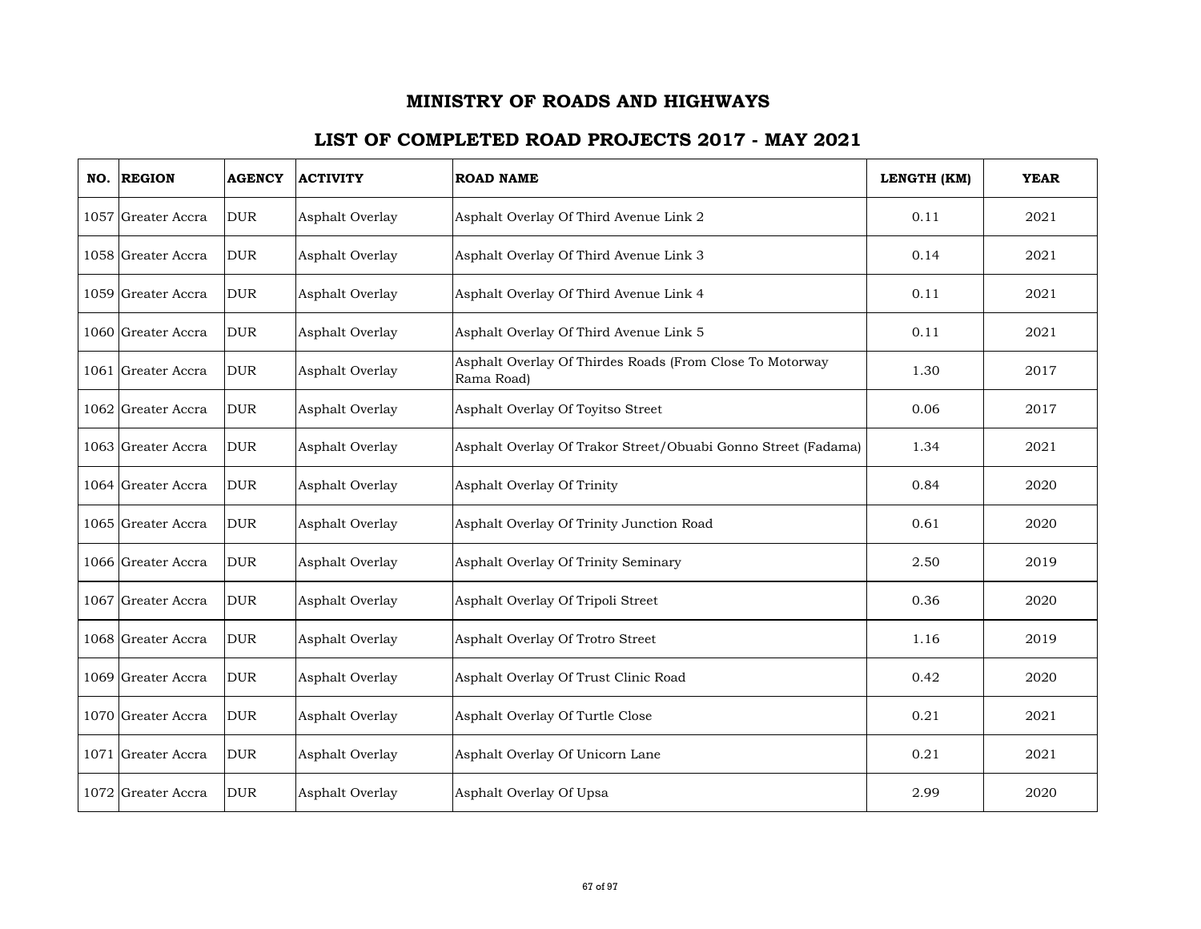# MINISTRY OF ROADS AND HIGHWAYS

## LIST OF COMPLETED ROAD PROJECTS 2017 - MAY 2021

| NO. | REGION | AGENCY | ACTIVITY | ROAD NAME | LENGTH (KM) | YEAR |
|---|---|---|---|---|---|---|
| 1057 | Greater Accra | DUR | Asphalt Overlay | Asphalt Overlay Of Third Avenue Link 2 | 0.11 | 2021 |
| 1058 | Greater Accra | DUR | Asphalt Overlay | Asphalt Overlay Of Third Avenue Link 3 | 0.14 | 2021 |
| 1059 | Greater Accra | DUR | Asphalt Overlay | Asphalt Overlay Of Third Avenue Link 4 | 0.11 | 2021 |
| 1060 | Greater Accra | DUR | Asphalt Overlay | Asphalt Overlay Of Third Avenue Link 5 | 0.11 | 2021 |
| 1061 | Greater Accra | DUR | Asphalt Overlay | Asphalt Overlay Of Thirdes Roads (From Close To Motorway Rama Road) | 1.30 | 2017 |
| 1062 | Greater Accra | DUR | Asphalt Overlay | Asphalt Overlay Of Toyitso Street | 0.06 | 2017 |
| 1063 | Greater Accra | DUR | Asphalt Overlay | Asphalt Overlay Of Trakor Street/Obuabi Gonno Street (Fadama) | 1.34 | 2021 |
| 1064 | Greater Accra | DUR | Asphalt Overlay | Asphalt Overlay Of Trinity | 0.84 | 2020 |
| 1065 | Greater Accra | DUR | Asphalt Overlay | Asphalt Overlay Of Trinity Junction Road | 0.61 | 2020 |
| 1066 | Greater Accra | DUR | Asphalt Overlay | Asphalt Overlay Of Trinity Seminary | 2.50 | 2019 |
| 1067 | Greater Accra | DUR | Asphalt Overlay | Asphalt Overlay Of Tripoli Street | 0.36 | 2020 |
| 1068 | Greater Accra | DUR | Asphalt Overlay | Asphalt Overlay Of Trotro Street | 1.16 | 2019 |
| 1069 | Greater Accra | DUR | Asphalt Overlay | Asphalt Overlay Of Trust Clinic Road | 0.42 | 2020 |
| 1070 | Greater Accra | DUR | Asphalt Overlay | Asphalt Overlay Of Turtle Close | 0.21 | 2021 |
| 1071 | Greater Accra | DUR | Asphalt Overlay | Asphalt Overlay Of Unicorn Lane | 0.21 | 2021 |
| 1072 | Greater Accra | DUR | Asphalt Overlay | Asphalt Overlay Of Upsa | 2.99 | 2020 |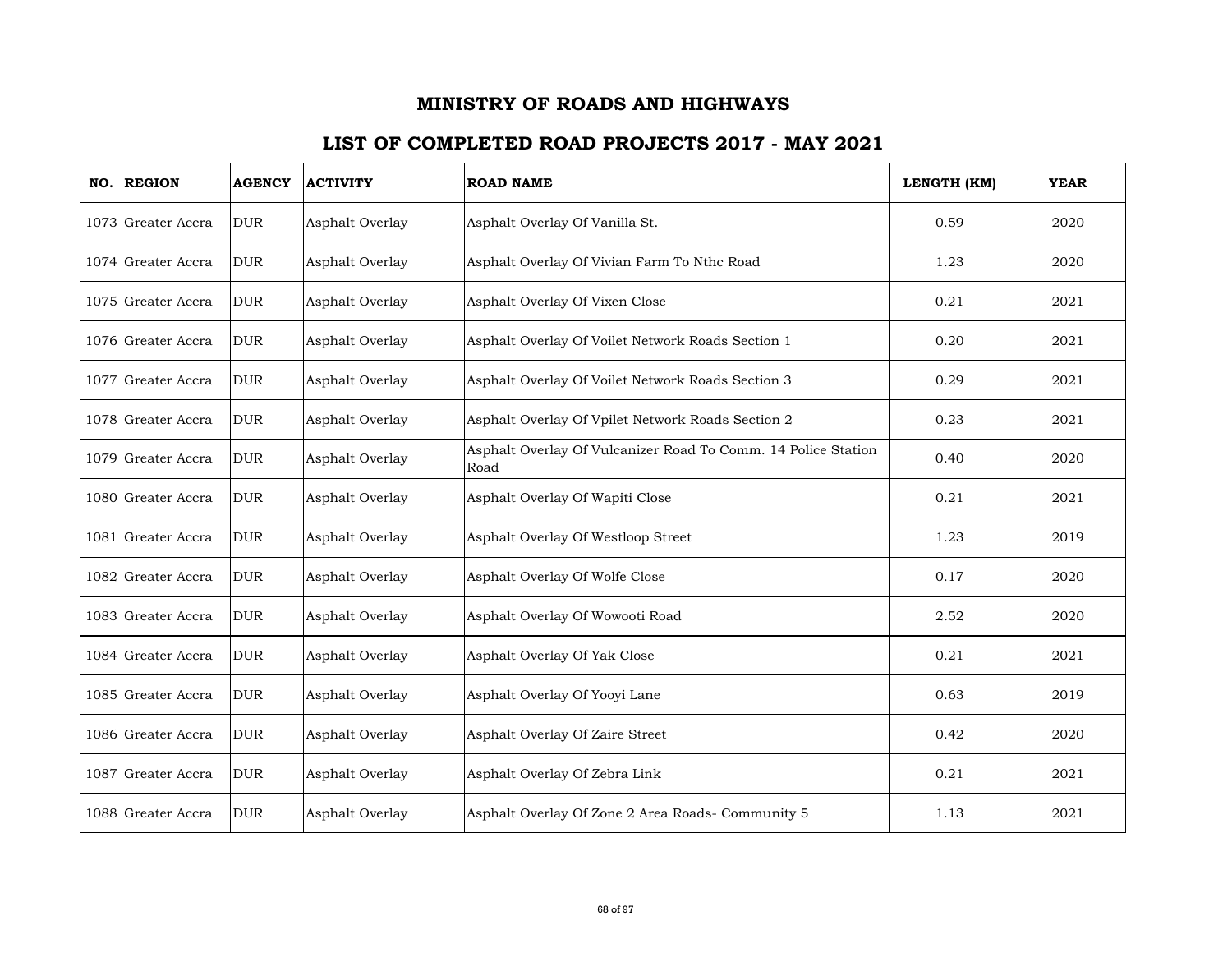# MINISTRY OF ROADS AND HIGHWAYS

## LIST OF COMPLETED ROAD PROJECTS 2017 - MAY 2021

| NO. | REGION | AGENCY | ACTIVITY | ROAD NAME | LENGTH (KM) | YEAR |
|---|---|---|---|---|---|---|
| 1073 | Greater Accra | DUR | Asphalt Overlay | Asphalt Overlay Of Vanilla St. | 0.59 | 2020 |
| 1074 | Greater Accra | DUR | Asphalt Overlay | Asphalt Overlay Of Vivian Farm To Nthc Road | 1.23 | 2020 |
| 1075 | Greater Accra | DUR | Asphalt Overlay | Asphalt Overlay Of Vixen Close | 0.21 | 2021 |
| 1076 | Greater Accra | DUR | Asphalt Overlay | Asphalt Overlay Of Voilet Network Roads Section 1 | 0.20 | 2021 |
| 1077 | Greater Accra | DUR | Asphalt Overlay | Asphalt Overlay Of Voilet Network Roads Section 3 | 0.29 | 2021 |
| 1078 | Greater Accra | DUR | Asphalt Overlay | Asphalt Overlay Of Vpilet Network Roads Section 2 | 0.23 | 2021 |
| 1079 | Greater Accra | DUR | Asphalt Overlay | Asphalt Overlay Of Vulcanizer Road To Comm. 14 Police Station Road | 0.40 | 2020 |
| 1080 | Greater Accra | DUR | Asphalt Overlay | Asphalt Overlay Of Wapiti Close | 0.21 | 2021 |
| 1081 | Greater Accra | DUR | Asphalt Overlay | Asphalt Overlay Of Westloop Street | 1.23 | 2019 |
| 1082 | Greater Accra | DUR | Asphalt Overlay | Asphalt Overlay Of Wolfe Close | 0.17 | 2020 |
| 1083 | Greater Accra | DUR | Asphalt Overlay | Asphalt Overlay Of Wowooti Road | 2.52 | 2020 |
| 1084 | Greater Accra | DUR | Asphalt Overlay | Asphalt Overlay Of Yak Close | 0.21 | 2021 |
| 1085 | Greater Accra | DUR | Asphalt Overlay | Asphalt Overlay Of Yooyi Lane | 0.63 | 2019 |
| 1086 | Greater Accra | DUR | Asphalt Overlay | Asphalt Overlay Of Zaire Street | 0.42 | 2020 |
| 1087 | Greater Accra | DUR | Asphalt Overlay | Asphalt Overlay Of Zebra Link | 0.21 | 2021 |
| 1088 | Greater Accra | DUR | Asphalt Overlay | Asphalt Overlay Of Zone 2 Area Roads- Community 5 | 1.13 | 2021 |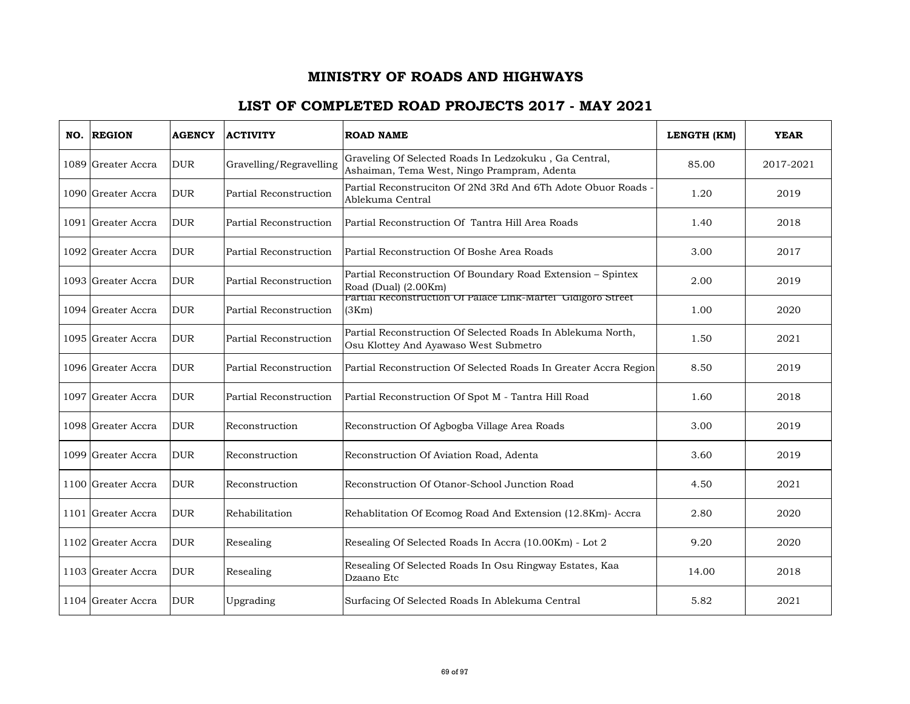# MINISTRY OF ROADS AND HIGHWAYS

## LIST OF COMPLETED ROAD PROJECTS 2017 - MAY 2021

| NO. | REGION | AGENCY | ACTIVITY | ROAD NAME | LENGTH (KM) | YEAR |
|---|---|---|---|---|---|---|
| 1089 | Greater Accra | DUR | Gravelling/Regravelling | Graveling Of Selected Roads In Ledzokuku , Ga Central, Ashaiman, Tema West, Ningo Prampram, Adenta | 85.00 | 2017-2021 |
| 1090 | Greater Accra | DUR | Partial Reconstruction | Partial Reconstruciton Of 2Nd 3Rd And 6Th Adote Obuor Roads - Ablekuma Central | 1.20 | 2019 |
| 1091 | Greater Accra | DUR | Partial Reconstruction | Partial Reconstruction Of  Tantra Hill Area Roads | 1.40 | 2018 |
| 1092 | Greater Accra | DUR | Partial Reconstruction | Partial Reconstruction Of Boshe Area Roads | 3.00 | 2017 |
| 1093 | Greater Accra | DUR | Partial Reconstruction | Partial Reconstruction Of Boundary Road Extension – Spintex Road (Dual) (2.00Km) | 2.00 | 2019 |
| 1094 | Greater Accra | DUR | Partial Reconstruction | Partial Reconstruction Of Palace Link-Martei Gidigoro Street (3Km) | 1.00 | 2020 |
| 1095 | Greater Accra | DUR | Partial Reconstruction | Partial Reconstruction Of Selected Roads In Ablekuma North, Osu Klottey And Ayawaso West Submetro | 1.50 | 2021 |
| 1096 | Greater Accra | DUR | Partial Reconstruction | Partial Reconstruction Of Selected Roads In Greater Accra Region | 8.50 | 2019 |
| 1097 | Greater Accra | DUR | Partial Reconstruction | Partial Reconstruction Of Spot M - Tantra Hill Road | 1.60 | 2018 |
| 1098 | Greater Accra | DUR | Reconstruction | Reconstruction Of Agbogba Village Area Roads | 3.00 | 2019 |
| 1099 | Greater Accra | DUR | Reconstruction | Reconstruction Of Aviation Road, Adenta | 3.60 | 2019 |
| 1100 | Greater Accra | DUR | Reconstruction | Reconstruction Of Otanor-School Junction Road | 4.50 | 2021 |
| 1101 | Greater Accra | DUR | Rehabilitation | Rehablitation Of Ecomog Road And Extension (12.8Km)- Accra | 2.80 | 2020 |
| 1102 | Greater Accra | DUR | Resealing | Resealing Of Selected Roads In Accra (10.00Km) - Lot 2 | 9.20 | 2020 |
| 1103 | Greater Accra | DUR | Resealing | Resealing Of Selected Roads In Osu Ringway Estates, Kaa Dzaano Etc | 14.00 | 2018 |
| 1104 | Greater Accra | DUR | Upgrading | Surfacing Of Selected Roads In Ablekuma Central | 5.82 | 2021 |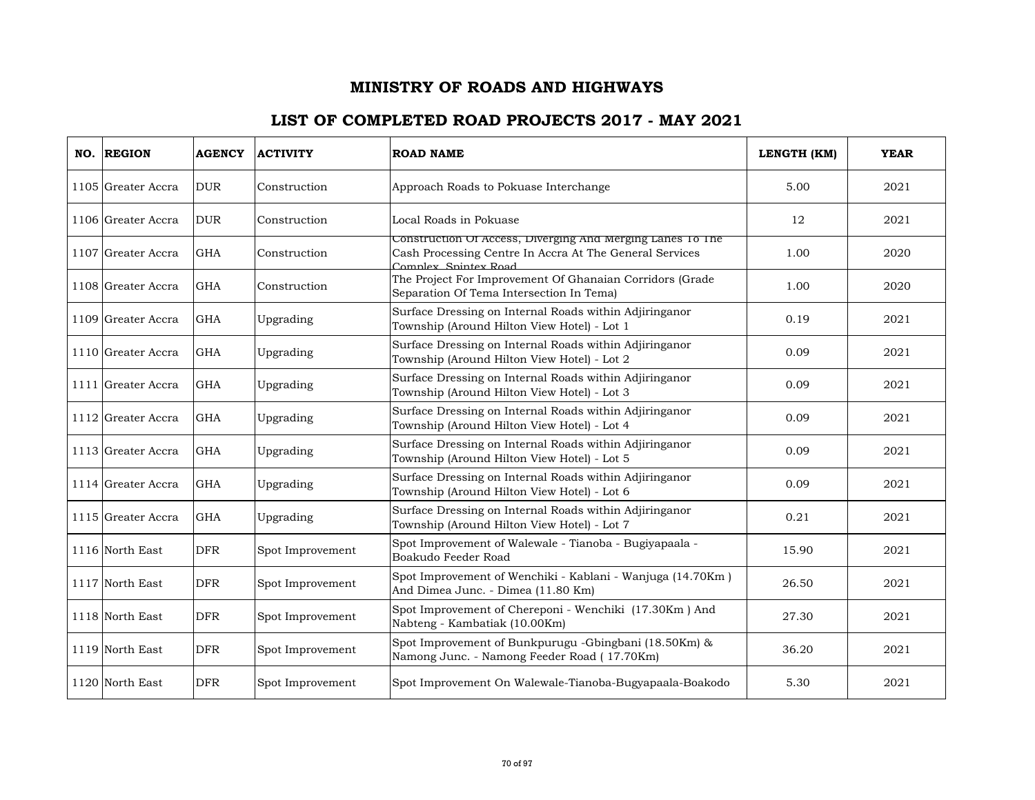# MINISTRY OF ROADS AND HIGHWAYS

## LIST OF COMPLETED ROAD PROJECTS 2017 - MAY 2021

| NO. | REGION | AGENCY | ACTIVITY | ROAD NAME | LENGTH (KM) | YEAR |
|---|---|---|---|---|---|---|
| 1105 | Greater Accra | DUR | Construction | Approach Roads to Pokuase Interchange | 5.00 | 2021 |
| 1106 | Greater Accra | DUR | Construction | Local Roads in Pokuase | 12 | 2021 |
| 1107 | Greater Accra | GHA | Construction | Construction Of Access, Diverging And Merging Lanes To The Cash Processing Centre In Accra At The General Services Complex, Spintex Road | 1.00 | 2020 |
| 1108 | Greater Accra | GHA | Construction | The Project For Improvement Of Ghanaian Corridors (Grade Separation Of Tema Intersection In Tema) | 1.00 | 2020 |
| 1109 | Greater Accra | GHA | Upgrading | Surface Dressing on Internal Roads within Adjiringanor Township (Around Hilton View Hotel) - Lot 1 | 0.19 | 2021 |
| 1110 | Greater Accra | GHA | Upgrading | Surface Dressing on Internal Roads within Adjiringanor Township (Around Hilton View Hotel) - Lot 2 | 0.09 | 2021 |
| 1111 | Greater Accra | GHA | Upgrading | Surface Dressing on Internal Roads within Adjiringanor Township (Around Hilton View Hotel) - Lot 3 | 0.09 | 2021 |
| 1112 | Greater Accra | GHA | Upgrading | Surface Dressing on Internal Roads within Adjiringanor Township (Around Hilton View Hotel) - Lot 4 | 0.09 | 2021 |
| 1113 | Greater Accra | GHA | Upgrading | Surface Dressing on Internal Roads within Adjiringanor Township (Around Hilton View Hotel) - Lot 5 | 0.09 | 2021 |
| 1114 | Greater Accra | GHA | Upgrading | Surface Dressing on Internal Roads within Adjiringanor Township (Around Hilton View Hotel) - Lot 6 | 0.09 | 2021 |
| 1115 | Greater Accra | GHA | Upgrading | Surface Dressing on Internal Roads within Adjiringanor Township (Around Hilton View Hotel) - Lot 7 | 0.21 | 2021 |
| 1116 | North East | DFR | Spot Improvement | Spot Improvement of Walewale - Tianoba - Bugiyapaala - Boakudo Feeder Road | 15.90 | 2021 |
| 1117 | North East | DFR | Spot Improvement | Spot Improvement of Wenchiki - Kablani - Wanjuga (14.70Km ) And Dimea Junc. - Dimea (11.80 Km) | 26.50 | 2021 |
| 1118 | North East | DFR | Spot Improvement | Spot Improvement of Chereponi - Wenchiki (17.30Km ) And Nabteng - Kambatiak (10.00Km) | 27.30 | 2021 |
| 1119 | North East | DFR | Spot Improvement | Spot Improvement of Bunkpurugu -Gbingbani (18.50Km) & Namong Junc. - Namong Feeder Road ( 17.70Km) | 36.20 | 2021 |
| 1120 | North East | DFR | Spot Improvement | Spot Improvement On Walewale-Tianoba-Bugyapaala-Boakodo | 5.30 | 2021 |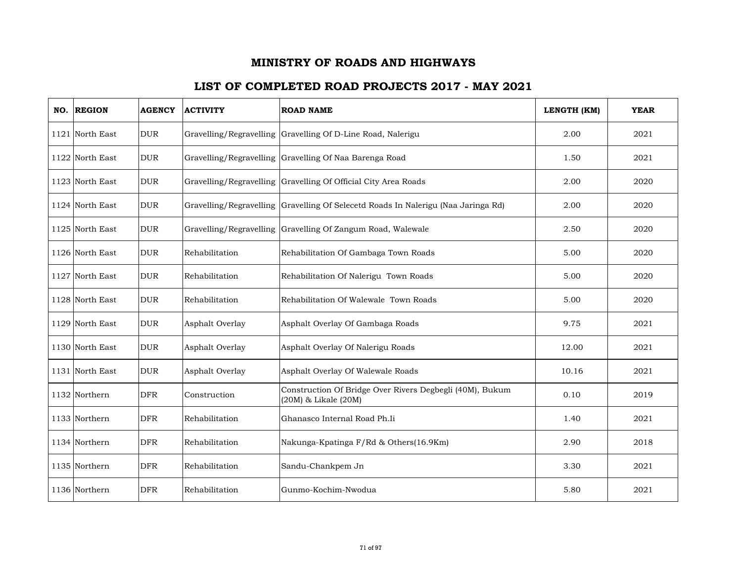# MINISTRY OF ROADS AND HIGHWAYS

## LIST OF COMPLETED ROAD PROJECTS 2017 - MAY 2021

| NO. | REGION | AGENCY | ACTIVITY | ROAD NAME | LENGTH (KM) | YEAR |
|---|---|---|---|---|---|---|
| 1121 | North East | DUR | Gravelling/Regravelling | Gravelling Of D-Line Road, Nalerigu | 2.00 | 2021 |
| 1122 | North East | DUR | Gravelling/Regravelling | Gravelling Of Naa Barenga Road | 1.50 | 2021 |
| 1123 | North East | DUR | Gravelling/Regravelling | Gravelling Of Official City Area Roads | 2.00 | 2020 |
| 1124 | North East | DUR | Gravelling/Regravelling | Gravelling Of Selecetd Roads In Nalerigu (Naa Jaringa Rd) | 2.00 | 2020 |
| 1125 | North East | DUR | Gravelling/Regravelling | Gravelling Of Zangum Road, Walewale | 2.50 | 2020 |
| 1126 | North East | DUR | Rehabilitation | Rehabilitation Of Gambaga Town Roads | 5.00 | 2020 |
| 1127 | North East | DUR | Rehabilitation | Rehabilitation Of Nalerigu Town Roads | 5.00 | 2020 |
| 1128 | North East | DUR | Rehabilitation | Rehabilitation Of Walewale Town Roads | 5.00 | 2020 |
| 1129 | North East | DUR | Asphalt Overlay | Asphalt Overlay Of Gambaga Roads | 9.75 | 2021 |
| 1130 | North East | DUR | Asphalt Overlay | Asphalt Overlay Of Nalerigu Roads | 12.00 | 2021 |
| 1131 | North East | DUR | Asphalt Overlay | Asphalt Overlay Of Walewale Roads | 10.16 | 2021 |
| 1132 | Northern | DFR | Construction | Construction Of Bridge Over Rivers Degbegli (40M), Bukum (20M) & Likale (20M) | 0.10 | 2019 |
| 1133 | Northern | DFR | Rehabilitation | Ghanasco Internal Road Ph.Ii | 1.40 | 2021 |
| 1134 | Northern | DFR | Rehabilitation | Nakunga-Kpatinga F/Rd & Others(16.9Km) | 2.90 | 2018 |
| 1135 | Northern | DFR | Rehabilitation | Sandu-Chankpem Jn | 3.30 | 2021 |
| 1136 | Northern | DFR | Rehabilitation | Gunmo-Kochim-Nwodua | 5.80 | 2021 |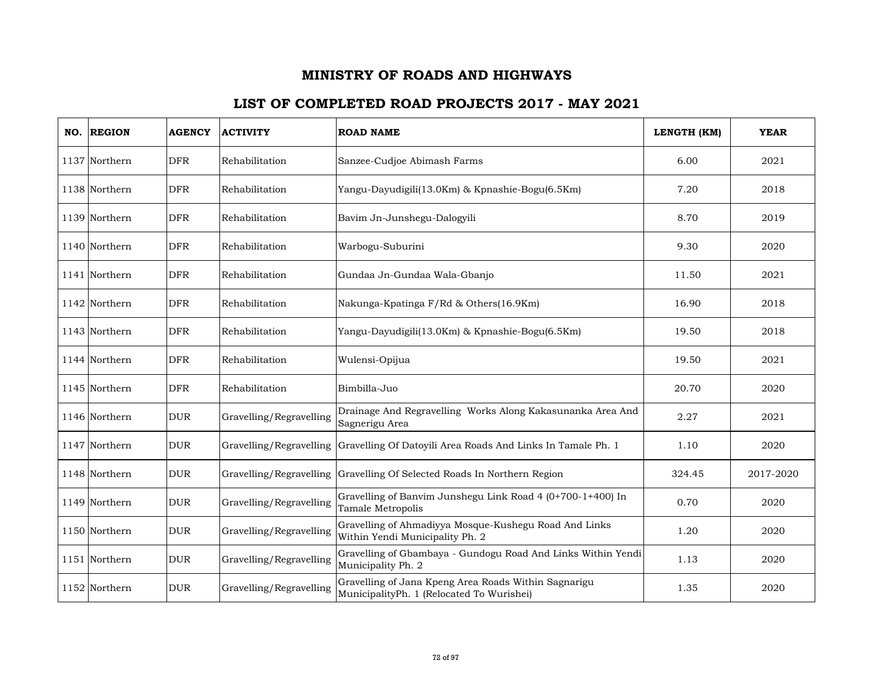# MINISTRY OF ROADS AND HIGHWAYS

## LIST OF COMPLETED ROAD PROJECTS 2017 - MAY 2021

| NO. | REGION | AGENCY | ACTIVITY | ROAD NAME | LENGTH (KM) | YEAR |
|---|---|---|---|---|---|---|
| 1137 | Northern | DFR | Rehabilitation | Sanzee-Cudjoe Abimash Farms | 6.00 | 2021 |
| 1138 | Northern | DFR | Rehabilitation | Yangu-Dayudigili(13.0Km) & Kpnashie-Bogu(6.5Km) | 7.20 | 2018 |
| 1139 | Northern | DFR | Rehabilitation | Bavim Jn-Junshegu-Dalogyili | 8.70 | 2019 |
| 1140 | Northern | DFR | Rehabilitation | Warbogu-Suburini | 9.30 | 2020 |
| 1141 | Northern | DFR | Rehabilitation | Gundaa Jn-Gundaa Wala-Gbanjo | 11.50 | 2021 |
| 1142 | Northern | DFR | Rehabilitation | Nakunga-Kpatinga F/Rd & Others(16.9Km) | 16.90 | 2018 |
| 1143 | Northern | DFR | Rehabilitation | Yangu-Dayudigili(13.0Km) & Kpnashie-Bogu(6.5Km) | 19.50 | 2018 |
| 1144 | Northern | DFR | Rehabilitation | Wulensi-Opijua | 19.50 | 2021 |
| 1145 | Northern | DFR | Rehabilitation | Bimbilla-Juo | 20.70 | 2020 |
| 1146 | Northern | DUR | Gravelling/Regravelling | Drainage And Regravelling Works Along Kakasunanka Area And Sagnerigu Area | 2.27 | 2021 |
| 1147 | Northern | DUR | Gravelling/Regravelling | Gravelling Of Datoyili Area Roads And Links In Tamale Ph. 1 | 1.10 | 2020 |
| 1148 | Northern | DUR | Gravelling/Regravelling | Gravelling Of Selected Roads In Northern Region | 324.45 | 2017-2020 |
| 1149 | Northern | DUR | Gravelling/Regravelling | Gravelling of Banvim Junshegu Link Road 4 (0+700-1+400) In Tamale Metropolis | 0.70 | 2020 |
| 1150 | Northern | DUR | Gravelling/Regravelling | Gravelling of Ahmadiyya Mosque-Kushegu Road And Links Within Yendi Municipality Ph. 2 | 1.20 | 2020 |
| 1151 | Northern | DUR | Gravelling/Regravelling | Gravelling of Gbambaya - Gundogu Road And Links Within Yendi Municipality Ph. 2 | 1.13 | 2020 |
| 1152 | Northern | DUR | Gravelling/Regravelling | Gravelling of Jana Kpeng Area Roads Within Sagnarigu MunicipalityPh. 1 (Relocated To Wurishei) | 1.35 | 2020 |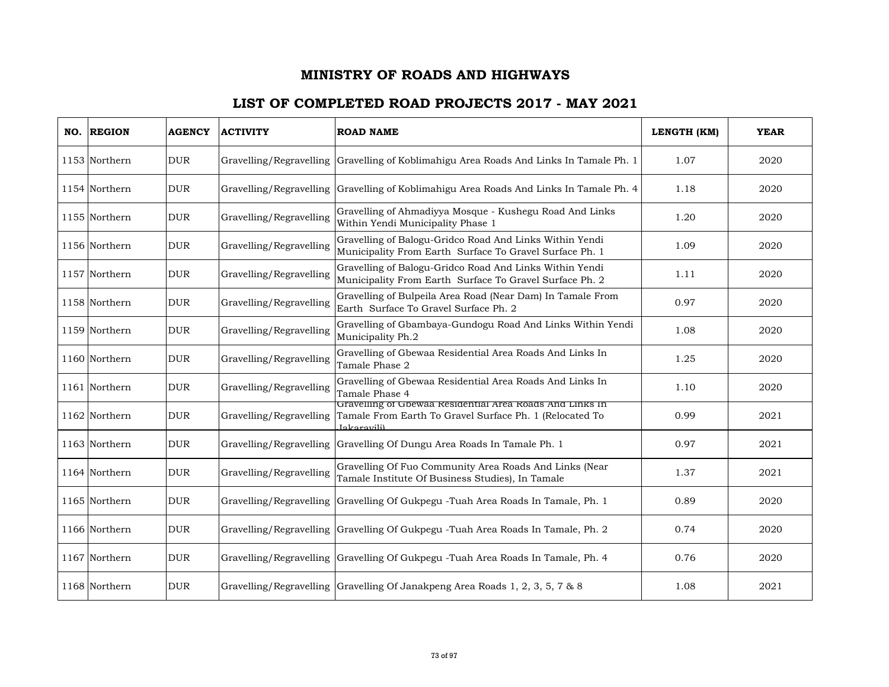# MINISTRY OF ROADS AND HIGHWAYS

## LIST OF COMPLETED ROAD PROJECTS 2017 - MAY 2021

| NO. | REGION | AGENCY | ACTIVITY | ROAD NAME | LENGTH (KM) | YEAR |
|---|---|---|---|---|---|---|
| 1153 | Northern | DUR | Gravelling/Regravelling | Gravelling of Koblimahigu Area Roads And Links In Tamale Ph. 1 | 1.07 | 2020 |
| 1154 | Northern | DUR | Gravelling/Regravelling | Gravelling of Koblimahigu Area Roads And Links In Tamale Ph. 4 | 1.18 | 2020 |
| 1155 | Northern | DUR | Gravelling/Regravelling | Gravelling of Ahmadiyya Mosque - Kushegu Road And Links Within Yendi Municipality Phase 1 | 1.20 | 2020 |
| 1156 | Northern | DUR | Gravelling/Regravelling | Gravelling of Balogu-Gridco Road And Links Within Yendi Municipality From Earth Surface To Gravel Surface Ph. 1 | 1.09 | 2020 |
| 1157 | Northern | DUR | Gravelling/Regravelling | Gravelling of Balogu-Gridco Road And Links Within Yendi Municipality From Earth Surface To Gravel Surface Ph. 2 | 1.11 | 2020 |
| 1158 | Northern | DUR | Gravelling/Regravelling | Gravelling of Bulpeila Area Road (Near Dam) In Tamale From Earth Surface To Gravel Surface Ph. 2 | 0.97 | 2020 |
| 1159 | Northern | DUR | Gravelling/Regravelling | Gravelling of Gbambaya-Gundogu Road And Links Within Yendi Municipality Ph.2 | 1.08 | 2020 |
| 1160 | Northern | DUR | Gravelling/Regravelling | Gravelling of Gbewaa Residential Area Roads And Links In Tamale Phase 2 | 1.25 | 2020 |
| 1161 | Northern | DUR | Gravelling/Regravelling | Gravelling of Gbewaa Residential Area Roads And Links In Tamale Phase 4 | 1.10 | 2020 |
| 1162 | Northern | DUR | Gravelling/Regravelling | Gravelling of Gbewaa Residential Area Roads And Links In Tamale From Earth To Gravel Surface Ph. 1 (Relocated To Jakarayili) | 0.99 | 2021 |
| 1163 | Northern | DUR | Gravelling/Regravelling | Gravelling Of Dungu Area Roads In Tamale Ph. 1 | 0.97 | 2021 |
| 1164 | Northern | DUR | Gravelling/Regravelling | Gravelling Of Fuo Community Area Roads And Links (Near Tamale Institute Of Business Studies), In Tamale | 1.37 | 2021 |
| 1165 | Northern | DUR | Gravelling/Regravelling | Gravelling Of Gukpegu -Tuah Area Roads In Tamale, Ph. 1 | 0.89 | 2020 |
| 1166 | Northern | DUR | Gravelling/Regravelling | Gravelling Of Gukpegu -Tuah Area Roads In Tamale, Ph. 2 | 0.74 | 2020 |
| 1167 | Northern | DUR | Gravelling/Regravelling | Gravelling Of Gukpegu -Tuah Area Roads In Tamale, Ph. 4 | 0.76 | 2020 |
| 1168 | Northern | DUR | Gravelling/Regravelling | Gravelling Of Janakpeng Area Roads 1, 2, 3, 5, 7 & 8 | 1.08 | 2021 |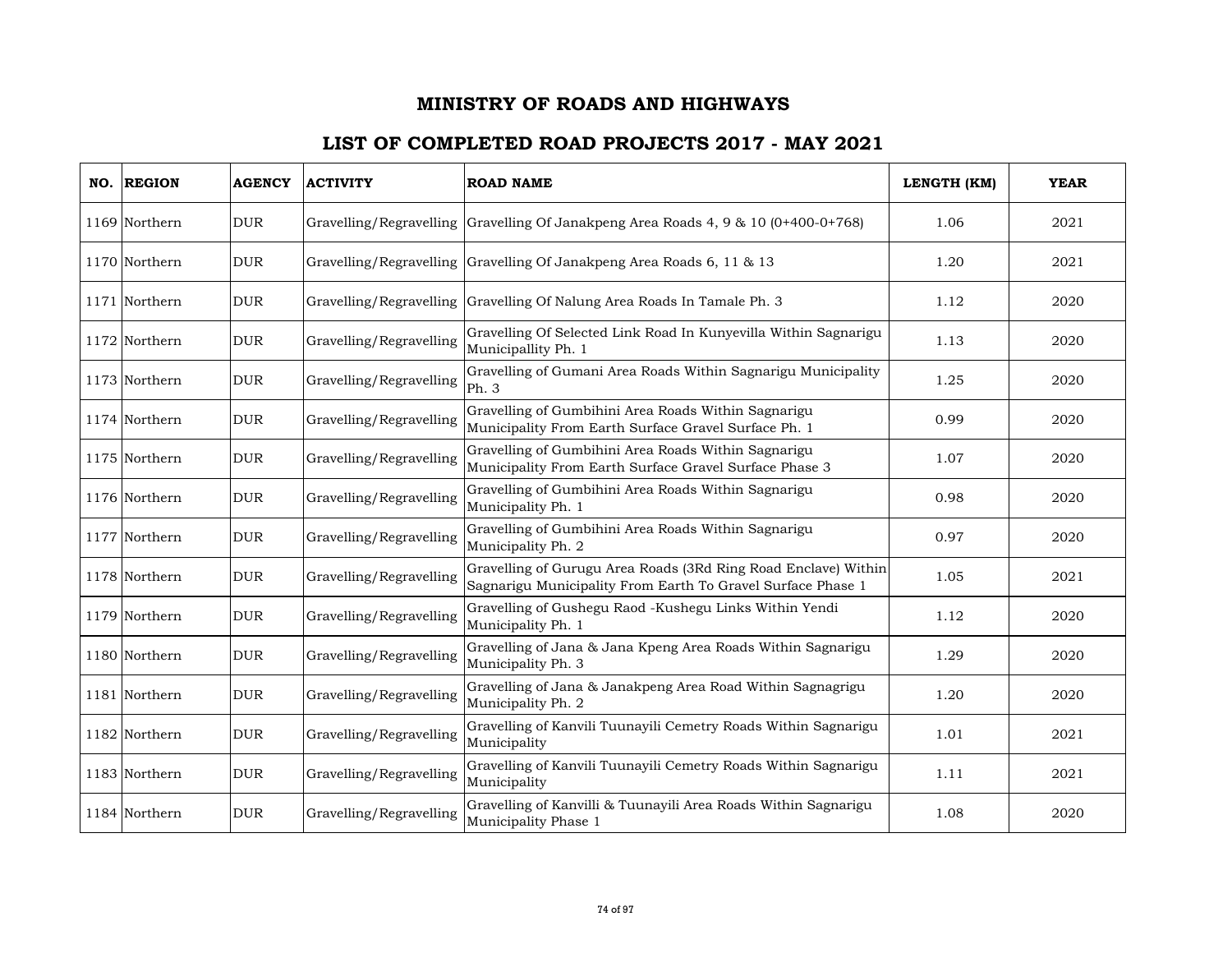# MINISTRY OF ROADS AND HIGHWAYS

## LIST OF COMPLETED ROAD PROJECTS 2017 - MAY 2021

| NO. | REGION | AGENCY | ACTIVITY | ROAD NAME | LENGTH (KM) | YEAR |
|---|---|---|---|---|---|---|
| 1169 | Northern | DUR | Gravelling/Regravelling | Gravelling Of Janakpeng Area Roads 4, 9 & 10 (0+400-0+768) | 1.06 | 2021 |
| 1170 | Northern | DUR | Gravelling/Regravelling | Gravelling Of Janakpeng Area Roads 6, 11 & 13 | 1.20 | 2021 |
| 1171 | Northern | DUR | Gravelling/Regravelling | Gravelling Of Nalung Area Roads In Tamale Ph. 3 | 1.12 | 2020 |
| 1172 | Northern | DUR | Gravelling/Regravelling | Gravelling Of Selected Link Road In Kunyevilla Within Sagnarigu Municipallity Ph. 1 | 1.13 | 2020 |
| 1173 | Northern | DUR | Gravelling/Regravelling | Gravelling of Gumani Area Roads Within Sagnarigu Municipality Ph. 3 | 1.25 | 2020 |
| 1174 | Northern | DUR | Gravelling/Regravelling | Gravelling of Gumbihini Area Roads Within Sagnarigu Municipality From Earth Surface Gravel Surface Ph. 1 | 0.99 | 2020 |
| 1175 | Northern | DUR | Gravelling/Regravelling | Gravelling of Gumbihini Area Roads Within Sagnarigu Municipality From Earth Surface Gravel Surface Phase 3 | 1.07 | 2020 |
| 1176 | Northern | DUR | Gravelling/Regravelling | Gravelling of Gumbihini Area Roads Within Sagnarigu Municipality Ph. 1 | 0.98 | 2020 |
| 1177 | Northern | DUR | Gravelling/Regravelling | Gravelling of Gumbihini Area Roads Within Sagnarigu Municipality Ph. 2 | 0.97 | 2020 |
| 1178 | Northern | DUR | Gravelling/Regravelling | Gravelling of Gurugu Area Roads (3Rd Ring Road Enclave) Within Sagnarigu Municipality From Earth To Gravel Surface Phase 1 | 1.05 | 2021 |
| 1179 | Northern | DUR | Gravelling/Regravelling | Gravelling of Gushegu Raod -Kushegu Links Within Yendi Municipality Ph. 1 | 1.12 | 2020 |
| 1180 | Northern | DUR | Gravelling/Regravelling | Gravelling of Jana & Jana Kpeng Area Roads Within Sagnarigu Municipality Ph. 3 | 1.29 | 2020 |
| 1181 | Northern | DUR | Gravelling/Regravelling | Gravelling of Jana & Janakpeng Area Road Within Sagnagrigu Municipality Ph. 2 | 1.20 | 2020 |
| 1182 | Northern | DUR | Gravelling/Regravelling | Gravelling of Kanvili Tuunayili Cemetry Roads Within Sagnarigu Municipality | 1.01 | 2021 |
| 1183 | Northern | DUR | Gravelling/Regravelling | Gravelling of Kanvili Tuunayili Cemetry Roads Within Sagnarigu Municipality | 1.11 | 2021 |
| 1184 | Northern | DUR | Gravelling/Regravelling | Gravelling of Kanvilli & Tuunayili Area Roads Within Sagnarigu Municipality Phase 1 | 1.08 | 2020 |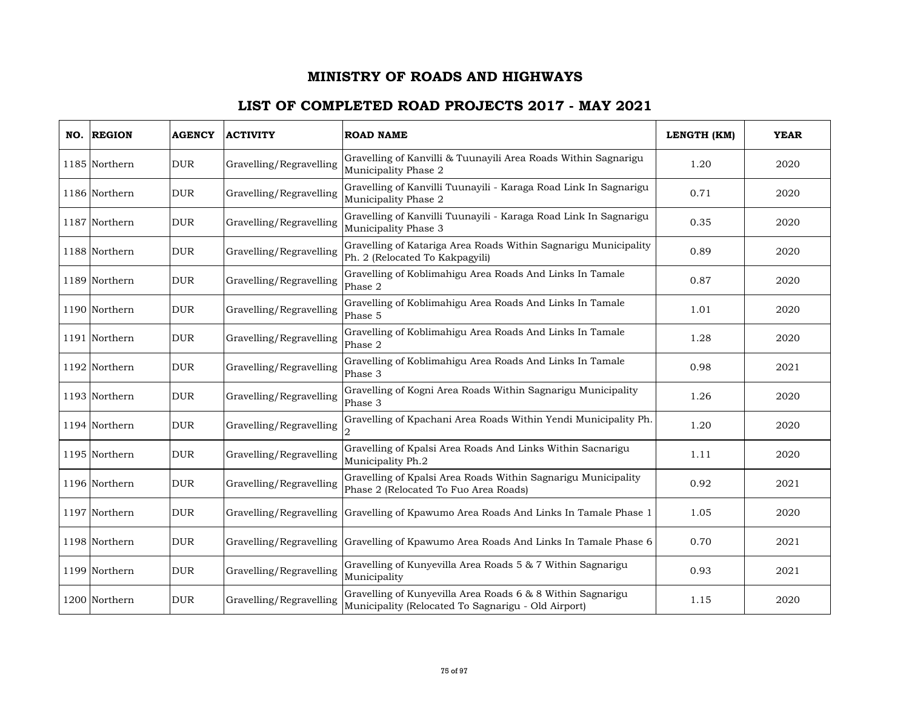# MINISTRY OF ROADS AND HIGHWAYS

## LIST OF COMPLETED ROAD PROJECTS 2017 - MAY 2021

| NO. | REGION | AGENCY | ACTIVITY | ROAD NAME | LENGTH (KM) | YEAR |
|---|---|---|---|---|---|---|
| 1185 | Northern | DUR | Gravelling/Regravelling | Gravelling of Kanvilli & Tuunayili Area Roads Within Sagnarigu Municipality Phase 2 | 1.20 | 2020 |
| 1186 | Northern | DUR | Gravelling/Regravelling | Gravelling of Kanvilli Tuunayili - Karaga Road Link In Sagnarigu Municipality Phase 2 | 0.71 | 2020 |
| 1187 | Northern | DUR | Gravelling/Regravelling | Gravelling of Kanvilli Tuunayili - Karaga Road Link In Sagnarigu Municipality Phase 3 | 0.35 | 2020 |
| 1188 | Northern | DUR | Gravelling/Regravelling | Gravelling of Katariga Area Roads Within Sagnarigu Municipality Ph. 2 (Relocated To Kakpagyili) | 0.89 | 2020 |
| 1189 | Northern | DUR | Gravelling/Regravelling | Gravelling of Koblimahigu Area Roads And Links In Tamale Phase 2 | 0.87 | 2020 |
| 1190 | Northern | DUR | Gravelling/Regravelling | Gravelling of Koblimahigu Area Roads And Links In Tamale Phase 5 | 1.01 | 2020 |
| 1191 | Northern | DUR | Gravelling/Regravelling | Gravelling of Koblimahigu Area Roads And Links In Tamale Phase 2 | 1.28 | 2020 |
| 1192 | Northern | DUR | Gravelling/Regravelling | Gravelling of Koblimahigu Area Roads And Links In Tamale Phase 3 | 0.98 | 2021 |
| 1193 | Northern | DUR | Gravelling/Regravelling | Gravelling of Kogni Area Roads Within Sagnarigu Municipality Phase 3 | 1.26 | 2020 |
| 1194 | Northern | DUR | Gravelling/Regravelling | Gravelling of Kpachani Area Roads Within Yendi Municipality Ph. 2 | 1.20 | 2020 |
| 1195 | Northern | DUR | Gravelling/Regravelling | Gravelling of Kpalsi Area Roads And Links Within Sacnarigu Municipality Ph.2 | 1.11 | 2020 |
| 1196 | Northern | DUR | Gravelling/Regravelling | Gravelling of Kpalsi Area Roads Within Sagnarigu Municipality Phase 2 (Relocated To Fuo Area Roads) | 0.92 | 2021 |
| 1197 | Northern | DUR | Gravelling/Regravelling | Gravelling of Kpawumo Area Roads And Links In Tamale Phase 1 | 1.05 | 2020 |
| 1198 | Northern | DUR | Gravelling/Regravelling | Gravelling of Kpawumo Area Roads And Links In Tamale Phase 6 | 0.70 | 2021 |
| 1199 | Northern | DUR | Gravelling/Regravelling | Gravelling of Kunyevilla Area Roads 5 & 7 Within Sagnarigu Municipality | 0.93 | 2021 |
| 1200 | Northern | DUR | Gravelling/Regravelling | Gravelling of Kunyevilla Area Roads 6 & 8 Within Sagnarigu Municipality (Relocated To Sagnarigu - Old Airport) | 1.15 | 2020 |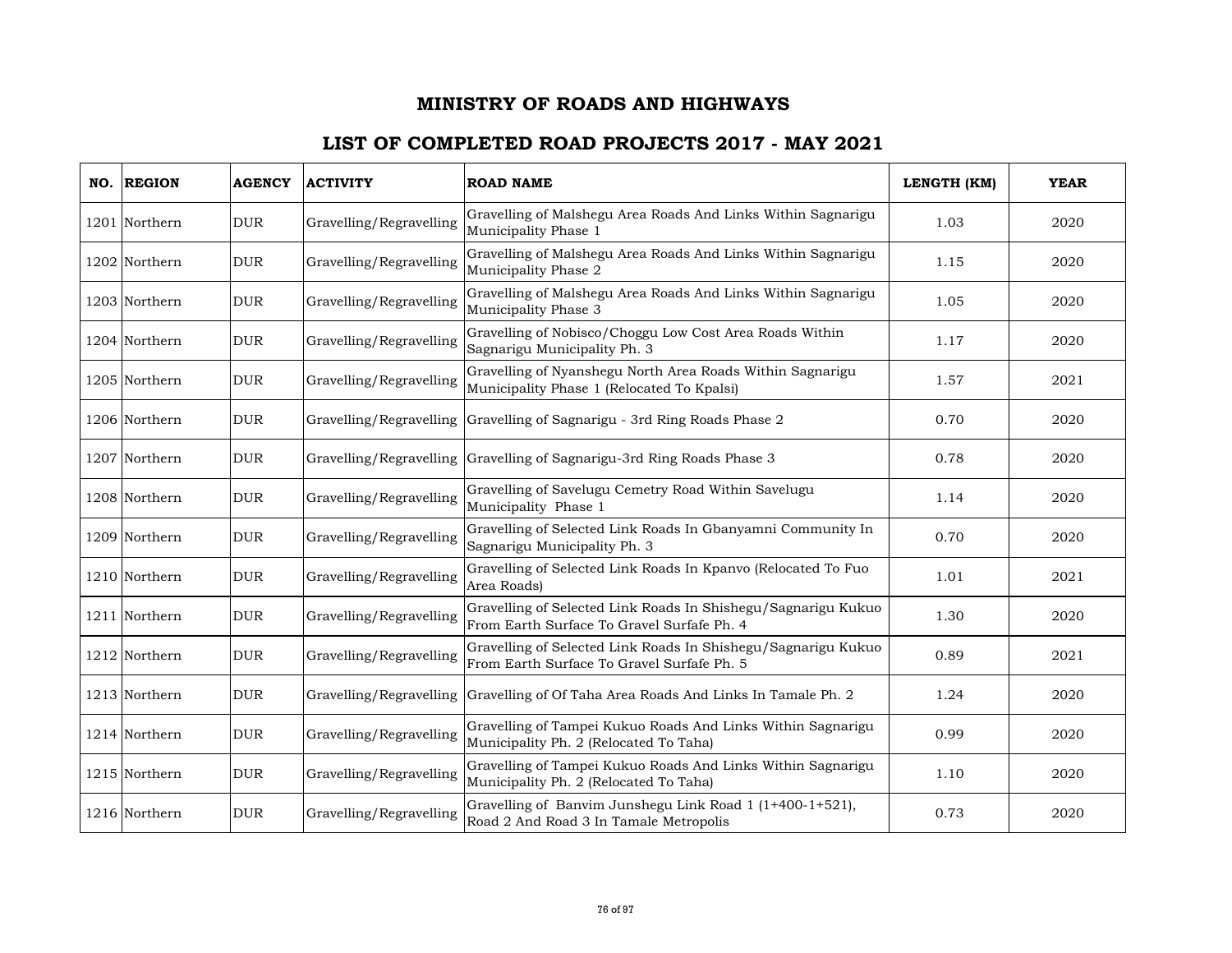# MINISTRY OF ROADS AND HIGHWAYS

## LIST OF COMPLETED ROAD PROJECTS 2017 - MAY 2021

| NO. | REGION | AGENCY | ACTIVITY | ROAD NAME | LENGTH (KM) | YEAR |
|---|---|---|---|---|---|---|
| 1201 | Northern | DUR | Gravelling/Regravelling | Gravelling of Malshegu Area Roads And Links Within Sagnarigu Municipality Phase 1 | 1.03 | 2020 |
| 1202 | Northern | DUR | Gravelling/Regravelling | Gravelling of Malshegu Area Roads And Links Within Sagnarigu Municipality Phase 2 | 1.15 | 2020 |
| 1203 | Northern | DUR | Gravelling/Regravelling | Gravelling of Malshegu Area Roads And Links Within Sagnarigu Municipality Phase 3 | 1.05 | 2020 |
| 1204 | Northern | DUR | Gravelling/Regravelling | Gravelling of Nobisco/Choggu Low Cost Area Roads Within Sagnarigu Municipality Ph. 3 | 1.17 | 2020 |
| 1205 | Northern | DUR | Gravelling/Regravelling | Gravelling of Nyanshegu North Area Roads Within Sagnarigu Municipality Phase 1 (Relocated To Kpalsi) | 1.57 | 2021 |
| 1206 | Northern | DUR | Gravelling/Regravelling | Gravelling of Sagnarigu - 3rd Ring Roads Phase 2 | 0.70 | 2020 |
| 1207 | Northern | DUR | Gravelling/Regravelling | Gravelling of Sagnarigu-3rd Ring Roads Phase 3 | 0.78 | 2020 |
| 1208 | Northern | DUR | Gravelling/Regravelling | Gravelling of Savelugu Cemetry Road Within Savelugu Municipality Phase 1 | 1.14 | 2020 |
| 1209 | Northern | DUR | Gravelling/Regravelling | Gravelling of Selected Link Roads In Gbanyamni Community In Sagnarigu Municipality Ph. 3 | 0.70 | 2020 |
| 1210 | Northern | DUR | Gravelling/Regravelling | Gravelling of Selected Link Roads In Kpanvo (Relocated To Fuo Area Roads) | 1.01 | 2021 |
| 1211 | Northern | DUR | Gravelling/Regravelling | Gravelling of Selected Link Roads In Shishegu/Sagnarigu Kukuo From Earth Surface To Gravel Surfafe Ph. 4 | 1.30 | 2020 |
| 1212 | Northern | DUR | Gravelling/Regravelling | Gravelling of Selected Link Roads In Shishegu/Sagnarigu Kukuo From Earth Surface To Gravel Surfafe Ph. 5 | 0.89 | 2021 |
| 1213 | Northern | DUR | Gravelling/Regravelling | Gravelling of Of Taha Area Roads And Links In Tamale Ph. 2 | 1.24 | 2020 |
| 1214 | Northern | DUR | Gravelling/Regravelling | Gravelling of Tampei Kukuo Roads And Links Within Sagnarigu Municipality Ph. 2 (Relocated To Taha) | 0.99 | 2020 |
| 1215 | Northern | DUR | Gravelling/Regravelling | Gravelling of Tampei Kukuo Roads And Links Within Sagnarigu Municipality Ph. 2 (Relocated To Taha) | 1.10 | 2020 |
| 1216 | Northern | DUR | Gravelling/Regravelling | Gravelling of Banvim Junshegu Link Road 1 (1+400-1+521), Road 2 And Road 3 In Tamale Metropolis | 0.73 | 2020 |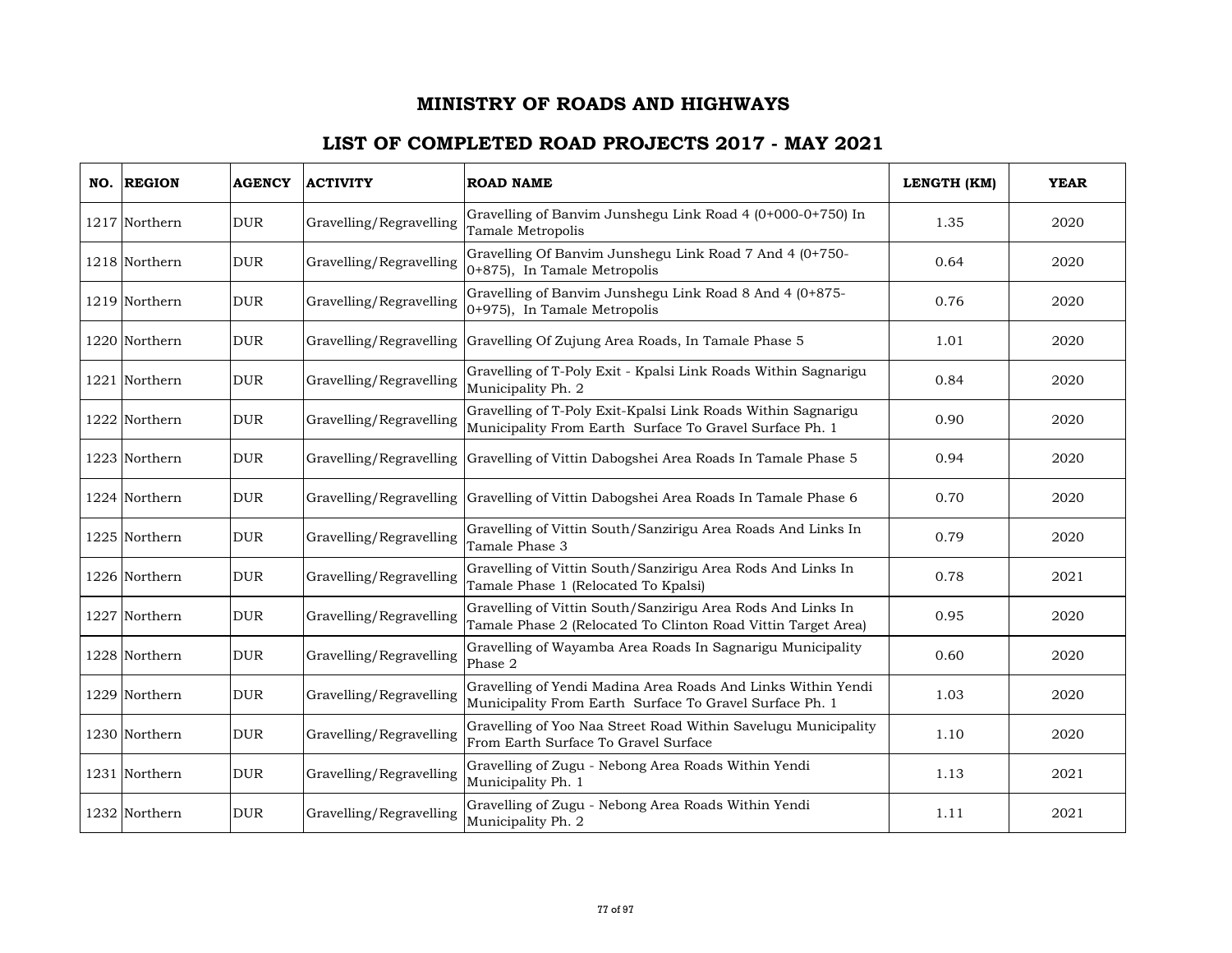# MINISTRY OF ROADS AND HIGHWAYS

## LIST OF COMPLETED ROAD PROJECTS 2017 - MAY 2021

| NO. | REGION | AGENCY | ACTIVITY | ROAD NAME | LENGTH (KM) | YEAR |
|---|---|---|---|---|---|---|
| 1217 | Northern | DUR | Gravelling/Regravelling | Gravelling of Banvim Junshegu Link Road 4 (0+000-0+750) In Tamale Metropolis | 1.35 | 2020 |
| 1218 | Northern | DUR | Gravelling/Regravelling | Gravelling Of Banvim Junshegu Link Road 7 And 4 (0+750-0+875), In Tamale Metropolis | 0.64 | 2020 |
| 1219 | Northern | DUR | Gravelling/Regravelling | Gravelling of Banvim Junshegu Link Road 8 And 4 (0+875-0+975), In Tamale Metropolis | 0.76 | 2020 |
| 1220 | Northern | DUR | Gravelling/Regravelling | Gravelling Of Zujung Area Roads, In Tamale Phase 5 | 1.01 | 2020 |
| 1221 | Northern | DUR | Gravelling/Regravelling | Gravelling of T-Poly Exit - Kpalsi Link Roads Within Sagnarigu Municipality Ph. 2 | 0.84 | 2020 |
| 1222 | Northern | DUR | Gravelling/Regravelling | Gravelling of T-Poly Exit-Kpalsi Link Roads Within Sagnarigu Municipality From Earth Surface To Gravel Surface Ph. 1 | 0.90 | 2020 |
| 1223 | Northern | DUR | Gravelling/Regravelling | Gravelling of Vittin Dabogshei Area Roads In Tamale Phase 5 | 0.94 | 2020 |
| 1224 | Northern | DUR | Gravelling/Regravelling | Gravelling of Vittin Dabogshei Area Roads In Tamale Phase 6 | 0.70 | 2020 |
| 1225 | Northern | DUR | Gravelling/Regravelling | Gravelling of Vittin South/Sanzirigu Area Roads And Links In Tamale Phase 3 | 0.79 | 2020 |
| 1226 | Northern | DUR | Gravelling/Regravelling | Gravelling of Vittin South/Sanziriqu Area Rods And Links In Tamale Phase 1 (Relocated To Kpalsi) | 0.78 | 2021 |
| 1227 | Northern | DUR | Gravelling/Regravelling | Gravelling of Vittin South/Sanzirigu Area Rods And Links In Tamale Phase 2 (Relocated To Clinton Road Vittin Target Area) | 0.95 | 2020 |
| 1228 | Northern | DUR | Gravelling/Regravelling | Gravelling of Wayamba Area Roads In Sagnarigu Municipality Phase 2 | 0.60 | 2020 |
| 1229 | Northern | DUR | Gravelling/Regravelling | Gravelling of Yendi Madina Area Roads And Links Within Yendi Municipality From Earth Surface To Gravel Surface Ph. 1 | 1.03 | 2020 |
| 1230 | Northern | DUR | Gravelling/Regravelling | Gravelling of Yoo Naa Street Road Within Savelugu Municipality From Earth Surface To Gravel Surface | 1.10 | 2020 |
| 1231 | Northern | DUR | Gravelling/Regravelling | Gravelling of Zugu - Nebong Area Roads Within Yendi Municipality Ph. 1 | 1.13 | 2021 |
| 1232 | Northern | DUR | Gravelling/Regravelling | Gravelling of Zugu - Nebong Area Roads Within Yendi Municipality Ph. 2 | 1.11 | 2021 |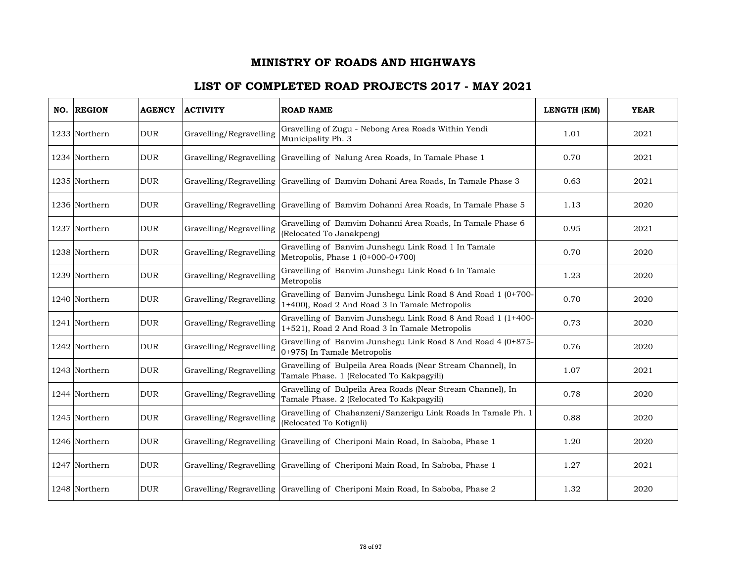# MINISTRY OF ROADS AND HIGHWAYS

## LIST OF COMPLETED ROAD PROJECTS 2017 - MAY 2021

| NO. | REGION | AGENCY | ACTIVITY | ROAD NAME | LENGTH (KM) | YEAR |
|---|---|---|---|---|---|---|
| 1233 | Northern | DUR | Gravelling/Regravelling | Gravelling of Zugu - Nebong Area Roads Within Yendi Municipality Ph. 3 | 1.01 | 2021 |
| 1234 | Northern | DUR | Gravelling/Regravelling | Gravelling of Nalung Area Roads, In Tamale Phase 1 | 0.70 | 2021 |
| 1235 | Northern | DUR | Gravelling/Regravelling | Gravelling of Bamvim Dohani Area Roads, In Tamale Phase 3 | 0.63 | 2021 |
| 1236 | Northern | DUR | Gravelling/Regravelling | Gravelling of Bamvim Dohanni Area Roads, In Tamale Phase 5 | 1.13 | 2020 |
| 1237 | Northern | DUR | Gravelling/Regravelling | Gravelling of Bamvim Dohanni Area Roads, In Tamale Phase 6 (Relocated To Janakpeng) | 0.95 | 2021 |
| 1238 | Northern | DUR | Gravelling/Regravelling | Gravelling of Banvim Junshegu Link Road 1 In Tamale Metropolis, Phase 1 (0+000-0+700) | 0.70 | 2020 |
| 1239 | Northern | DUR | Gravelling/Regravelling | Gravelling of Banvim Junshegu Link Road 6 In Tamale Metropolis | 1.23 | 2020 |
| 1240 | Northern | DUR | Gravelling/Regravelling | Gravelling of Banvim Junshegu Link Road 8 And Road 1 (0+700-1+400), Road 2 And Road 3 In Tamale Metropolis | 0.70 | 2020 |
| 1241 | Northern | DUR | Gravelling/Regravelling | Gravelling of Banvim Junshegu Link Road 8 And Road 1 (1+400-1+521), Road 2 And Road 3 In Tamale Metropolis | 0.73 | 2020 |
| 1242 | Northern | DUR | Gravelling/Regravelling | Gravelling of Banvim Junshegu Link Road 8 And Road 4 (0+875-0+975) In Tamale Metropolis | 0.76 | 2020 |
| 1243 | Northern | DUR | Gravelling/Regravelling | Gravelling of Bulpeila Area Roads (Near Stream Channel), In Tamale Phase. 1 (Relocated To Kakpagyili) | 1.07 | 2021 |
| 1244 | Northern | DUR | Gravelling/Regravelling | Gravelling of Bulpeila Area Roads (Near Stream Channel), In Tamale Phase. 2 (Relocated To Kakpagyili) | 0.78 | 2020 |
| 1245 | Northern | DUR | Gravelling/Regravelling | Gravelling of Chahanzeni/Sanzerigu Link Roads In Tamale Ph. 1 (Relocated To Kotignli) | 0.88 | 2020 |
| 1246 | Northern | DUR | Gravelling/Regravelling | Gravelling of Cheriponi Main Road, In Saboba, Phase 1 | 1.20 | 2020 |
| 1247 | Northern | DUR | Gravelling/Regravelling | Gravelling of Cheriponi Main Road, In Saboba, Phase 1 | 1.27 | 2021 |
| 1248 | Northern | DUR | Gravelling/Regravelling | Gravelling of Cheriponi Main Road, In Saboba, Phase 2 | 1.32 | 2020 |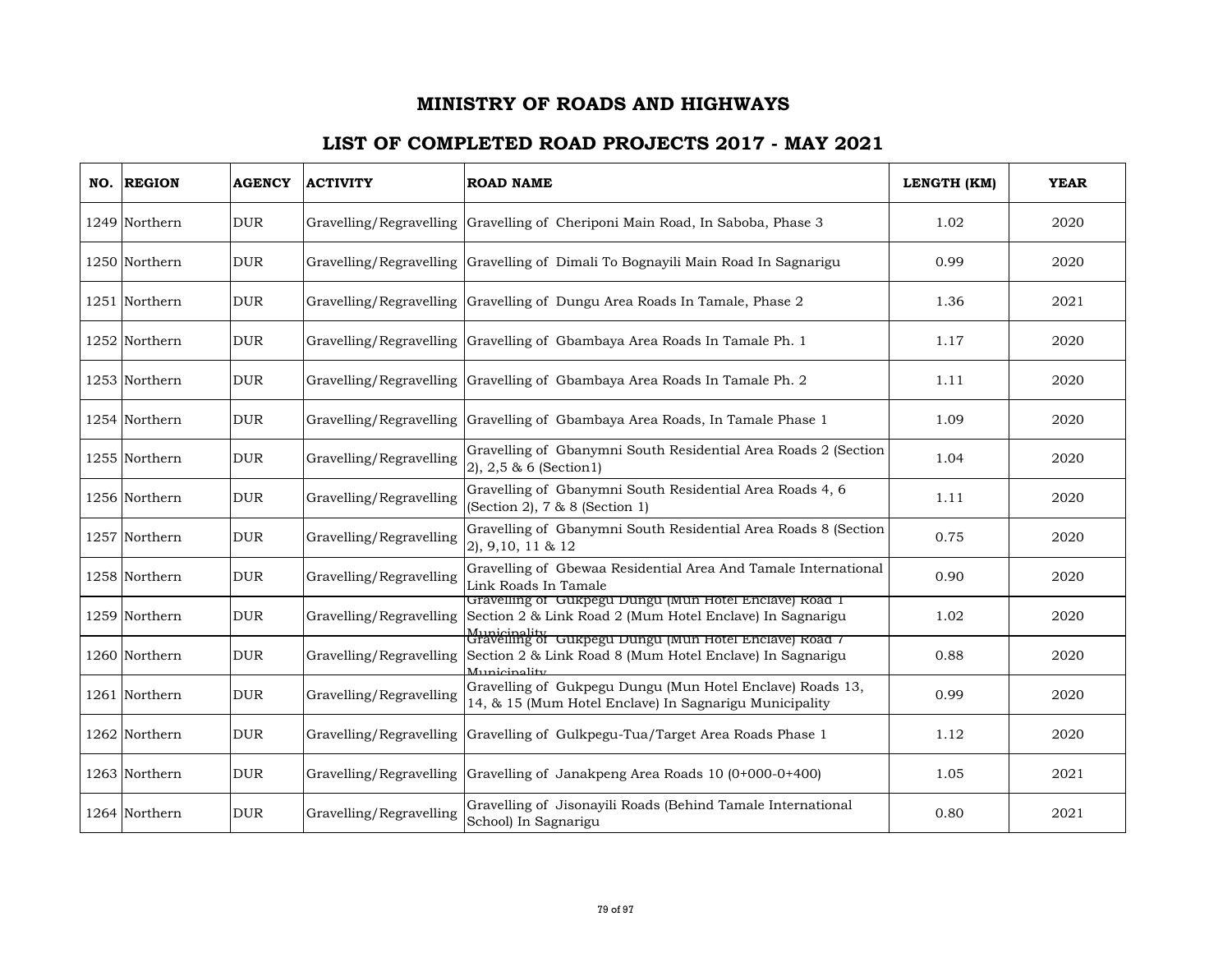# MINISTRY OF ROADS AND HIGHWAYS

## LIST OF COMPLETED ROAD PROJECTS 2017 - MAY 2021

| NO. | REGION | AGENCY | ACTIVITY | ROAD NAME | LENGTH (KM) | YEAR |
|---|---|---|---|---|---|---|
| 1249 | Northern | DUR | Gravelling/Regravelling | Gravelling of Cheriponi Main Road, In Saboba, Phase 3 | 1.02 | 2020 |
| 1250 | Northern | DUR | Gravelling/Regravelling | Gravelling of Dimali To Bognayili Main Road In Sagnarigu | 0.99 | 2020 |
| 1251 | Northern | DUR | Gravelling/Regravelling | Gravelling of Dungu Area Roads In Tamale, Phase 2 | 1.36 | 2021 |
| 1252 | Northern | DUR | Gravelling/Regravelling | Gravelling of Gbambaya Area Roads In Tamale Ph. 1 | 1.17 | 2020 |
| 1253 | Northern | DUR | Gravelling/Regravelling | Gravelling of Gbambaya Area Roads In Tamale Ph. 2 | 1.11 | 2020 |
| 1254 | Northern | DUR | Gravelling/Regravelling | Gravelling of Gbambaya Area Roads, In Tamale Phase 1 | 1.09 | 2020 |
| 1255 | Northern | DUR | Gravelling/Regravelling | Gravelling of Gbanymni South Residential Area Roads 2 (Section 2), 2,5 & 6 (Section1) | 1.04 | 2020 |
| 1256 | Northern | DUR | Gravelling/Regravelling | Gravelling of Gbanymni South Residential Area Roads 4, 6 (Section 2), 7 & 8 (Section 1) | 1.11 | 2020 |
| 1257 | Northern | DUR | Gravelling/Regravelling | Gravelling of Gbanymni South Residential Area Roads 8 (Section 2), 9,10, 11 & 12 | 0.75 | 2020 |
| 1258 | Northern | DUR | Gravelling/Regravelling | Gravelling of Gbewaa Residential Area And Tamale International Link Roads In Tamale | 0.90 | 2020 |
| 1259 | Northern | DUR | Gravelling/Regravelling | Gravelling of Gukpegu Dungu (Mun Hotel Enclave) Road 1 Section 2 & Link Road 2 (Mum Hotel Enclave) In Sagnarigu Municipality | 1.02 | 2020 |
| 1260 | Northern | DUR | Gravelling/Regravelling | Gravelling of Gukpegu Dungu (Mun Hotel Enclave) Road 7 Section 2 & Link Road 8 (Mum Hotel Enclave) In Sagnarigu Municipality | 0.88 | 2020 |
| 1261 | Northern | DUR | Gravelling/Regravelling | Gravelling of Gukpegu Dungu (Mun Hotel Enclave) Roads 13, 14, & 15 (Mum Hotel Enclave) In Sagnarigu Municipality | 0.99 | 2020 |
| 1262 | Northern | DUR | Gravelling/Regravelling | Gravelling of Gulkpegu-Tua/Target Area Roads Phase 1 | 1.12 | 2020 |
| 1263 | Northern | DUR | Gravelling/Regravelling | Gravelling of Janakpeng Area Roads 10 (0+000-0+400) | 1.05 | 2021 |
| 1264 | Northern | DUR | Gravelling/Regravelling | Gravelling of Jisonayili Roads (Behind Tamale International School) In Sagnarigu | 0.80 | 2021 |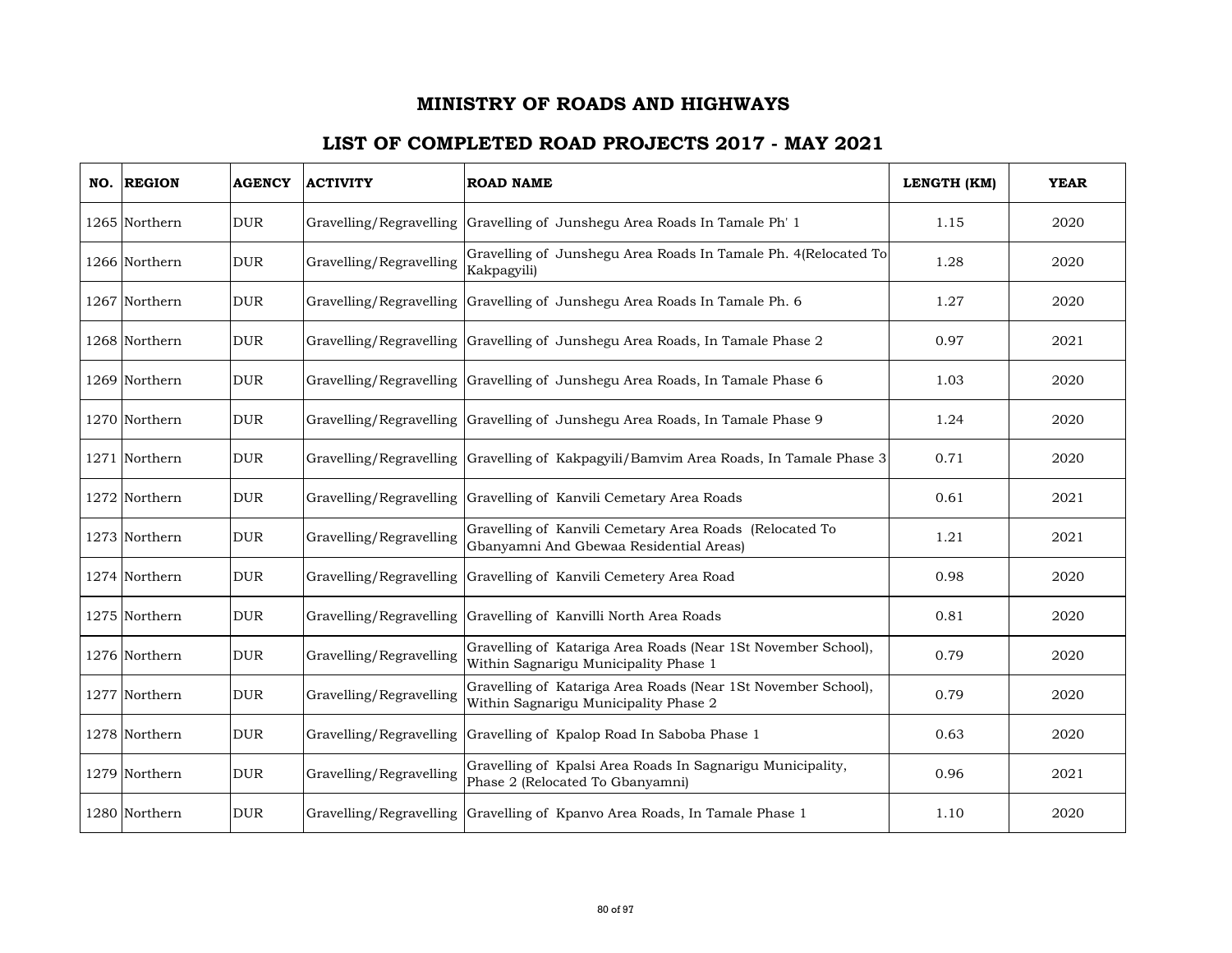# MINISTRY OF ROADS AND HIGHWAYS

## LIST OF COMPLETED ROAD PROJECTS 2017 - MAY 2021

| NO. | REGION | AGENCY | ACTIVITY | ROAD NAME | LENGTH (KM) | YEAR |
|---|---|---|---|---|---|---|
| 1265 | Northern | DUR | Gravelling/Regravelling | Gravelling of Junshegu Area Roads In Tamale Ph' 1 | 1.15 | 2020 |
| 1266 | Northern | DUR | Gravelling/Regravelling | Gravelling of Junshegu Area Roads In Tamale Ph. 4(Relocated To Kakpagyili) | 1.28 | 2020 |
| 1267 | Northern | DUR | Gravelling/Regravelling | Gravelling of Junshegu Area Roads In Tamale Ph. 6 | 1.27 | 2020 |
| 1268 | Northern | DUR | Gravelling/Regravelling | Gravelling of Junshegu Area Roads, In Tamale Phase 2 | 0.97 | 2021 |
| 1269 | Northern | DUR | Gravelling/Regravelling | Gravelling of Junshegu Area Roads, In Tamale Phase 6 | 1.03 | 2020 |
| 1270 | Northern | DUR | Gravelling/Regravelling | Gravelling of Junshegu Area Roads, In Tamale Phase 9 | 1.24 | 2020 |
| 1271 | Northern | DUR | Gravelling/Regravelling | Gravelling of Kakpagyili/Bamvim Area Roads, In Tamale Phase 3 | 0.71 | 2020 |
| 1272 | Northern | DUR | Gravelling/Regravelling | Gravelling of Kanvili Cemetary Area Roads | 0.61 | 2021 |
| 1273 | Northern | DUR | Gravelling/Regravelling | Gravelling of Kanvili Cemetary Area Roads (Relocated To Gbanyamni And Gbewaa Residential Areas) | 1.21 | 2021 |
| 1274 | Northern | DUR | Gravelling/Regravelling | Gravelling of Kanvili Cemetery Area Road | 0.98 | 2020 |
| 1275 | Northern | DUR | Gravelling/Regravelling | Gravelling of Kanvilli North Area Roads | 0.81 | 2020 |
| 1276 | Northern | DUR | Gravelling/Regravelling | Gravelling of Katariga Area Roads (Near 1St November School), Within Sagnarigu Municipality Phase 1 | 0.79 | 2020 |
| 1277 | Northern | DUR | Gravelling/Regravelling | Gravelling of Katariga Area Roads (Near 1St November School), Within Sagnarigu Municipality Phase 2 | 0.79 | 2020 |
| 1278 | Northern | DUR | Gravelling/Regravelling | Gravelling of Kpalop Road In Saboba Phase 1 | 0.63 | 2020 |
| 1279 | Northern | DUR | Gravelling/Regravelling | Gravelling of Kpalsi Area Roads In Sagnarigu Municipality, Phase 2 (Relocated To Gbanyamni) | 0.96 | 2021 |
| 1280 | Northern | DUR | Gravelling/Regravelling | Gravelling of Kpanvo Area Roads, In Tamale Phase 1 | 1.10 | 2020 |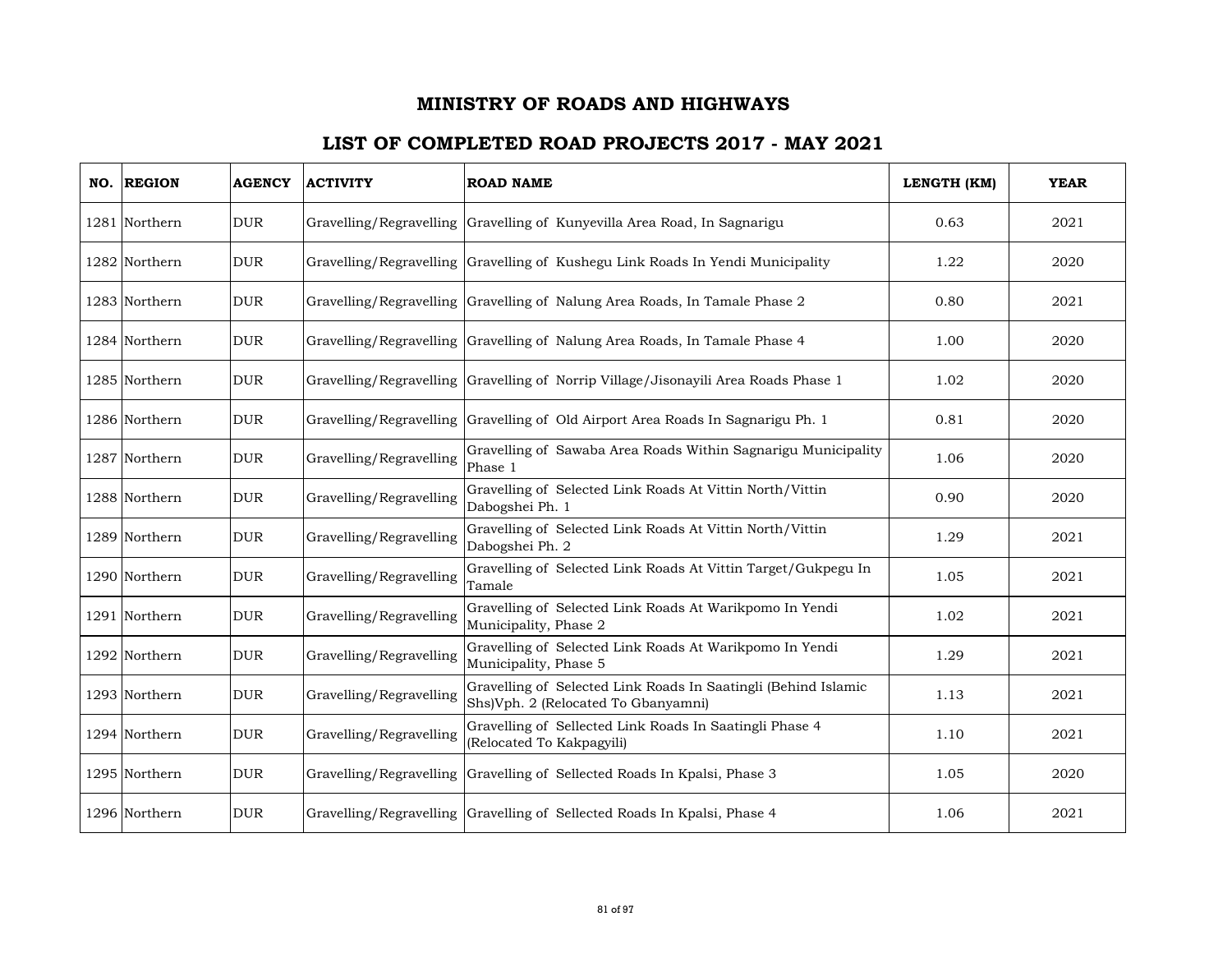# MINISTRY OF ROADS AND HIGHWAYS

## LIST OF COMPLETED ROAD PROJECTS 2017 - MAY 2021

| NO. | REGION | AGENCY | ACTIVITY | ROAD NAME | LENGTH (KM) | YEAR |
|---|---|---|---|---|---|---|
| 1281 | Northern | DUR | Gravelling/Regravelling | Gravelling of Kunyevilla Area Road, In Sagnarigu | 0.63 | 2021 |
| 1282 | Northern | DUR | Gravelling/Regravelling | Gravelling of Kushegu Link Roads In Yendi Municipality | 1.22 | 2020 |
| 1283 | Northern | DUR | Gravelling/Regravelling | Gravelling of Nalung Area Roads, In Tamale Phase 2 | 0.80 | 2021 |
| 1284 | Northern | DUR | Gravelling/Regravelling | Gravelling of Nalung Area Roads, In Tamale Phase 4 | 1.00 | 2020 |
| 1285 | Northern | DUR | Gravelling/Regravelling | Gravelling of Norrip Village/Jisonayili Area Roads Phase 1 | 1.02 | 2020 |
| 1286 | Northern | DUR | Gravelling/Regravelling | Gravelling of Old Airport Area Roads In Sagnarigu Ph. 1 | 0.81 | 2020 |
| 1287 | Northern | DUR | Gravelling/Regravelling | Gravelling of Sawaba Area Roads Within Sagnarigu Municipality Phase 1 | 1.06 | 2020 |
| 1288 | Northern | DUR | Gravelling/Regravelling | Gravelling of Selected Link Roads At Vittin North/Vittin Dabogshei Ph. 1 | 0.90 | 2020 |
| 1289 | Northern | DUR | Gravelling/Regravelling | Gravelling of Selected Link Roads At Vittin North/Vittin Dabogshei Ph. 2 | 1.29 | 2021 |
| 1290 | Northern | DUR | Gravelling/Regravelling | Gravelling of Selected Link Roads At Vittin Target/Gukpegu In Tamale | 1.05 | 2021 |
| 1291 | Northern | DUR | Gravelling/Regravelling | Gravelling of Selected Link Roads At Warikpomo In Yendi Municipality, Phase 2 | 1.02 | 2021 |
| 1292 | Northern | DUR | Gravelling/Regravelling | Gravelling of Selected Link Roads At Warikpomo In Yendi Municipality, Phase 5 | 1.29 | 2021 |
| 1293 | Northern | DUR | Gravelling/Regravelling | Gravelling of Selected Link Roads In Saatingli (Behind Islamic Shs)Vph. 2 (Relocated To Gbanyamni) | 1.13 | 2021 |
| 1294 | Northern | DUR | Gravelling/Regravelling | Gravelling of Sellected Link Roads In Saatingli Phase 4 (Relocated To Kakpagyili) | 1.10 | 2021 |
| 1295 | Northern | DUR | Gravelling/Regravelling | Gravelling of Sellected Roads In Kpalsi, Phase 3 | 1.05 | 2020 |
| 1296 | Northern | DUR | Gravelling/Regravelling | Gravelling of Sellected Roads In Kpalsi, Phase 4 | 1.06 | 2021 |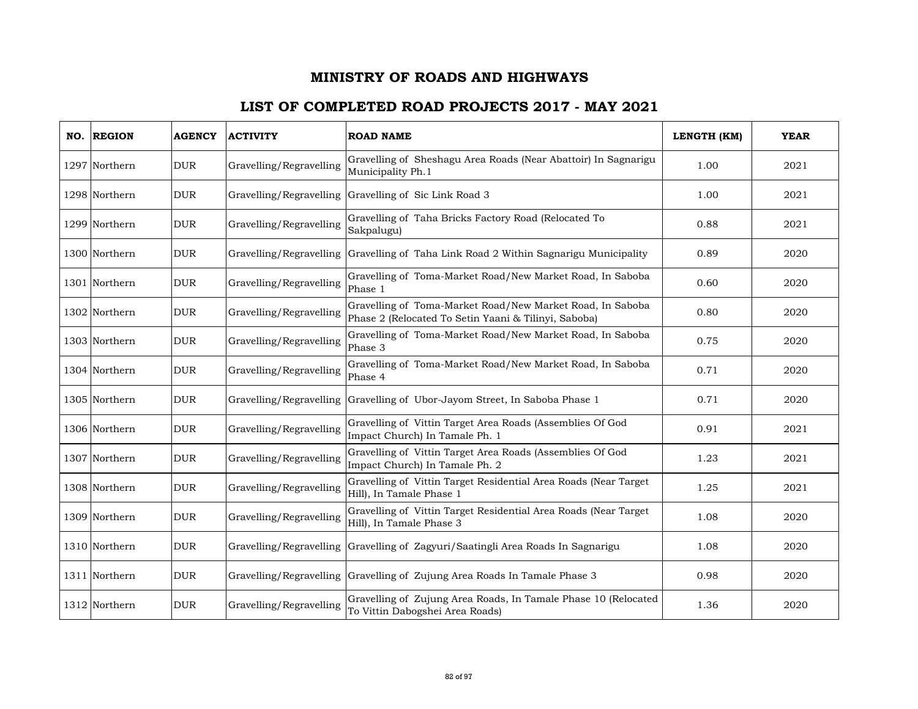# MINISTRY OF ROADS AND HIGHWAYS

## LIST OF COMPLETED ROAD PROJECTS 2017 - MAY 2021

| NO. | REGION | AGENCY | ACTIVITY | ROAD NAME | LENGTH (KM) | YEAR |
|---|---|---|---|---|---|---|
| 1297 | Northern | DUR | Gravelling/Regravelling | Gravelling of Sheshagu Area Roads (Near Abattoir) In Sagnarigu Municipality Ph.1 | 1.00 | 2021 |
| 1298 | Northern | DUR | Gravelling/Regravelling | Gravelling of Sic Link Road 3 | 1.00 | 2021 |
| 1299 | Northern | DUR | Gravelling/Regravelling | Gravelling of Taha Bricks Factory Road (Relocated To Sakpalugu) | 0.88 | 2021 |
| 1300 | Northern | DUR | Gravelling/Regravelling | Gravelling of Taha Link Road 2 Within Sagnarigu Municipality | 0.89 | 2020 |
| 1301 | Northern | DUR | Gravelling/Regravelling | Gravelling of Toma-Market Road/New Market Road, In Saboba Phase 1 | 0.60 | 2020 |
| 1302 | Northern | DUR | Gravelling/Regravelling | Gravelling of Toma-Market Road/New Market Road, In Saboba Phase 2 (Relocated To Setin Yaani & Tilinyi, Saboba) | 0.80 | 2020 |
| 1303 | Northern | DUR | Gravelling/Regravelling | Gravelling of Toma-Market Road/New Market Road, In Saboba Phase 3 | 0.75 | 2020 |
| 1304 | Northern | DUR | Gravelling/Regravelling | Gravelling of Toma-Market Road/New Market Road, In Saboba Phase 4 | 0.71 | 2020 |
| 1305 | Northern | DUR | Gravelling/Regravelling | Gravelling of Ubor-Jayom Street, In Saboba Phase 1 | 0.71 | 2020 |
| 1306 | Northern | DUR | Gravelling/Regravelling | Gravelling of Vittin Target Area Roads (Assemblies Of God Impact Church) In Tamale Ph. 1 | 0.91 | 2021 |
| 1307 | Northern | DUR | Gravelling/Regravelling | Gravelling of Vittin Target Area Roads (Assemblies Of God Impact Church) In Tamale Ph. 2 | 1.23 | 2021 |
| 1308 | Northern | DUR | Gravelling/Regravelling | Gravelling of Vittin Target Residential Area Roads (Near Target Hill), In Tamale Phase 1 | 1.25 | 2021 |
| 1309 | Northern | DUR | Gravelling/Regravelling | Gravelling of Vittin Target Residential Area Roads (Near Target Hill), In Tamale Phase 3 | 1.08 | 2020 |
| 1310 | Northern | DUR | Gravelling/Regravelling | Gravelling of Zagyuri/Saatingli Area Roads In Sagnarigu | 1.08 | 2020 |
| 1311 | Northern | DUR | Gravelling/Regravelling | Gravelling of Zujung Area Roads In Tamale Phase 3 | 0.98 | 2020 |
| 1312 | Northern | DUR | Gravelling/Regravelling | Gravelling of Zujung Area Roads, In Tamale Phase 10 (Relocated To Vittin Dabogshei Area Roads) | 1.36 | 2020 |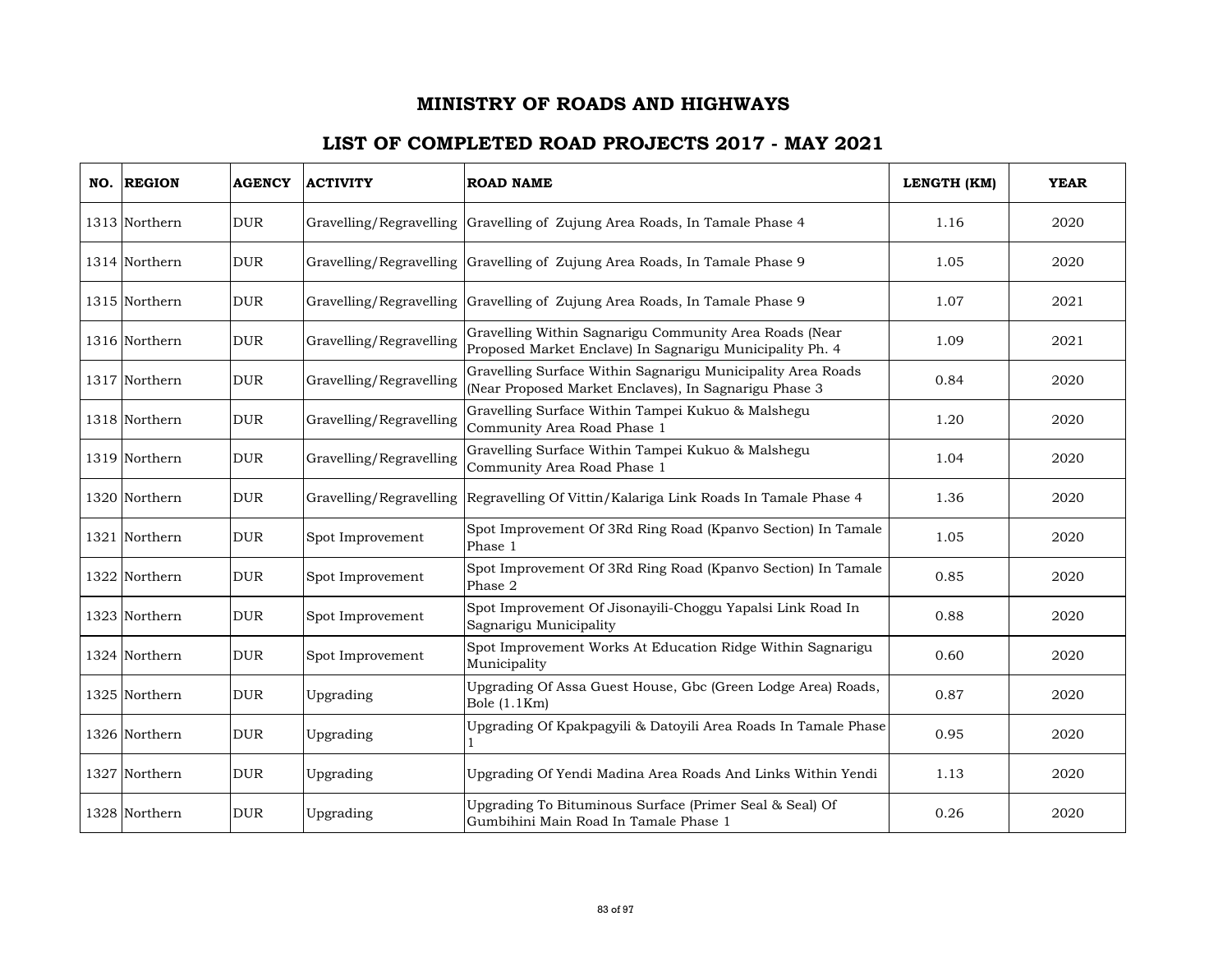# MINISTRY OF ROADS AND HIGHWAYS

## LIST OF COMPLETED ROAD PROJECTS 2017 - MAY 2021

| NO. | REGION | AGENCY | ACTIVITY | ROAD NAME | LENGTH (KM) | YEAR |
|---|---|---|---|---|---|---|
| 1313 | Northern | DUR | Gravelling/Regravelling | Gravelling of Zujung Area Roads, In Tamale Phase 4 | 1.16 | 2020 |
| 1314 | Northern | DUR | Gravelling/Regravelling | Gravelling of Zujung Area Roads, In Tamale Phase 9 | 1.05 | 2020 |
| 1315 | Northern | DUR | Gravelling/Regravelling | Gravelling of Zujung Area Roads, In Tamale Phase 9 | 1.07 | 2021 |
| 1316 | Northern | DUR | Gravelling/Regravelling | Gravelling Within Sagnarigu Community Area Roads (Near Proposed Market Enclave) In Sagnarigu Municipality Ph. 4 | 1.09 | 2021 |
| 1317 | Northern | DUR | Gravelling/Regravelling | Gravelling Surface Within Sagnarigu Municipality Area Roads (Near Proposed Market Enclaves), In Sagnarigu Phase 3 | 0.84 | 2020 |
| 1318 | Northern | DUR | Gravelling/Regravelling | Gravelling Surface Within Tampei Kukuo & Malshegu Community Area Road Phase 1 | 1.20 | 2020 |
| 1319 | Northern | DUR | Gravelling/Regravelling | Gravelling Surface Within Tampei Kukuo & Malshegu Community Area Road Phase 1 | 1.04 | 2020 |
| 1320 | Northern | DUR | Gravelling/Regravelling | Regravelling Of Vittin/Kalariga Link Roads In Tamale Phase 4 | 1.36 | 2020 |
| 1321 | Northern | DUR | Spot Improvement | Spot Improvement Of 3Rd Ring Road (Kpanvo Section) In Tamale Phase 1 | 1.05 | 2020 |
| 1322 | Northern | DUR | Spot Improvement | Spot Improvement Of 3Rd Ring Road (Kpanvo Section) In Tamale Phase 2 | 0.85 | 2020 |
| 1323 | Northern | DUR | Spot Improvement | Spot Improvement Of Jisonayili-Choggu Yapalsi Link Road In Sagnarigu Municipality | 0.88 | 2020 |
| 1324 | Northern | DUR | Spot Improvement | Spot Improvement Works At Education Ridge Within Sagnarigu Municipality | 0.60 | 2020 |
| 1325 | Northern | DUR | Upgrading | Upgrading Of Assa Guest House, Gbc (Green Lodge Area) Roads, Bole (1.1Km) | 0.87 | 2020 |
| 1326 | Northern | DUR | Upgrading | Upgrading Of Kpakpagyili & Datoyili Area Roads In Tamale Phase 1 | 0.95 | 2020 |
| 1327 | Northern | DUR | Upgrading | Upgrading Of Yendi Madina Area Roads And Links Within Yendi | 1.13 | 2020 |
| 1328 | Northern | DUR | Upgrading | Upgrading To Bituminous Surface (Primer Seal & Seal) Of Gumbihini Main Road In Tamale Phase 1 | 0.26 | 2020 |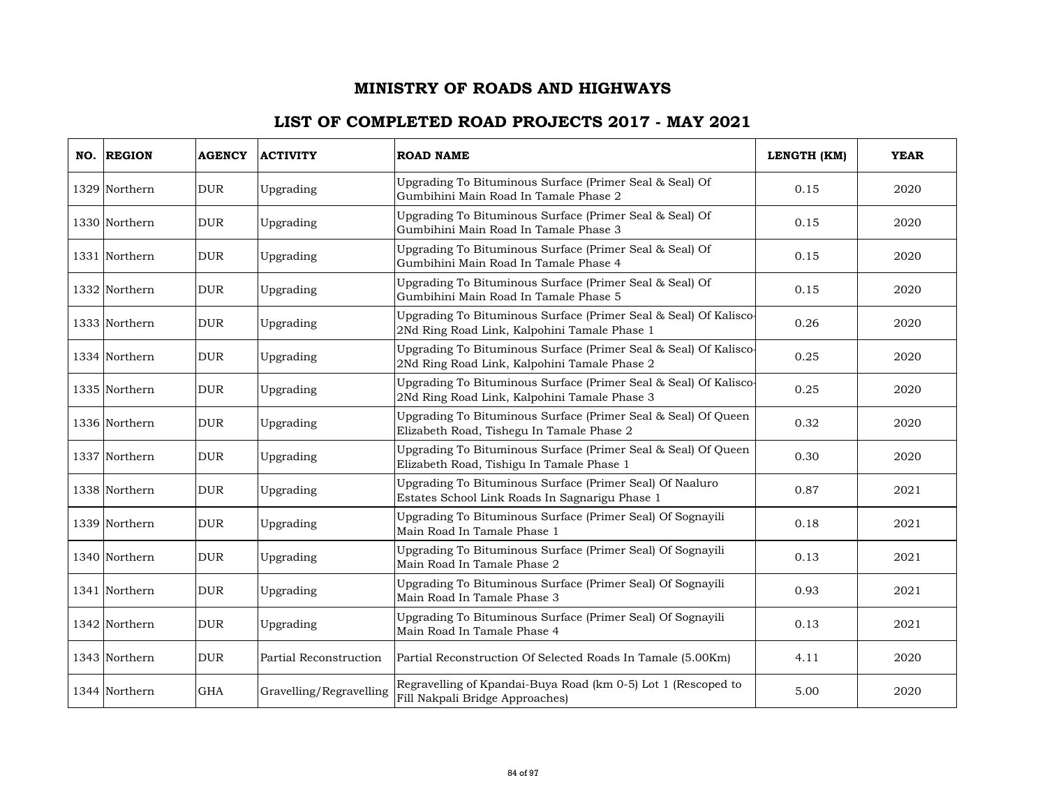# MINISTRY OF ROADS AND HIGHWAYS

## LIST OF COMPLETED ROAD PROJECTS 2017 - MAY 2021

| NO. | REGION | AGENCY | ACTIVITY | ROAD NAME | LENGTH (KM) | YEAR |
|---|---|---|---|---|---|---|
| 1329 | Northern | DUR | Upgrading | Upgrading To Bituminous Surface (Primer Seal & Seal) Of Gumbihini Main Road In Tamale Phase 2 | 0.15 | 2020 |
| 1330 | Northern | DUR | Upgrading | Upgrading To Bituminous Surface (Primer Seal & Seal) Of Gumbihini Main Road In Tamale Phase 3 | 0.15 | 2020 |
| 1331 | Northern | DUR | Upgrading | Upgrading To Bituminous Surface (Primer Seal & Seal) Of Gumbihini Main Road In Tamale Phase 4 | 0.15 | 2020 |
| 1332 | Northern | DUR | Upgrading | Upgrading To Bituminous Surface (Primer Seal & Seal) Of Gumbihini Main Road In Tamale Phase 5 | 0.15 | 2020 |
| 1333 | Northern | DUR | Upgrading | Upgrading To Bituminous Surface (Primer Seal & Seal) Of Kalisco-2Nd Ring Road Link, Kalpohini Tamale Phase 1 | 0.26 | 2020 |
| 1334 | Northern | DUR | Upgrading | Upgrading To Bituminous Surface (Primer Seal & Seal) Of Kalisco-2Nd Ring Road Link, Kalpohini Tamale Phase 2 | 0.25 | 2020 |
| 1335 | Northern | DUR | Upgrading | Upgrading To Bituminous Surface (Primer Seal & Seal) Of Kalisco-2Nd Ring Road Link, Kalpohini Tamale Phase 3 | 0.25 | 2020 |
| 1336 | Northern | DUR | Upgrading | Upgrading To Bituminous Surface (Primer Seal & Seal) Of Queen Elizabeth Road, Tishegu In Tamale Phase 2 | 0.32 | 2020 |
| 1337 | Northern | DUR | Upgrading | Upgrading To Bituminous Surface (Primer Seal & Seal) Of Queen Elizabeth Road, Tishigu In Tamale Phase 1 | 0.30 | 2020 |
| 1338 | Northern | DUR | Upgrading | Upgrading To Bituminous Surface (Primer Seal) Of Naaluro Estates School Link Roads In Sagnarigu Phase 1 | 0.87 | 2021 |
| 1339 | Northern | DUR | Upgrading | Upgrading To Bituminous Surface (Primer Seal) Of Sognayili Main Road In Tamale Phase 1 | 0.18 | 2021 |
| 1340 | Northern | DUR | Upgrading | Upgrading To Bituminous Surface (Primer Seal) Of Sognayili Main Road In Tamale Phase 2 | 0.13 | 2021 |
| 1341 | Northern | DUR | Upgrading | Upgrading To Bituminous Surface (Primer Seal) Of Sognayili Main Road In Tamale Phase 3 | 0.93 | 2021 |
| 1342 | Northern | DUR | Upgrading | Upgrading To Bituminous Surface (Primer Seal) Of Sognayili Main Road In Tamale Phase 4 | 0.13 | 2021 |
| 1343 | Northern | DUR | Partial Reconstruction | Partial Reconstruction Of Selected Roads In Tamale (5.00Km) | 4.11 | 2020 |
| 1344 | Northern | GHA | Gravelling/Regravelling | Regravelling of Kpandai-Buya Road (km 0-5) Lot 1 (Rescoped to Fill Nakpali Bridge Approaches) | 5.00 | 2020 |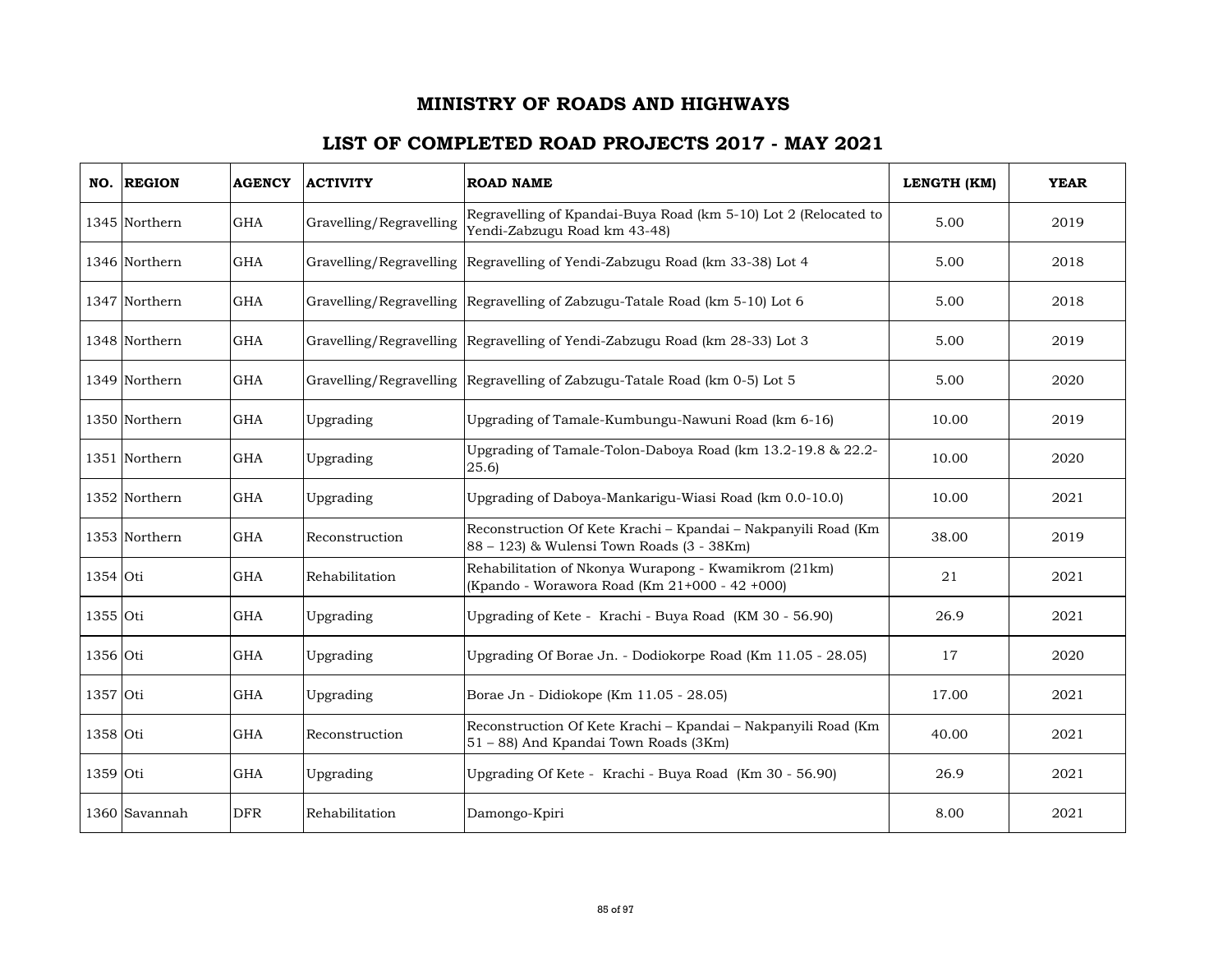# MINISTRY OF ROADS AND HIGHWAYS

## LIST OF COMPLETED ROAD PROJECTS 2017 - MAY 2021

| NO. | REGION | AGENCY | ACTIVITY | ROAD NAME | LENGTH (KM) | YEAR |
|---|---|---|---|---|---|---|
| 1345 | Northern | GHA | Gravelling/Regravelling | Regravelling of Kpandai-Buya Road (km 5-10) Lot 2 (Relocated to Yendi-Zabzugu Road km 43-48) | 5.00 | 2019 |
| 1346 | Northern | GHA | Gravelling/Regravelling | Regravelling of Yendi-Zabzugu Road (km 33-38) Lot 4 | 5.00 | 2018 |
| 1347 | Northern | GHA | Gravelling/Regravelling | Regravelling of Zabzugu-Tatale Road (km 5-10) Lot 6 | 5.00 | 2018 |
| 1348 | Northern | GHA | Gravelling/Regravelling | Regravelling of Yendi-Zabzugu Road (km 28-33) Lot 3 | 5.00 | 2019 |
| 1349 | Northern | GHA | Gravelling/Regravelling | Regravelling of Zabzugu-Tatale Road (km 0-5) Lot 5 | 5.00 | 2020 |
| 1350 | Northern | GHA | Upgrading | Upgrading of Tamale-Kumbungu-Nawuni Road (km 6-16) | 10.00 | 2019 |
| 1351 | Northern | GHA | Upgrading | Upgrading of Tamale-Tolon-Daboya Road (km 13.2-19.8 & 22.2-25.6) | 10.00 | 2020 |
| 1352 | Northern | GHA | Upgrading | Upgrading of Daboya-Mankarigu-Wiasi Road (km 0.0-10.0) | 10.00 | 2021 |
| 1353 | Northern | GHA | Reconstruction | Reconstruction Of Kete Krachi – Kpandai – Nakpanyili Road (Km 88 – 123) & Wulensi Town Roads (3 - 38Km) | 38.00 | 2019 |
| 1354 | Oti | GHA | Rehabilitation | Rehabilitation of Nkonya Wurapong - Kwamikrom (21km) (Kpando - Worawora Road (Km 21+000 - 42 +000) | 21 | 2021 |
| 1355 | Oti | GHA | Upgrading | Upgrading of Kete - Krachi - Buya Road (KM 30 - 56.90) | 26.9 | 2021 |
| 1356 | Oti | GHA | Upgrading | Upgrading Of Borae Jn. - Dodiokorpe Road (Km 11.05 - 28.05) | 17 | 2020 |
| 1357 | Oti | GHA | Upgrading | Borae Jn - Didiokope (Km 11.05 - 28.05) | 17.00 | 2021 |
| 1358 | Oti | GHA | Reconstruction | Reconstruction Of Kete Krachi – Kpandai – Nakpanyili Road (Km 51 – 88) And Kpandai Town Roads (3Km) | 40.00 | 2021 |
| 1359 | Oti | GHA | Upgrading | Upgrading Of Kete - Krachi - Buya Road (Km 30 - 56.90) | 26.9 | 2021 |
| 1360 | Savannah | DFR | Rehabilitation | Damongo-Kpiri | 8.00 | 2021 |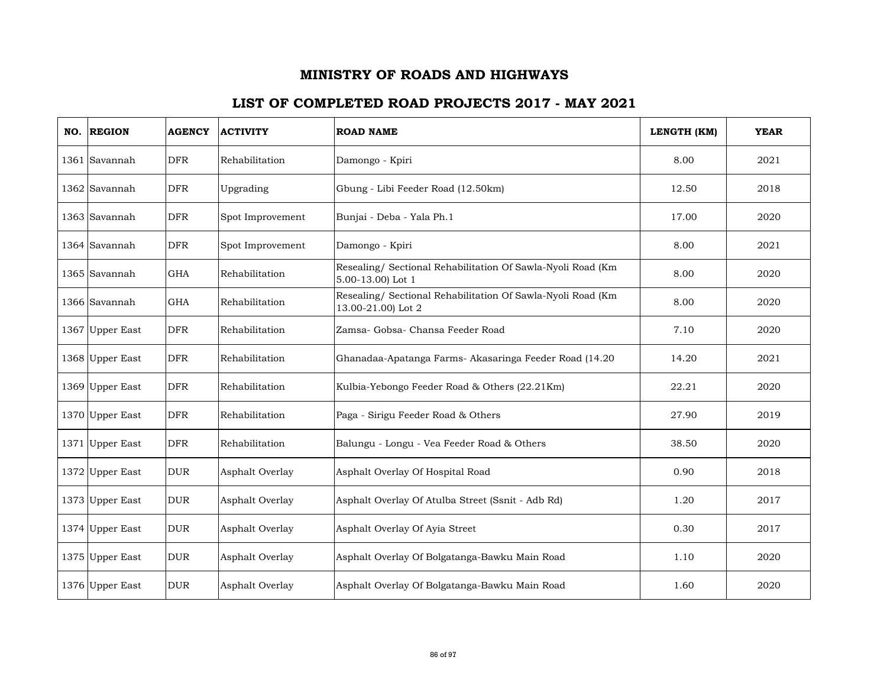# MINISTRY OF ROADS AND HIGHWAYS

## LIST OF COMPLETED ROAD PROJECTS 2017 - MAY 2021

| NO. | REGION | AGENCY | ACTIVITY | ROAD NAME | LENGTH (KM) | YEAR |
|---|---|---|---|---|---|---|
| 1361 | Savannah | DFR | Rehabilitation | Damongo - Kpiri | 8.00 | 2021 |
| 1362 | Savannah | DFR | Upgrading | Gbung - Libi Feeder Road (12.50km) | 12.50 | 2018 |
| 1363 | Savannah | DFR | Spot Improvement | Bunjai - Deba - Yala Ph.1 | 17.00 | 2020 |
| 1364 | Savannah | DFR | Spot Improvement | Damongo - Kpiri | 8.00 | 2021 |
| 1365 | Savannah | GHA | Rehabilitation | Resealing/ Sectional Rehabilitation Of Sawla-Nyoli Road (Km 5.00-13.00) Lot 1 | 8.00 | 2020 |
| 1366 | Savannah | GHA | Rehabilitation | Resealing/ Sectional Rehabilitation Of Sawla-Nyoli Road (Km 13.00-21.00) Lot 2 | 8.00 | 2020 |
| 1367 | Upper East | DFR | Rehabilitation | Zamsa- Gobsa- Chansa Feeder Road | 7.10 | 2020 |
| 1368 | Upper East | DFR | Rehabilitation | Ghanadaa-Apatanga Farms- Akasaringa Feeder Road (14.20 | 14.20 | 2021 |
| 1369 | Upper East | DFR | Rehabilitation | Kulbia-Yebongo Feeder Road & Others (22.21Km) | 22.21 | 2020 |
| 1370 | Upper East | DFR | Rehabilitation | Paga - Sirigu Feeder Road & Others | 27.90 | 2019 |
| 1371 | Upper East | DFR | Rehabilitation | Balungu - Longu - Vea Feeder Road & Others | 38.50 | 2020 |
| 1372 | Upper East | DUR | Asphalt Overlay | Asphalt Overlay Of Hospital Road | 0.90 | 2018 |
| 1373 | Upper East | DUR | Asphalt Overlay | Asphalt Overlay Of Atulba Street (Ssnit - Adb Rd) | 1.20 | 2017 |
| 1374 | Upper East | DUR | Asphalt Overlay | Asphalt Overlay Of Ayia Street | 0.30 | 2017 |
| 1375 | Upper East | DUR | Asphalt Overlay | Asphalt Overlay Of Bolgatanga-Bawku Main Road | 1.10 | 2020 |
| 1376 | Upper East | DUR | Asphalt Overlay | Asphalt Overlay Of Bolgatanga-Bawku Main Road | 1.60 | 2020 |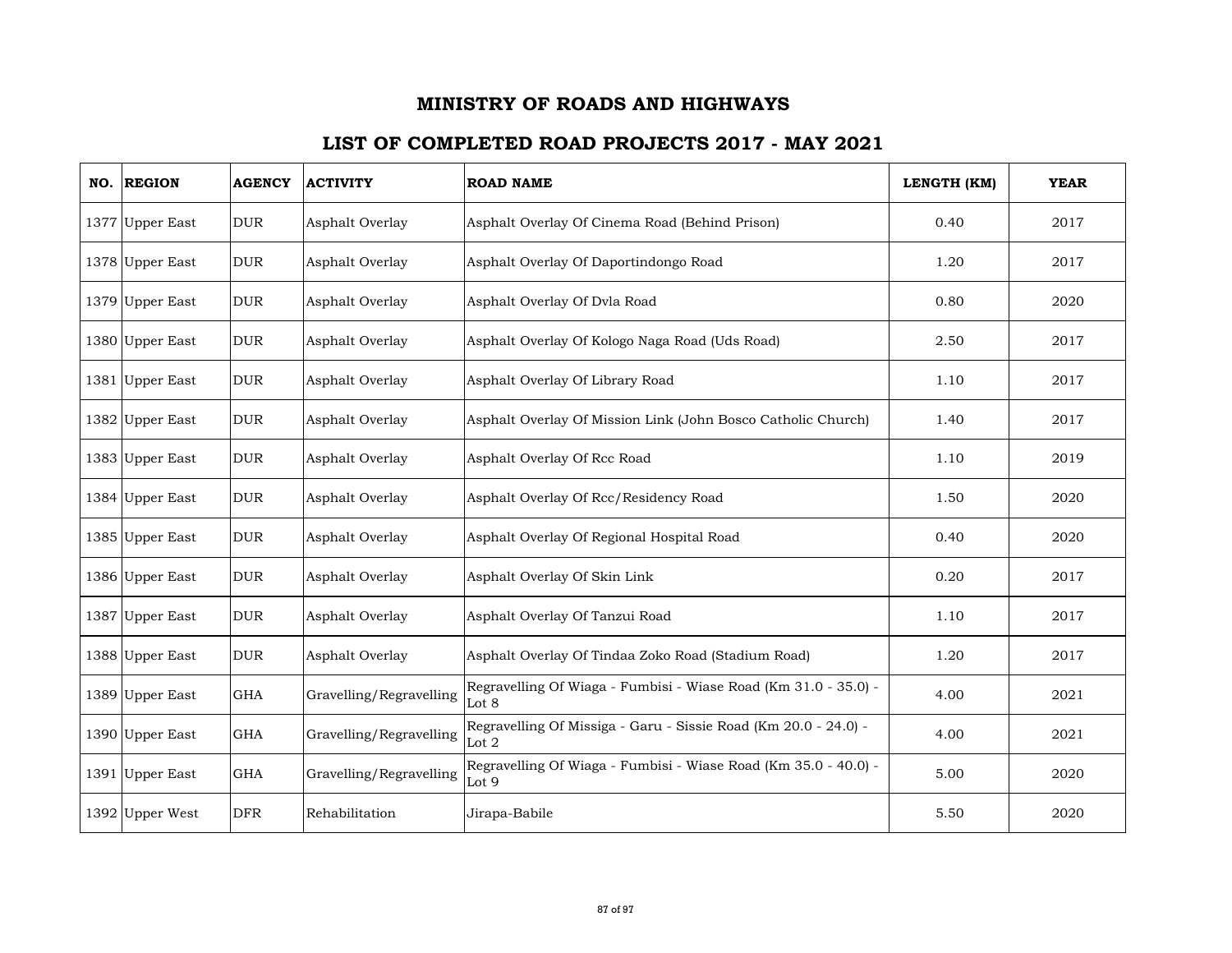# MINISTRY OF ROADS AND HIGHWAYS

## LIST OF COMPLETED ROAD PROJECTS 2017 - MAY 2021

| NO. | REGION | AGENCY | ACTIVITY | ROAD NAME | LENGTH (KM) | YEAR |
|---|---|---|---|---|---|---|
| 1377 | Upper East | DUR | Asphalt Overlay | Asphalt Overlay Of Cinema Road (Behind Prison) | 0.40 | 2017 |
| 1378 | Upper East | DUR | Asphalt Overlay | Asphalt Overlay Of Daportindongo Road | 1.20 | 2017 |
| 1379 | Upper East | DUR | Asphalt Overlay | Asphalt Overlay Of Dvla Road | 0.80 | 2020 |
| 1380 | Upper East | DUR | Asphalt Overlay | Asphalt Overlay Of Kologo Naga Road (Uds Road) | 2.50 | 2017 |
| 1381 | Upper East | DUR | Asphalt Overlay | Asphalt Overlay Of Library Road | 1.10 | 2017 |
| 1382 | Upper East | DUR | Asphalt Overlay | Asphalt Overlay Of Mission Link (John Bosco Catholic Church) | 1.40 | 2017 |
| 1383 | Upper East | DUR | Asphalt Overlay | Asphalt Overlay Of Rcc Road | 1.10 | 2019 |
| 1384 | Upper East | DUR | Asphalt Overlay | Asphalt Overlay Of Rcc/Residency Road | 1.50 | 2020 |
| 1385 | Upper East | DUR | Asphalt Overlay | Asphalt Overlay Of Regional Hospital Road | 0.40 | 2020 |
| 1386 | Upper East | DUR | Asphalt Overlay | Asphalt Overlay Of Skin Link | 0.20 | 2017 |
| 1387 | Upper East | DUR | Asphalt Overlay | Asphalt Overlay Of Tanzui Road | 1.10 | 2017 |
| 1388 | Upper East | DUR | Asphalt Overlay | Asphalt Overlay Of Tindaa Zoko Road (Stadium Road) | 1.20 | 2017 |
| 1389 | Upper East | GHA | Gravelling/Regravelling | Regravelling Of Wiaga - Fumbisi - Wiase Road (Km 31.0 - 35.0) - Lot 8 | 4.00 | 2021 |
| 1390 | Upper East | GHA | Gravelling/Regravelling | Regravelling Of Missiga - Garu - Sissie Road (Km 20.0 - 24.0) - Lot 2 | 4.00 | 2021 |
| 1391 | Upper East | GHA | Gravelling/Regravelling | Regravelling Of Wiaga - Fumbisi - Wiase Road (Km 35.0 - 40.0) - Lot 9 | 5.00 | 2020 |
| 1392 | Upper West | DFR | Rehabilitation | Jirapa-Babile | 5.50 | 2020 |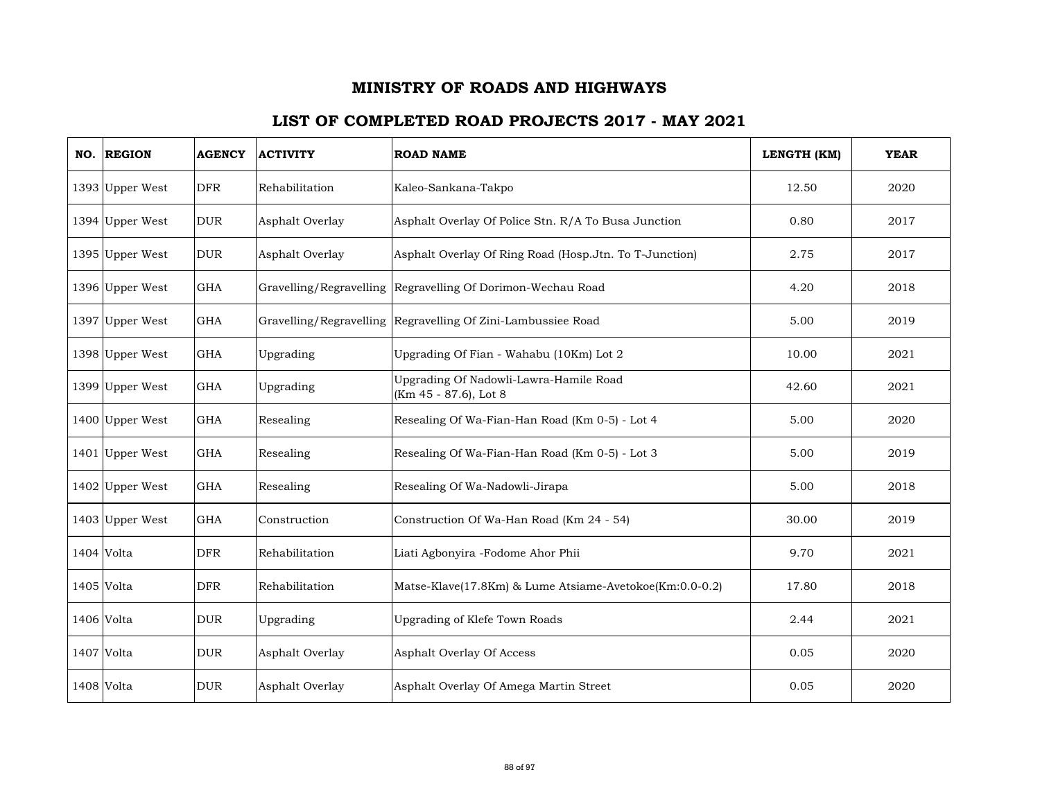# MINISTRY OF ROADS AND HIGHWAYS

## LIST OF COMPLETED ROAD PROJECTS 2017 - MAY 2021

| NO. | REGION | AGENCY | ACTIVITY | ROAD NAME | LENGTH (KM) | YEAR |
|---|---|---|---|---|---|---|
| 1393 | Upper West | DFR | Rehabilitation | Kaleo-Sankana-Takpo | 12.50 | 2020 |
| 1394 | Upper West | DUR | Asphalt Overlay | Asphalt Overlay Of Police Stn. R/A To Busa Junction | 0.80 | 2017 |
| 1395 | Upper West | DUR | Asphalt Overlay | Asphalt Overlay Of Ring Road (Hosp.Jtn. To T-Junction) | 2.75 | 2017 |
| 1396 | Upper West | GHA | Gravelling/Regravelling | Regravelling Of Dorimon-Wechau Road | 4.20 | 2018 |
| 1397 | Upper West | GHA | Gravelling/Regravelling | Regravelling Of Zini-Lambussiee Road | 5.00 | 2019 |
| 1398 | Upper West | GHA | Upgrading | Upgrading Of Fian - Wahabu (10Km) Lot 2 | 10.00 | 2021 |
| 1399 | Upper West | GHA | Upgrading | Upgrading Of Nadowli-Lawra-Hamile Road (Km 45 - 87.6), Lot 8 | 42.60 | 2021 |
| 1400 | Upper West | GHA | Resealing | Resealing Of Wa-Fian-Han Road (Km 0-5) - Lot 4 | 5.00 | 2020 |
| 1401 | Upper West | GHA | Resealing | Resealing Of Wa-Fian-Han Road (Km 0-5) - Lot 3 | 5.00 | 2019 |
| 1402 | Upper West | GHA | Resealing | Resealing Of Wa-Nadowli-Jirapa | 5.00 | 2018 |
| 1403 | Upper West | GHA | Construction | Construction Of Wa-Han Road (Km 24 - 54) | 30.00 | 2019 |
| 1404 | Volta | DFR | Rehabilitation | Liati Agbonyira -Fodome Ahor Phii | 9.70 | 2021 |
| 1405 | Volta | DFR | Rehabilitation | Matse-Klave(17.8Km) & Lume Atsiame-Avetokoe(Km:0.0-0.2) | 17.80 | 2018 |
| 1406 | Volta | DUR | Upgrading | Upgrading of Klefe Town Roads | 2.44 | 2021 |
| 1407 | Volta | DUR | Asphalt Overlay | Asphalt Overlay Of Access | 0.05 | 2020 |
| 1408 | Volta | DUR | Asphalt Overlay | Asphalt Overlay Of Amega Martin Street | 0.05 | 2020 |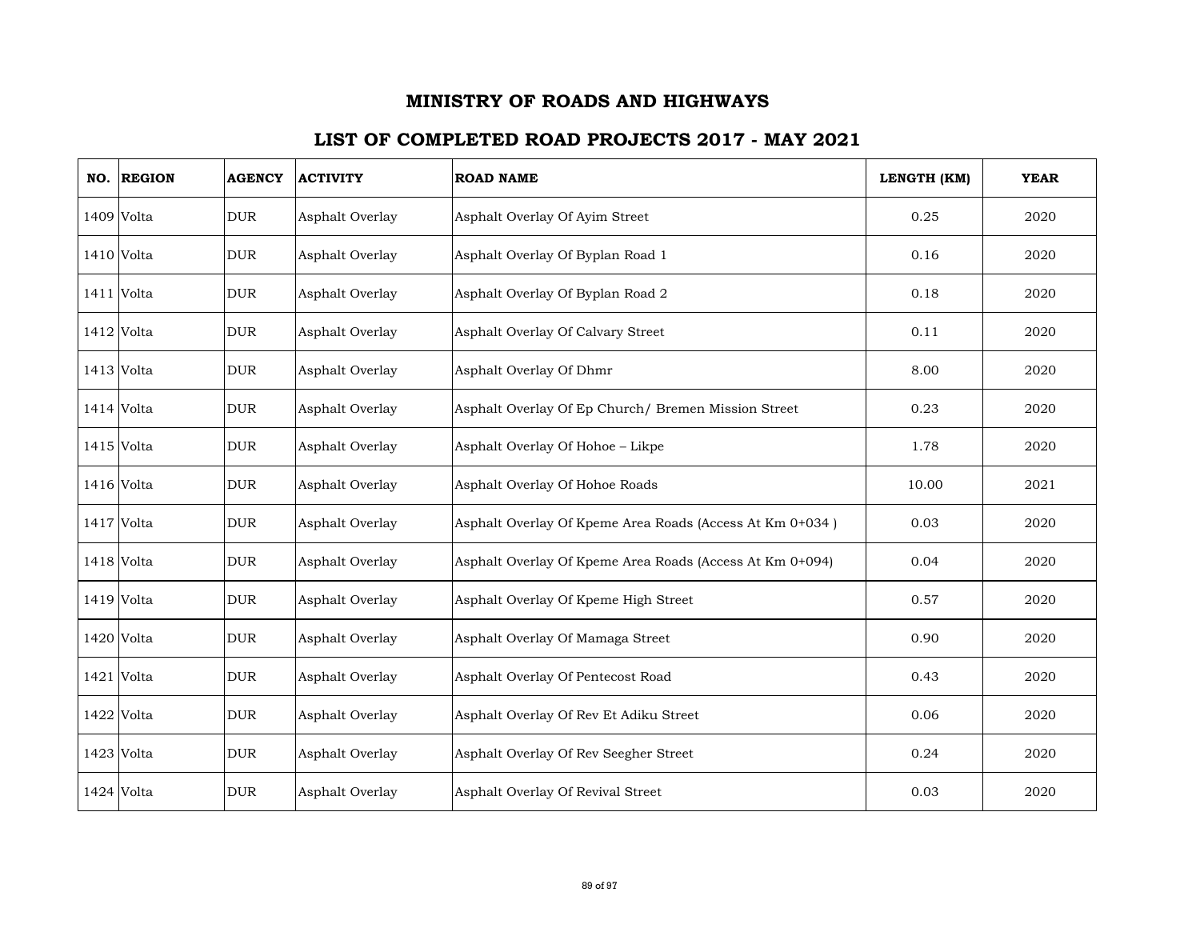# MINISTRY OF ROADS AND HIGHWAYS

## LIST OF COMPLETED ROAD PROJECTS 2017 - MAY 2021

| NO. | REGION | AGENCY | ACTIVITY | ROAD NAME | LENGTH (KM) | YEAR |
|---|---|---|---|---|---|---|
| 1409 | Volta | DUR | Asphalt Overlay | Asphalt Overlay Of Ayim Street | 0.25 | 2020 |
| 1410 | Volta | DUR | Asphalt Overlay | Asphalt Overlay Of Byplan Road 1 | 0.16 | 2020 |
| 1411 | Volta | DUR | Asphalt Overlay | Asphalt Overlay Of Byplan Road 2 | 0.18 | 2020 |
| 1412 | Volta | DUR | Asphalt Overlay | Asphalt Overlay Of Calvary Street | 0.11 | 2020 |
| 1413 | Volta | DUR | Asphalt Overlay | Asphalt Overlay Of Dhmr | 8.00 | 2020 |
| 1414 | Volta | DUR | Asphalt Overlay | Asphalt Overlay Of Ep Church/ Bremen Mission Street | 0.23 | 2020 |
| 1415 | Volta | DUR | Asphalt Overlay | Asphalt Overlay Of Hohoe – Likpe | 1.78 | 2020 |
| 1416 | Volta | DUR | Asphalt Overlay | Asphalt Overlay Of Hohoe Roads | 10.00 | 2021 |
| 1417 | Volta | DUR | Asphalt Overlay | Asphalt Overlay Of Kpeme Area Roads (Access At Km 0+034 ) | 0.03 | 2020 |
| 1418 | Volta | DUR | Asphalt Overlay | Asphalt Overlay Of Kpeme Area Roads (Access At Km 0+094) | 0.04 | 2020 |
| 1419 | Volta | DUR | Asphalt Overlay | Asphalt Overlay Of Kpeme High Street | 0.57 | 2020 |
| 1420 | Volta | DUR | Asphalt Overlay | Asphalt Overlay Of Mamaga Street | 0.90 | 2020 |
| 1421 | Volta | DUR | Asphalt Overlay | Asphalt Overlay Of Pentecost Road | 0.43 | 2020 |
| 1422 | Volta | DUR | Asphalt Overlay | Asphalt Overlay Of Rev Et Adiku Street | 0.06 | 2020 |
| 1423 | Volta | DUR | Asphalt Overlay | Asphalt Overlay Of Rev Seegher Street | 0.24 | 2020 |
| 1424 | Volta | DUR | Asphalt Overlay | Asphalt Overlay Of Revival Street | 0.03 | 2020 |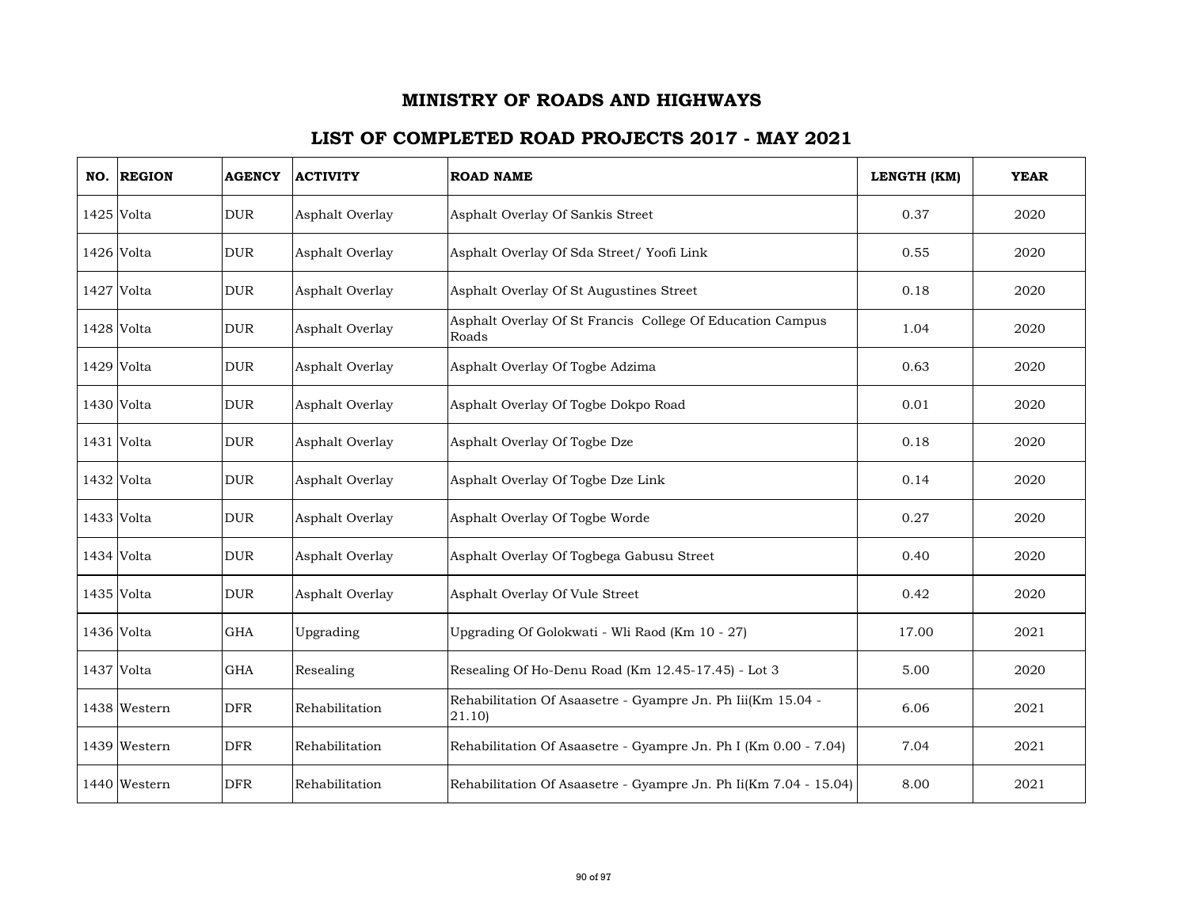# MINISTRY OF ROADS AND HIGHWAYS

## LIST OF COMPLETED ROAD PROJECTS 2017 - MAY 2021

| NO. | REGION | AGENCY | ACTIVITY | ROAD NAME | LENGTH (KM) | YEAR |
|---|---|---|---|---|---|---|
| 1425 | Volta | DUR | Asphalt Overlay | Asphalt Overlay Of Sankis Street | 0.37 | 2020 |
| 1426 | Volta | DUR | Asphalt Overlay | Asphalt Overlay Of Sda Street/ Yoofi Link | 0.55 | 2020 |
| 1427 | Volta | DUR | Asphalt Overlay | Asphalt Overlay Of St Augustines Street | 0.18 | 2020 |
| 1428 | Volta | DUR | Asphalt Overlay | Asphalt Overlay Of St Francis College Of Education Campus Roads | 1.04 | 2020 |
| 1429 | Volta | DUR | Asphalt Overlay | Asphalt Overlay Of Togbe Adzima | 0.63 | 2020 |
| 1430 | Volta | DUR | Asphalt Overlay | Asphalt Overlay Of Togbe Dokpo Road | 0.01 | 2020 |
| 1431 | Volta | DUR | Asphalt Overlay | Asphalt Overlay Of Togbe Dze | 0.18 | 2020 |
| 1432 | Volta | DUR | Asphalt Overlay | Asphalt Overlay Of Togbe Dze Link | 0.14 | 2020 |
| 1433 | Volta | DUR | Asphalt Overlay | Asphalt Overlay Of Togbe Worde | 0.27 | 2020 |
| 1434 | Volta | DUR | Asphalt Overlay | Asphalt Overlay Of Togbega Gabusu Street | 0.40 | 2020 |
| 1435 | Volta | DUR | Asphalt Overlay | Asphalt Overlay Of Vule Street | 0.42 | 2020 |
| 1436 | Volta | GHA | Upgrading | Upgrading Of Golokwati - Wli Raod (Km 10 - 27) | 17.00 | 2021 |
| 1437 | Volta | GHA | Resealing | Resealing Of Ho-Denu Road (Km 12.45-17.45) - Lot 3 | 5.00 | 2020 |
| 1438 | Western | DFR | Rehabilitation | Rehabilitation Of Asaasetre - Gyampre Jn. Ph Iii(Km 15.04 - 21.10) | 6.06 | 2021 |
| 1439 | Western | DFR | Rehabilitation | Rehabilitation Of Asaasetre - Gyampre Jn. Ph I (Km 0.00 - 7.04) | 7.04 | 2021 |
| 1440 | Western | DFR | Rehabilitation | Rehabilitation Of Asaasetre - Gyampre Jn. Ph Ii(Km 7.04 - 15.04) | 8.00 | 2021 |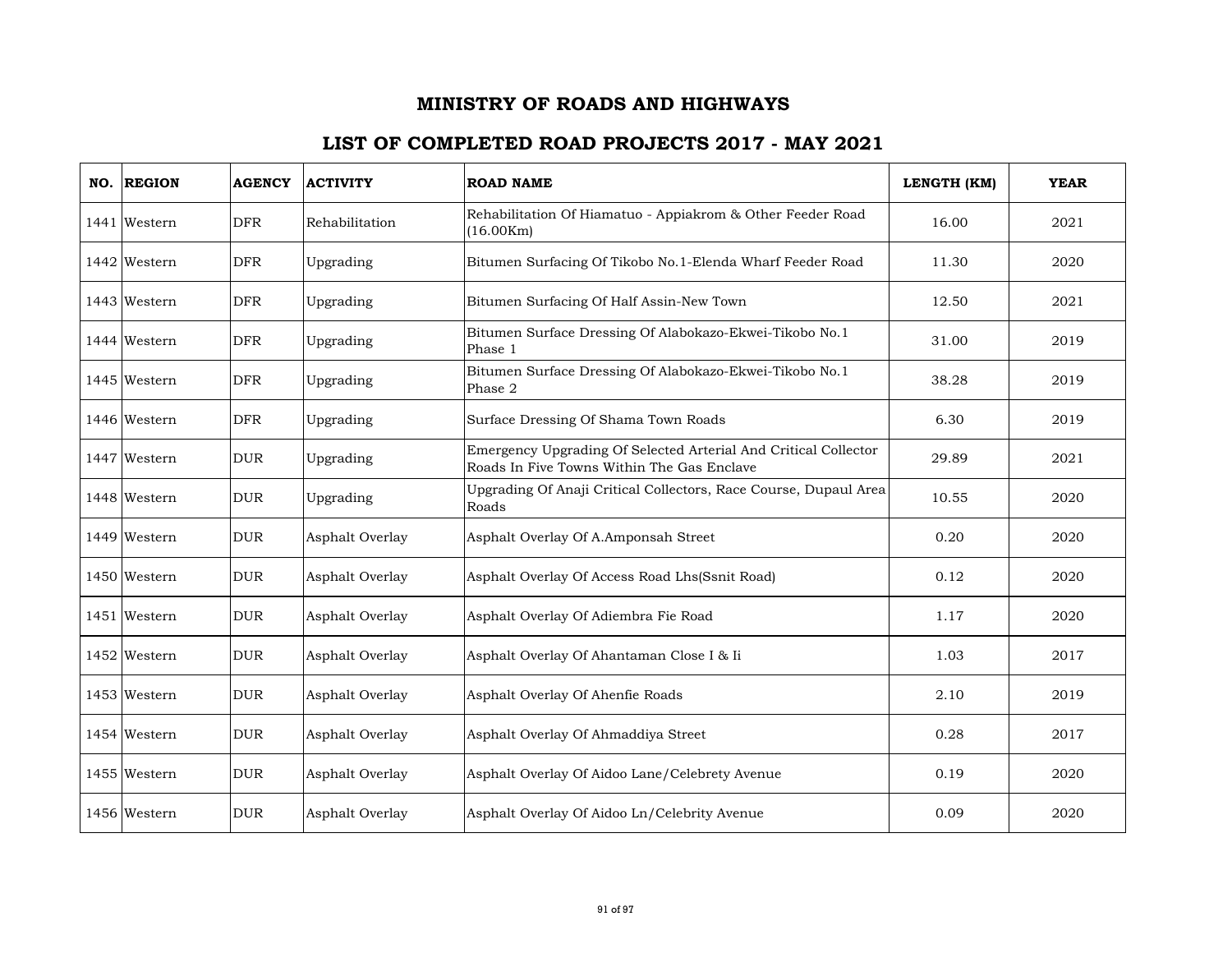# MINISTRY OF ROADS AND HIGHWAYS

## LIST OF COMPLETED ROAD PROJECTS 2017 - MAY 2021

| NO. | REGION | AGENCY | ACTIVITY | ROAD NAME | LENGTH (KM) | YEAR |
|---|---|---|---|---|---|---|
| 1441 | Western | DFR | Rehabilitation | Rehabilitation Of Hiamatuo - Appiakrom & Other Feeder Road (16.00Km) | 16.00 | 2021 |
| 1442 | Western | DFR | Upgrading | Bitumen Surfacing Of Tikobo No.1-Elenda Wharf Feeder Road | 11.30 | 2020 |
| 1443 | Western | DFR | Upgrading | Bitumen Surfacing Of Half Assin-New Town | 12.50 | 2021 |
| 1444 | Western | DFR | Upgrading | Bitumen Surface Dressing Of Alabokazo-Ekwei-Tikobo No.1 Phase 1 | 31.00 | 2019 |
| 1445 | Western | DFR | Upgrading | Bitumen Surface Dressing Of Alabokazo-Ekwei-Tikobo No.1 Phase 2 | 38.28 | 2019 |
| 1446 | Western | DFR | Upgrading | Surface Dressing Of Shama Town Roads | 6.30 | 2019 |
| 1447 | Western | DUR | Upgrading | Emergency Upgrading Of Selected Arterial And Critical Collector Roads In Five Towns Within The Gas Enclave | 29.89 | 2021 |
| 1448 | Western | DUR | Upgrading | Upgrading Of Anaji Critical Collectors, Race Course, Dupaul Area Roads | 10.55 | 2020 |
| 1449 | Western | DUR | Asphalt Overlay | Asphalt Overlay Of A.Amponsah Street | 0.20 | 2020 |
| 1450 | Western | DUR | Asphalt Overlay | Asphalt Overlay Of Access Road Lhs(Ssnit Road) | 0.12 | 2020 |
| 1451 | Western | DUR | Asphalt Overlay | Asphalt Overlay Of Adiembra Fie Road | 1.17 | 2020 |
| 1452 | Western | DUR | Asphalt Overlay | Asphalt Overlay Of Ahantaman Close I & Ii | 1.03 | 2017 |
| 1453 | Western | DUR | Asphalt Overlay | Asphalt Overlay Of Ahenfie Roads | 2.10 | 2019 |
| 1454 | Western | DUR | Asphalt Overlay | Asphalt Overlay Of Ahmaddiya Street | 0.28 | 2017 |
| 1455 | Western | DUR | Asphalt Overlay | Asphalt Overlay Of Aidoo Lane/Celebrety Avenue | 0.19 | 2020 |
| 1456 | Western | DUR | Asphalt Overlay | Asphalt Overlay Of Aidoo Ln/Celebrity Avenue | 0.09 | 2020 |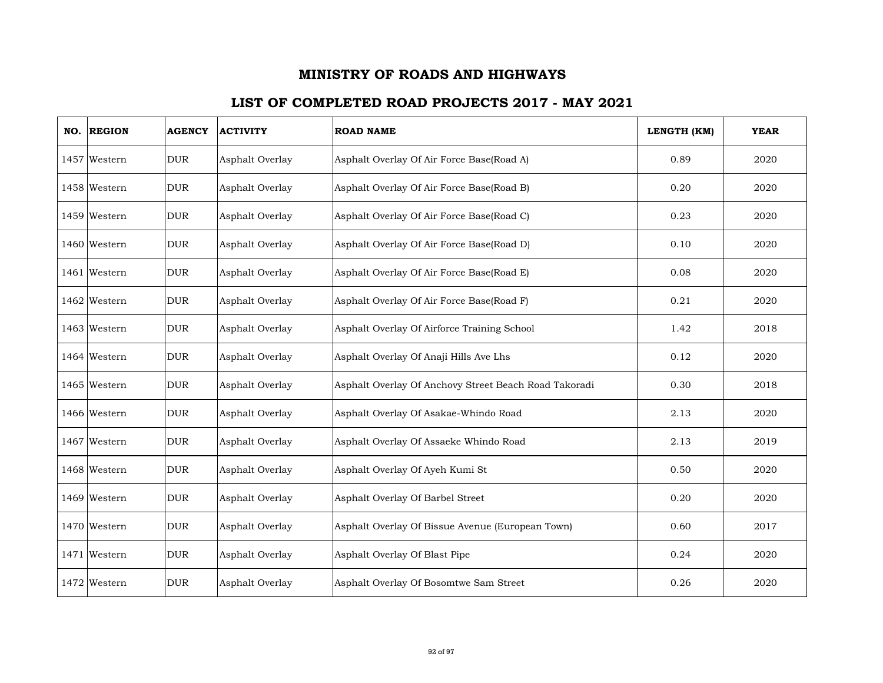# MINISTRY OF ROADS AND HIGHWAYS

## LIST OF COMPLETED ROAD PROJECTS 2017 - MAY 2021

| NO. | REGION | AGENCY | ACTIVITY | ROAD NAME | LENGTH (KM) | YEAR |
|---|---|---|---|---|---|---|
| 1457 | Western | DUR | Asphalt Overlay | Asphalt Overlay Of Air Force Base(Road A) | 0.89 | 2020 |
| 1458 | Western | DUR | Asphalt Overlay | Asphalt Overlay Of Air Force Base(Road B) | 0.20 | 2020 |
| 1459 | Western | DUR | Asphalt Overlay | Asphalt Overlay Of Air Force Base(Road C) | 0.23 | 2020 |
| 1460 | Western | DUR | Asphalt Overlay | Asphalt Overlay Of Air Force Base(Road D) | 0.10 | 2020 |
| 1461 | Western | DUR | Asphalt Overlay | Asphalt Overlay Of Air Force Base(Road E) | 0.08 | 2020 |
| 1462 | Western | DUR | Asphalt Overlay | Asphalt Overlay Of Air Force Base(Road F) | 0.21 | 2020 |
| 1463 | Western | DUR | Asphalt Overlay | Asphalt Overlay Of Airforce Training School | 1.42 | 2018 |
| 1464 | Western | DUR | Asphalt Overlay | Asphalt Overlay Of Anaji Hills Ave Lhs | 0.12 | 2020 |
| 1465 | Western | DUR | Asphalt Overlay | Asphalt Overlay Of Anchovy Street Beach Road Takoradi | 0.30 | 2018 |
| 1466 | Western | DUR | Asphalt Overlay | Asphalt Overlay Of Asakae-Whindo Road | 2.13 | 2020 |
| 1467 | Western | DUR | Asphalt Overlay | Asphalt Overlay Of Assaeke Whindo Road | 2.13 | 2019 |
| 1468 | Western | DUR | Asphalt Overlay | Asphalt Overlay Of Ayeh Kumi St | 0.50 | 2020 |
| 1469 | Western | DUR | Asphalt Overlay | Asphalt Overlay Of Barbel Street | 0.20 | 2020 |
| 1470 | Western | DUR | Asphalt Overlay | Asphalt Overlay Of Bissue Avenue (European Town) | 0.60 | 2017 |
| 1471 | Western | DUR | Asphalt Overlay | Asphalt Overlay Of Blast Pipe | 0.24 | 2020 |
| 1472 | Western | DUR | Asphalt Overlay | Asphalt Overlay Of Bosomtwe Sam Street | 0.26 | 2020 |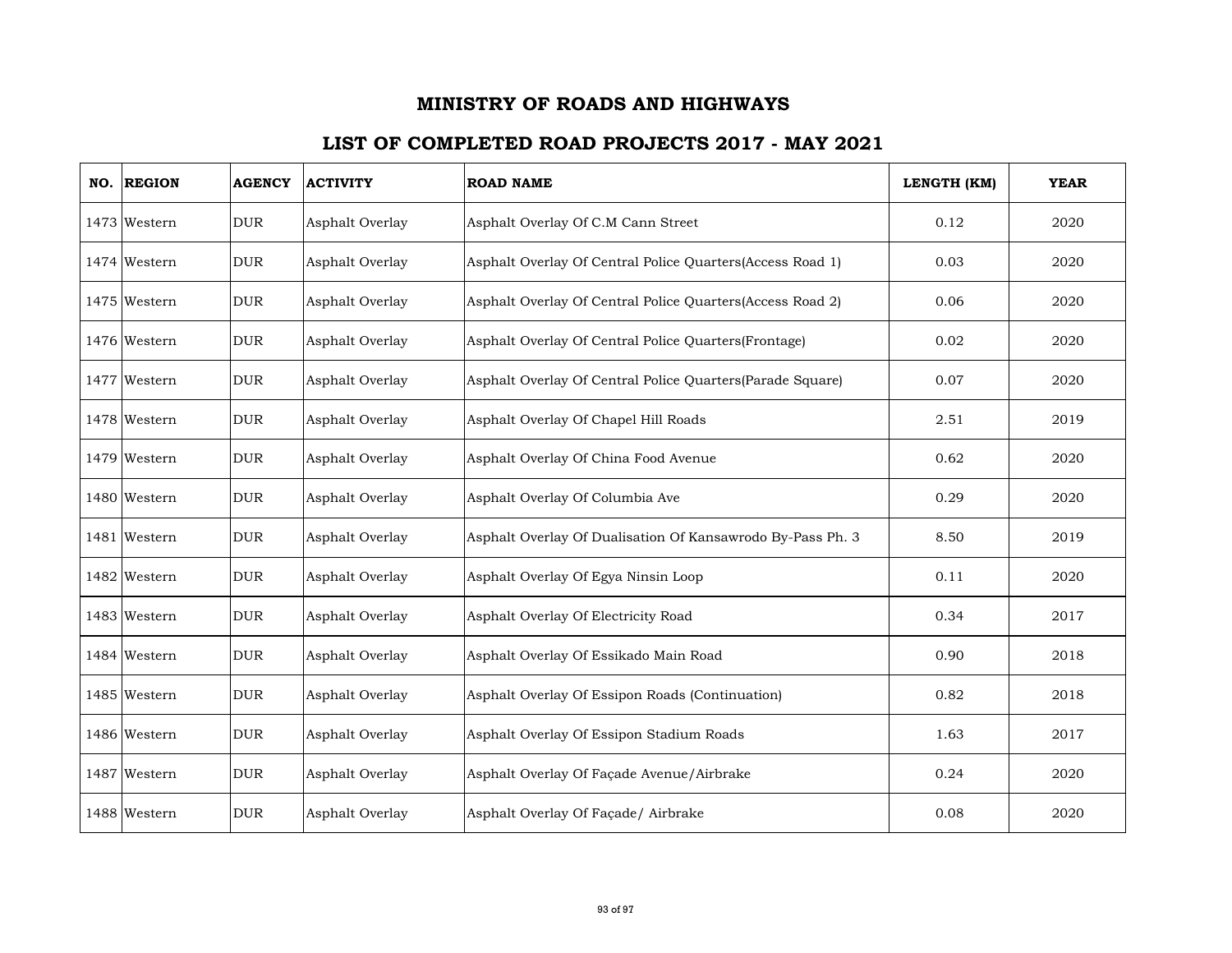# MINISTRY OF ROADS AND HIGHWAYS

## LIST OF COMPLETED ROAD PROJECTS 2017 - MAY 2021

| NO. | REGION | AGENCY | ACTIVITY | ROAD NAME | LENGTH (KM) | YEAR |
|---|---|---|---|---|---|---|
| 1473 | Western | DUR | Asphalt Overlay | Asphalt Overlay Of C.M Cann Street | 0.12 | 2020 |
| 1474 | Western | DUR | Asphalt Overlay | Asphalt Overlay Of Central Police Quarters(Access Road 1) | 0.03 | 2020 |
| 1475 | Western | DUR | Asphalt Overlay | Asphalt Overlay Of Central Police Quarters(Access Road 2) | 0.06 | 2020 |
| 1476 | Western | DUR | Asphalt Overlay | Asphalt Overlay Of Central Police Quarters(Frontage) | 0.02 | 2020 |
| 1477 | Western | DUR | Asphalt Overlay | Asphalt Overlay Of Central Police Quarters(Parade Square) | 0.07 | 2020 |
| 1478 | Western | DUR | Asphalt Overlay | Asphalt Overlay Of Chapel Hill Roads | 2.51 | 2019 |
| 1479 | Western | DUR | Asphalt Overlay | Asphalt Overlay Of China Food Avenue | 0.62 | 2020 |
| 1480 | Western | DUR | Asphalt Overlay | Asphalt Overlay Of Columbia Ave | 0.29 | 2020 |
| 1481 | Western | DUR | Asphalt Overlay | Asphalt Overlay Of Dualisation Of Kansawrodo By-Pass Ph. 3 | 8.50 | 2019 |
| 1482 | Western | DUR | Asphalt Overlay | Asphalt Overlay Of Egya Ninsin Loop | 0.11 | 2020 |
| 1483 | Western | DUR | Asphalt Overlay | Asphalt Overlay Of Electricity Road | 0.34 | 2017 |
| 1484 | Western | DUR | Asphalt Overlay | Asphalt Overlay Of Essikado Main Road | 0.90 | 2018 |
| 1485 | Western | DUR | Asphalt Overlay | Asphalt Overlay Of Essipon Roads (Continuation) | 0.82 | 2018 |
| 1486 | Western | DUR | Asphalt Overlay | Asphalt Overlay Of Essipon Stadium Roads | 1.63 | 2017 |
| 1487 | Western | DUR | Asphalt Overlay | Asphalt Overlay Of Façade Avenue/Airbrake | 0.24 | 2020 |
| 1488 | Western | DUR | Asphalt Overlay | Asphalt Overlay Of Façade/ Airbrake | 0.08 | 2020 |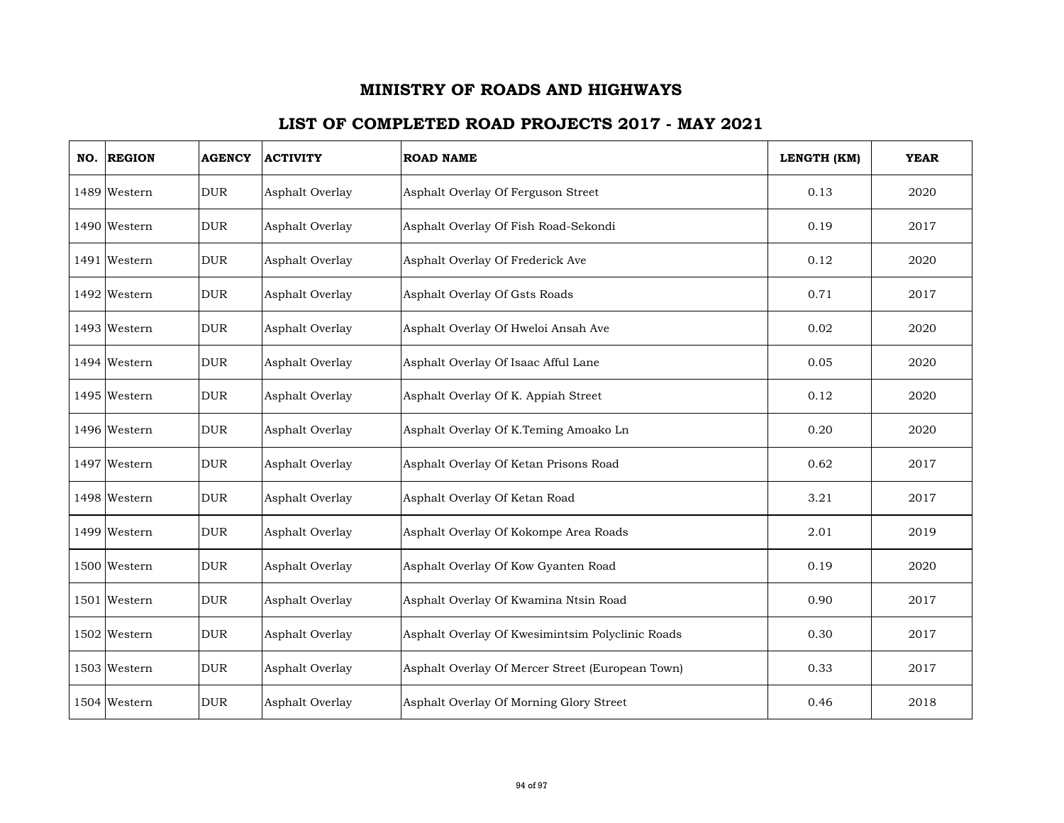# MINISTRY OF ROADS AND HIGHWAYS

## LIST OF COMPLETED ROAD PROJECTS 2017 - MAY 2021

| NO. | REGION | AGENCY | ACTIVITY | ROAD NAME | LENGTH (KM) | YEAR |
|---|---|---|---|---|---|---|
| 1489 | Western | DUR | Asphalt Overlay | Asphalt Overlay Of Ferguson Street | 0.13 | 2020 |
| 1490 | Western | DUR | Asphalt Overlay | Asphalt Overlay Of Fish Road-Sekondi | 0.19 | 2017 |
| 1491 | Western | DUR | Asphalt Overlay | Asphalt Overlay Of Frederick Ave | 0.12 | 2020 |
| 1492 | Western | DUR | Asphalt Overlay | Asphalt Overlay Of Gsts Roads | 0.71 | 2017 |
| 1493 | Western | DUR | Asphalt Overlay | Asphalt Overlay Of Hweloi Ansah Ave | 0.02 | 2020 |
| 1494 | Western | DUR | Asphalt Overlay | Asphalt Overlay Of Isaac Afful Lane | 0.05 | 2020 |
| 1495 | Western | DUR | Asphalt Overlay | Asphalt Overlay Of K. Appiah Street | 0.12 | 2020 |
| 1496 | Western | DUR | Asphalt Overlay | Asphalt Overlay Of K.Teming Amoako Ln | 0.20 | 2020 |
| 1497 | Western | DUR | Asphalt Overlay | Asphalt Overlay Of Ketan Prisons Road | 0.62 | 2017 |
| 1498 | Western | DUR | Asphalt Overlay | Asphalt Overlay Of Ketan Road | 3.21 | 2017 |
| 1499 | Western | DUR | Asphalt Overlay | Asphalt Overlay Of Kokompe Area Roads | 2.01 | 2019 |
| 1500 | Western | DUR | Asphalt Overlay | Asphalt Overlay Of Kow Gyanten Road | 0.19 | 2020 |
| 1501 | Western | DUR | Asphalt Overlay | Asphalt Overlay Of Kwamina Ntsin Road | 0.90 | 2017 |
| 1502 | Western | DUR | Asphalt Overlay | Asphalt Overlay Of Kwesimintsim Polyclinic Roads | 0.30 | 2017 |
| 1503 | Western | DUR | Asphalt Overlay | Asphalt Overlay Of Mercer Street (European Town) | 0.33 | 2017 |
| 1504 | Western | DUR | Asphalt Overlay | Asphalt Overlay Of Morning Glory Street | 0.46 | 2018 |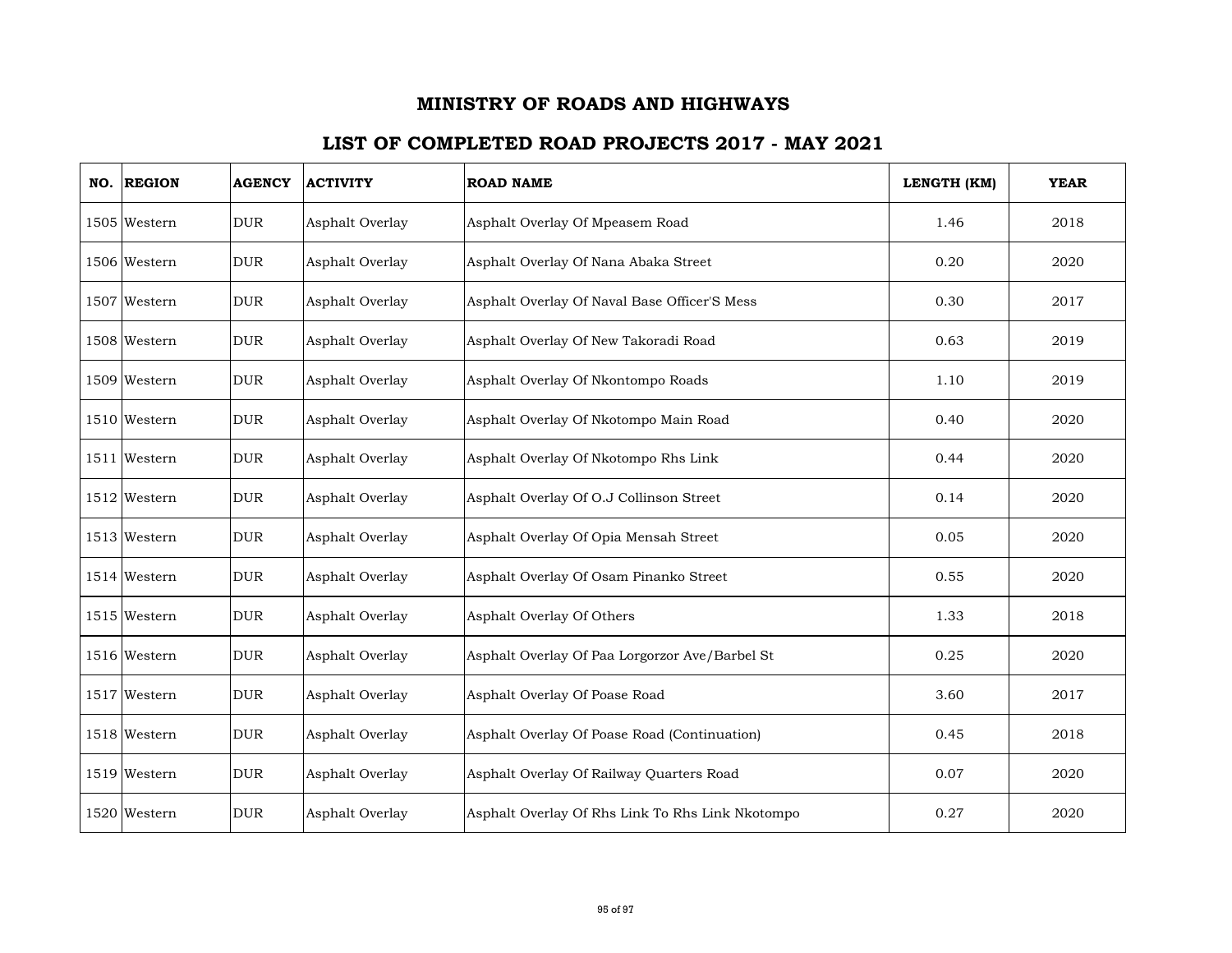# MINISTRY OF ROADS AND HIGHWAYS

## LIST OF COMPLETED ROAD PROJECTS 2017 - MAY 2021

| NO. | REGION | AGENCY | ACTIVITY | ROAD NAME | LENGTH (KM) | YEAR |
|---|---|---|---|---|---|---|
| 1505 | Western | DUR | Asphalt Overlay | Asphalt Overlay Of Mpeasem Road | 1.46 | 2018 |
| 1506 | Western | DUR | Asphalt Overlay | Asphalt Overlay Of Nana Abaka Street | 0.20 | 2020 |
| 1507 | Western | DUR | Asphalt Overlay | Asphalt Overlay Of Naval Base Officer'S Mess | 0.30 | 2017 |
| 1508 | Western | DUR | Asphalt Overlay | Asphalt Overlay Of New Takoradi Road | 0.63 | 2019 |
| 1509 | Western | DUR | Asphalt Overlay | Asphalt Overlay Of Nkontompo Roads | 1.10 | 2019 |
| 1510 | Western | DUR | Asphalt Overlay | Asphalt Overlay Of Nkotompo Main Road | 0.40 | 2020 |
| 1511 | Western | DUR | Asphalt Overlay | Asphalt Overlay Of Nkotompo Rhs Link | 0.44 | 2020 |
| 1512 | Western | DUR | Asphalt Overlay | Asphalt Overlay Of O.J Collinson Street | 0.14 | 2020 |
| 1513 | Western | DUR | Asphalt Overlay | Asphalt Overlay Of Opia Mensah Street | 0.05 | 2020 |
| 1514 | Western | DUR | Asphalt Overlay | Asphalt Overlay Of Osam Pinanko Street | 0.55 | 2020 |
| 1515 | Western | DUR | Asphalt Overlay | Asphalt Overlay Of Others | 1.33 | 2018 |
| 1516 | Western | DUR | Asphalt Overlay | Asphalt Overlay Of Paa Lorgorzor Ave/Barbel St | 0.25 | 2020 |
| 1517 | Western | DUR | Asphalt Overlay | Asphalt Overlay Of Poase Road | 3.60 | 2017 |
| 1518 | Western | DUR | Asphalt Overlay | Asphalt Overlay Of Poase Road (Continuation) | 0.45 | 2018 |
| 1519 | Western | DUR | Asphalt Overlay | Asphalt Overlay Of Railway Quarters Road | 0.07 | 2020 |
| 1520 | Western | DUR | Asphalt Overlay | Asphalt Overlay Of Rhs Link To Rhs Link Nkotompo | 0.27 | 2020 |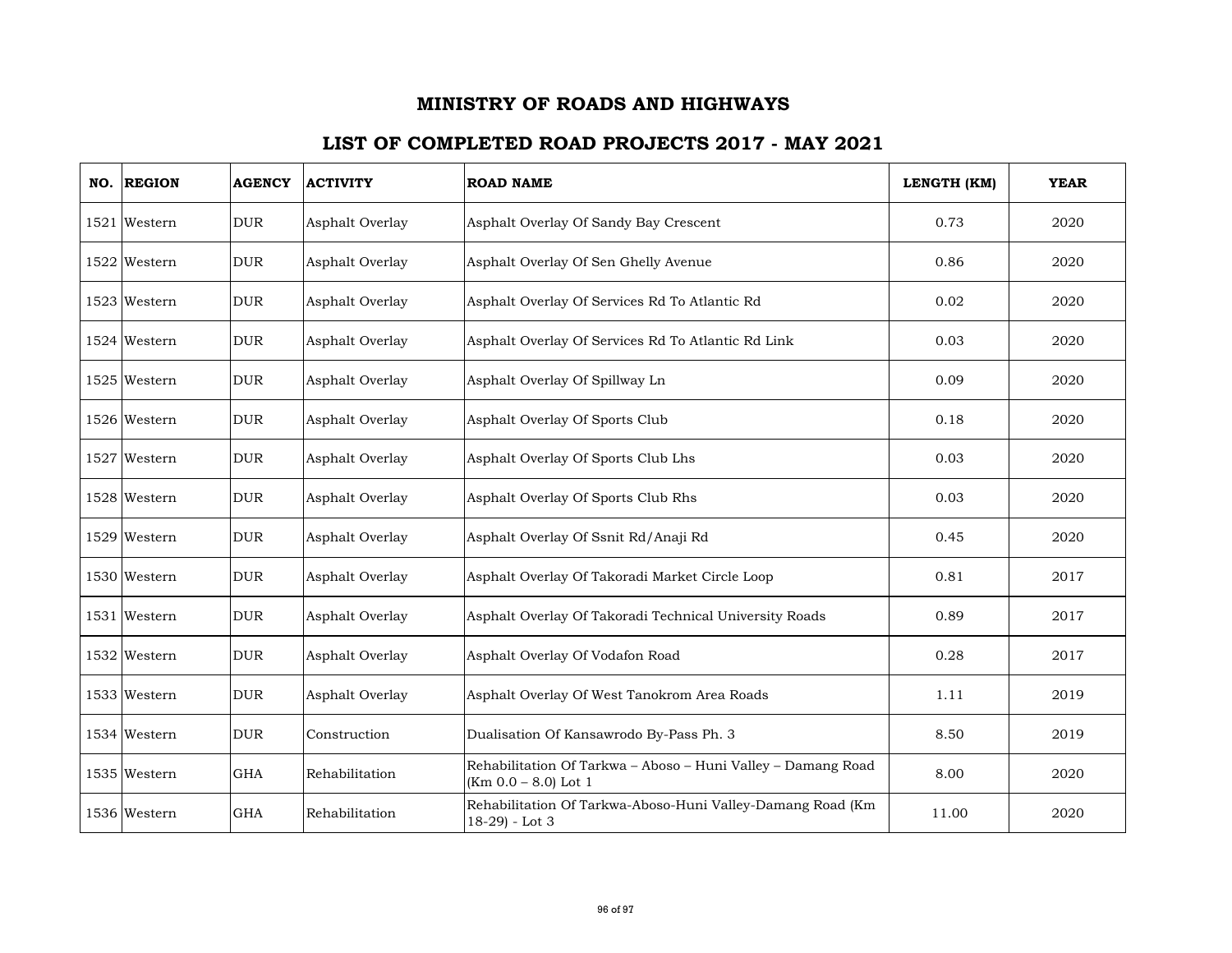# MINISTRY OF ROADS AND HIGHWAYS

## LIST OF COMPLETED ROAD PROJECTS 2017 - MAY 2021

| NO. | REGION | AGENCY | ACTIVITY | ROAD NAME | LENGTH (KM) | YEAR |
|---|---|---|---|---|---|---|
| 1521 | Western | DUR | Asphalt Overlay | Asphalt Overlay Of Sandy Bay Crescent | 0.73 | 2020 |
| 1522 | Western | DUR | Asphalt Overlay | Asphalt Overlay Of Sen Ghelly Avenue | 0.86 | 2020 |
| 1523 | Western | DUR | Asphalt Overlay | Asphalt Overlay Of Services Rd To Atlantic Rd | 0.02 | 2020 |
| 1524 | Western | DUR | Asphalt Overlay | Asphalt Overlay Of Services Rd To Atlantic Rd Link | 0.03 | 2020 |
| 1525 | Western | DUR | Asphalt Overlay | Asphalt Overlay Of Spillway Ln | 0.09 | 2020 |
| 1526 | Western | DUR | Asphalt Overlay | Asphalt Overlay Of Sports Club | 0.18 | 2020 |
| 1527 | Western | DUR | Asphalt Overlay | Asphalt Overlay Of Sports Club Lhs | 0.03 | 2020 |
| 1528 | Western | DUR | Asphalt Overlay | Asphalt Overlay Of Sports Club Rhs | 0.03 | 2020 |
| 1529 | Western | DUR | Asphalt Overlay | Asphalt Overlay Of Ssnit Rd/Anaji Rd | 0.45 | 2020 |
| 1530 | Western | DUR | Asphalt Overlay | Asphalt Overlay Of Takoradi Market Circle Loop | 0.81 | 2017 |
| 1531 | Western | DUR | Asphalt Overlay | Asphalt Overlay Of Takoradi Technical University Roads | 0.89 | 2017 |
| 1532 | Western | DUR | Asphalt Overlay | Asphalt Overlay Of Vodafon Road | 0.28 | 2017 |
| 1533 | Western | DUR | Asphalt Overlay | Asphalt Overlay Of West Tanokrom Area Roads | 1.11 | 2019 |
| 1534 | Western | DUR | Construction | Dualisation Of Kansawrodo By-Pass Ph. 3 | 8.50 | 2019 |
| 1535 | Western | GHA | Rehabilitation | Rehabilitation Of Tarkwa – Aboso – Huni Valley – Damang Road (Km 0.0 – 8.0) Lot 1 | 8.00 | 2020 |
| 1536 | Western | GHA | Rehabilitation | Rehabilitation Of Tarkwa-Aboso-Huni Valley-Damang Road (Km 18-29) - Lot 3 | 11.00 | 2020 |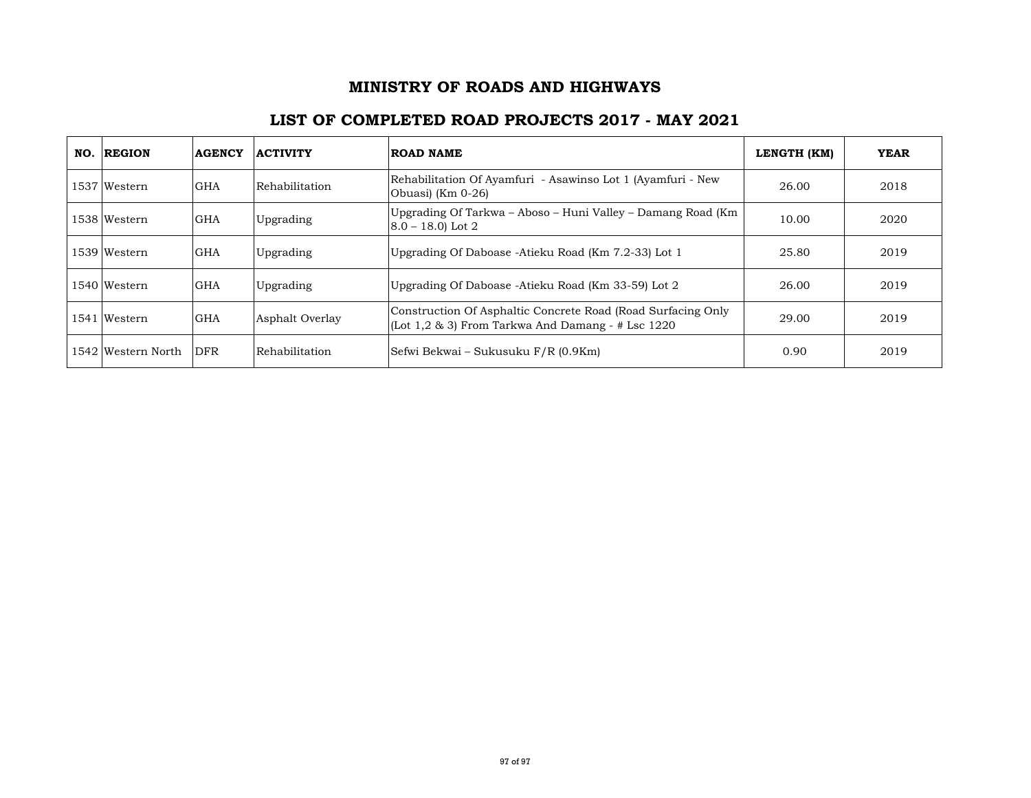# MINISTRY OF ROADS AND HIGHWAYS

## LIST OF COMPLETED ROAD PROJECTS 2017 - MAY 2021

| NO. | REGION | AGENCY | ACTIVITY | ROAD NAME | LENGTH (KM) | YEAR |
|---|---|---|---|---|---|---|
| 1537 | Western | GHA | Rehabilitation | Rehabilitation Of Ayamfuri - Asawinso Lot 1 (Ayamfuri - New Obuasi) (Km 0-26) | 26.00 | 2018 |
| 1538 | Western | GHA | Upgrading | Upgrading Of Tarkwa – Aboso – Huni Valley – Damang Road (Km 8.0 – 18.0) Lot 2 | 10.00 | 2020 |
| 1539 | Western | GHA | Upgrading | Upgrading Of Daboase -Atieku Road (Km 7.2-33) Lot 1 | 25.80 | 2019 |
| 1540 | Western | GHA | Upgrading | Upgrading Of Daboase -Atieku Road (Km 33-59) Lot 2 | 26.00 | 2019 |
| 1541 | Western | GHA | Asphalt Overlay | Construction Of Asphaltic Concrete Road (Road Surfacing Only (Lot 1,2 & 3) From Tarkwa And Damang - # Lsc 1220 | 29.00 | 2019 |
| 1542 | Western North | DFR | Rehabilitation | Sefwi Bekwai – Sukusuku F/R (0.9Km) | 0.90 | 2019 |